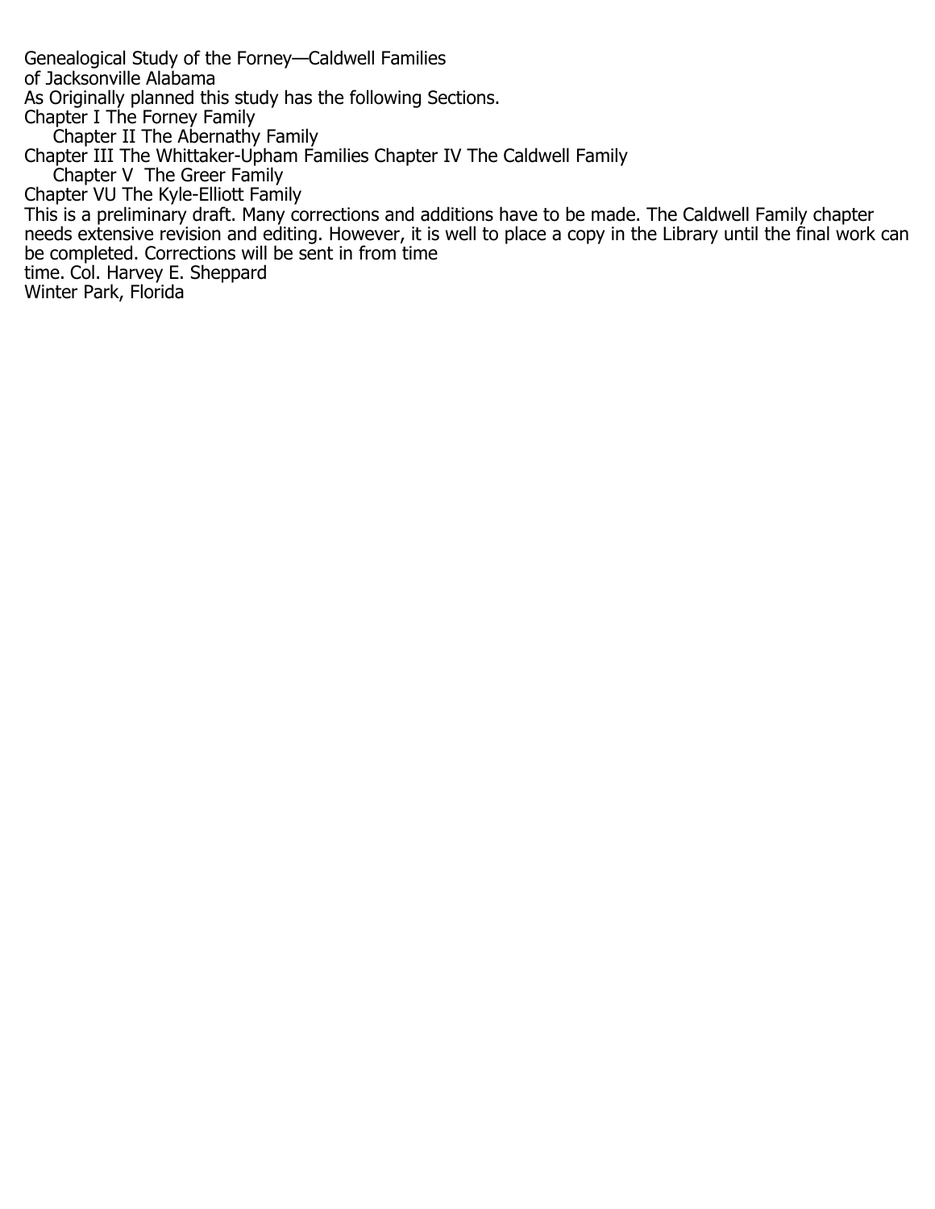# Genealogical Study of the Forney—Caldwell Families of Jacksonville Alabama

As Originally planned this study has the following Sections.

Chapter I The Forney Family

Chapter II The Abernathy Family

Chapter III The Whittaker-Upham Families Chapter IV The Caldwell Family

Chapter V The Greer Family

Chapter VU The Kyle-Elliott Family

This is a preliminary draft. Many corrections and additions have to be made. The Caldwell Family chapter needs extensive revision and editing. However, it is well to place a copy in the Library until the final work can be completed. Corrections will be sent in from time time. Col. Harvey E. Sheppard

Winter Park, Florida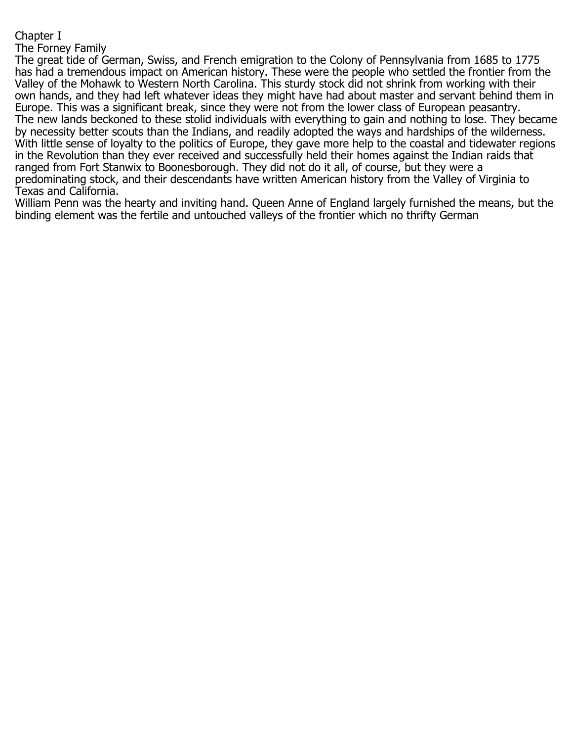# Chapter I

## The Forney Family

The great tide of German, Swiss, and French emigration to the Colony of Pennsylvania from 1685 to 1775 has had a tremendous impact on American history. These were the people who settled the frontier from the Valley of the Mohawk to Western North Carolina. This sturdy stock did not shrink from working with their own hands, and they had left whatever ideas they might have had about master and servant behind them in Europe. This was a significant break, since they were not from the lower class of European peasantry.

The new lands beckoned to these stolid individuals with everything to gain and nothing to lose. They became by necessity better scouts than the Indians, and readily adopted the ways and hardships of the wilderness. With little sense of loyalty to the politics of Europe, they gave more help to the coastal and tidewater regions in the Revolution than they ever received and successfully held their homes against the Indian raids that ranged from Fort Stanwix to Boonesborough. They did not do it all, of course, but they were a predominating stock, and their descendants have written American history from the Valley of Virginia to Texas and California.

William Penn was the hearty and inviting hand. Queen Anne of England largely furnished the means, but the binding element was the fertile and untouched valleys of the frontier which no thrifty German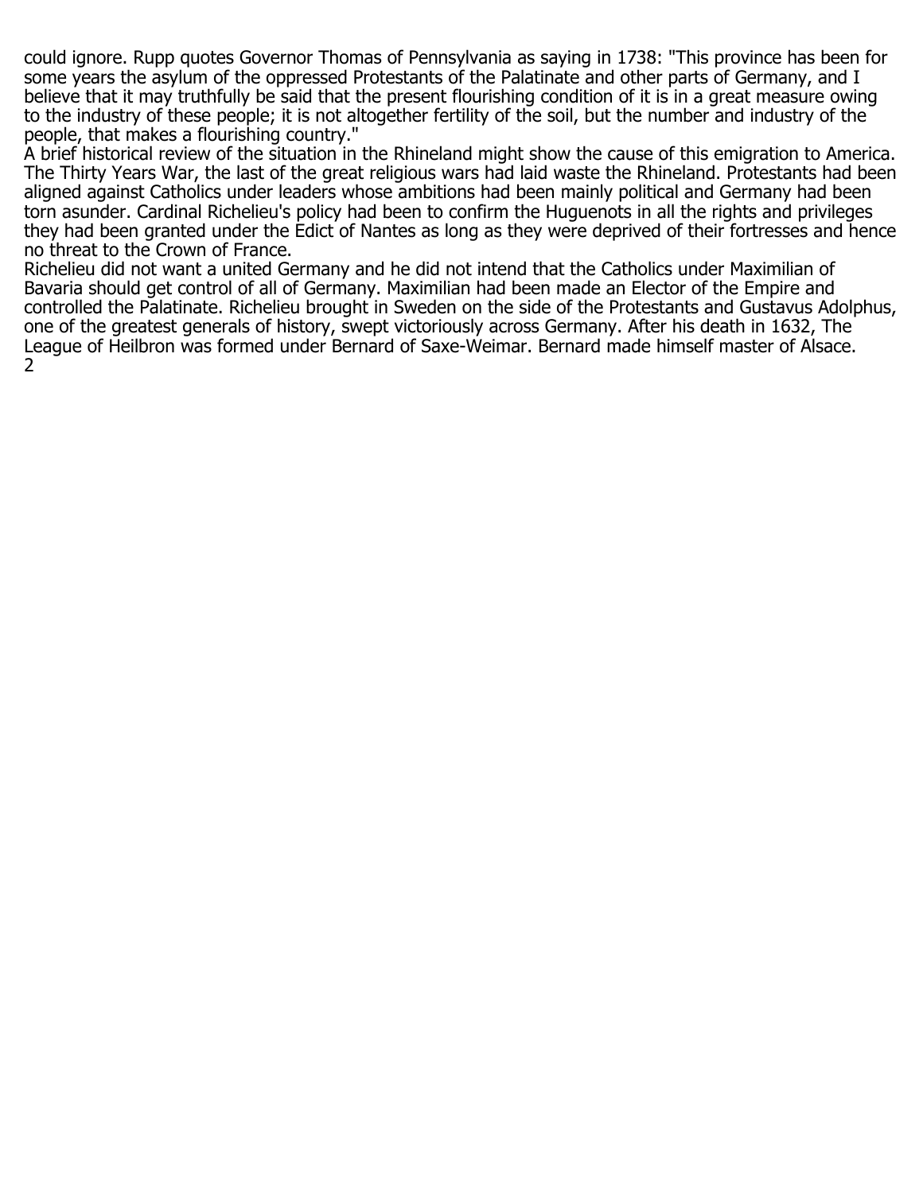could ignore. Rupp quotes Governor Thomas of Pennsylvania as saying in 1738: "This province has been for some years the asylum of the oppressed Protestants of the Palatinate and other parts of Germany, and I believe that it may truthfully be said that the present flourishing condition of it is in a great measure owing to the industry of these people; it is not altogether fertility of the soil, but the number and industry of the people, that makes a flourishing country."

A brief historical review of the situation in the Rhineland might show the cause of this emigration to America. The Thirty Years War, the last of the great religious wars had laid waste the Rhineland. Protestants had been aligned against Catholics under leaders whose ambitions had been mainly political and Germany had been torn asunder. Cardinal Richelieu's policy had been to confirm the Huguenots in all the rights and privileges they had been granted under the Edict of Nantes as long as they were deprived of their fortresses and hence no threat to the Crown of France.

Richelieu did not want a united Germany and he did not intend that the Catholics under Maximilian of Bavaria should get control of all of Germany. Maximilian had been made an Elector of the Empire and controlled the Palatinate. Richelieu brought in Sweden on the side of the Protestants and Gustavus Adolphus, one of the greatest generals of history, swept victoriously across Germany. After his death in 1632, The League of Heilbron was formed under Bernard of Saxe-Weimar. Bernard made himself master of Alsace.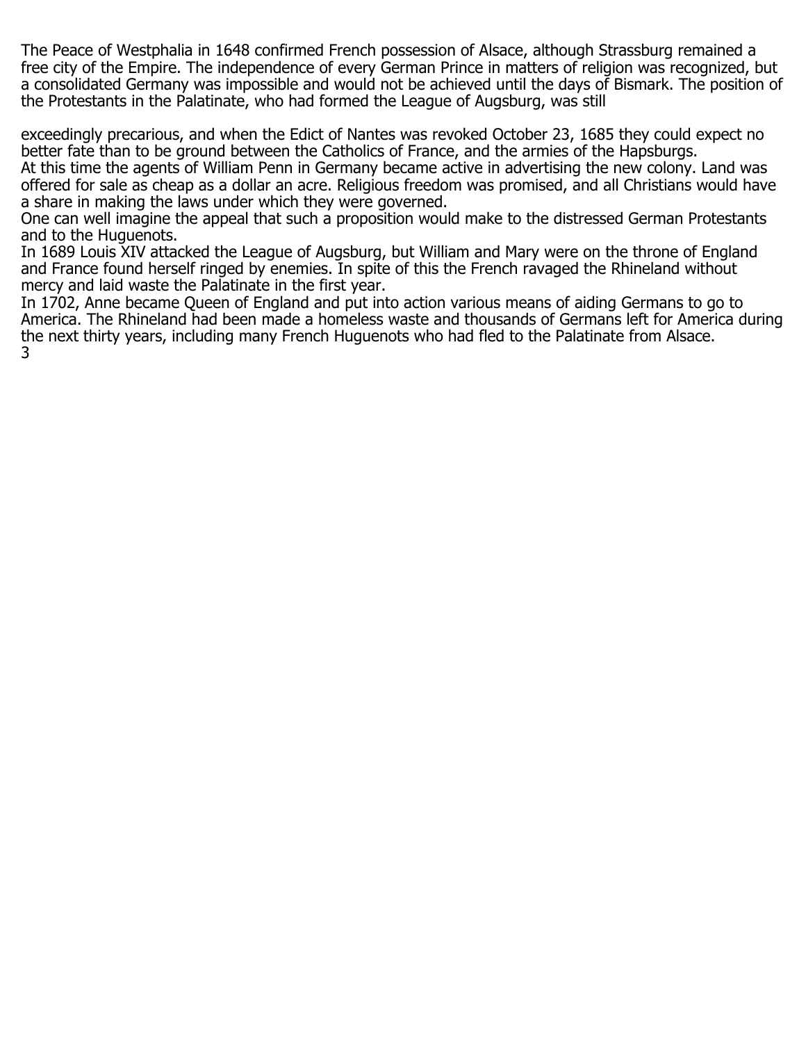The Peace of Westphalia in 1648 confirmed French possession of Alsace, although Strassburg remained a free city of the Empire. The independence of every German Prince in matters of religion was recognized, but a consolidated Germany was impossible and would not be achieved until the days of Bismark. The position of the Protestants in the Palatinate, who had formed the League of Augsburg, was still exceedingly precarious, and when the Edict of Nantes was revoked October 23, 1685 they could expect no better fate than to be ground between the Catholics of France, and the armies of the Hapsburgs.

At this time the agents of William Penn in Germany became active in advertising the new colony. Land was offered for sale as cheap as a dollar an acre. Religious freedom was promised, and all Christians would have a share in making the laws under which they were governed.

One can well imagine the appeal that such a proposition would make to the distressed German Protestants and to the Huguenots.

In 1689 Louis XIV attacked the League of Augsburg, but William and Mary were on the throne of England and France found herself ringed by enemies. In spite of this the French ravaged the Rhineland without mercy and laid waste the Palatinate in the first year.

In 1702, Anne became Queen of England and put into action various means of aiding Germans to go to America. The Rhineland had been made a homeless waste and thousands of Germans left for America during the next thirty years, including many French Huguenots who had fled to the Palatinate from Alsace.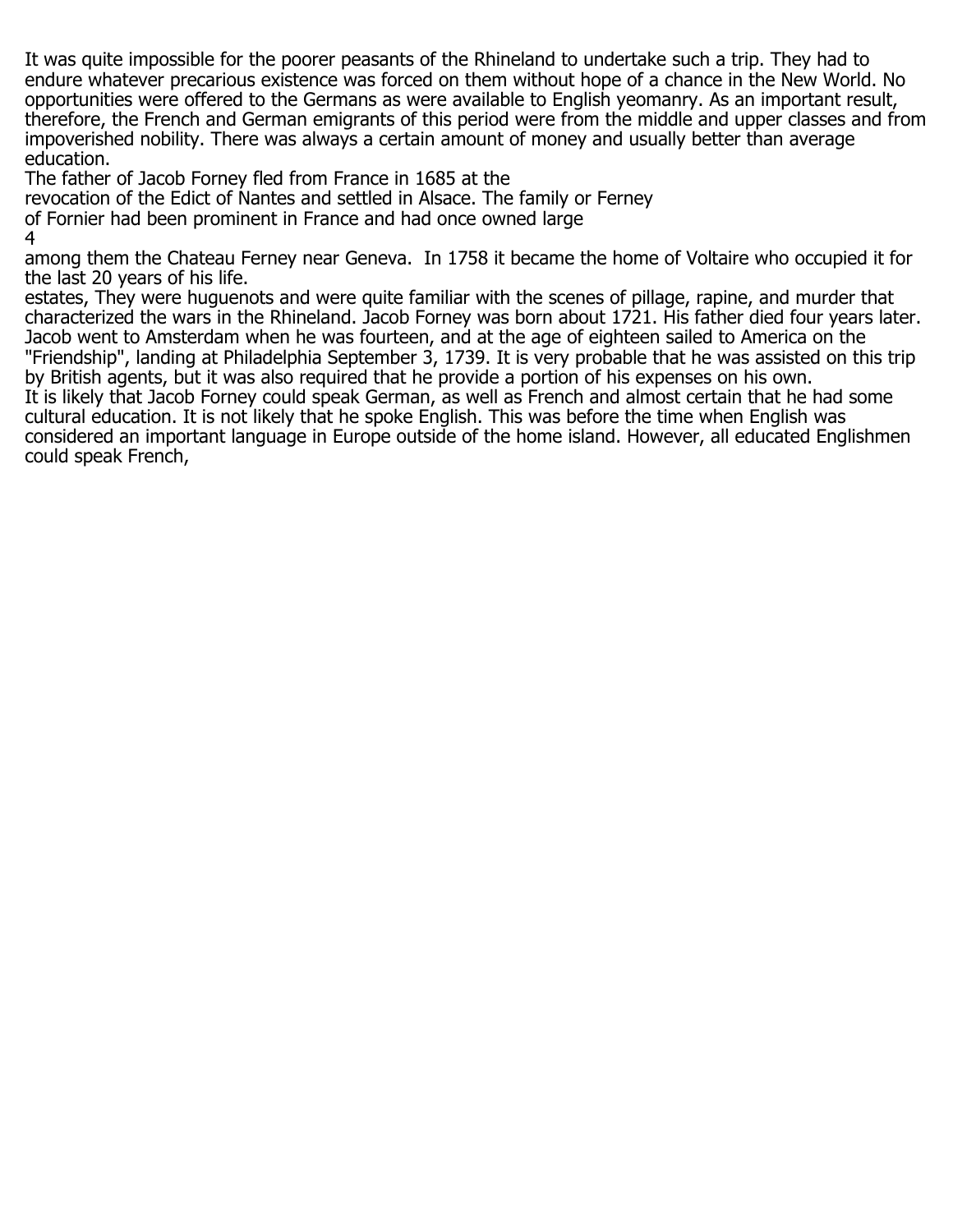It was quite impossible for the poorer peasants of the Rhineland to undertake such a trip. They had to endure whatever precarious existence was forced on them without hope of a chance in the New World. No opportunities were offered to the Germans as were available to English yeomanry. As an important result, therefore, the French and German emigrants of this period were from the middle and upper classes and from impoverished nobility. There was always a certain amount of money and usually better than average education.

The father of Jacob Forney fled from France in 1685 at the revocation of the Edict of Nantes and settled in Alsace. The family or Ferney of Fornier had been prominent in France and had once owned large [4]

among them the Chateau Ferney near Geneva. In 1758 it became the home of Voltaire who occupied it for the last 20 years of his life.

estates, They were huguenots and were quite familiar with the scenes of pillage, rapine, and murder that characterized the wars in the Rhineland. Jacob Forney was born about 1721. His father died four years later. Jacob went to Amsterdam when he was fourteen, and at the age of eighteen sailed to America on the "Friendship", landing at Philadelphia September 3, 1739. It is very probable that he was assisted on this trip by British agents, but it was also required that he provide a portion of his expenses on his own.

It is likely that Jacob Forney could speak German, as well as French and almost certain that he had some cultural education. It is not likely that he spoke English. This was before the time when English was considered an important language in Europe outside of the home island. However, all educated Englishmen could speak French,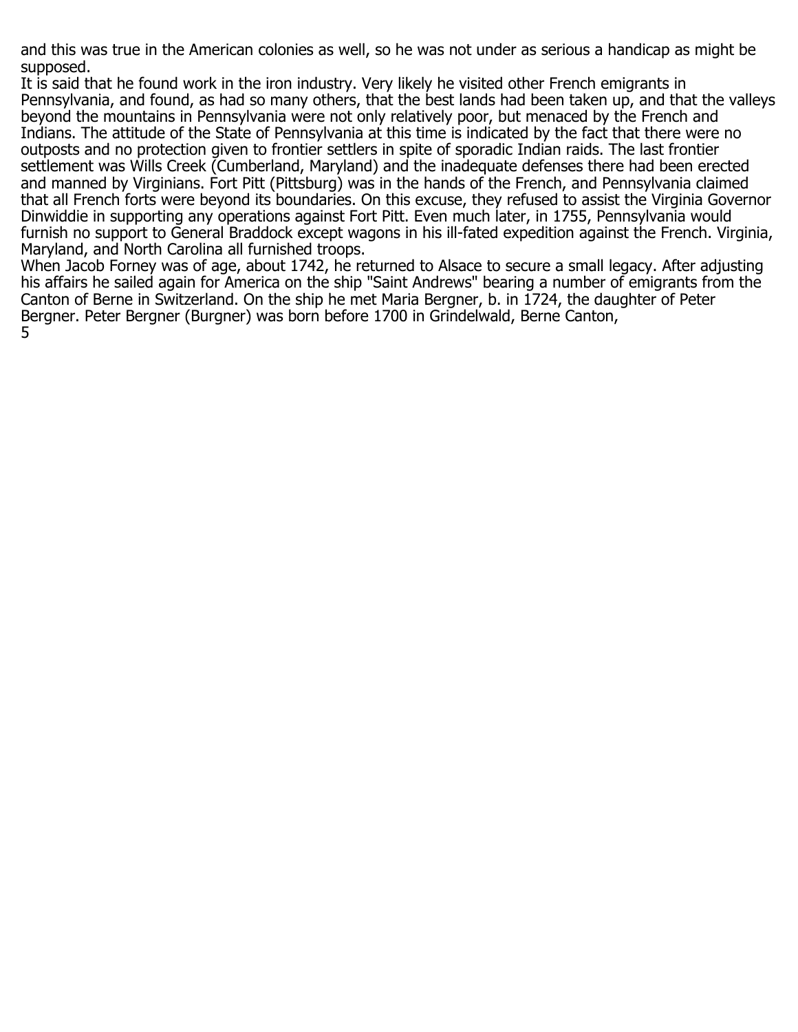and this was true in the American colonies as well, so he was not under as serious a handicap as might be supposed.

It is said that he found work in the iron industry. Very likely he visited other French emigrants in Pennsylvania, and found, as had so many others, that the best lands had been taken up, and that the valleys beyond the mountains in Pennsylvania were not only relatively poor, but menaced by the French and Indians. The attitude of the State of Pennsylvania at this time is indicated by the fact that there were no outposts and no protection given to frontier settlers in spite of sporadic Indian raids. The last frontier settlement was Wills Creek (Cumberland, Maryland) and the inadequate defenses there had been erected and manned by Virginians. Fort Pitt (Pittsburg) was in the hands of the French, and Pennsylvania claimed that all French forts were beyond its boundaries. On this excuse, they refused to assist the Virginia Governor Dinwiddie in supporting any operations against Fort Pitt. Even much later, in 1755, Pennsylvania would furnish no support to General Braddock except wagons in his ill-fated expedition against the French. Virginia, Maryland, and North Carolina all furnished troops.

When Jacob Forney was of age, about 1742, he returned to Alsace to secure a small legacy. After adjusting his affairs he sailed again for America on the ship "Saint Andrews" bearing a number of emigrants from the Canton of Berne in Switzerland. On the ship he met Maria Bergner, b. in 1724, the daughter of Peter Bergner. Peter Bergner (Burgner) was born before 1700 in Grindelwald, Berne Canton,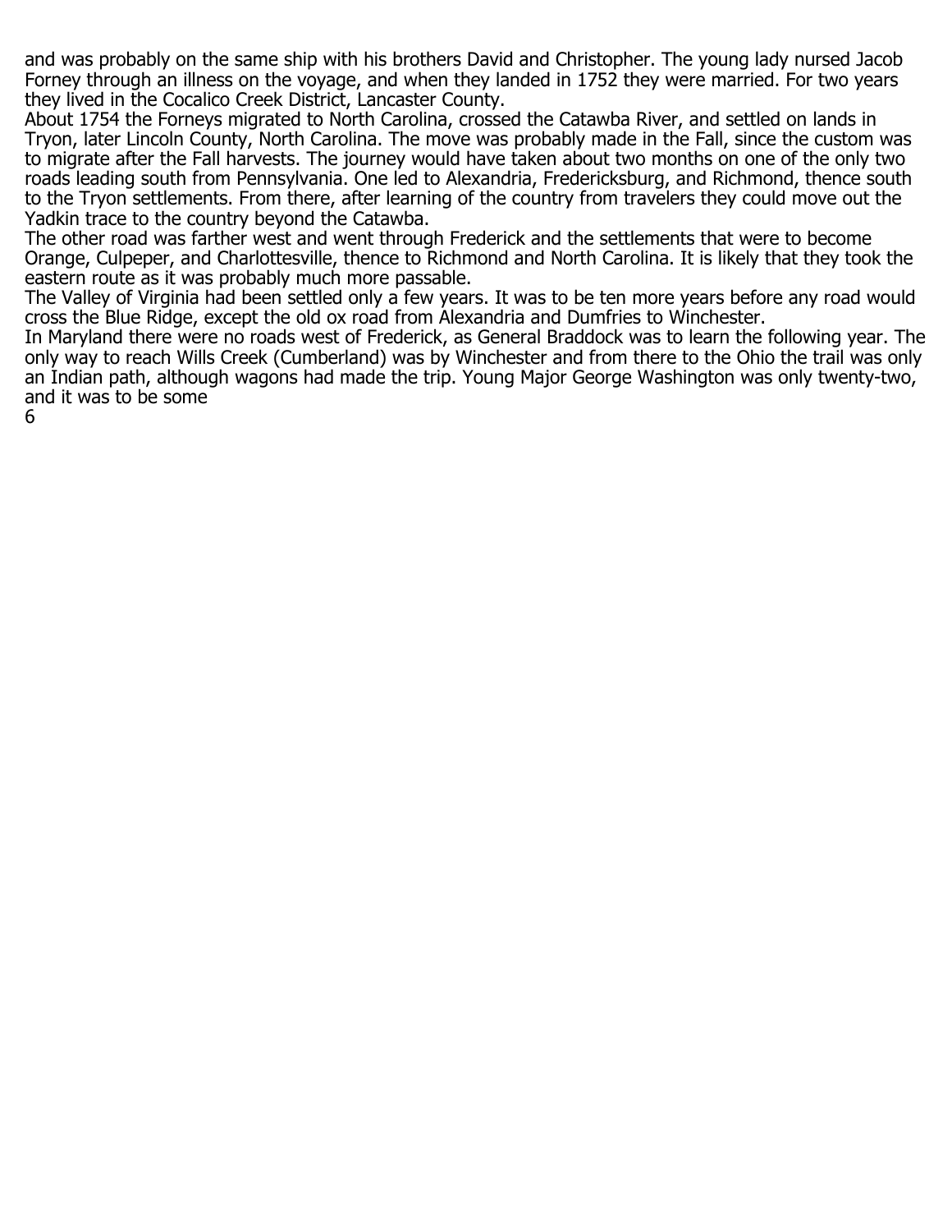and was probably on the same ship with his brothers David and Christopher. The young lady nursed Jacob Forney through an illness on the voyage, and when they landed in 1752 they were married. For two years they lived in the Cocalico Creek District, Lancaster County.

About 1754 the Forneys migrated to North Carolina, crossed the Catawba River, and settled on lands in Tryon, later Lincoln County, North Carolina. The move was probably made in the Fall, since the custom was to migrate after the Fall harvests. The journey would have taken about two months on one of the only two roads leading south from Pennsylvania. One led to Alexandria, Fredericksburg, and Richmond, thence south to the Tryon settlements. From there, after learning of the country from travelers they could move out the Yadkin trace to the country beyond the Catawba.

The other road was farther west and went through Frederick and the settlements that were to become Orange, Culpeper, and Charlottesville, thence to Richmond and North Carolina. It is likely that they took the eastern route as it was probably much more passable.

The Valley of Virginia had been settled only a few years. It was to be ten more years before any road would cross the Blue Ridge, except the old ox road from Alexandria and Dumfries to Winchester.

In Maryland there were no roads west of Frederick, as General Braddock was to learn the following year. The only way to reach Wills Creek (Cumberland) was by Winchester and from there to the Ohio the trail was only an Indian path, although wagons had made the trip. Young Major George Washington was only twenty-two, and it was to be some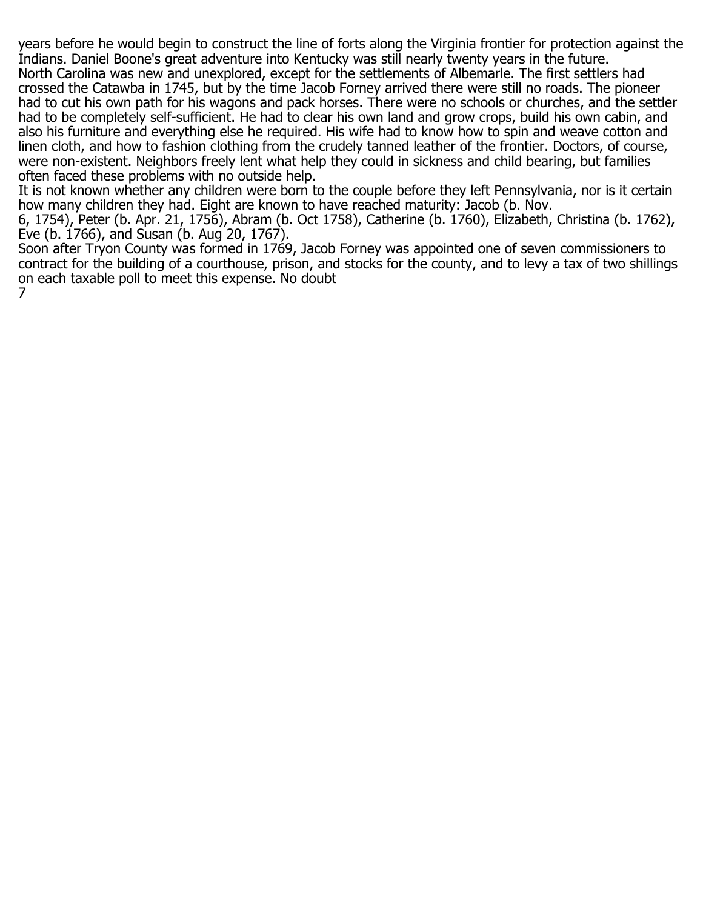years before he would begin to construct the line of forts along the Virginia frontier for protection against the Indians. Daniel Boone's great adventure into Kentucky was still nearly twenty years in the future.

North Carolina was new and unexplored, except for the settlements of Albemarle. The first settlers had crossed the Catawba in 1745, but by the time Jacob Forney arrived there were still no roads. The pioneer had to cut his own path for his wagons and pack horses. There were no schools or churches, and the settler had to be completely self-sufficient. He had to clear his own land and grow crops, build his own cabin, and also his furniture and everything else he required. His wife had to know how to spin and weave cotton and linen cloth, and how to fashion clothing from the crudely tanned leather of the frontier. Doctors, of course, were non-existent. Neighbors freely lent what help they could in sickness and child bearing, but families often faced these problems with no outside help.

It is not known whether any children were born to the couple before they left Pennsylvania, nor is it certain how many children they had. Eight are known to have reached maturity: Jacob (b. Nov. 6, 1754), Peter (b. Apr. 21, 1756), Abram (b. Oct 1758), Catherine (b. 1760), Elizabeth, Christina (b. 1762), Eve (b. 1766), and Susan (b. Aug 20, 1767).

Soon after Tryon County was formed in 1769, Jacob Forney was appointed one of seven commissioners to contract for the building of a courthouse, prison, and stocks for the county, and to levy a tax of two shillings on each taxable poll to meet this expense. No doubt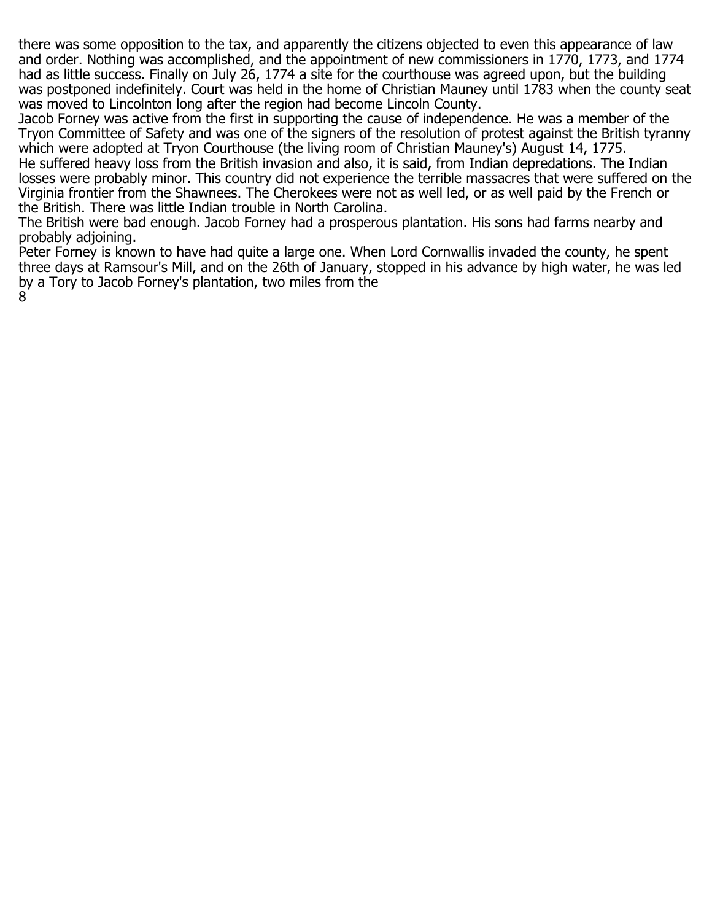there was some opposition to the tax, and apparently the citizens objected to even this appearance of law and order. Nothing was accomplished, and the appointment of new commissioners in 1770, 1773, and 1774 had as little success. Finally on July 26, 1774 a site for the courthouse was agreed upon, but the building was postponed indefinitely. Court was held in the home of Christian Mauney until 1783 when the county seat was moved to Lincolnton long after the region had become Lincoln County.

Jacob Forney was active from the first in supporting the cause of independence. He was a member of the Tryon Committee of Safety and was one of the signers of the resolution of protest against the British tyranny which were adopted at Tryon Courthouse (the living room of Christian Mauney's) August 14, 1775.

He suffered heavy loss from the British invasion and also, it is said, from Indian depredations. The Indian losses were probably minor. This country did not experience the terrible massacres that were suffered on the Virginia frontier from the Shawnees. The Cherokees were not as well led, or as well paid by the French or the British. There was little Indian trouble in North Carolina.

The British were bad enough. Jacob Forney had a prosperous plantation. His sons had farms nearby and probably adjoining.

Peter Forney is known to have had quite a large one. When Lord Cornwallis invaded the county, he spent three days at Ramsour's Mill, and on the 26th of January, stopped in his advance by high water, he was led by a Tory to Jacob Forney's plantation, two miles from the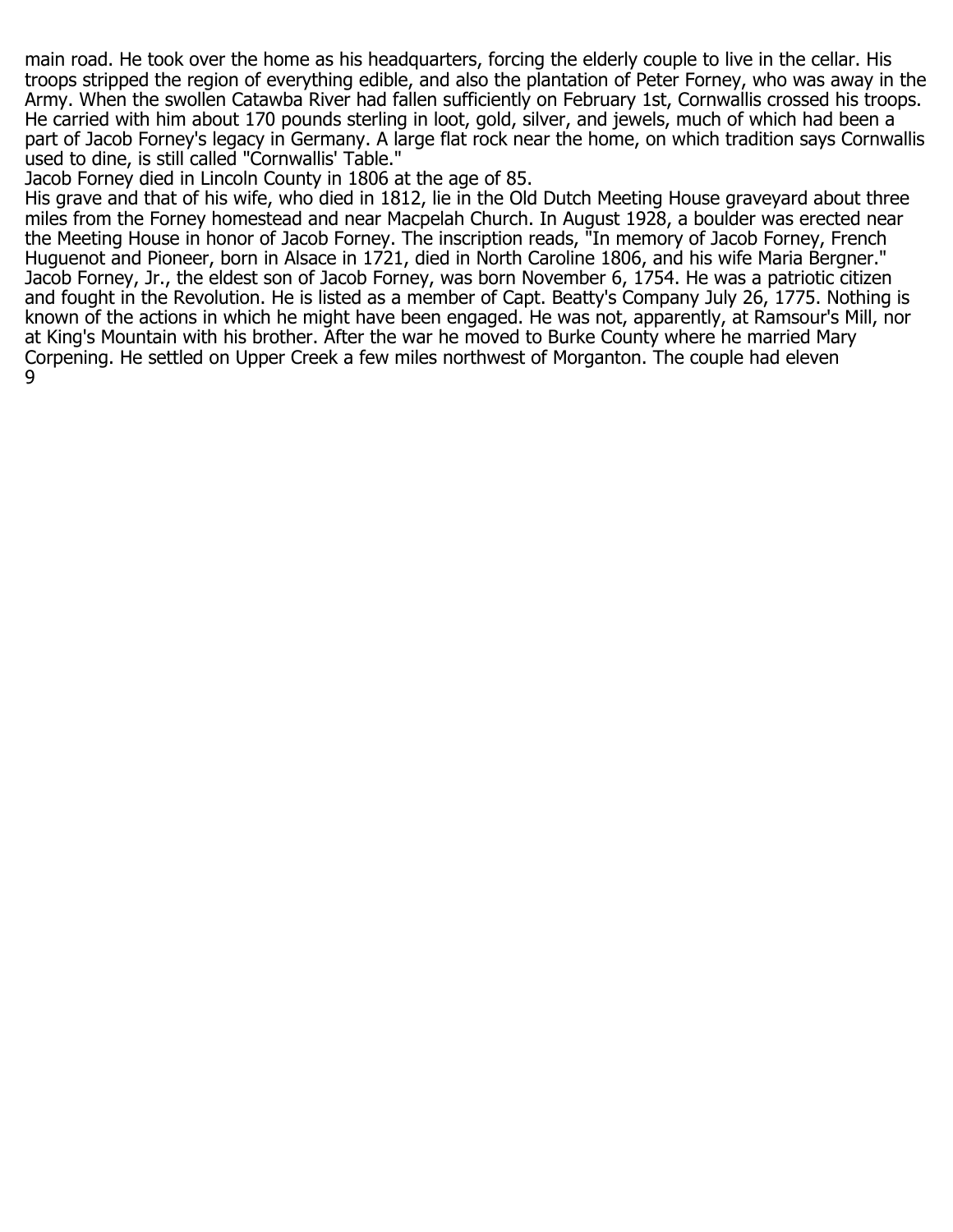main road. He took over the home as his headquarters, forcing the elderly couple to live in the cellar. His troops stripped the region of everything edible, and also the plantation of Peter Forney, who was away in the Army. When the swollen Catawba River had fallen sufficiently on February 1st, Cornwallis crossed his troops. He carried with him about 170 pounds sterling in loot, gold, silver, and jewels, much of which had been a part of Jacob Forney's legacy in Germany. A large flat rock near the home, on which tradition says Cornwallis used to dine, is still called "Cornwallis' Table."

Jacob Forney died in Lincoln County in 1806 at the age of 85.

His grave and that of his wife, who died in 1812, lie in the Old Dutch Meeting House graveyard about three miles from the Forney homestead and near Macpelah Church. In August 1928, a boulder was erected near the Meeting House in honor of Jacob Forney. The inscription reads, "In memory of Jacob Forney, French Huguenot and Pioneer, born in Alsace in 1721, died in North Caroline 1806, and his wife Maria Bergner."

Jacob Forney, Jr., the eldest son of Jacob Forney, was born November 6, 1754. He was a patriotic citizen and fought in the Revolution. He is listed as a member of Capt. Beatty's Company July 26, 1775. Nothing is known of the actions in which he might have been engaged. He was not, apparently, at Ramsour's Mill, nor at King's Mountain with his brother. After the war he moved to Burke County where he married Mary Corpening. He settled on Upper Creek a few miles northwest of Morganton. The couple had eleven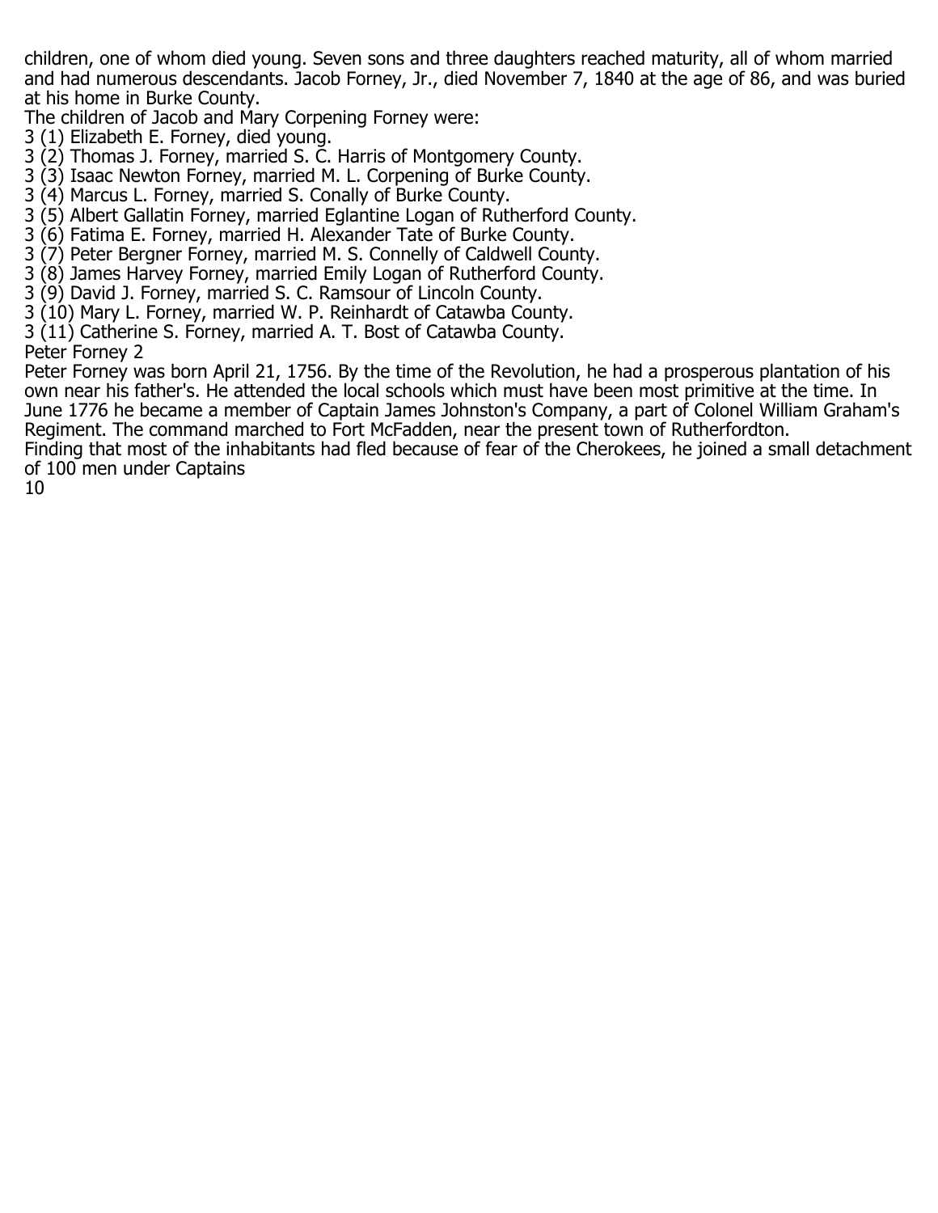children, one of whom died young. Seven sons and three daughters reached maturity, all of whom married and had numerous descendants. Jacob Forney, Jr., died November 7, 1840 at the age of 86, and was buried at his home in Burke County.

The children of Jacob and Mary Corpening Forney were:

3 (1) Elizabeth E. Forney, died young.
3 (2) Thomas J. Forney, married S. C. Harris of Montgomery County.
3 (3) Isaac Newton Forney, married M. L. Corpening of Burke County.
3 (4) Marcus L. Forney, married S. Conally of Burke County.
3 (5) Albert Gallatin Forney, married Eglantine Logan of Rutherford County.
3 (6) Fatima E. Forney, married H. Alexander Tate of Burke County.
3 (7) Peter Bergner Forney, married M. S. Connelly of Caldwell County.
3 (8) James Harvey Forney, married Emily Logan of Rutherford County.
3 (9) David J. Forney, married S. C. Ramsour of Lincoln County.
3 (10) Mary L. Forney, married W. P. Reinhardt of Catawba County.
3 (11) Catherine S. Forney, married A. T. Bost of Catawba County.

Peter Forney 2

Peter Forney was born April 21, 1756. By the time of the Revolution, he had a prosperous plantation of his own near his father's. He attended the local schools which must have been most primitive at the time. In June 1776 he became a member of Captain James Johnston's Company, a part of Colonel William Graham's Regiment. The command marched to Fort McFadden, near the present town of Rutherfordton.

Finding that most of the inhabitants had fled because of fear of the Cherokees, he joined a small detachment of 100 men under Captains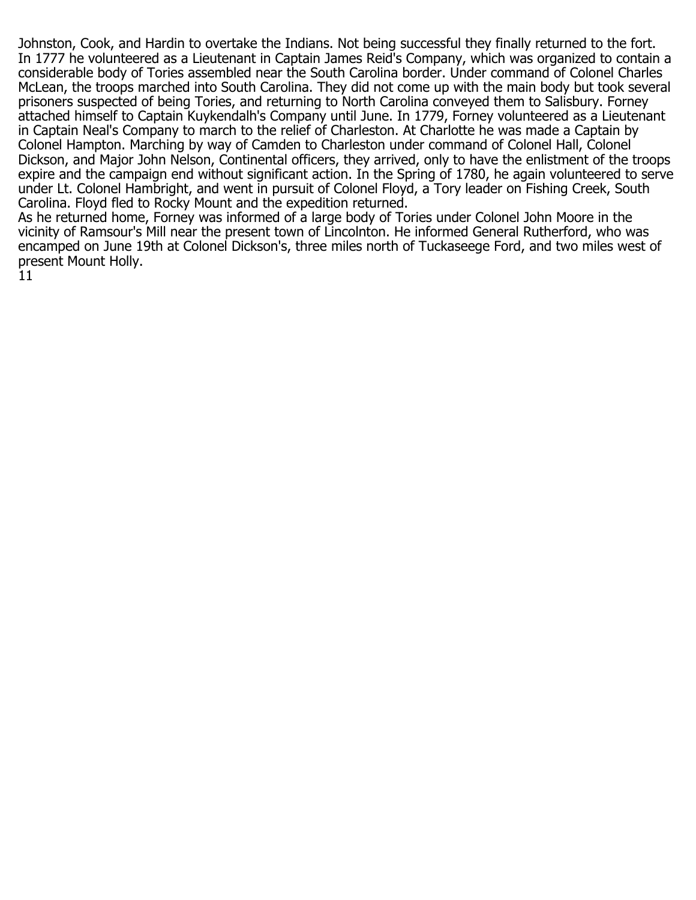Johnston, Cook, and Hardin to overtake the Indians. Not being successful they finally returned to the fort. In 1777 he volunteered as a Lieutenant in Captain James Reid's Company, which was organized to contain a considerable body of Tories assembled near the South Carolina border. Under command of Colonel Charles McLean, the troops marched into South Carolina. They did not come up with the main body but took several prisoners suspected of being Tories, and returning to North Carolina conveyed them to Salisbury. Forney attached himself to Captain Kuykendalh's Company until June. In 1779, Forney volunteered as a Lieutenant in Captain Neal's Company to march to the relief of Charleston. At Charlotte he was made a Captain by Colonel Hampton. Marching by way of Camden to Charleston under command of Colonel Hall, Colonel Dickson, and Major John Nelson, Continental officers, they arrived, only to have the enlistment of the troops expire and the campaign end without significant action. In the Spring of 1780, he again volunteered to serve under Lt. Colonel Hambright, and went in pursuit of Colonel Floyd, a Tory leader on Fishing Creek, South Carolina. Floyd fled to Rocky Mount and the expedition returned.

As he returned home, Forney was informed of a large body of Tories under Colonel John Moore in the vicinity of Ramsour's Mill near the present town of Lincolnton. He informed General Rutherford, who was encamped on June 19th at Colonel Dickson's, three miles north of Tuckaseege Ford, and two miles west of present Mount Holly.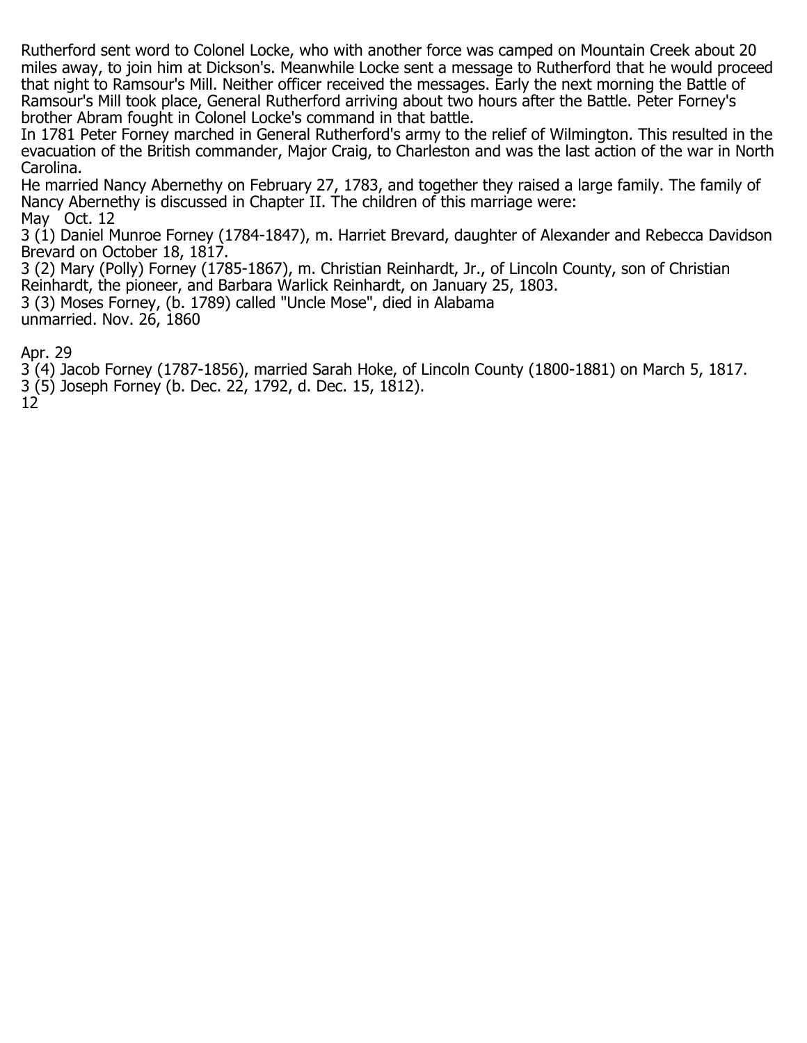Rutherford sent word to Colonel Locke, who with another force was camped on Mountain Creek about 20 miles away, to join him at Dickson's. Meanwhile Locke sent a message to Rutherford that he would proceed that night to Ramsour's Mill. Neither officer received the messages. Early the next morning the Battle of Ramsour's Mill took place, General Rutherford arriving about two hours after the Battle. Peter Forney's brother Abram fought in Colonel Locke's command in that battle.

In 1781 Peter Forney marched in General Rutherford's army to the relief of Wilmington. This resulted in the evacuation of the British commander, Major Craig, to Charleston and was the last action of the war in North Carolina.

He married Nancy Abernethy on February 27, 1783, and together they raised a large family. The family of Nancy Abernethy is discussed in Chapter II. The children of this marriage were:

May Oct. 12

3 (1) Daniel Munroe Forney (1784-1847), m. Harriet Brevard, daughter of Alexander and Rebecca Davidson Brevard on October 18, 1817.

3 (2) Mary (Polly) Forney (1785-1867), m. Christian Reinhardt, Jr., of Lincoln County, son of Christian Reinhardt, the pioneer, and Barbara Warlick Reinhardt, on January 25, 1803.

3 (3) Moses Forney, (b. 1789) called "Uncle Mose", died in Alabama unmarried. Nov. 26, 1860

Apr. 29

3 (4) Jacob Forney (1787-1856), married Sarah Hoke, of Lincoln County (1800-1881) on March 5, 1817.

3 (5) Joseph Forney (b. Dec. 22, 1792, d. Dec. 15, 1812).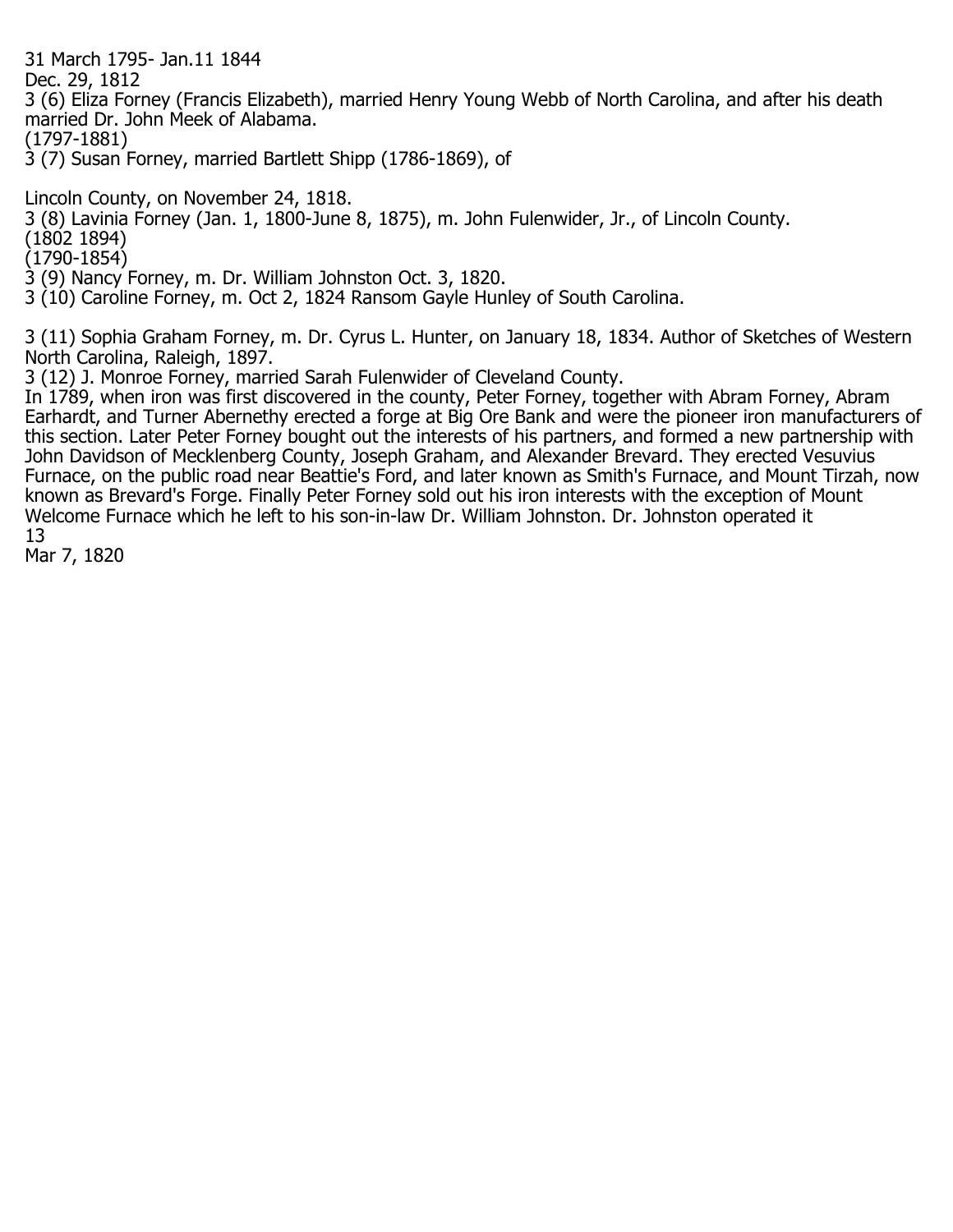31 March 1795- Jan.11 1844

Dec. 29, 1812

3 (6) Eliza Forney (Francis Elizabeth), married Henry Young Webb of North Carolina, and after his death married Dr. John Meek of Alabama.

(1797-1881)

3 (7) Susan Forney, married Bartlett Shipp (1786-1869), of

Lincoln County, on November 24, 1818.

3 (8) Lavinia Forney (Jan. 1, 1800-June 8, 1875), m. John Fulenwider, Jr., of Lincoln County.

(1802 1894)

(1790-1854)

3 (9) Nancy Forney, m. Dr. William Johnston Oct. 3, 1820.

3 (10) Caroline Forney, m. Oct 2, 1824 Ransom Gayle Hunley of South Carolina.

3 (11) Sophia Graham Forney, m. Dr. Cyrus L. Hunter, on January 18, 1834. Author of Sketches of Western North Carolina, Raleigh, 1897.

3 (12) J. Monroe Forney, married Sarah Fulenwider of Cleveland County.

In 1789, when iron was first discovered in the county, Peter Forney, together with Abram Forney, Abram Earhardt, and Turner Abernethy erected a forge at Big Ore Bank and were the pioneer iron manufacturers of this section. Later Peter Forney bought out the interests of his partners, and formed a new partnership with John Davidson of Mecklenberg County, Joseph Graham, and Alexander Brevard. They erected Vesuvius Furnace, on the public road near Beattie's Ford, and later known as Smith's Furnace, and Mount Tirzah, now known as Brevard's Forge. Finally Peter Forney sold out his iron interests with the exception of Mount Welcome Furnace which he left to his son-in-law Dr. William Johnston. Dr. Johnston operated it

Mar 7, 1820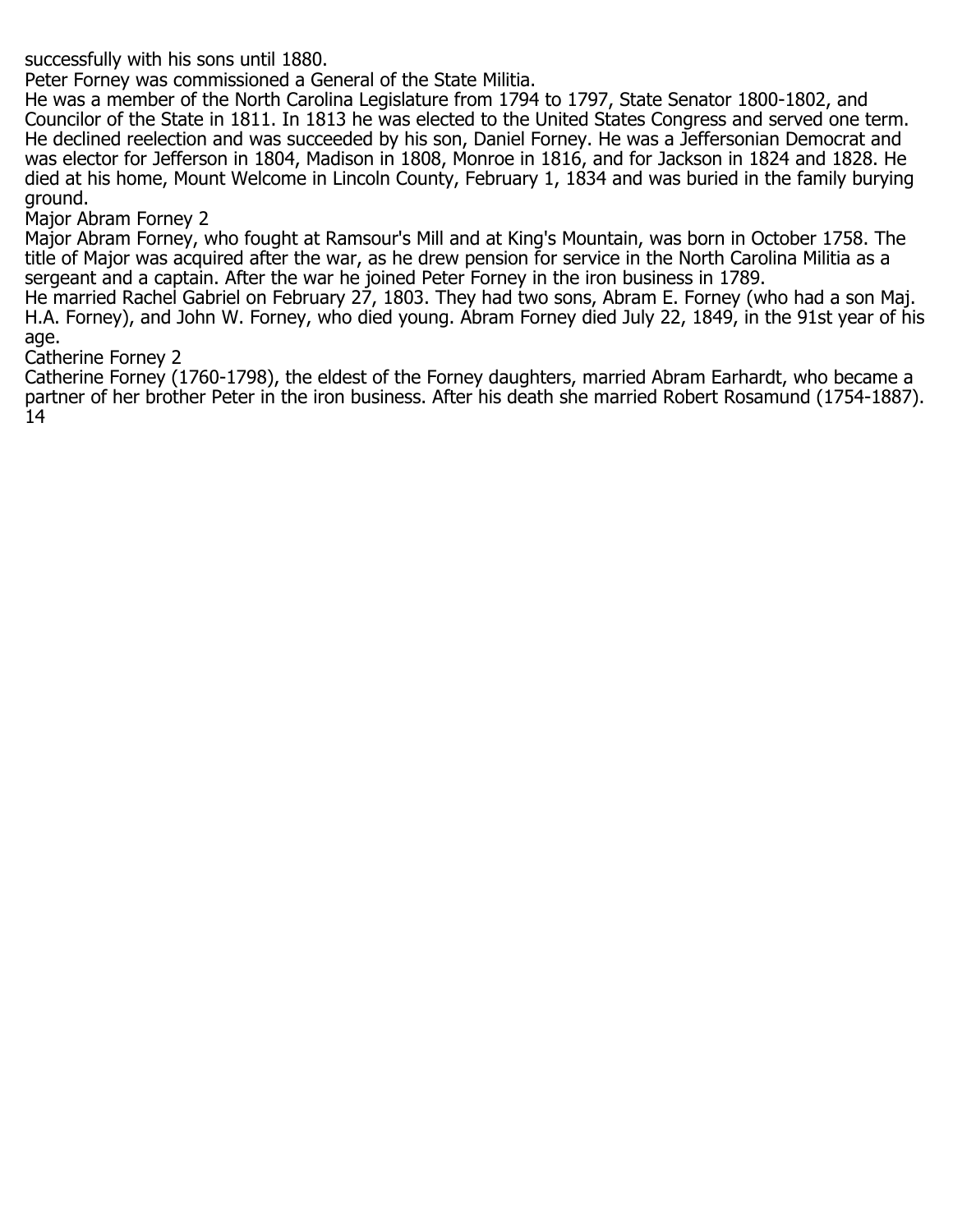successfully with his sons until 1880.

Peter Forney was commissioned a General of the State Militia.

He was a member of the North Carolina Legislature from 1794 to 1797, State Senator 1800-1802, and Councilor of the State in 1811. In 1813 he was elected to the United States Congress and served one term. He declined reelection and was succeeded by his son, Daniel Forney. He was a Jeffersonian Democrat and was elector for Jefferson in 1804, Madison in 1808, Monroe in 1816, and for Jackson in 1824 and 1828. He died at his home, Mount Welcome in Lincoln County, February 1, 1834 and was buried in the family burying ground.

### Major Abram Forney 2

Major Abram Forney, who fought at Ramsour's Mill and at King's Mountain, was born in October 1758. The title of Major was acquired after the war, as he drew pension for service in the North Carolina Militia as a sergeant and a captain. After the war he joined Peter Forney in the iron business in 1789.

He married Rachel Gabriel on February 27, 1803. They had two sons, Abram E. Forney (who had a son Maj. H.A. Forney), and John W. Forney, who died young. Abram Forney died July 22, 1849, in the 91st year of his age.

### Catherine Forney 2

Catherine Forney (1760-1798), the eldest of the Forney daughters, married Abram Earhardt, who became a partner of her brother Peter in the iron business. After his death she married Robert Rosamund (1754-1887).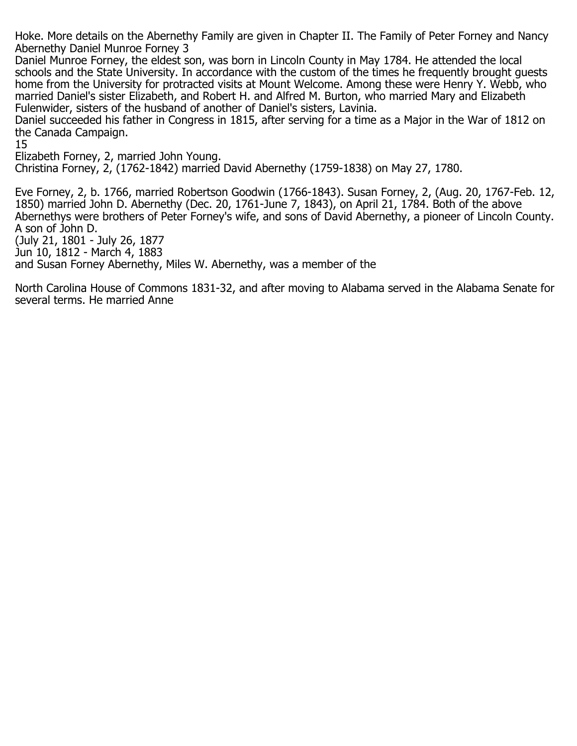Hoke. More details on the Abernethy Family are given in Chapter II. The Family of Peter Forney and Nancy Abernethy Daniel Munroe Forney 3

Daniel Munroe Forney, the eldest son, was born in Lincoln County in May 1784. He attended the local schools and the State University. In accordance with the custom of the times he frequently brought guests home from the University for protracted visits at Mount Welcome. Among these were Henry Y. Webb, who married Daniel's sister Elizabeth, and Robert H. and Alfred M. Burton, who married Mary and Elizabeth Fulenwider, sisters of the husband of another of Daniel's sisters, Lavinia.

Daniel succeeded his father in Congress in 1815, after serving for a time as a Major in the War of 1812 on the Canada Campaign.

15

Elizabeth Forney, 2, married John Young.

Christina Forney, 2, (1762-1842) married David Abernethy (1759-1838) on May 27, 1780.

Eve Forney, 2, b. 1766, married Robertson Goodwin (1766-1843). Susan Forney, 2, (Aug. 20, 1767-Feb. 12, 1850) married John D. Abernethy (Dec. 20, 1761-June 7, 1843), on April 21, 1784. Both of the above Abernethys were brothers of Peter Forney's wife, and sons of David Abernethy, a pioneer of Lincoln County. A son of John D.

(July 21, 1801 - July 26, 1877

Jun 10, 1812 - March 4, 1883

and Susan Forney Abernethy, Miles W. Abernethy, was a member of the

North Carolina House of Commons 1831-32, and after moving to Alabama served in the Alabama Senate for several terms. He married Anne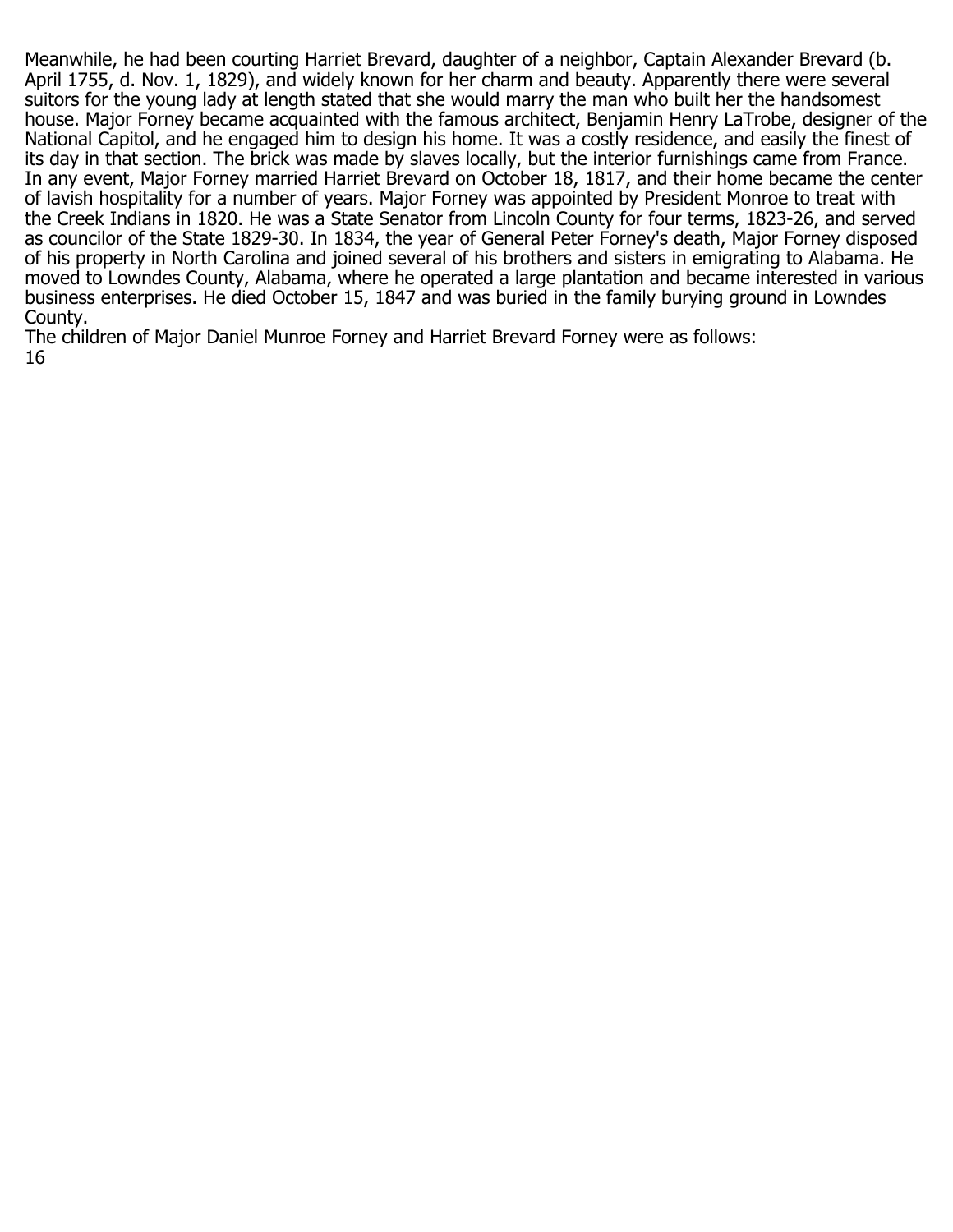Meanwhile, he had been courting Harriet Brevard, daughter of a neighbor, Captain Alexander Brevard (b. April 1755, d. Nov. 1, 1829), and widely known for her charm and beauty. Apparently there were several suitors for the young lady at length stated that she would marry the man who built her the handsomest house. Major Forney became acquainted with the famous architect, Benjamin Henry LaTrobe, designer of the National Capitol, and he engaged him to design his home. It was a costly residence, and easily the finest of its day in that section. The brick was made by slaves locally, but the interior furnishings came from France. In any event, Major Forney married Harriet Brevard on October 18, 1817, and their home became the center of lavish hospitality for a number of years. Major Forney was appointed by President Monroe to treat with the Creek Indians in 1820. He was a State Senator from Lincoln County for four terms, 1823-26, and served as councilor of the State 1829-30. In 1834, the year of General Peter Forney's death, Major Forney disposed of his property in North Carolina and joined several of his brothers and sisters in emigrating to Alabama. He moved to Lowndes County, Alabama, where he operated a large plantation and became interested in various business enterprises. He died October 15, 1847 and was buried in the family burying ground in Lowndes County.

The children of Major Daniel Munroe Forney and Harriet Brevard Forney were as follows: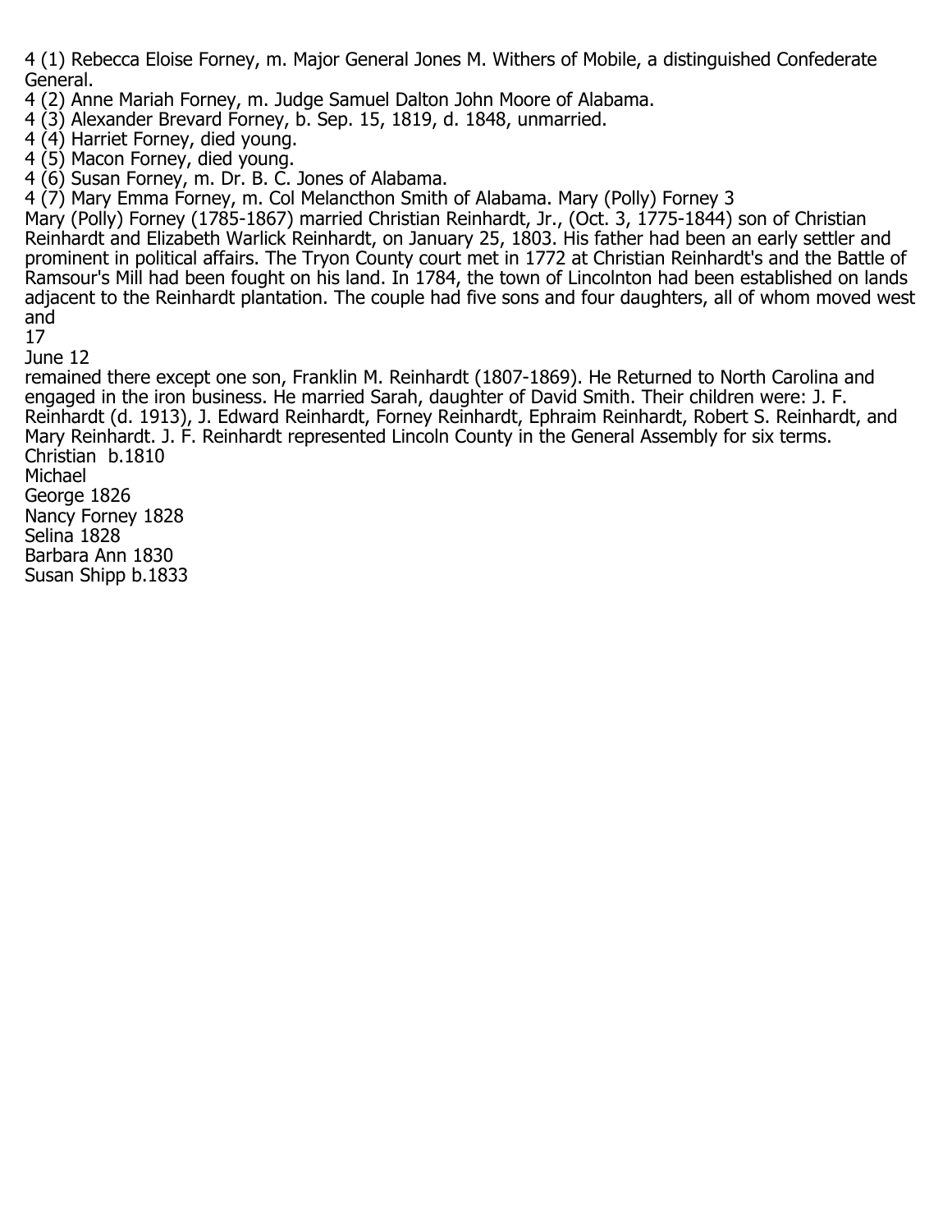4 (1) Rebecca Eloise Forney, m. Major General Jones M. Withers of Mobile, a distinguished Confederate General.
4 (2) Anne Mariah Forney, m. Judge Samuel Dalton John Moore of Alabama.
4 (3) Alexander Brevard Forney, b. Sep. 15, 1819, d. 1848, unmarried.
4 (4) Harriet Forney, died young.
4 (5) Macon Forney, died young.
4 (6) Susan Forney, m. Dr. B. C. Jones of Alabama.
4 (7) Mary Emma Forney, m. Col Melancthon Smith of Alabama. Mary (Polly) Forney 3
Mary (Polly) Forney (1785-1867) married Christian Reinhardt, Jr., (Oct. 3, 1775-1844) son of Christian Reinhardt and Elizabeth Warlick Reinhardt, on January 25, 1803. His father had been an early settler and prominent in political affairs. The Tryon County court met in 1772 at Christian Reinhardt's and the Battle of Ramsour's Mill had been fought on his land. In 1784, the town of Lincolnton had been established on lands adjacent to the Reinhardt plantation. The couple had five sons and four daughters, all of whom moved west and remained there except one son, Franklin M. Reinhardt (1807-1869). He Returned to North Carolina and engaged in the iron business. He married Sarah, daughter of David Smith. Their children were: J. F. Reinhardt (d. 1913), J. Edward Reinhardt, Forney Reinhardt, Ephraim Reinhardt, Robert S. Reinhardt, and Mary Reinhardt. J. F. Reinhardt represented Lincoln County in the General Assembly for six terms.
Christian b.1810
Michael
George 1826
Nancy Forney 1828
Selina 1828
Barbara Ann 1830
Susan Shipp b.1833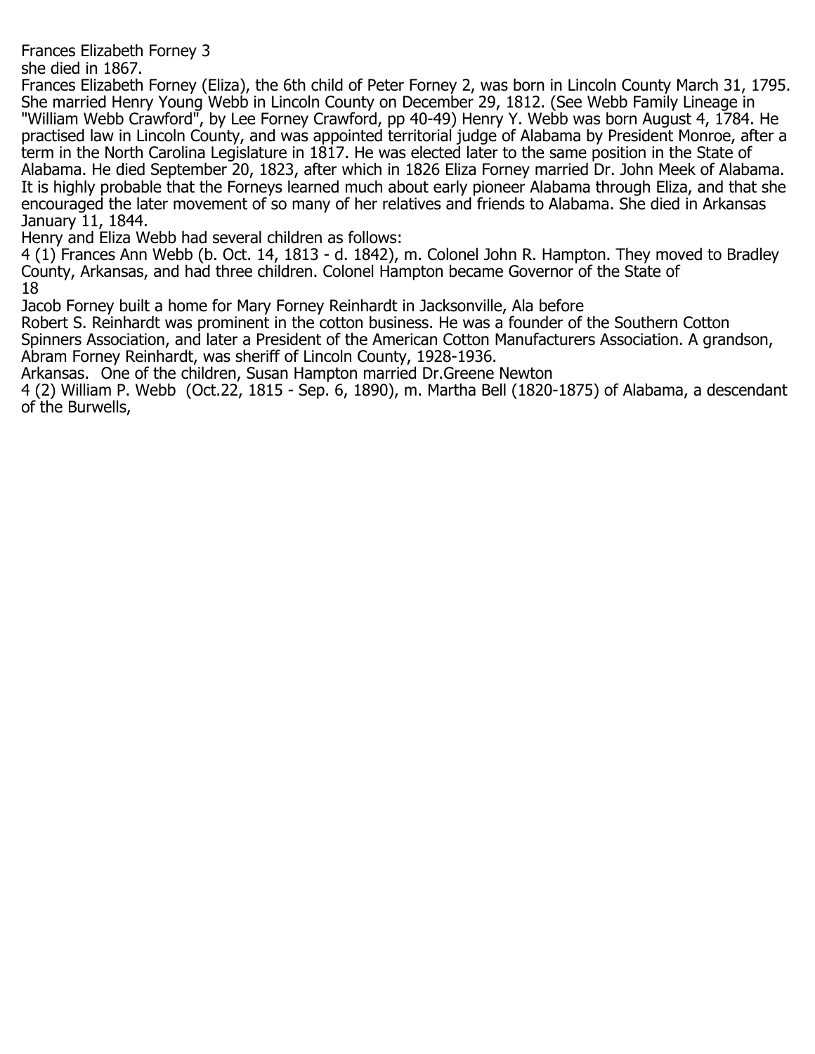Frances Elizabeth Forney 3

she died in 1867.

Frances Elizabeth Forney (Eliza), the 6th child of Peter Forney 2, was born in Lincoln County March 31, 1795. She married Henry Young Webb in Lincoln County on December 29, 1812. (See Webb Family Lineage in "William Webb Crawford", by Lee Forney Crawford, pp 40-49) Henry Y. Webb was born August 4, 1784. He practised law in Lincoln County, and was appointed territorial judge of Alabama by President Monroe, after a term in the North Carolina Legislature in 1817. He was elected later to the same position in the State of Alabama. He died September 20, 1823, after which in 1826 Eliza Forney married Dr. John Meek of Alabama. It is highly probable that the Forneys learned much about early pioneer Alabama through Eliza, and that she encouraged the later movement of so many of her relatives and friends to Alabama. She died in Arkansas January 11, 1844.

Henry and Eliza Webb had several children as follows:

4 (1) Frances Ann Webb (b. Oct. 14, 1813 - d. 1842), m. Colonel John R. Hampton. They moved to Bradley County, Arkansas, and had three children. Colonel Hampton became Governor of the State of

Jacob Forney built a home for Mary Forney Reinhardt in Jacksonville, Ala before

Robert S. Reinhardt was prominent in the cotton business. He was a founder of the Southern Cotton Spinners Association, and later a President of the American Cotton Manufacturers Association. A grandson, Abram Forney Reinhardt, was sheriff of Lincoln County, 1928-1936.

Arkansas. One of the children, Susan Hampton married Dr.Greene Newton

4 (2) William P. Webb (Oct.22, 1815 - Sep. 6, 1890), m. Martha Bell (1820-1875) of Alabama, a descendant of the Burwells,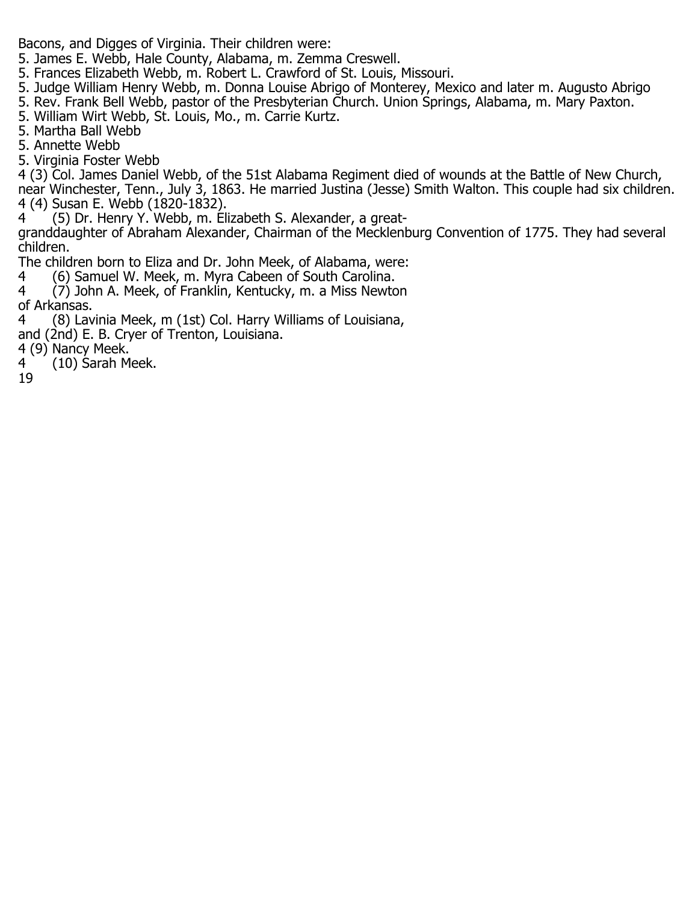Bacons, and Digges of Virginia. Their children were:

5. James E. Webb, Hale County, Alabama, m. Zemma Creswell.
5. Frances Elizabeth Webb, m. Robert L. Crawford of St. Louis, Missouri.
5. Judge William Henry Webb, m. Donna Louise Abrigo of Monterey, Mexico and later m. Augusto Abrigo
5. Rev. Frank Bell Webb, pastor of the Presbyterian Church. Union Springs, Alabama, m. Mary Paxton.
5. William Wirt Webb, St. Louis, Mo., m. Carrie Kurtz.
5. Martha Ball Webb
5. Annette Webb
5. Virginia Foster Webb

4 (3) Col. James Daniel Webb, of the 51st Alabama Regiment died of wounds at the Battle of New Church, near Winchester, Tenn., July 3, 1863. He married Justina (Jesse) Smith Walton. This couple had six children.

4 (4) Susan E. Webb (1820-1832).

4 (5) Dr. Henry Y. Webb, m. Elizabeth S. Alexander, a great-granddaughter of Abraham Alexander, Chairman of the Mecklenburg Convention of 1775. They had several children.

The children born to Eliza and Dr. John Meek, of Alabama, were:

4 (6) Samuel W. Meek, m. Myra Cabeen of South Carolina.

4 (7) John A. Meek, of Franklin, Kentucky, m. a Miss Newton of Arkansas.

4 (8) Lavinia Meek, m (1st) Col. Harry Williams of Louisiana, and (2nd) E. B. Cryer of Trenton, Louisiana.

4 (9) Nancy Meek.

4 (10) Sarah Meek.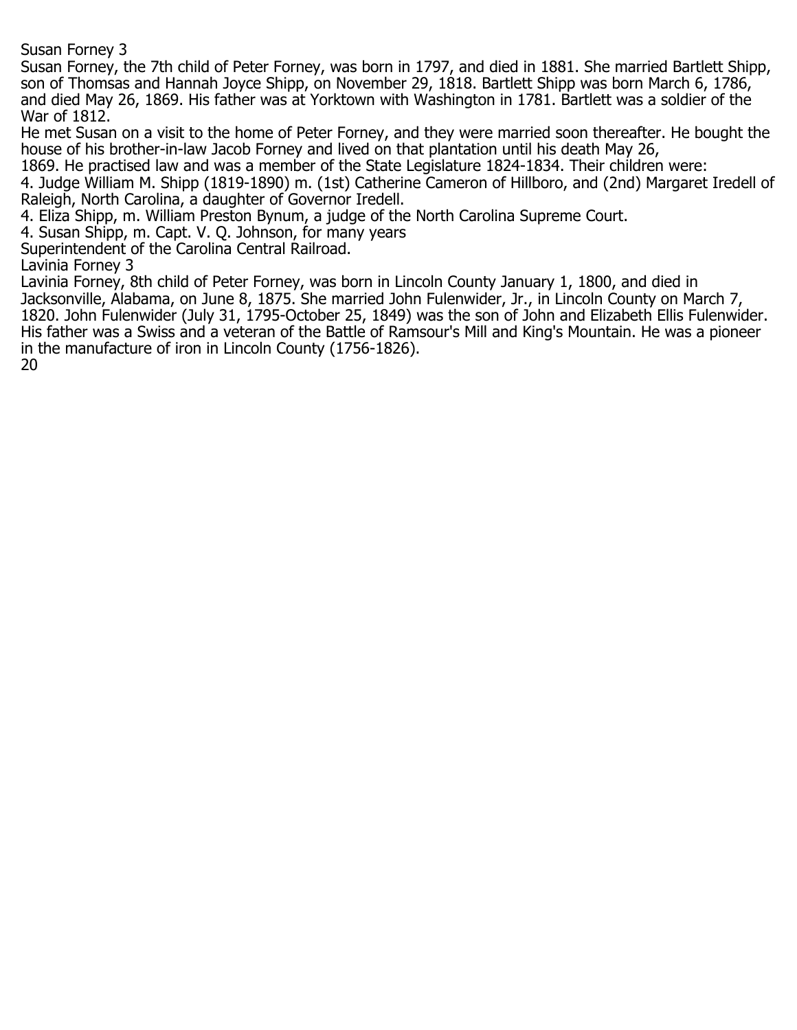## Susan Forney 3

Susan Forney, the 7th child of Peter Forney, was born in 1797, and died in 1881. She married Bartlett Shipp, son of Thomsas and Hannah Joyce Shipp, on November 29, 1818. Bartlett Shipp was born March 6, 1786, and died May 26, 1869. His father was at Yorktown with Washington in 1781. Bartlett was a soldier of the War of 1812.

He met Susan on a visit to the home of Peter Forney, and they were married soon thereafter. He bought the house of his brother-in-law Jacob Forney and lived on that plantation until his death May 26, 1869. He practised law and was a member of the State Legislature 1824-1834. Their children were:

4. Judge William M. Shipp (1819-1890) m. (1st) Catherine Cameron of Hillboro, and (2nd) Margaret Iredell of Raleigh, North Carolina, a daughter of Governor Iredell.

4. Eliza Shipp, m. William Preston Bynum, a judge of the North Carolina Supreme Court.

4. Susan Shipp, m. Capt. V. Q. Johnson, for many years Superintendent of the Carolina Central Railroad.

## Lavinia Forney 3

Lavinia Forney, 8th child of Peter Forney, was born in Lincoln County January 1, 1800, and died in Jacksonville, Alabama, on June 8, 1875. She married John Fulenwider, Jr., in Lincoln County on March 7, 1820. John Fulenwider (July 31, 1795-October 25, 1849) was the son of John and Elizabeth Ellis Fulenwider. His father was a Swiss and a veteran of the Battle of Ramsour's Mill and King's Mountain. He was a pioneer in the manufacture of iron in Lincoln County (1756-1826).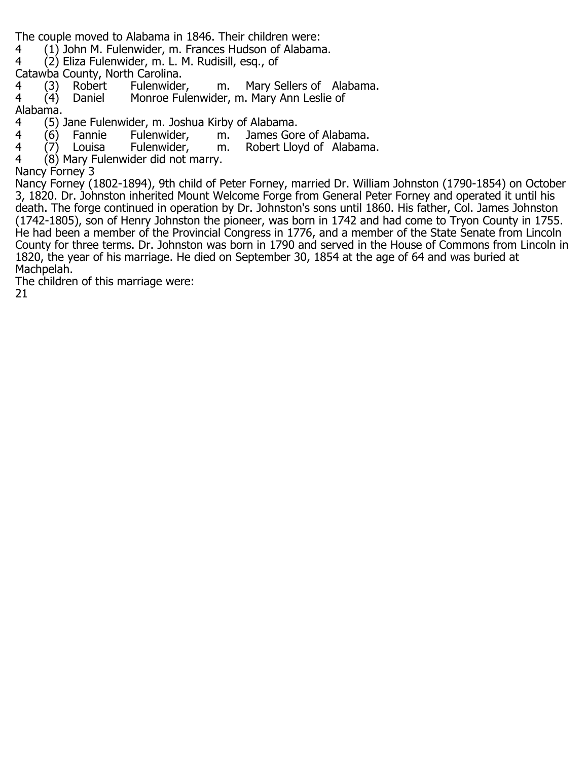The couple moved to Alabama in 1846. Their children were:

4 (1) John M. Fulenwider, m. Frances Hudson of Alabama.

4 (2) Eliza Fulenwider, m. L. M. Rudisill, esq., of Catawba County, North Carolina.

4 (3) Robert Fulenwider, m. Mary Sellers of Alabama.

4 (4) Daniel Monroe Fulenwider, m. Mary Ann Leslie of Alabama.

4 (5) Jane Fulenwider, m. Joshua Kirby of Alabama.

4 (6) Fannie Fulenwider, m. James Gore of Alabama.

4 (7) Louisa Fulenwider, m. Robert Lloyd of Alabama.

4 (8) Mary Fulenwider did not marry.

Nancy Forney 3

Nancy Forney (1802-1894), 9th child of Peter Forney, married Dr. William Johnston (1790-1854) on October 3, 1820. Dr. Johnston inherited Mount Welcome Forge from General Peter Forney and operated it until his death. The forge continued in operation by Dr. Johnston's sons until 1860. His father, Col. James Johnston (1742-1805), son of Henry Johnston the pioneer, was born in 1742 and had come to Tryon County in 1755. He had been a member of the Provincial Congress in 1776, and a member of the State Senate from Lincoln County for three terms. Dr. Johnston was born in 1790 and served in the House of Commons from Lincoln in 1820, the year of his marriage. He died on September 30, 1854 at the age of 64 and was buried at Machpelah.

The children of this marriage were: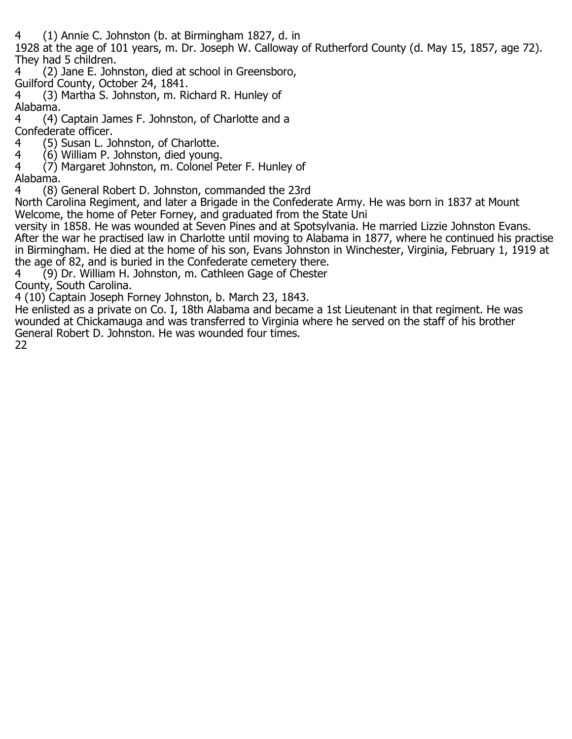4 (1) Annie C. Johnston (b. at Birmingham 1827, d. in 1928 at the age of 101 years, m. Dr. Joseph W. Calloway of Rutherford County (d. May 15, 1857, age 72). They had 5 children.

4 (2) Jane E. Johnston, died at school in Greensboro, Guilford County, October 24, 1841.

4 (3) Martha S. Johnston, m. Richard R. Hunley of Alabama.

4 (4) Captain James F. Johnston, of Charlotte and a Confederate officer.

4 (5) Susan L. Johnston, of Charlotte.

4 (6) William P. Johnston, died young.

4 (7) Margaret Johnston, m. Colonel Peter F. Hunley of Alabama.

4 (8) General Robert D. Johnston, commanded the 23rd North Carolina Regiment, and later a Brigade in the Confederate Army. He was born in 1837 at Mount Welcome, the home of Peter Forney, and graduated from the State University in 1858. He was wounded at Seven Pines and at Spotsylvania. He married Lizzie Johnston Evans. After the war he practised law in Charlotte until moving to Alabama in 1877, where he continued his practise in Birmingham. He died at the home of his son, Evans Johnston in Winchester, Virginia, February 1, 1919 at the age of 82, and is buried in the Confederate cemetery there.

4 (9) Dr. William H. Johnston, m. Cathleen Gage of Chester County, South Carolina.

4 (10) Captain Joseph Forney Johnston, b. March 23, 1843. He enlisted as a private on Co. I, 18th Alabama and became a 1st Lieutenant in that regiment. He was wounded at Chickamauga and was transferred to Virginia where he served on the staff of his brother General Robert D. Johnston. He was wounded four times.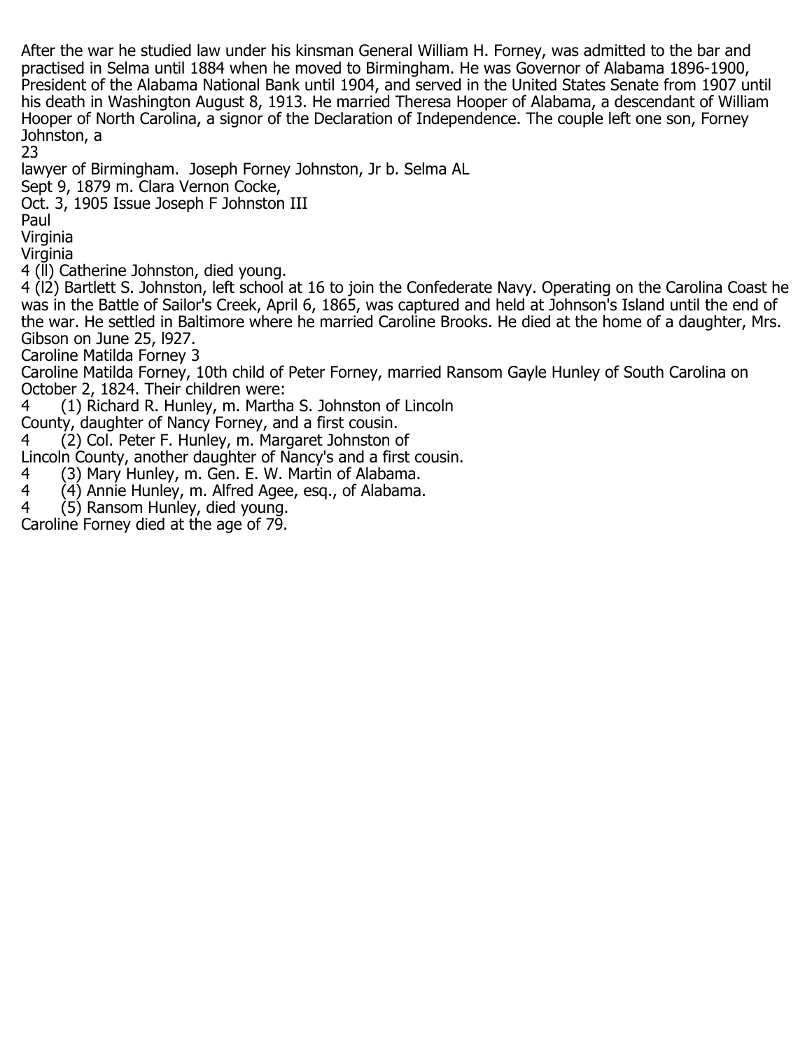After the war he studied law under his kinsman General William H. Forney, was admitted to the bar and practised in Selma until 1884 when he moved to Birmingham. He was Governor of Alabama 1896-1900, President of the Alabama National Bank until 1904, and served in the United States Senate from 1907 until his death in Washington August 8, 1913. He married Theresa Hooper of Alabama, a descendant of William Hooper of North Carolina, a signor of the Declaration of Independence. The couple left one son, Forney Johnston, a

lawyer of Birmingham. Joseph Forney Johnston, Jr b. Selma AL
Sept 9, 1879 m. Clara Vernon Cocke,
Oct. 3, 1905 Issue Joseph F Johnston III
Paul
Virginia
Virginia

4 (ll) Catherine Johnston, died young.

4 (l2) Bartlett S. Johnston, left school at 16 to join the Confederate Navy. Operating on the Carolina Coast he was in the Battle of Sailor's Creek, April 6, 1865, was captured and held at Johnson's Island until the end of the war. He settled in Baltimore where he married Caroline Brooks. He died at the home of a daughter, Mrs. Gibson on June 25, l927.

Caroline Matilda Forney 3

Caroline Matilda Forney, 10th child of Peter Forney, married Ransom Gayle Hunley of South Carolina on October 2, 1824. Their children were:

4 (1) Richard R. Hunley, m. Martha S. Johnston of Lincoln County, daughter of Nancy Forney, and a first cousin.

4 (2) Col. Peter F. Hunley, m. Margaret Johnston of Lincoln County, another daughter of Nancy's and a first cousin.

4 (3) Mary Hunley, m. Gen. E. W. Martin of Alabama.

4 (4) Annie Hunley, m. Alfred Agee, esq., of Alabama.

4 (5) Ransom Hunley, died young.

Caroline Forney died at the age of 79.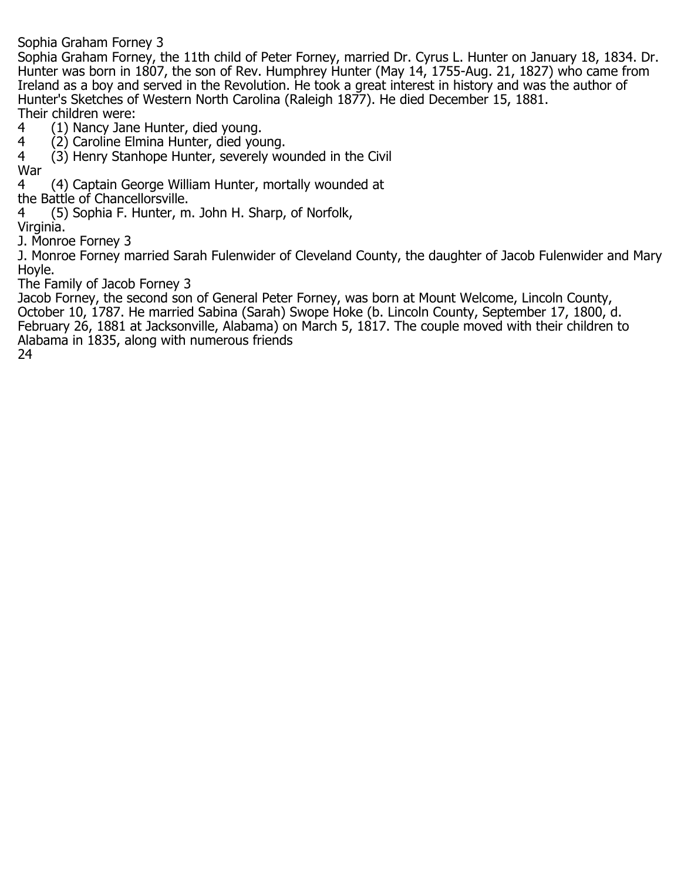## Sophia Graham Forney 3

Sophia Graham Forney, the 11th child of Peter Forney, married Dr. Cyrus L. Hunter on January 18, 1834. Dr. Hunter was born in 1807, the son of Rev. Humphrey Hunter (May 14, 1755-Aug. 21, 1827) who came from Ireland as a boy and served in the Revolution. He took a great interest in history and was the author of Hunter's Sketches of Western North Carolina (Raleigh 1877). He died December 15, 1881.

Their children were:

4 (1) Nancy Jane Hunter, died young.
4 (2) Caroline Elmina Hunter, died young.
4 (3) Henry Stanhope Hunter, severely wounded in the Civil War
4 (4) Captain George William Hunter, mortally wounded at the Battle of Chancellorsville.
4 (5) Sophia F. Hunter, m. John H. Sharp, of Norfolk, Virginia.

## J. Monroe Forney 3

J. Monroe Forney married Sarah Fulenwider of Cleveland County, the daughter of Jacob Fulenwider and Mary Hoyle.

## The Family of Jacob Forney 3

Jacob Forney, the second son of General Peter Forney, was born at Mount Welcome, Lincoln County, October 10, 1787. He married Sabina (Sarah) Swope Hoke (b. Lincoln County, September 17, 1800, d. February 26, 1881 at Jacksonville, Alabama) on March 5, 1817. The couple moved with their children to Alabama in 1835, along with numerous friends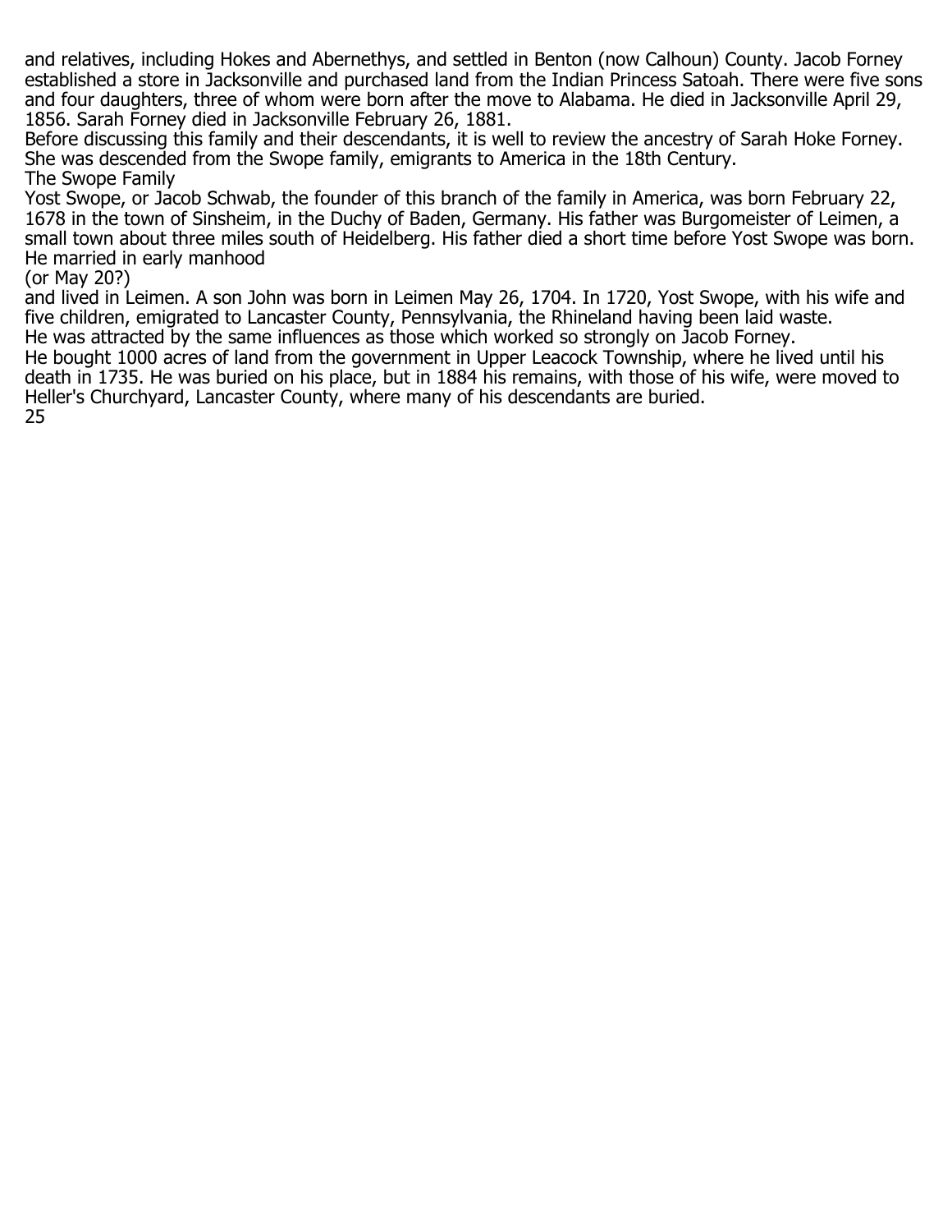and relatives, including Hokes and Abernethys, and settled in Benton (now Calhoun) County. Jacob Forney established a store in Jacksonville and purchased land from the Indian Princess Satoah. There were five sons and four daughters, three of whom were born after the move to Alabama. He died in Jacksonville April 29, 1856. Sarah Forney died in Jacksonville February 26, 1881.

Before discussing this family and their descendants, it is well to review the ancestry of Sarah Hoke Forney. She was descended from the Swope family, emigrants to America in the 18th Century.

## The Swope Family

Yost Swope, or Jacob Schwab, the founder of this branch of the family in America, was born February 22, 1678 in the town of Sinsheim, in the Duchy of Baden, Germany. His father was Burgomeister of Leimen, a small town about three miles south of Heidelberg. His father died a short time before Yost Swope was born. He married in early manhood

(or May 20?)

and lived in Leimen. A son John was born in Leimen May 26, 1704. In 1720, Yost Swope, with his wife and five children, emigrated to Lancaster County, Pennsylvania, the Rhineland having been laid waste.

He was attracted by the same influences as those which worked so strongly on Jacob Forney.

He bought 1000 acres of land from the government in Upper Leacock Township, where he lived until his death in 1735. He was buried on his place, but in 1884 his remains, with those of his wife, were moved to Heller's Churchyard, Lancaster County, where many of his descendants are buried.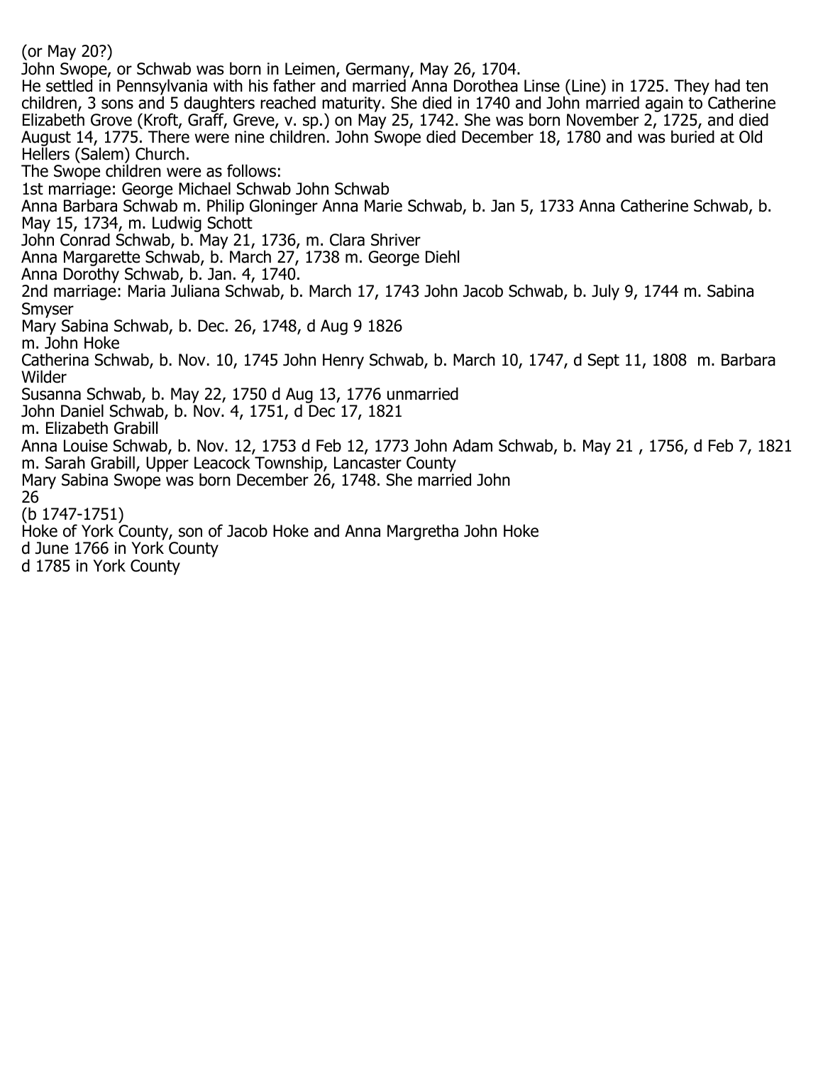(or May 20?)

John Swope, or Schwab was born in Leimen, Germany, May 26, 1704.

He settled in Pennsylvania with his father and married Anna Dorothea Linse (Line) in 1725. They had ten children, 3 sons and 5 daughters reached maturity. She died in 1740 and John married again to Catherine Elizabeth Grove (Kroft, Graff, Greve, v. sp.) on May 25, 1742. She was born November 2, 1725, and died August 14, 1775. There were nine children. John Swope died December 18, 1780 and was buried at Old Hellers (Salem) Church.

The Swope children were as follows:

1st marriage: George Michael Schwab John Schwab

Anna Barbara Schwab m. Philip Gloninger Anna Marie Schwab, b. Jan 5, 1733 Anna Catherine Schwab, b. May 15, 1734, m. Ludwig Schott

John Conrad Schwab, b. May 21, 1736, m. Clara Shriver

Anna Margarette Schwab, b. March 27, 1738 m. George Diehl

Anna Dorothy Schwab, b. Jan. 4, 1740.

2nd marriage: Maria Juliana Schwab, b. March 17, 1743 John Jacob Schwab, b. July 9, 1744 m. Sabina Smyser

Mary Sabina Schwab, b. Dec. 26, 1748, d Aug 9 1826

m. John Hoke

Catherina Schwab, b. Nov. 10, 1745 John Henry Schwab, b. March 10, 1747, d Sept 11, 1808 m. Barbara Wilder

Susanna Schwab, b. May 22, 1750 d Aug 13, 1776 unmarried

John Daniel Schwab, b. Nov. 4, 1751, d Dec 17, 1821

m. Elizabeth Grabill

Anna Louise Schwab, b. Nov. 12, 1753 d Feb 12, 1773 John Adam Schwab, b. May 21 , 1756, d Feb 7, 1821 m. Sarah Grabill, Upper Leacock Township, Lancaster County

Mary Sabina Swope was born December 26, 1748. She married John

(b 1747-1751)

Hoke of York County, son of Jacob Hoke and Anna Margretha John Hoke

d June 1766 in York County

d 1785 in York County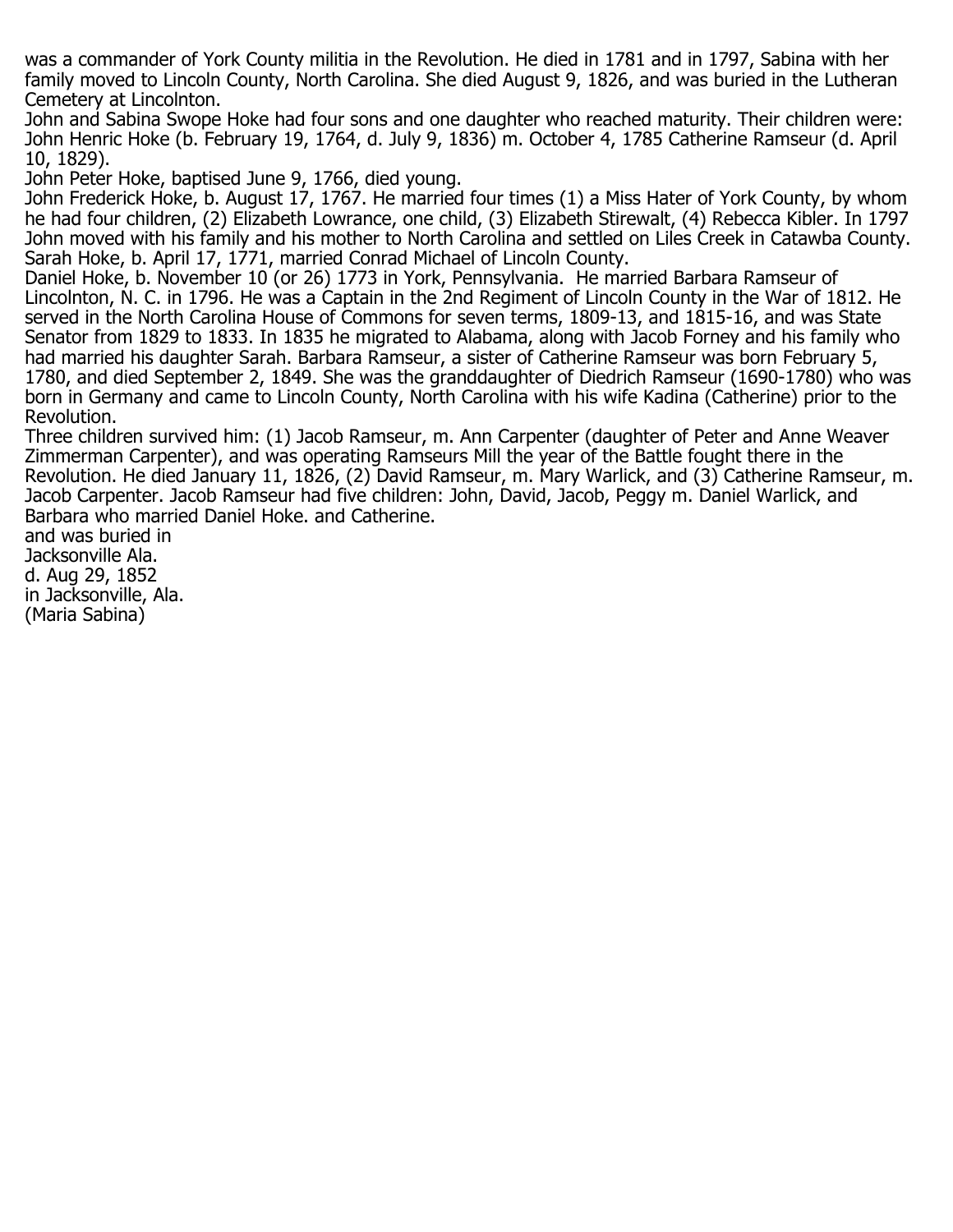was a commander of York County militia in the Revolution. He died in 1781 and in 1797, Sabina with her family moved to Lincoln County, North Carolina. She died August 9, 1826, and was buried in the Lutheran Cemetery at Lincolnton.

John and Sabina Swope Hoke had four sons and one daughter who reached maturity. Their children were:

John Henric Hoke (b. February 19, 1764, d. July 9, 1836) m. October 4, 1785 Catherine Ramseur (d. April 10, 1829).

John Peter Hoke, baptised June 9, 1766, died young.

John Frederick Hoke, b. August 17, 1767. He married four times (1) a Miss Hater of York County, by whom he had four children, (2) Elizabeth Lowrance, one child, (3) Elizabeth Stirewalt, (4) Rebecca Kibler. In 1797 John moved with his family and his mother to North Carolina and settled on Liles Creek in Catawba County.

Sarah Hoke, b. April 17, 1771, married Conrad Michael of Lincoln County.

Daniel Hoke, b. November 10 (or 26) 1773 in York, Pennsylvania. He married Barbara Ramseur of Lincolnton, N. C. in 1796. He was a Captain in the 2nd Regiment of Lincoln County in the War of 1812. He served in the North Carolina House of Commons for seven terms, 1809-13, and 1815-16, and was State Senator from 1829 to 1833. In 1835 he migrated to Alabama, along with Jacob Forney and his family who had married his daughter Sarah. Barbara Ramseur, a sister of Catherine Ramseur was born February 5, 1780, and died September 2, 1849. She was the granddaughter of Diedrich Ramseur (1690-1780) who was born in Germany and came to Lincoln County, North Carolina with his wife Kadina (Catherine) prior to the Revolution.

Three children survived him: (1) Jacob Ramseur, m. Ann Carpenter (daughter of Peter and Anne Weaver Zimmerman Carpenter), and was operating Ramseurs Mill the year of the Battle fought there in the Revolution. He died January 11, 1826, (2) David Ramseur, m. Mary Warlick, and (3) Catherine Ramseur, m. Jacob Carpenter. Jacob Ramseur had five children: John, David, Jacob, Peggy m. Daniel Warlick, and Barbara who married Daniel Hoke. and Catherine.

and was buried in
Jacksonville Ala.
d. Aug 29, 1852
in Jacksonville, Ala.
(Maria Sabina)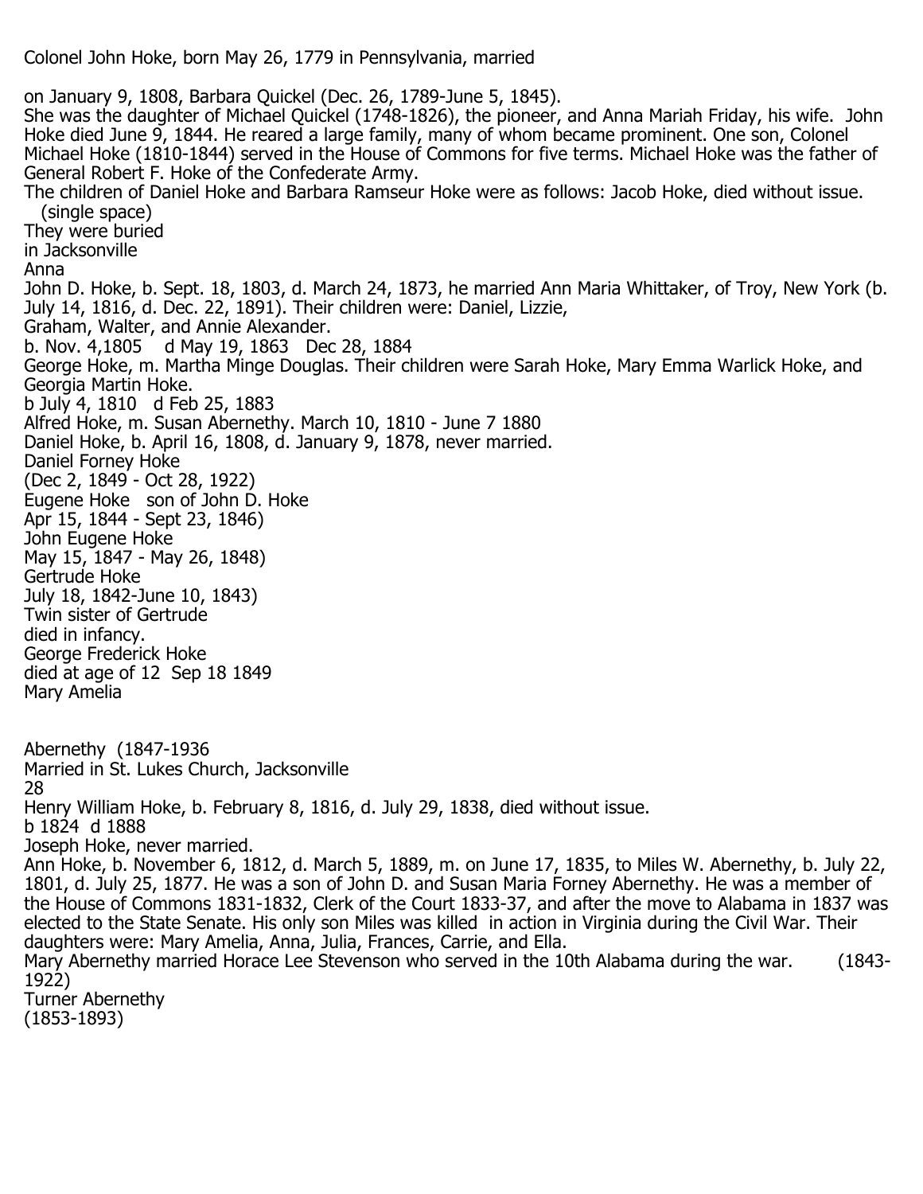Colonel John Hoke, born May 26, 1779 in Pennsylvania, married

on January 9, 1808, Barbara Quickel (Dec. 26, 1789-June 5, 1845).
She was the daughter of Michael Quickel (1748-1826), the pioneer, and Anna Mariah Friday, his wife. John Hoke died June 9, 1844. He reared a large family, many of whom became prominent. One son, Colonel Michael Hoke (1810-1844) served in the House of Commons for five terms. Michael Hoke was the father of General Robert F. Hoke of the Confederate Army.
The children of Daniel Hoke and Barbara Ramseur Hoke were as follows: Jacob Hoke, died without issue.
(single space)
They were buried
in Jacksonville
Anna
John D. Hoke, b. Sept. 18, 1803, d. March 24, 1873, he married Ann Maria Whittaker, of Troy, New York (b. July 14, 1816, d. Dec. 22, 1891). Their children were: Daniel, Lizzie,
Graham, Walter, and Annie Alexander.
b. Nov. 4,1805 d May 19, 1863 Dec 28, 1884
George Hoke, m. Martha Minge Douglas. Their children were Sarah Hoke, Mary Emma Warlick Hoke, and Georgia Martin Hoke.
b July 4, 1810 d Feb 25, 1883
Alfred Hoke, m. Susan Abernethy. March 10, 1810 - June 7 1880
Daniel Hoke, b. April 16, 1808, d. January 9, 1878, never married.
Daniel Forney Hoke
(Dec 2, 1849 - Oct 28, 1922)
Eugene Hoke son of John D. Hoke
Apr 15, 1844 - Sept 23, 1846)
John Eugene Hoke
May 15, 1847 - May 26, 1848)
Gertrude Hoke
July 18, 1842-June 10, 1843)
Twin sister of Gertrude
died in infancy.
George Frederick Hoke
died at age of 12 Sep 18 1849
Mary Amelia

Abernethy (1847-1936
Married in St. Lukes Church, Jacksonville
28
Henry William Hoke, b. February 8, 1816, d. July 29, 1838, died without issue.
b 1824 d 1888
Joseph Hoke, never married.
Ann Hoke, b. November 6, 1812, d. March 5, 1889, m. on June 17, 1835, to Miles W. Abernethy, b. July 22, 1801, d. July 25, 1877. He was a son of John D. and Susan Maria Forney Abernethy. He was a member of the House of Commons 1831-1832, Clerk of the Court 1833-37, and after the move to Alabama in 1837 was elected to the State Senate. His only son Miles was killed in action in Virginia during the Civil War. Their daughters were: Mary Amelia, Anna, Julia, Frances, Carrie, and Ella.
Mary Abernethy married Horace Lee Stevenson who served in the 10th Alabama during the war. (1843-1922)
Turner Abernethy
(1853-1893)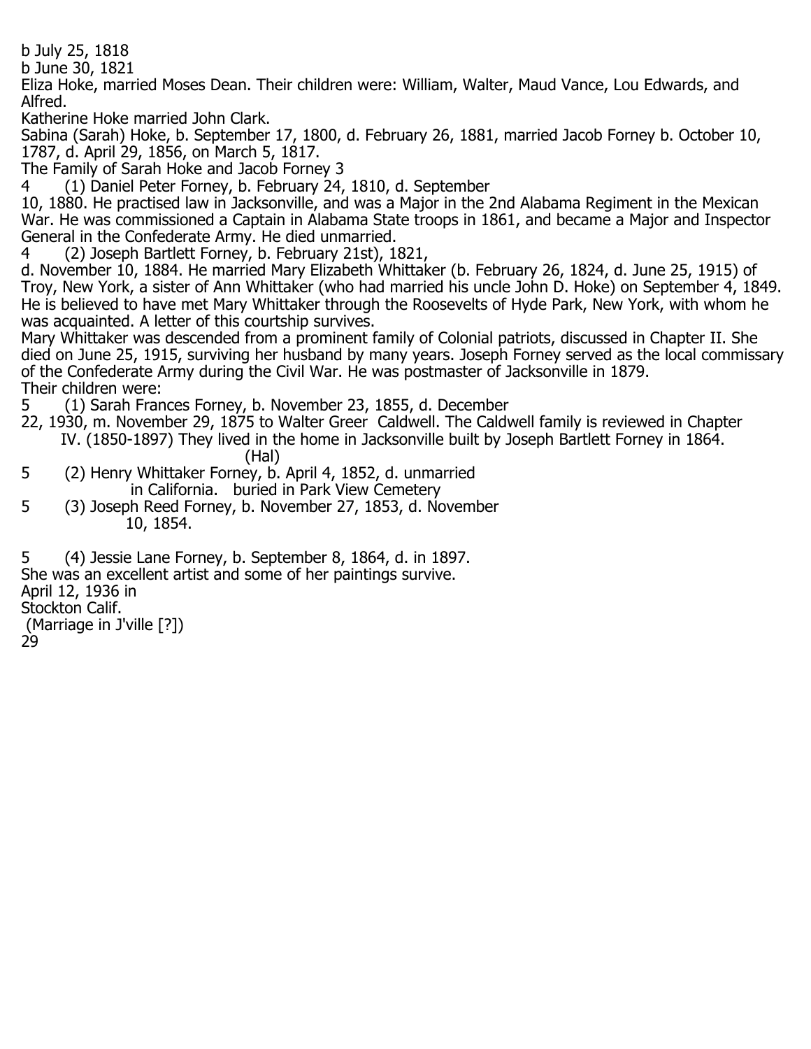b July 25, 1818

b June 30, 1821

Eliza Hoke, married Moses Dean. Their children were: William, Walter, Maud Vance, Lou Edwards, and Alfred.

Katherine Hoke married John Clark.

Sabina (Sarah) Hoke, b. September 17, 1800, d. February 26, 1881, married Jacob Forney b. October 10, 1787, d. April 29, 1856, on March 5, 1817.

The Family of Sarah Hoke and Jacob Forney 3

4 (1) Daniel Peter Forney, b. February 24, 1810, d. September 10, 1880. He practised law in Jacksonville, and was a Major in the 2nd Alabama Regiment in the Mexican War. He was commissioned a Captain in Alabama State troops in 1861, and became a Major and Inspector General in the Confederate Army. He died unmarried.

4 (2) Joseph Bartlett Forney, b. February 21st), 1821, d. November 10, 1884. He married Mary Elizabeth Whittaker (b. February 26, 1824, d. June 25, 1915) of Troy, New York, a sister of Ann Whittaker (who had married his uncle John D. Hoke) on September 4, 1849. He is believed to have met Mary Whittaker through the Roosevelts of Hyde Park, New York, with whom he was acquainted. A letter of this courtship survives.

Mary Whittaker was descended from a prominent family of Colonial patriots, discussed in Chapter II. She died on June 25, 1915, surviving her husband by many years. Joseph Forney served as the local commissary of the Confederate Army during the Civil War. He was postmaster of Jacksonville in 1879.

Their children were:

5 (1) Sarah Frances Forney, b. November 23, 1855, d. December 22, 1930, m. November 29, 1875 to Walter Greer Caldwell. The Caldwell family is reviewed in Chapter IV. (1850-1897) They lived in the home in Jacksonville built by Joseph Bartlett Forney in 1864.

(Hal)

5 (2) Henry Whittaker Forney, b. April 4, 1852, d. unmarried in California. buried in Park View Cemetery

5 (3) Joseph Reed Forney, b. November 27, 1853, d. November 10, 1854.

5 (4) Jessie Lane Forney, b. September 8, 1864, d. in 1897.

She was an excellent artist and some of her paintings survive.

April 12, 1936 in Stockton Calif.

(Marriage in J'ville [?])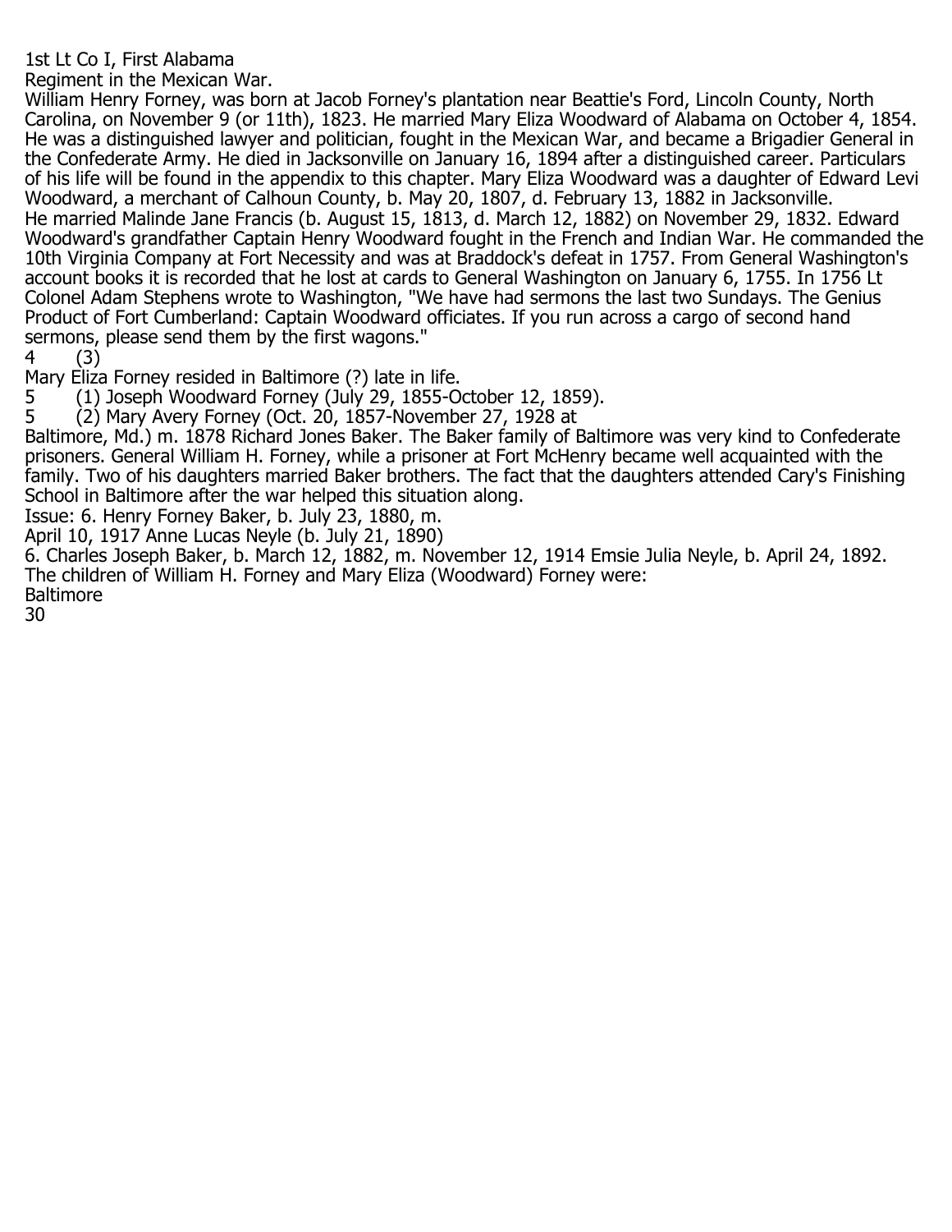1st Lt Co I, First Alabama
Regiment in the Mexican War.

William Henry Forney, was born at Jacob Forney's plantation near Beattie's Ford, Lincoln County, North Carolina, on November 9 (or 11th), 1823. He married Mary Eliza Woodward of Alabama on October 4, 1854. He was a distinguished lawyer and politician, fought in the Mexican War, and became a Brigadier General in the Confederate Army. He died in Jacksonville on January 16, 1894 after a distinguished career. Particulars of his life will be found in the appendix to this chapter. Mary Eliza Woodward was a daughter of Edward Levi Woodward, a merchant of Calhoun County, b. May 20, 1807, d. February 13, 1882 in Jacksonville.

He married Malinde Jane Francis (b. August 15, 1813, d. March 12, 1882) on November 29, 1832. Edward Woodward's grandfather Captain Henry Woodward fought in the French and Indian War. He commanded the 10th Virginia Company at Fort Necessity and was at Braddock's defeat in 1757. From General Washington's account books it is recorded that he lost at cards to General Washington on January 6, 1755. In 1756 Lt Colonel Adam Stephens wrote to Washington, "We have had sermons the last two Sundays. The Genius Product of Fort Cumberland: Captain Woodward officiates. If you run across a cargo of second hand sermons, please send them by the first wagons."

4 (3)

Mary Eliza Forney resided in Baltimore (?) late in life.

5 (1) Joseph Woodward Forney (July 29, 1855-October 12, 1859).

5 (2) Mary Avery Forney (Oct. 20, 1857-November 27, 1928 at Baltimore, Md.) m. 1878 Richard Jones Baker. The Baker family of Baltimore was very kind to Confederate prisoners. General William H. Forney, while a prisoner at Fort McHenry became well acquainted with the family. Two of his daughters married Baker brothers. The fact that the daughters attended Cary's Finishing School in Baltimore after the war helped this situation along.

Issue: 6. Henry Forney Baker, b. July 23, 1880, m. April 10, 1917 Anne Lucas Neyle (b. July 21, 1890)

6. Charles Joseph Baker, b. March 12, 1882, m. November 12, 1914 Emsie Julia Neyle, b. April 24, 1892.

The children of William H. Forney and Mary Eliza (Woodward) Forney were:

Baltimore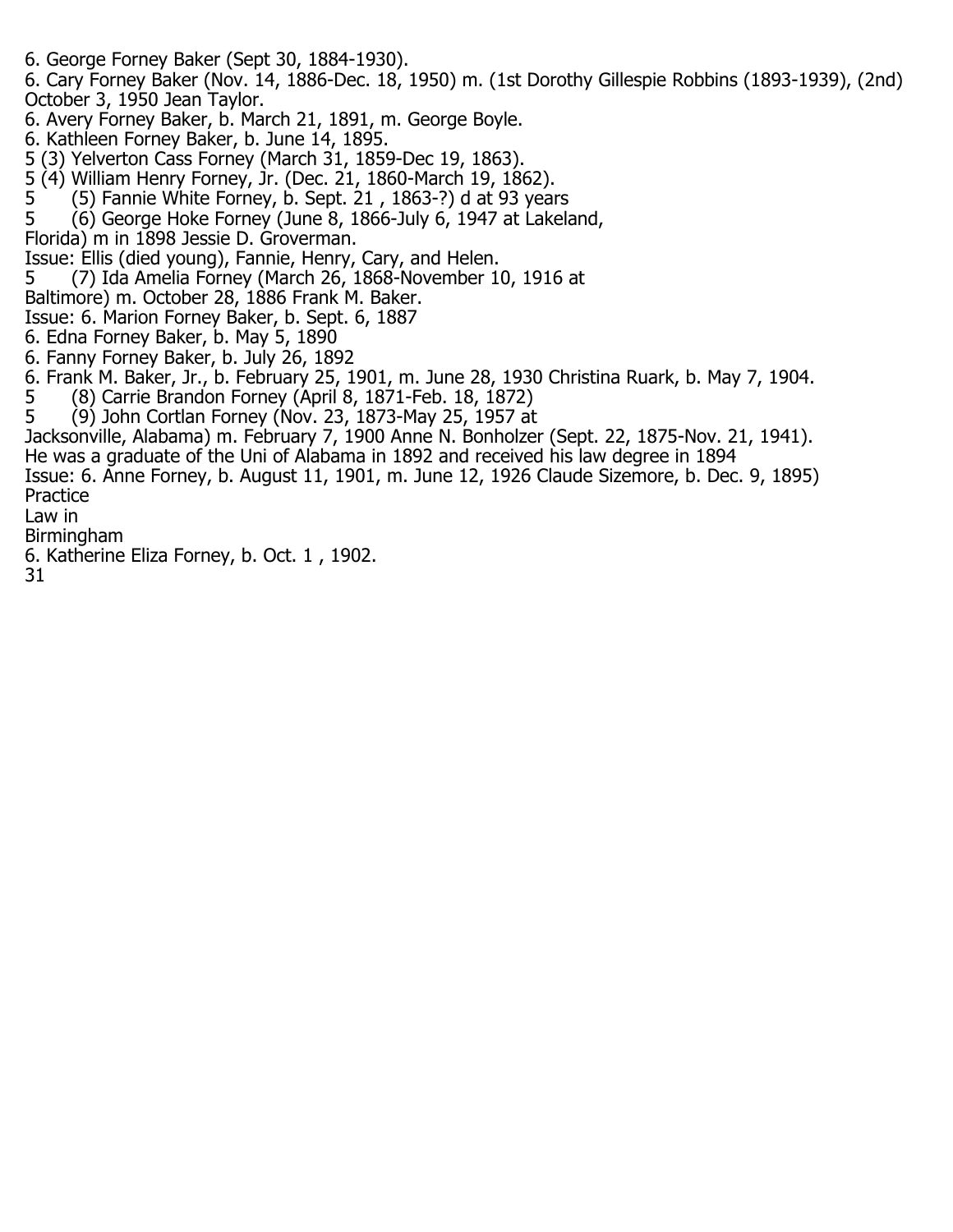6. George Forney Baker (Sept 30, 1884-1930).

6. Cary Forney Baker (Nov. 14, 1886-Dec. 18, 1950) m. (1st Dorothy Gillespie Robbins (1893-1939), (2nd) October 3, 1950 Jean Taylor.

6. Avery Forney Baker, b. March 21, 1891, m. George Boyle.

6. Kathleen Forney Baker, b. June 14, 1895.

5 (3) Yelverton Cass Forney (March 31, 1859-Dec 19, 1863).

5 (4) William Henry Forney, Jr. (Dec. 21, 1860-March 19, 1862).

5 (5) Fannie White Forney, b. Sept. 21 , 1863-?) d at 93 years

5 (6) George Hoke Forney (June 8, 1866-July 6, 1947 at Lakeland, Florida) m in 1898 Jessie D. Groverman.

Issue: Ellis (died young), Fannie, Henry, Cary, and Helen.

5 (7) Ida Amelia Forney (March 26, 1868-November 10, 1916 at Baltimore) m. October 28, 1886 Frank M. Baker.

Issue: 6. Marion Forney Baker, b. Sept. 6, 1887

6. Edna Forney Baker, b. May 5, 1890

6. Fanny Forney Baker, b. July 26, 1892

6. Frank M. Baker, Jr., b. February 25, 1901, m. June 28, 1930 Christina Ruark, b. May 7, 1904.

5 (8) Carrie Brandon Forney (April 8, 1871-Feb. 18, 1872)

5 (9) John Cortlan Forney (Nov. 23, 1873-May 25, 1957 at Jacksonville, Alabama) m. February 7, 1900 Anne N. Bonholzer (Sept. 22, 1875-Nov. 21, 1941).

He was a graduate of the Uni of Alabama in 1892 and received his law degree in 1894

Issue: 6. Anne Forney, b. August 11, 1901, m. June 12, 1926 Claude Sizemore, b. Dec. 9, 1895)

Practice
Law in
Birmingham

6. Katherine Eliza Forney, b. Oct. 1 , 1902.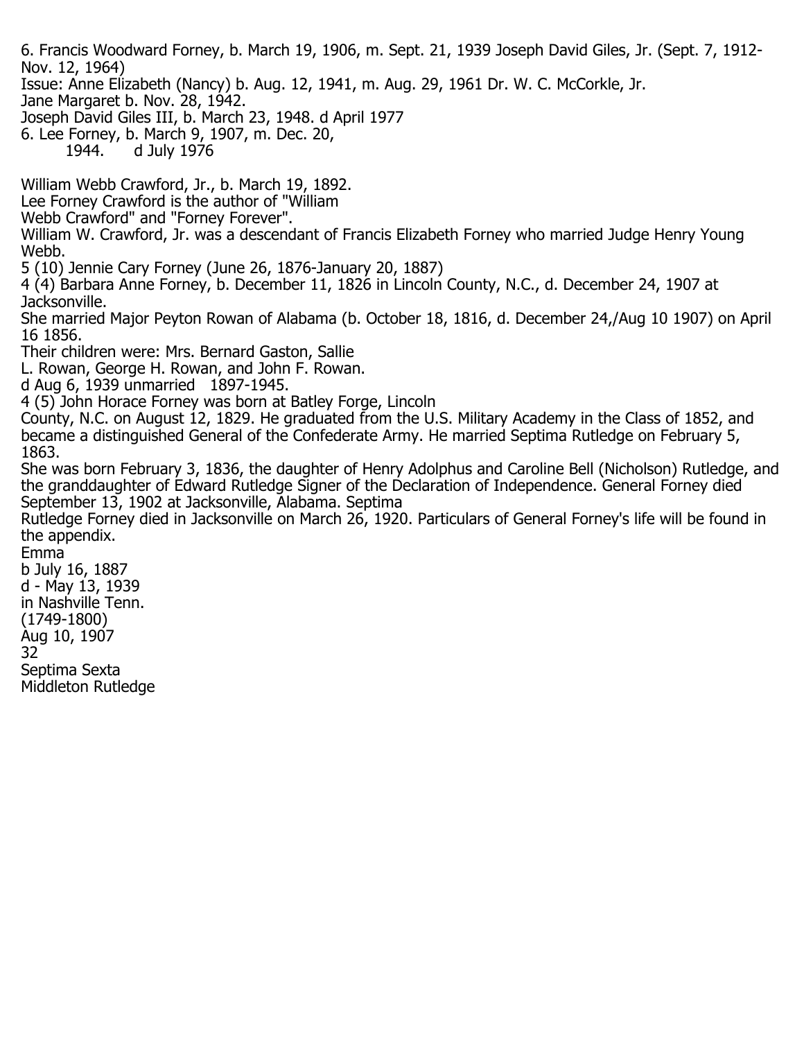6. Francis Woodward Forney, b. March 19, 1906, m. Sept. 21, 1939 Joseph David Giles, Jr. (Sept. 7, 1912-Nov. 12, 1964)
Issue: Anne Elizabeth (Nancy) b. Aug. 12, 1941, m. Aug. 29, 1961 Dr. W. C. McCorkle, Jr.
Jane Margaret b. Nov. 28, 1942.
Joseph David Giles III, b. March 23, 1948. d April 1977
6. Lee Forney, b. March 9, 1907, m. Dec. 20,
1944. d July 1976

William Webb Crawford, Jr., b. March 19, 1892.
Lee Forney Crawford is the author of "William
Webb Crawford" and "Forney Forever".
William W. Crawford, Jr. was a descendant of Francis Elizabeth Forney who married Judge Henry Young Webb.
5 (10) Jennie Cary Forney (June 26, 1876-January 20, 1887)
4 (4) Barbara Anne Forney, b. December 11, 1826 in Lincoln County, N.C., d. December 24, 1907 at Jacksonville.
She married Major Peyton Rowan of Alabama (b. October 18, 1816, d. December 24,/Aug 10 1907) on April 16 1856.
Their children were: Mrs. Bernard Gaston, Sallie
L. Rowan, George H. Rowan, and John F. Rowan.
d Aug 6, 1939 unmarried 1897-1945.
4 (5) John Horace Forney was born at Batley Forge, Lincoln
County, N.C. on August 12, 1829. He graduated from the U.S. Military Academy in the Class of 1852, and became a distinguished General of the Confederate Army. He married Septima Rutledge on February 5, 1863.
She was born February 3, 1836, the daughter of Henry Adolphus and Caroline Bell (Nicholson) Rutledge, and the granddaughter of Edward Rutledge Signer of the Declaration of Independence. General Forney died September 13, 1902 at Jacksonville, Alabama. Septima
Rutledge Forney died in Jacksonville on March 26, 1920. Particulars of General Forney's life will be found in the appendix.
Emma
b July 16, 1887
d - May 13, 1939
in Nashville Tenn.
(1749-1800)
Aug 10, 1907
32
Septima Sexta
Middleton Rutledge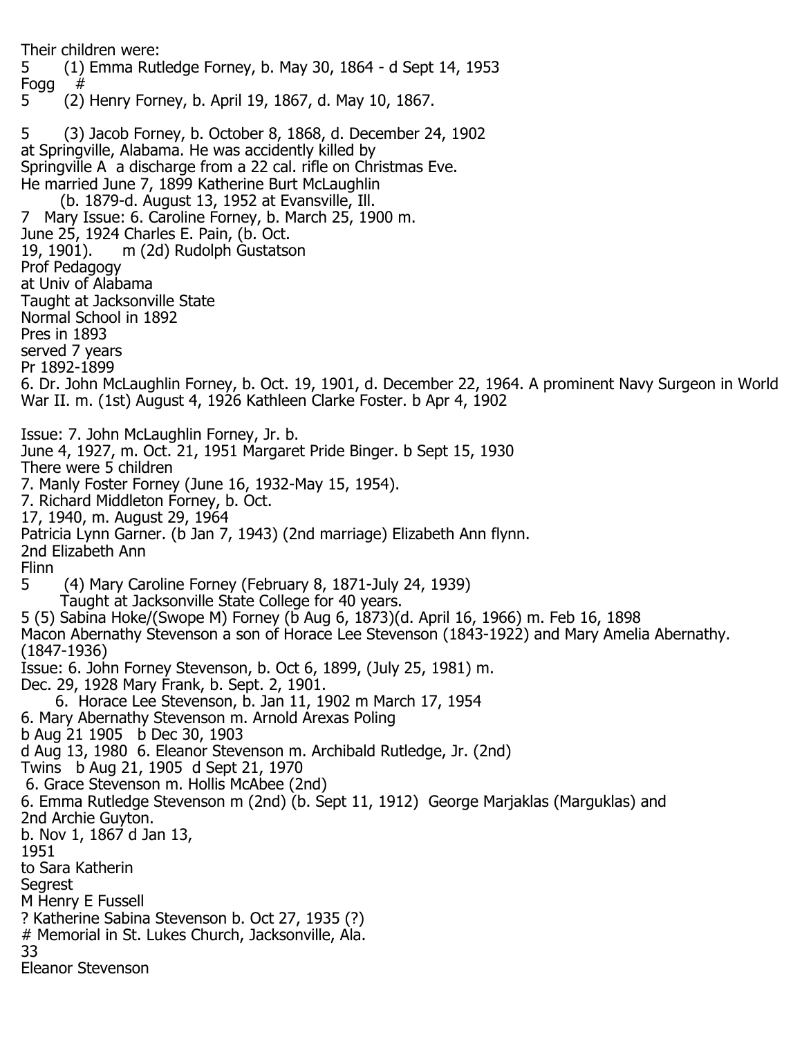Their children were:
5 (1) Emma Rutledge Forney, b. May 30, 1864 - d Sept 14, 1953
Fogg #
5 (2) Henry Forney, b. April 19, 1867, d. May 10, 1867.

5 (3) Jacob Forney, b. October 8, 1868, d. December 24, 1902
at Springville, Alabama. He was accidently killed by
Springville A a discharge from a 22 cal. rifle on Christmas Eve.
He married June 7, 1899 Katherine Burt McLaughlin
(b. 1879-d. August 13, 1952 at Evansville, Ill.
7 Mary Issue: 6. Caroline Forney, b. March 25, 1900 m.
June 25, 1924 Charles E. Pain, (b. Oct.
19, 1901). m (2d) Rudolph Gustatson
Prof Pedagogy
at Univ of Alabama
Taught at Jacksonville State
Normal School in 1892
Pres in 1893
served 7 years
Pr 1892-1899
6. Dr. John McLaughlin Forney, b. Oct. 19, 1901, d. December 22, 1964. A prominent Navy Surgeon in World War II. m. (1st) August 4, 1926 Kathleen Clarke Foster. b Apr 4, 1902

Issue: 7. John McLaughlin Forney, Jr. b.
June 4, 1927, m. Oct. 21, 1951 Margaret Pride Binger. b Sept 15, 1930
There were 5 children
7. Manly Foster Forney (June 16, 1932-May 15, 1954).
7. Richard Middleton Forney, b. Oct.
17, 1940, m. August 29, 1964
Patricia Lynn Garner. (b Jan 7, 1943) (2nd marriage) Elizabeth Ann flynn.
2nd Elizabeth Ann
Flinn
5 (4) Mary Caroline Forney (February 8, 1871-July 24, 1939)
Taught at Jacksonville State College for 40 years.
5 (5) Sabina Hoke/(Swope M) Forney (b Aug 6, 1873)(d. April 16, 1966) m. Feb 16, 1898
Macon Abernathy Stevenson a son of Horace Lee Stevenson (1843-1922) and Mary Amelia Abernathy. (1847-1936)
Issue: 6. John Forney Stevenson, b. Oct 6, 1899, (July 25, 1981) m.
Dec. 29, 1928 Mary Frank, b. Sept. 2, 1901.
6. Horace Lee Stevenson, b. Jan 11, 1902 m March 17, 1954
6. Mary Abernathy Stevenson m. Arnold Arexas Poling
b Aug 21 1905 b Dec 30, 1903
d Aug 13, 1980 6. Eleanor Stevenson m. Archibald Rutledge, Jr. (2nd)
Twins b Aug 21, 1905 d Sept 21, 1970
6. Grace Stevenson m. Hollis McAbee (2nd)
6. Emma Rutledge Stevenson m (2nd) (b. Sept 11, 1912) George Marjaklas (Marguklas) and
2nd Archie Guyton.
b. Nov 1, 1867 d Jan 13,
1951
to Sara Katherin
Segrest
M Henry E Fussell
? Katherine Sabina Stevenson b. Oct 27, 1935 (?)
# Memorial in St. Lukes Church, Jacksonville, Ala.
Eleanor Stevenson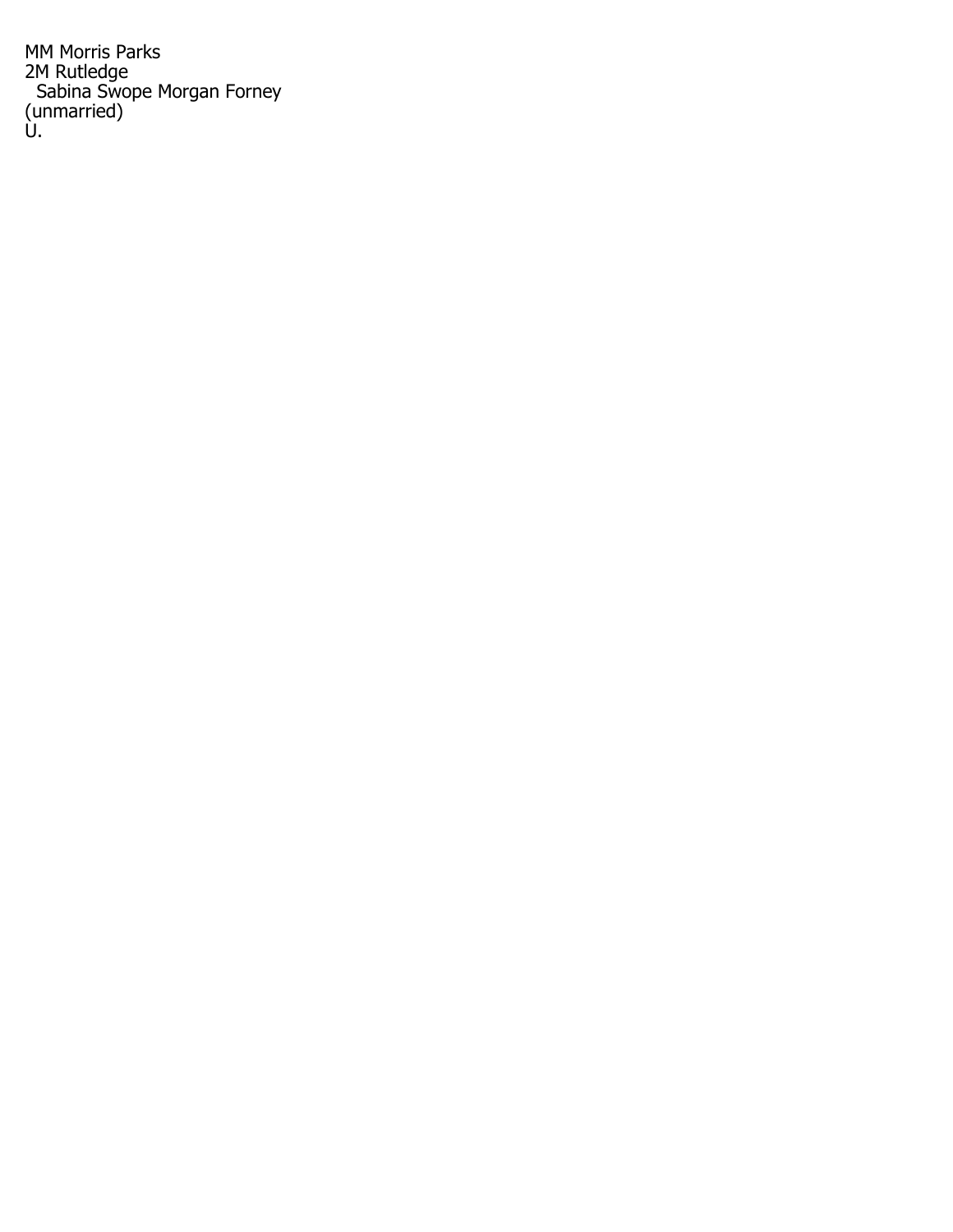MM Morris Parks
2M Rutledge
  Sabina Swope Morgan Forney
(unmarried)
U.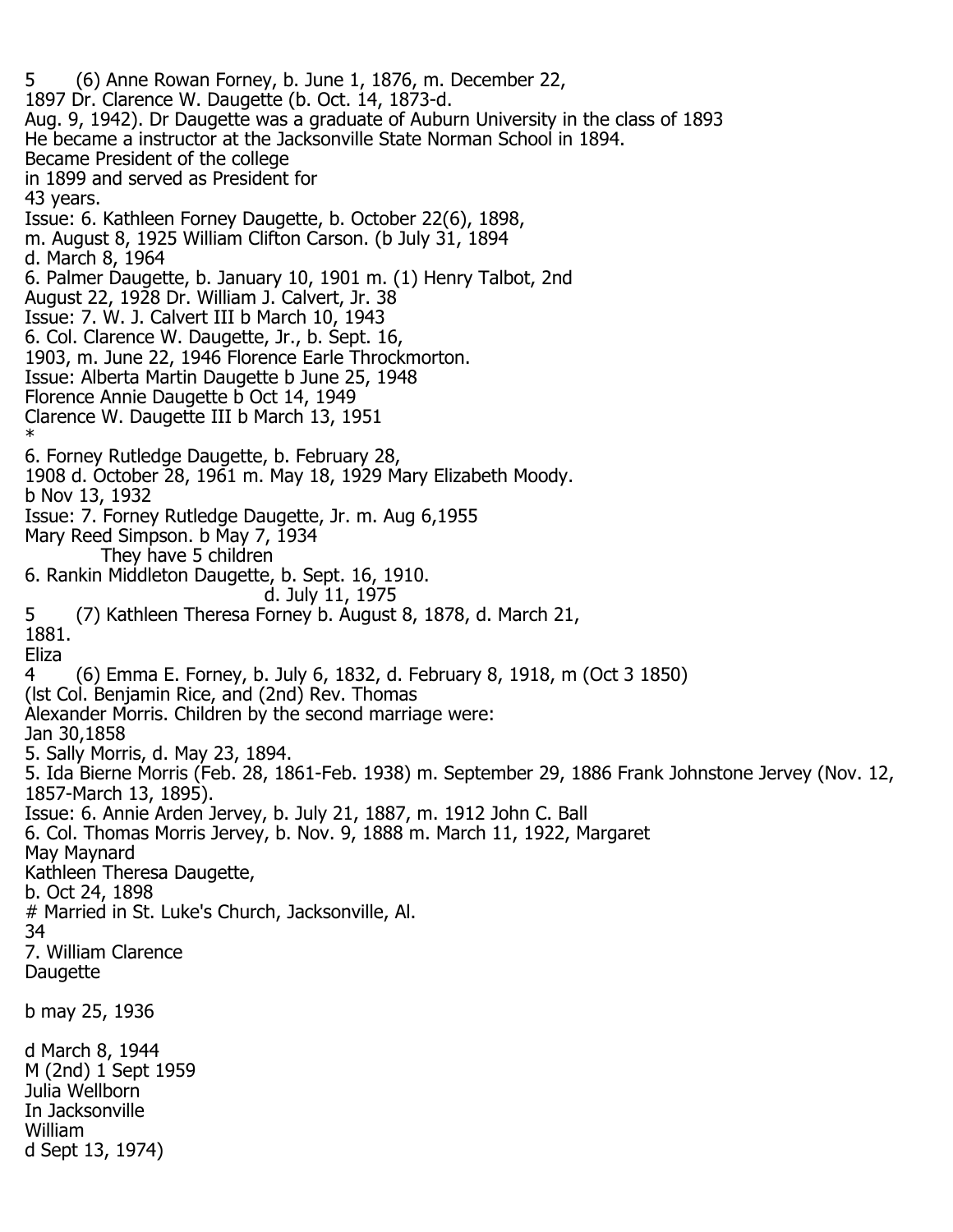5 (6) Anne Rowan Forney, b. June 1, 1876, m. December 22, 1897 Dr. Clarence W. Daugette (b. Oct. 14, 1873-d. Aug. 9, 1942). Dr Daugette was a graduate of Auburn University in the class of 1893 He became a instructor at the Jacksonville State Norman School in 1894. Became President of the college in 1899 and served as President for 43 years.

Issue: 6. Kathleen Forney Daugette, b. October 22(6), 1898, m. August 8, 1925 William Clifton Carson. (b July 31, 1894 d. March 8, 1964

6. Palmer Daugette, b. January 10, 1901 m. (1) Henry Talbot, 2nd August 22, 1928 Dr. William J. Calvert, Jr. 38

Issue: 7. W. J. Calvert III b March 10, 1943

6. Col. Clarence W. Daugette, Jr., b. Sept. 16, 1903, m. June 22, 1946 Florence Earle Throckmorton.

Issue: Alberta Martin Daugette b June 25, 1948
Florence Annie Daugette b Oct 14, 1949
Clarence W. Daugette III b March 13, 1951

*

6. Forney Rutledge Daugette, b. February 28, 1908 d. October 28, 1961 m. May 18, 1929 Mary Elizabeth Moody.
b Nov 13, 1932

Issue: 7. Forney Rutledge Daugette, Jr. m. Aug 6,1955 Mary Reed Simpson. b May 7, 1934
They have 5 children

6. Rankin Middleton Daugette, b. Sept. 16, 1910.
d. July 11, 1975

5 (7) Kathleen Theresa Forney b. August 8, 1878, d. March 21, 1881.

Eliza

4 (6) Emma E. Forney, b. July 6, 1832, d. February 8, 1918, m (Oct 3 1850) (lst Col. Benjamin Rice, and (2nd) Rev. Thomas Alexander Morris. Children by the second marriage were:

Jan 30,1858

5. Sally Morris, d. May 23, 1894.

5. Ida Bierne Morris (Feb. 28, 1861-Feb. 1938) m. September 29, 1886 Frank Johnstone Jervey (Nov. 12, 1857-March 13, 1895).

Issue: 6. Annie Arden Jervey, b. July 21, 1887, m. 1912 John C. Ball

6. Col. Thomas Morris Jervey, b. Nov. 9, 1888 m. March 11, 1922, Margaret May Maynard

Kathleen Theresa Daugette,
b. Oct 24, 1898

# Married in St. Luke's Church, Jacksonville, Al.

34

7. William Clarence Daugette

b may 25, 1936

d March 8, 1944

M (2nd) 1 Sept 1959
Julia Wellborn
In Jacksonville
William
d Sept 13, 1974)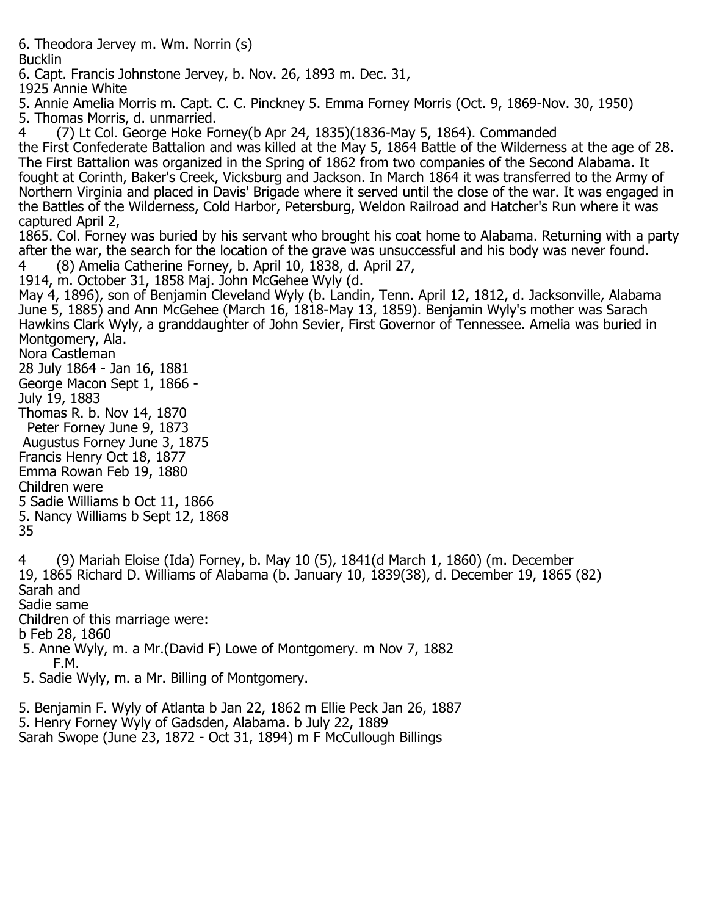6. Theodora Jervey m. Wm. Norrin (s)
Bucklin
6. Capt. Francis Johnstone Jervey, b. Nov. 26, 1893 m. Dec. 31,
1925 Annie White
5. Annie Amelia Morris m. Capt. C. C. Pinckney 5. Emma Forney Morris (Oct. 9, 1869-Nov. 30, 1950)
5. Thomas Morris, d. unmarried.
4 (7) Lt Col. George Hoke Forney(b Apr 24, 1835)(1836-May 5, 1864). Commanded the First Confederate Battalion and was killed at the May 5, 1864 Battle of the Wilderness at the age of 28. The First Battalion was organized in the Spring of 1862 from two companies of the Second Alabama. It fought at Corinth, Baker's Creek, Vicksburg and Jackson. In March 1864 it was transferred to the Army of Northern Virginia and placed in Davis' Brigade where it served until the close of the war. It was engaged in the Battles of the Wilderness, Cold Harbor, Petersburg, Weldon Railroad and Hatcher's Run where it was captured April 2,
1865. Col. Forney was buried by his servant who brought his coat home to Alabama. Returning with a party after the war, the search for the location of the grave was unsuccessful and his body was never found.
4 (8) Amelia Catherine Forney, b. April 10, 1838, d. April 27,
1914, m. October 31, 1858 Maj. John McGehee Wyly (d.
May 4, 1896), son of Benjamin Cleveland Wyly (b. Landin, Tenn. April 12, 1812, d. Jacksonville, Alabama June 5, 1885) and Ann McGehee (March 16, 1818-May 13, 1859). Benjamin Wyly's mother was Sarach Hawkins Clark Wyly, a granddaughter of John Sevier, First Governor of Tennessee. Amelia was buried in Montgomery, Ala.
Nora Castleman
28 July 1864 - Jan 16, 1881
George Macon Sept 1, 1866 -
July 19, 1883
Thomas R. b. Nov 14, 1870
Peter Forney June 9, 1873
Augustus Forney June 3, 1875
Francis Henry Oct 18, 1877
Emma Rowan Feb 19, 1880
Children were
5 Sadie Williams b Oct 11, 1866
5. Nancy Williams b Sept 12, 1868
35

4 (9) Mariah Eloise (Ida) Forney, b. May 10 (5), 1841(d March 1, 1860) (m. December
19, 1865 Richard D. Williams of Alabama (b. January 10, 1839(38), d. December 19, 1865 (82)
Sarah and
Sadie same
Children of this marriage were:
b Feb 28, 1860
5. Anne Wyly, m. a Mr.(David F) Lowe of Montgomery. m Nov 7, 1882
F.M.
5. Sadie Wyly, m. a Mr. Billing of Montgomery.

5. Benjamin F. Wyly of Atlanta b Jan 22, 1862 m Ellie Peck Jan 26, 1887
5. Henry Forney Wyly of Gadsden, Alabama. b July 22, 1889
Sarah Swope (June 23, 1872 - Oct 31, 1894) m F McCullough Billings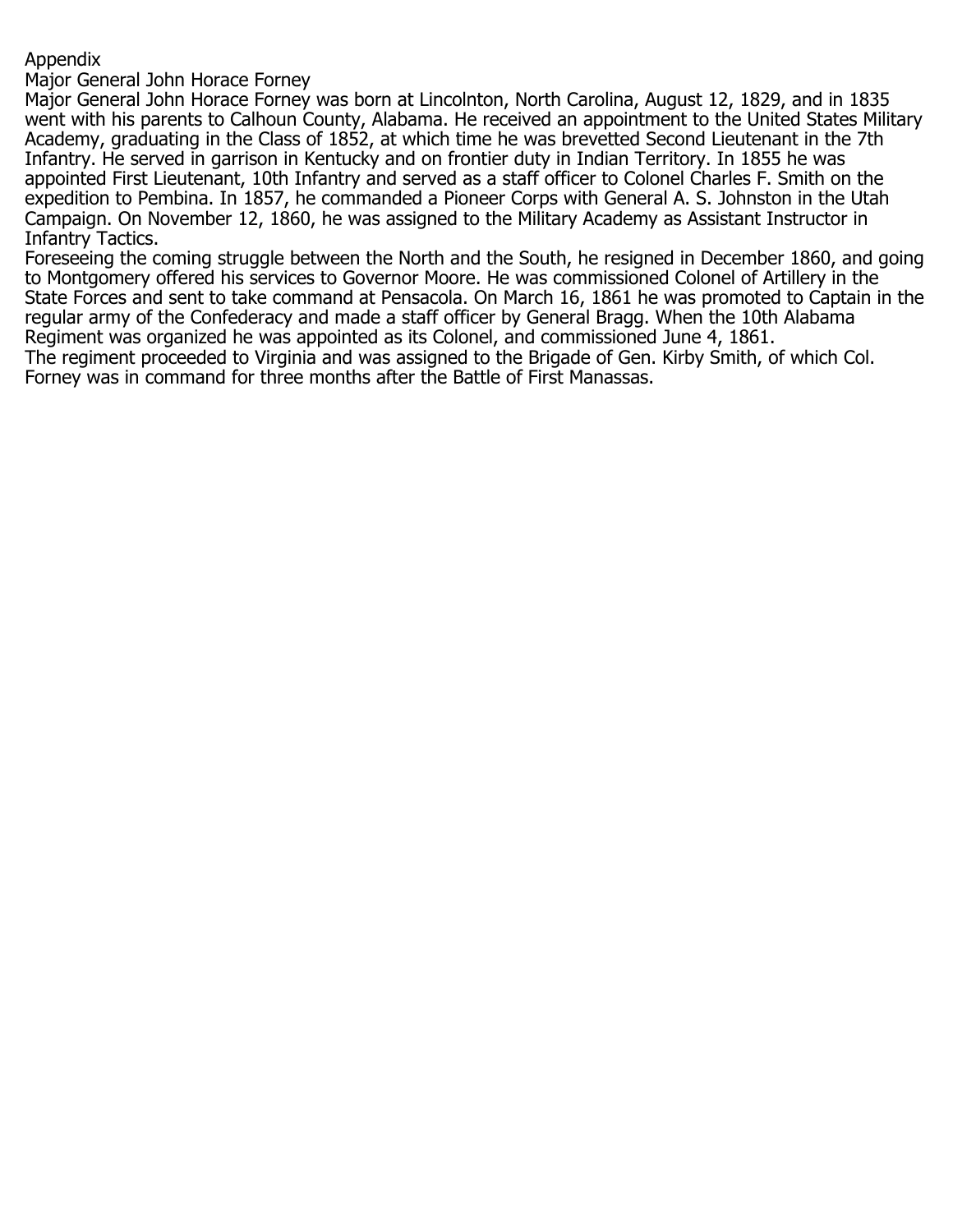# Appendix

## Major General John Horace Forney

Major General John Horace Forney was born at Lincolnton, North Carolina, August 12, 1829, and in 1835 went with his parents to Calhoun County, Alabama. He received an appointment to the United States Military Academy, graduating in the Class of 1852, at which time he was brevetted Second Lieutenant in the 7th Infantry. He served in garrison in Kentucky and on frontier duty in Indian Territory. In 1855 he was appointed First Lieutenant, 10th Infantry and served as a staff officer to Colonel Charles F. Smith on the expedition to Pembina. In 1857, he commanded a Pioneer Corps with General A. S. Johnston in the Utah Campaign. On November 12, 1860, he was assigned to the Military Academy as Assistant Instructor in Infantry Tactics.

Foreseeing the coming struggle between the North and the South, he resigned in December 1860, and going to Montgomery offered his services to Governor Moore. He was commissioned Colonel of Artillery in the State Forces and sent to take command at Pensacola. On March 16, 1861 he was promoted to Captain in the regular army of the Confederacy and made a staff officer by General Bragg. When the 10th Alabama Regiment was organized he was appointed as its Colonel, and commissioned June 4, 1861.

The regiment proceeded to Virginia and was assigned to the Brigade of Gen. Kirby Smith, of which Col. Forney was in command for three months after the Battle of First Manassas.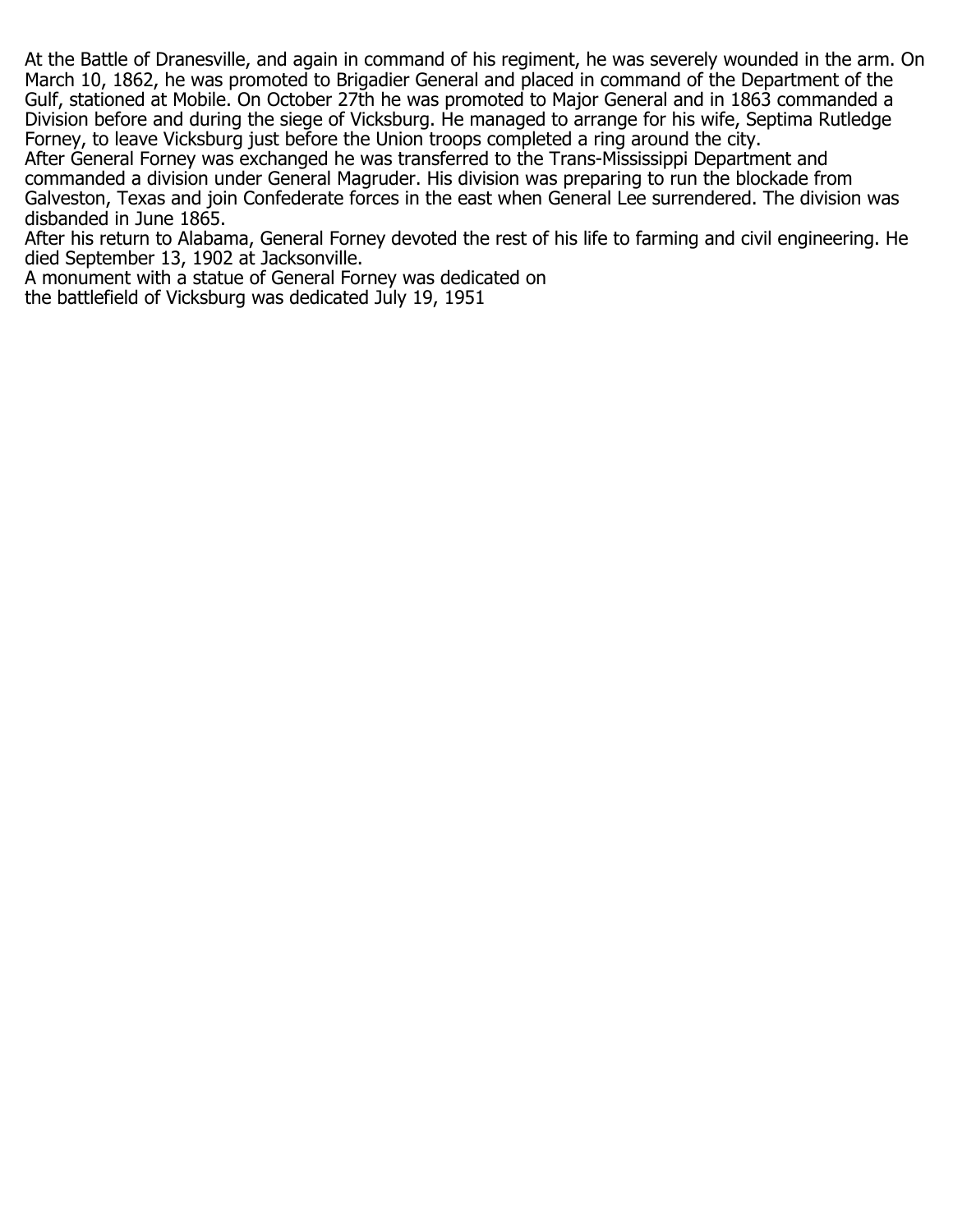At the Battle of Dranesville, and again in command of his regiment, he was severely wounded in the arm. On March 10, 1862, he was promoted to Brigadier General and placed in command of the Department of the Gulf, stationed at Mobile. On October 27th he was promoted to Major General and in 1863 commanded a Division before and during the siege of Vicksburg. He managed to arrange for his wife, Septima Rutledge Forney, to leave Vicksburg just before the Union troops completed a ring around the city.

After General Forney was exchanged he was transferred to the Trans-Mississippi Department and commanded a division under General Magruder. His division was preparing to run the blockade from Galveston, Texas and join Confederate forces in the east when General Lee surrendered. The division was disbanded in June 1865.

After his return to Alabama, General Forney devoted the rest of his life to farming and civil engineering. He died September 13, 1902 at Jacksonville.

A monument with a statue of General Forney was dedicated on
the battlefield of Vicksburg was dedicated July 19, 1951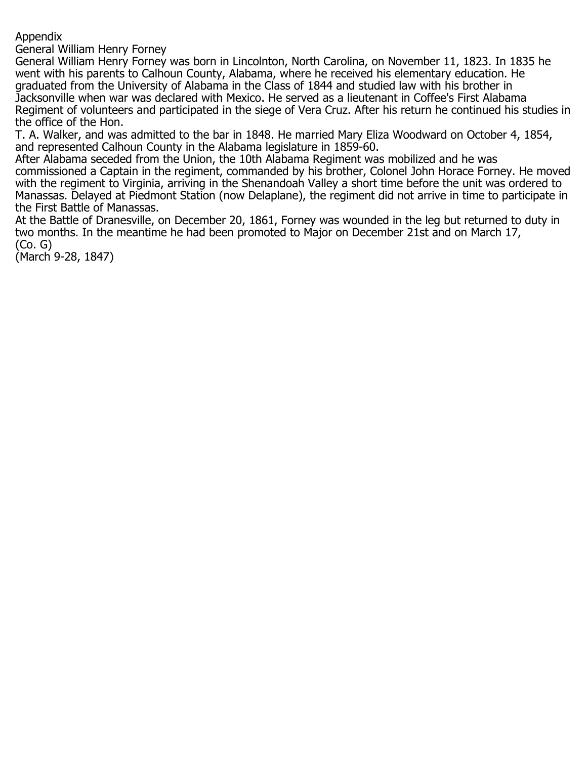# Appendix

## General William Henry Forney

General William Henry Forney was born in Lincolnton, North Carolina, on November 11, 1823. In 1835 he went with his parents to Calhoun County, Alabama, where he received his elementary education. He graduated from the University of Alabama in the Class of 1844 and studied law with his brother in Jacksonville when war was declared with Mexico. He served as a lieutenant in Coffee's First Alabama Regiment of volunteers and participated in the siege of Vera Cruz. After his return he continued his studies in the office of the Hon.

T. A. Walker, and was admitted to the bar in 1848. He married Mary Eliza Woodward on October 4, 1854, and represented Calhoun County in the Alabama legislature in 1859-60.

After Alabama seceded from the Union, the 10th Alabama Regiment was mobilized and he was commissioned a Captain in the regiment, commanded by his brother, Colonel John Horace Forney. He moved with the regiment to Virginia, arriving in the Shenandoah Valley a short time before the unit was ordered to Manassas. Delayed at Piedmont Station (now Delaplane), the regiment did not arrive in time to participate in the First Battle of Manassas.

At the Battle of Dranesville, on December 20, 1861, Forney was wounded in the leg but returned to duty in two months. In the meantime he had been promoted to Major on December 21st and on March 17,

(Co. G)

(March 9-28, 1847)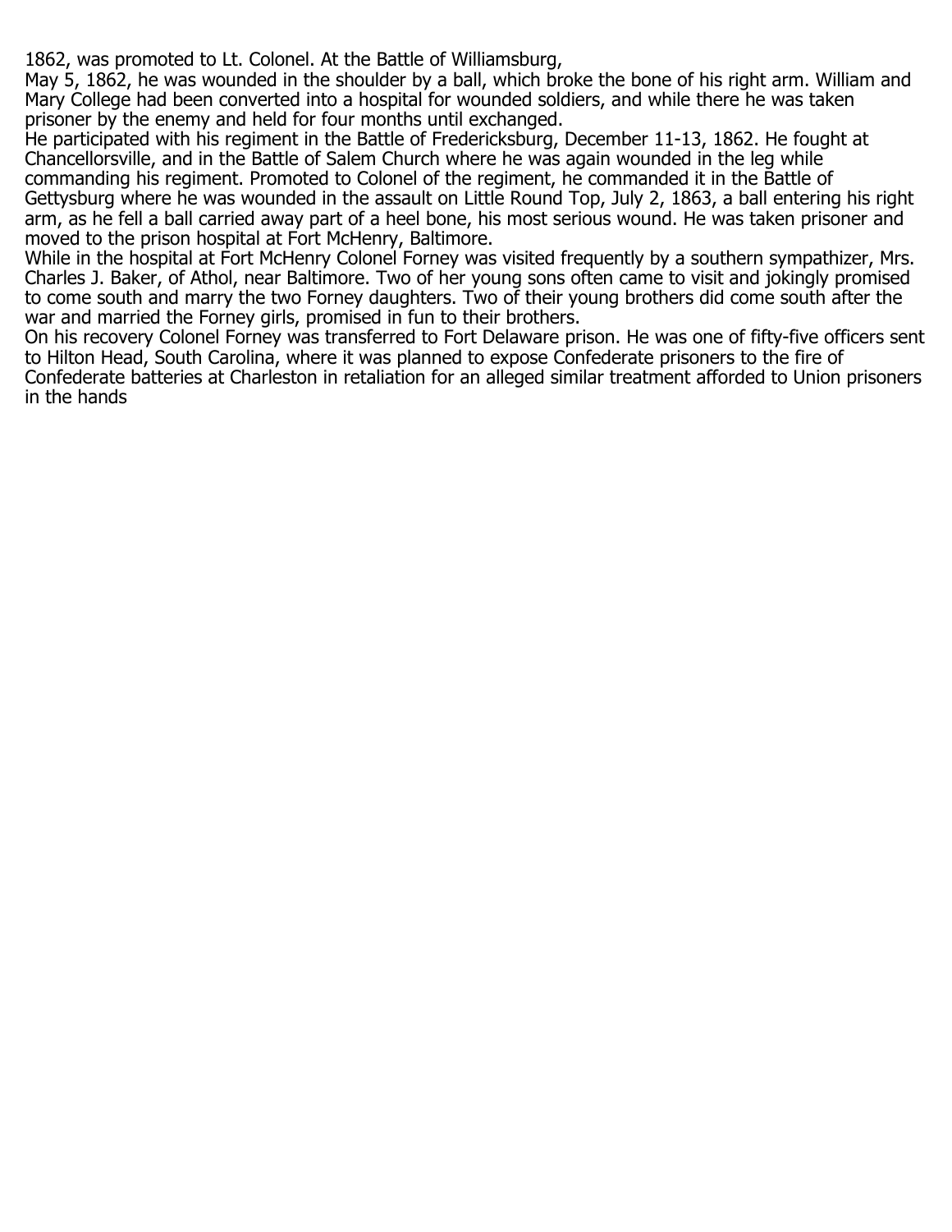1862, was promoted to Lt. Colonel. At the Battle of Williamsburg, May 5, 1862, he was wounded in the shoulder by a ball, which broke the bone of his right arm. William and Mary College had been converted into a hospital for wounded soldiers, and while there he was taken prisoner by the enemy and held for four months until exchanged.

He participated with his regiment in the Battle of Fredericksburg, December 11-13, 1862. He fought at Chancellorsville, and in the Battle of Salem Church where he was again wounded in the leg while commanding his regiment. Promoted to Colonel of the regiment, he commanded it in the Battle of Gettysburg where he was wounded in the assault on Little Round Top, July 2, 1863, a ball entering his right arm, as he fell a ball carried away part of a heel bone, his most serious wound. He was taken prisoner and moved to the prison hospital at Fort McHenry, Baltimore.

While in the hospital at Fort McHenry Colonel Forney was visited frequently by a southern sympathizer, Mrs. Charles J. Baker, of Athol, near Baltimore. Two of her young sons often came to visit and jokingly promised to come south and marry the two Forney daughters. Two of their young brothers did come south after the war and married the Forney girls, promised in fun to their brothers.

On his recovery Colonel Forney was transferred to Fort Delaware prison. He was one of fifty-five officers sent to Hilton Head, South Carolina, where it was planned to expose Confederate prisoners to the fire of Confederate batteries at Charleston in retaliation for an alleged similar treatment afforded to Union prisoners in the hands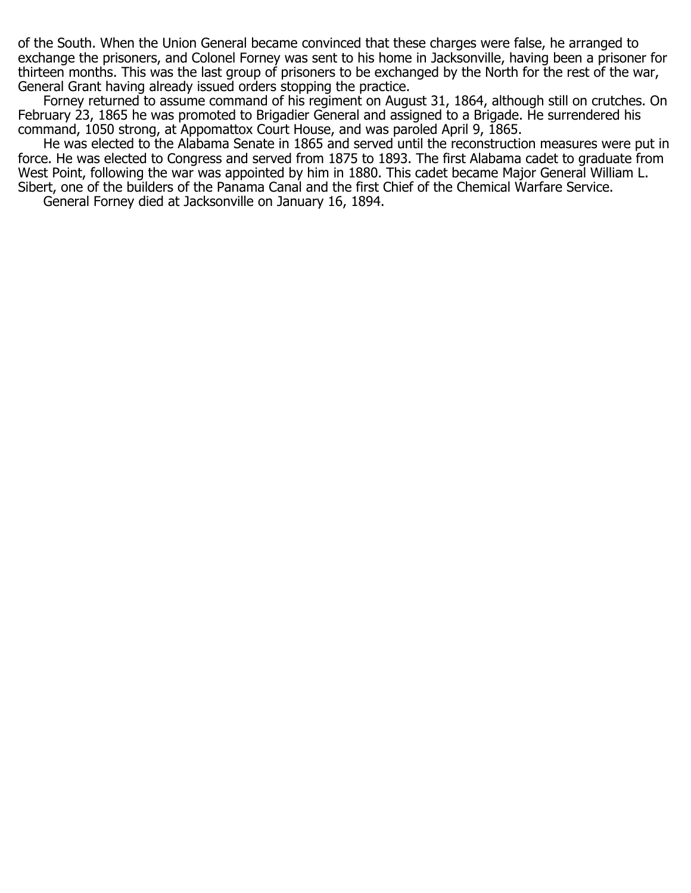of the South. When the Union General became convinced that these charges were false, he arranged to exchange the prisoners, and Colonel Forney was sent to his home in Jacksonville, having been a prisoner for thirteen months. This was the last group of prisoners to be exchanged by the North for the rest of the war, General Grant having already issued orders stopping the practice.

Forney returned to assume command of his regiment on August 31, 1864, although still on crutches. On February 23, 1865 he was promoted to Brigadier General and assigned to a Brigade. He surrendered his command, 1050 strong, at Appomattox Court House, and was paroled April 9, 1865.

He was elected to the Alabama Senate in 1865 and served until the reconstruction measures were put in force. He was elected to Congress and served from 1875 to 1893. The first Alabama cadet to graduate from West Point, following the war was appointed by him in 1880. This cadet became Major General William L. Sibert, one of the builders of the Panama Canal and the first Chief of the Chemical Warfare Service.

General Forney died at Jacksonville on January 16, 1894.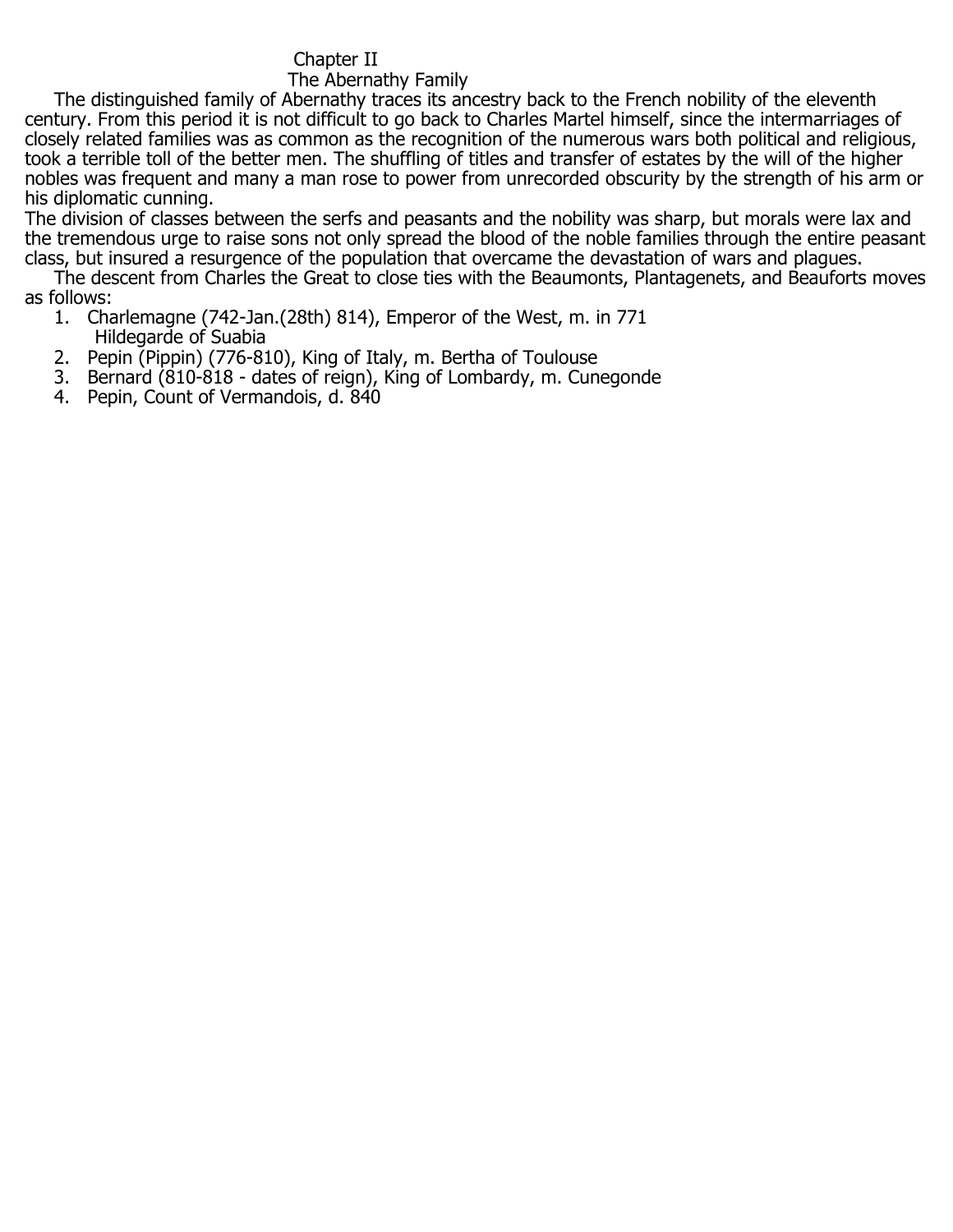## Chapter II
## The Abernathy Family

The distinguished family of Abernathy traces its ancestry back to the French nobility of the eleventh century. From this period it is not difficult to go back to Charles Martel himself, since the intermarriages of closely related families was as common as the recognition of the numerous wars both political and religious, took a terrible toll of the better men. The shuffling of titles and transfer of estates by the will of the higher nobles was frequent and many a man rose to power from unrecorded obscurity by the strength of his arm or his diplomatic cunning.

The division of classes between the serfs and peasants and the nobility was sharp, but morals were lax and the tremendous urge to raise sons not only spread the blood of the noble families through the entire peasant class, but insured a resurgence of the population that overcame the devastation of wars and plagues.

The descent from Charles the Great to close ties with the Beaumonts, Plantagenets, and Beauforts moves as follows:

1. Charlemagne (742-Jan.(28th) 814), Emperor of the West, m. in 771 Hildegarde of Suabia
2. Pepin (Pippin) (776-810), King of Italy, m. Bertha of Toulouse
3. Bernard (810-818 - dates of reign), King of Lombardy, m. Cunegonde
4. Pepin, Count of Vermandois, d. 840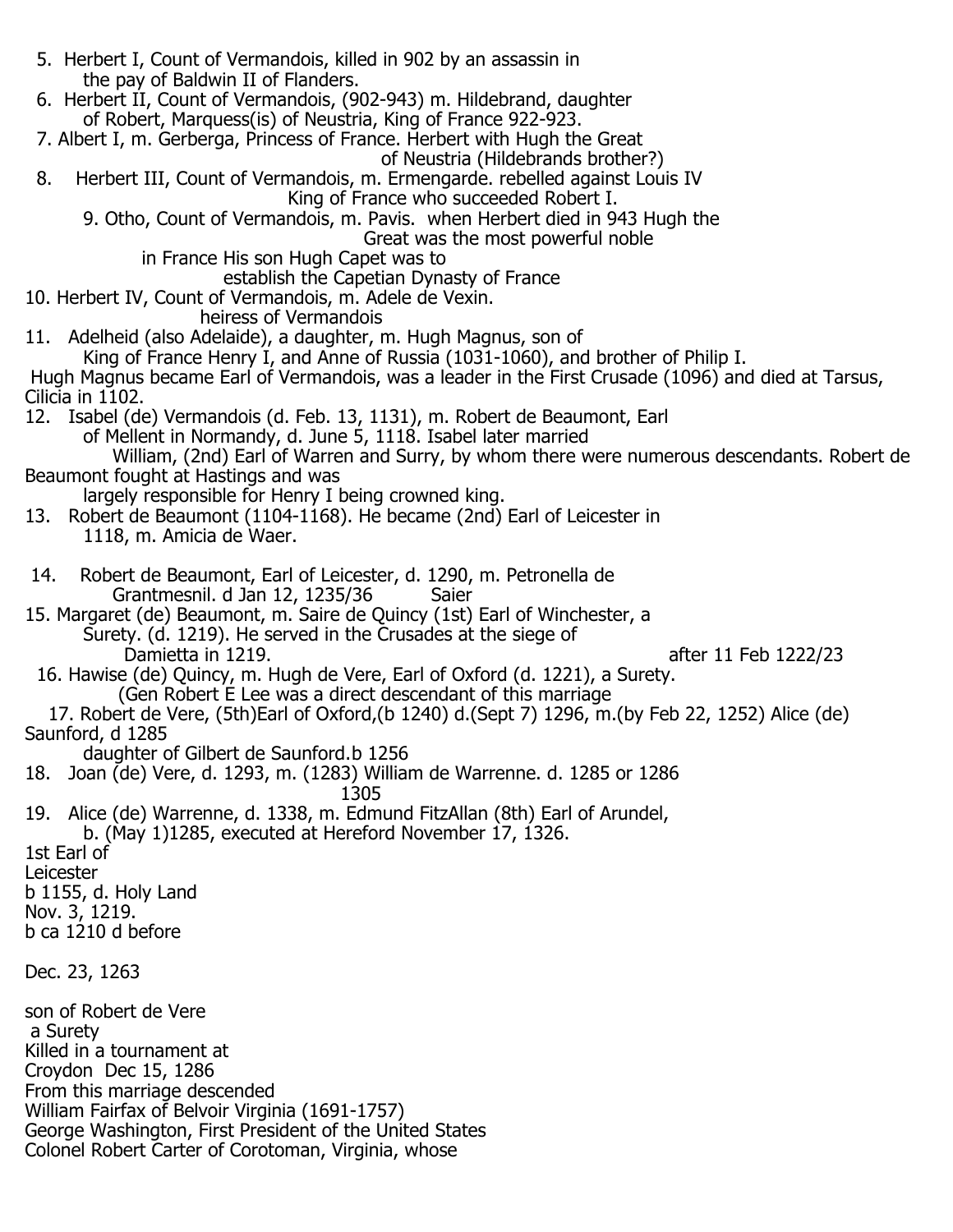5. Herbert I, Count of Vermandois, killed in 902 by an assassin in the pay of Baldwin II of Flanders.
6. Herbert II, Count of Vermandois, (902-943) m. Hildebrand, daughter of Robert, Marquess(is) of Neustria, King of France 922-923.
7. Albert I, m. Gerberga, Princess of France. Herbert with Hugh the Great of Neustria (Hildebrands brother?)
8. Herbert III, Count of Vermandois, m. Ermengarde. rebelled against Louis IV King of France who succeeded Robert I.
9. Otho, Count of Vermandois, m. Pavis. when Herbert died in 943 Hugh the Great was the most powerful noble in France His son Hugh Capet was to establish the Capetian Dynasty of France
10. Herbert IV, Count of Vermandois, m. Adele de Vexin. heiress of Vermandois
11. Adelheid (also Adelaide), a daughter, m. Hugh Magnus, son of King of France Henry I, and Anne of Russia (1031-1060), and brother of Philip I.
Hugh Magnus became Earl of Vermandois, was a leader in the First Crusade (1096) and died at Tarsus, Cilicia in 1102.
12. Isabel (de) Vermandois (d. Feb. 13, 1131), m. Robert de Beaumont, Earl of Mellent in Normandy, d. June 5, 1118. Isabel later married William, (2nd) Earl of Warren and Surry, by whom there were numerous descendants. Robert de Beaumont fought at Hastings and was largely responsible for Henry I being crowned king.
13. Robert de Beaumont (1104-1168). He became (2nd) Earl of Leicester in 1118, m. Amicia de Waer.

14. Robert de Beaumont, Earl of Leicester, d. 1290, m. Petronella de Grantmesnil. d Jan 12, 1235/36 Saier
15. Margaret (de) Beaumont, m. Saire de Quincy (1st) Earl of Winchester, a Surety. (d. 1219). He served in the Crusades at the siege of Damietta in 1219. after 11 Feb 1222/23
16. Hawise (de) Quincy, m. Hugh de Vere, Earl of Oxford (d. 1221), a Surety. (Gen Robert E Lee was a direct descendant of this marriage
17. Robert de Vere, (5th)Earl of Oxford,(b 1240) d.(Sept 7) 1296, m.(by Feb 22, 1252) Alice (de) Saunford, d 1285 daughter of Gilbert de Saunford.b 1256
18. Joan (de) Vere, d. 1293, m. (1283) William de Warrenne. d. 1285 or 1286 1305
19. Alice (de) Warrenne, d. 1338, m. Edmund FitzAllan (8th) Earl of Arundel, b. (May 1)1285, executed at Hereford November 17, 1326.

1st Earl of
Leicester
b 1155, d. Holy Land
Nov. 3, 1219.
b ca 1210 d before

Dec. 23, 1263

son of Robert de Vere
a Surety
Killed in a tournament at
Croydon Dec 15, 1286
From this marriage descended
William Fairfax of Belvoir Virginia (1691-1757)
George Washington, First President of the United States
Colonel Robert Carter of Corotoman, Virginia, whose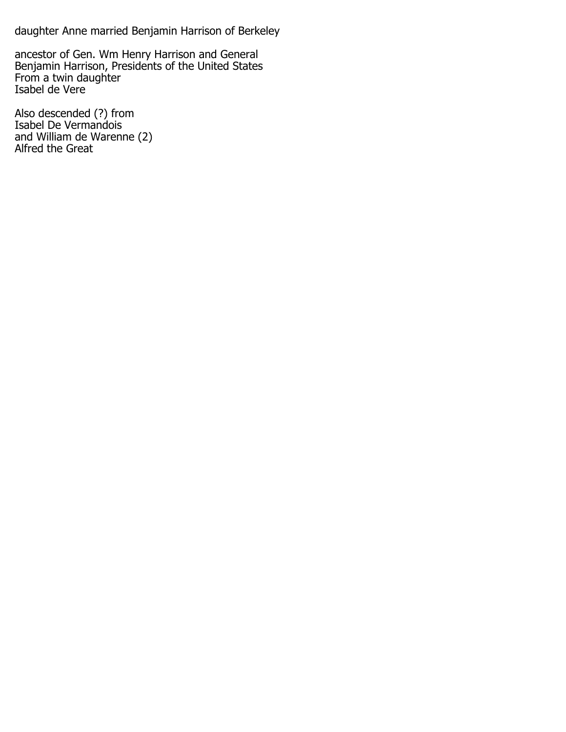daughter Anne married Benjamin Harrison of Berkeley

ancestor of Gen. Wm Henry Harrison and General
Benjamin Harrison, Presidents of the United States
From a twin daughter
Isabel de Vere

Also descended (?) from
Isabel De Vermandois
and William de Warenne (2)
Alfred the Great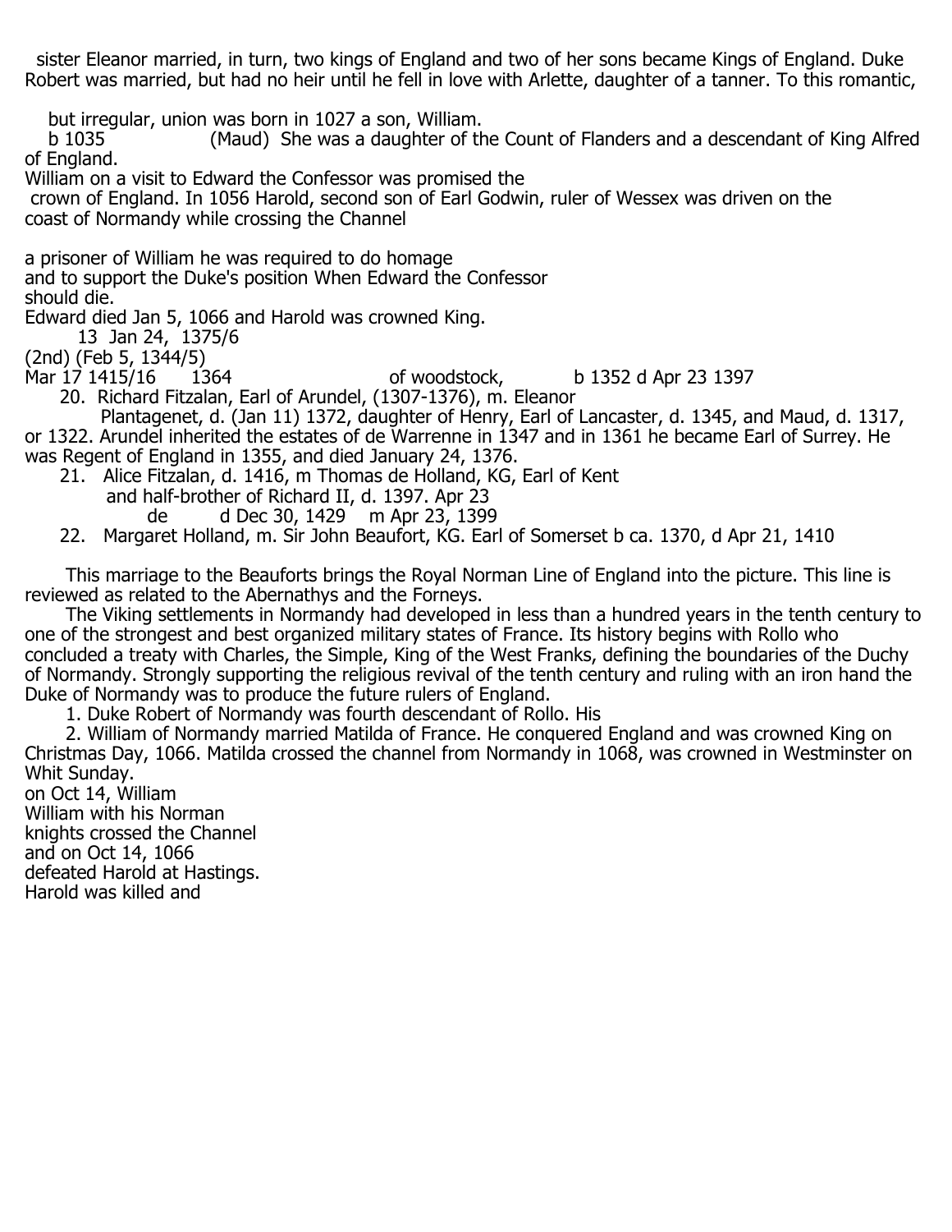sister Eleanor married, in turn, two kings of England and two of her sons became Kings of England. Duke Robert was married, but had no heir until he fell in love with Arlette, daughter of a tanner. To this romantic,

but irregular, union was born in 1027 a son, William.
b 1035 (Maud) She was a daughter of the Count of Flanders and a descendant of King Alfred of England.
William on a visit to Edward the Confessor was promised the crown of England. In 1056 Harold, second son of Earl Godwin, ruler of Wessex was driven on the coast of Normandy while crossing the Channel

a prisoner of William he was required to do homage and to support the Duke's position When Edward the Confessor should die.
Edward died Jan 5, 1066 and Harold was crowned King.
13 Jan 24, 1375/6
(2nd) (Feb 5, 1344/5)
Mar 17 1415/16 1364 of woodstock, b 1352 d Apr 23 1397

20. Richard Fitzalan, Earl of Arundel, (1307-1376), m. Eleanor Plantagenet, d. (Jan 11) 1372, daughter of Henry, Earl of Lancaster, d. 1345, and Maud, d. 1317, or 1322. Arundel inherited the estates of de Warrenne in 1347 and in 1361 he became Earl of Surrey. He was Regent of England in 1355, and died January 24, 1376.
21. Alice Fitzalan, d. 1416, m Thomas de Holland, KG, Earl of Kent and half-brother of Richard II, d. 1397. Apr 23
de d Dec 30, 1429 m Apr 23, 1399
22. Margaret Holland, m. Sir John Beaufort, KG. Earl of Somerset b ca. 1370, d Apr 21, 1410

This marriage to the Beauforts brings the Royal Norman Line of England into the picture. This line is reviewed as related to the Abernathys and the Forneys.

The Viking settlements in Normandy had developed in less than a hundred years in the tenth century to one of the strongest and best organized military states of France. Its history begins with Rollo who concluded a treaty with Charles, the Simple, King of the West Franks, defining the boundaries of the Duchy of Normandy. Strongly supporting the religious revival of the tenth century and ruling with an iron hand the Duke of Normandy was to produce the future rulers of England.

1. Duke Robert of Normandy was fourth descendant of Rollo. His
2. William of Normandy married Matilda of France. He conquered England and was crowned King on Christmas Day, 1066. Matilda crossed the channel from Normandy in 1068, was crowned in Westminster on Whit Sunday.

on Oct 14, William
William with his Norman knights crossed the Channel and on Oct 14, 1066 defeated Harold at Hastings. Harold was killed and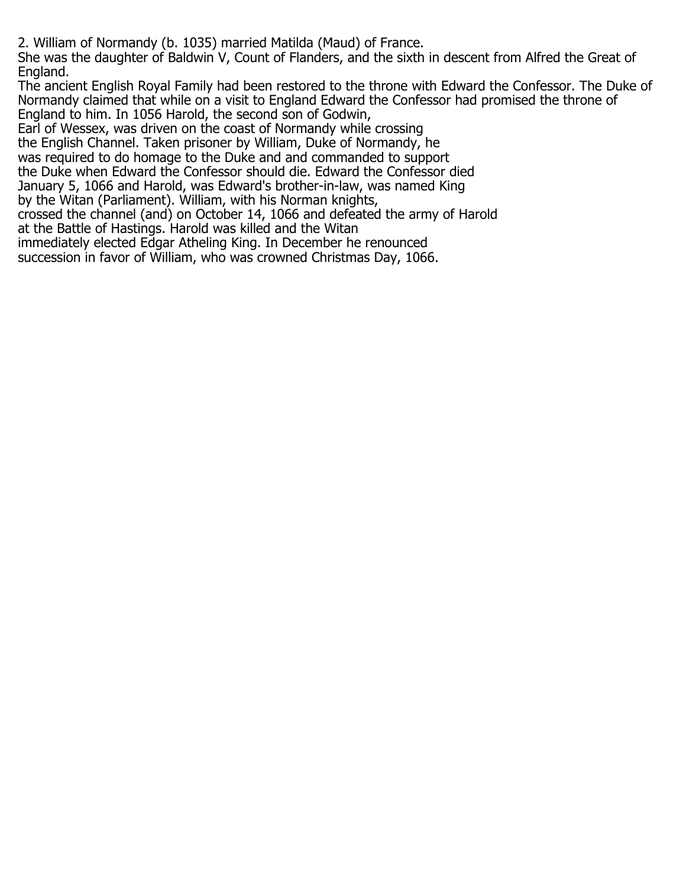2. William of Normandy (b. 1035) married Matilda (Maud) of France.
She was the daughter of Baldwin V, Count of Flanders, and the sixth in descent from Alfred the Great of England.
The ancient English Royal Family had been restored to the throne with Edward the Confessor. The Duke of Normandy claimed that while on a visit to England Edward the Confessor had promised the throne of England to him. In 1056 Harold, the second son of Godwin, Earl of Wessex, was driven on the coast of Normandy while crossing the English Channel. Taken prisoner by William, Duke of Normandy, he was required to do homage to the Duke and and commanded to support the Duke when Edward the Confessor should die. Edward the Confessor died January 5, 1066 and Harold, was Edward's brother-in-law, was named King by the Witan (Parliament). William, with his Norman knights, crossed the channel (and) on October 14, 1066 and defeated the army of Harold at the Battle of Hastings. Harold was killed and the Witan immediately elected Edgar Atheling King. In December he renounced succession in favor of William, who was crowned Christmas Day, 1066.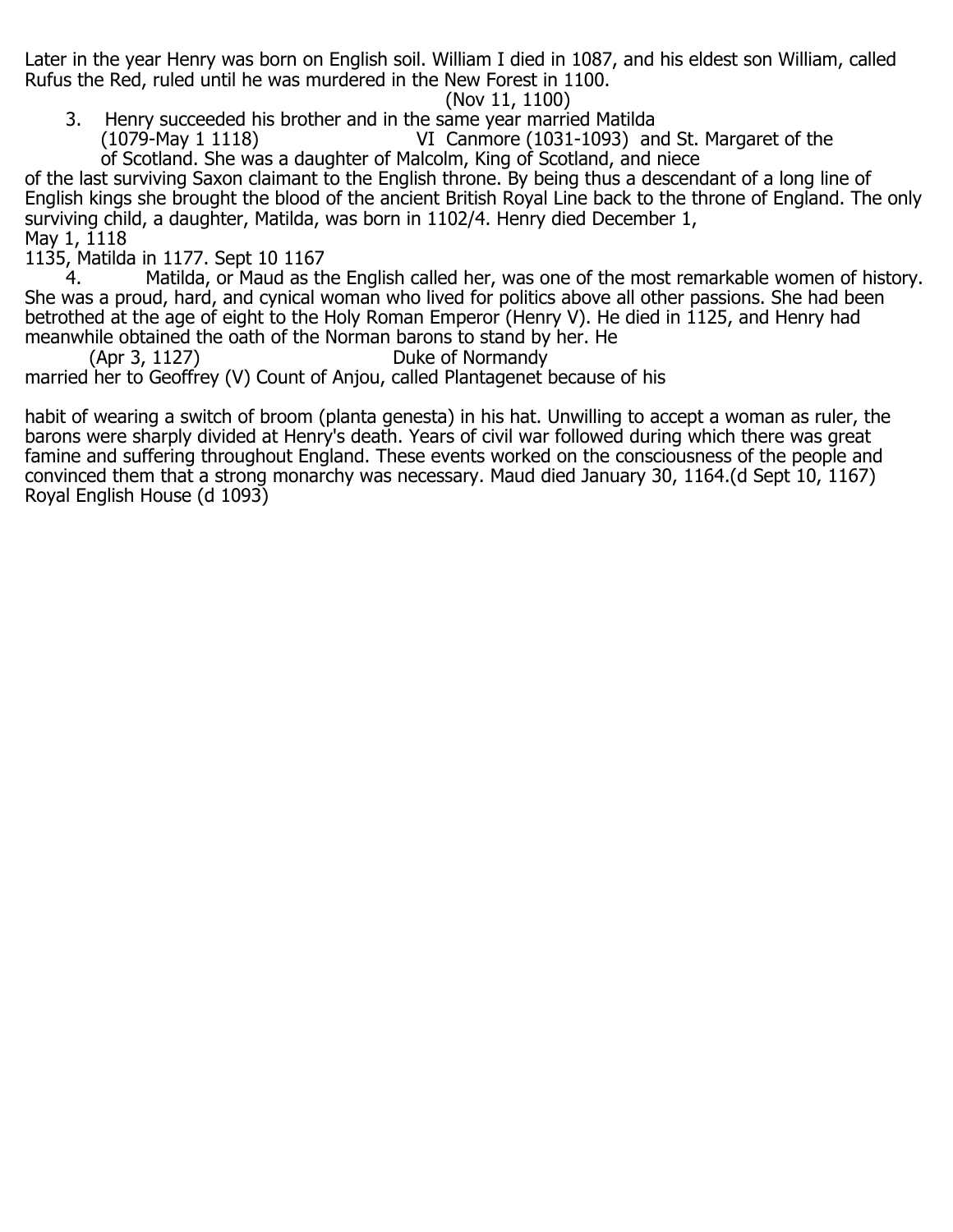Later in the year Henry was born on English soil. William I died in 1087, and his eldest son William, called Rufus the Red, ruled until he was murdered in the New Forest in 1100.

(Nov 11, 1100)

3. Henry succeeded his brother and in the same year married Matilda (1079-May 1 1118) of Scotland. She was a daughter of Malcolm VI Canmore (1031-1093), King of Scotland, and St. Margaret of the Royal English House (d 1093), and niece of the last surviving Saxon claimant to the English throne. By being thus a descendant of a long line of English kings she brought the blood of the ancient British Royal Line back to the throne of England. The only surviving child, a daughter, Matilda, was born in 1102/4. Henry died December 1, 1135, Matilda in 1177. Sept 10 1167

May 1, 1118

4. Matilda, or Maud as the English called her, was one of the most remarkable women of history. She was a proud, hard, and cynical woman who lived for politics above all other passions. She had been betrothed at the age of eight to the Holy Roman Emperor (Henry V). He died in 1125, and Henry had meanwhile obtained the oath of the Norman barons to stand by her. He (Apr 3, 1127) married her to Geoffrey (V) Count of Anjou, Duke of Normandy, called Plantagenet because of his habit of wearing a switch of broom (planta genesta) in his hat. Unwilling to accept a woman as ruler, the barons were sharply divided at Henry's death. Years of civil war followed during which there was great famine and suffering throughout England. These events worked on the consciousness of the people and convinced them that a strong monarchy was necessary. Maud died January 30, 1164.(d Sept 10, 1167)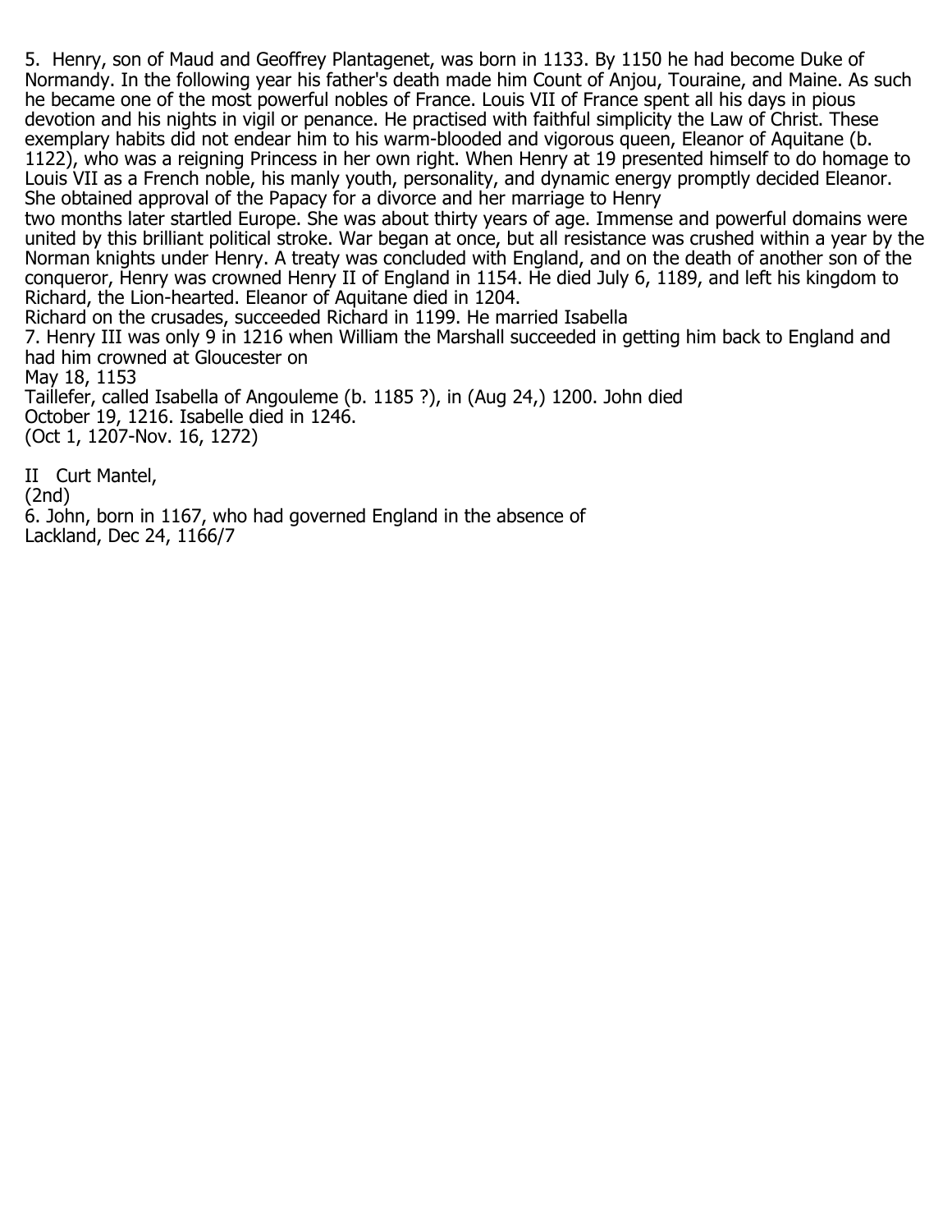5. Henry, son of Maud and Geoffrey Plantagenet, was born in 1133. By 1150 he had become Duke of Normandy. In the following year his father's death made him Count of Anjou, Touraine, and Maine. As such he became one of the most powerful nobles of France. Louis VII of France spent all his days in pious devotion and his nights in vigil or penance. He practised with faithful simplicity the Law of Christ. These exemplary habits did not endear him to his warm-blooded and vigorous queen, Eleanor of Aquitane (b. 1122), who was a reigning Princess in her own right. When Henry at 19 presented himself to do homage to Louis VII as a French noble, his manly youth, personality, and dynamic energy promptly decided Eleanor. She obtained approval of the Papacy for a divorce and her marriage to Henry
two months later startled Europe. She was about thirty years of age. Immense and powerful domains were united by this brilliant political stroke. War began at once, but all resistance was crushed within a year by the Norman knights under Henry. A treaty was concluded with England, and on the death of another son of the conqueror, Henry was crowned Henry II of England in 1154. He died July 6, 1189, and left his kingdom to Richard, the Lion-hearted. Eleanor of Aquitane died in 1204.
Richard on the crusades, succeeded Richard in 1199. He married Isabella
7. Henry III was only 9 in 1216 when William the Marshall succeeded in getting him back to England and had him crowned at Gloucester on
May 18, 1153
Taillefer, called Isabella of Angouleme (b. 1185 ?), in (Aug 24,) 1200. John died
October 19, 1216. Isabelle died in 1246.
(Oct 1, 1207-Nov. 16, 1272)

II Curt Mantel,
(2nd)
6. John, born in 1167, who had governed England in the absence of
Lackland, Dec 24, 1166/7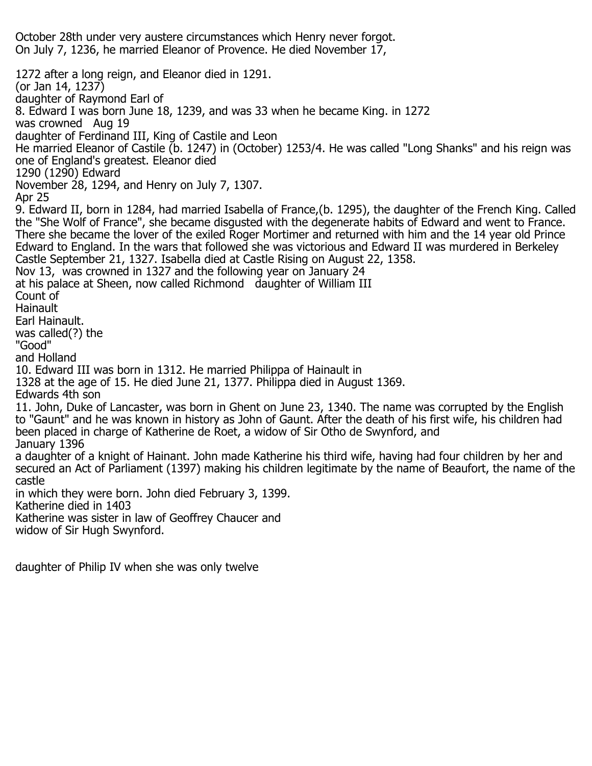October 28th under very austere circumstances which Henry never forgot.
On July 7, 1236, he married Eleanor of Provence. He died November 17,

1272 after a long reign, and Eleanor died in 1291.
(or Jan 14, 1237)
daughter of Raymond Earl of
8. Edward I was born June 18, 1239, and was 33 when he became King. in 1272
was crowned Aug 19
daughter of Ferdinand III, King of Castile and Leon
He married Eleanor of Castile (b. 1247) in (October) 1253/4. He was called "Long Shanks" and his reign was one of England's greatest. Eleanor died
1290 (1290) Edward
November 28, 1294, and Henry on July 7, 1307.
Apr 25
9. Edward II, born in 1284, had married Isabella of France,(b. 1295), the daughter of the French King. Called the "She Wolf of France", she became disgusted with the degenerate habits of Edward and went to France. There she became the lover of the exiled Roger Mortimer and returned with him and the 14 year old Prince Edward to England. In the wars that followed she was victorious and Edward II was murdered in Berkeley Castle September 21, 1327. Isabella died at Castle Rising on August 22, 1358.
Nov 13, was crowned in 1327 and the following year on January 24
at his palace at Sheen, now called Richmond daughter of William III
Count of
Hainault
Earl Hainault.
was called(?) the
"Good"
and Holland
10. Edward III was born in 1312. He married Philippa of Hainault in
1328 at the age of 15. He died June 21, 1377. Philippa died in August 1369.
Edwards 4th son
11. John, Duke of Lancaster, was born in Ghent on June 23, 1340. The name was corrupted by the English to "Gaunt" and he was known in history as John of Gaunt. After the death of his first wife, his children had been placed in charge of Katherine de Roet, a widow of Sir Otho de Swynford, and
January 1396
a daughter of a knight of Hainant. John made Katherine his third wife, having had four children by her and secured an Act of Parliament (1397) making his children legitimate by the name of Beaufort, the name of the castle
in which they were born. John died February 3, 1399.
Katherine died in 1403
Katherine was sister in law of Geoffrey Chaucer and
widow of Sir Hugh Swynford.

daughter of Philip IV when she was only twelve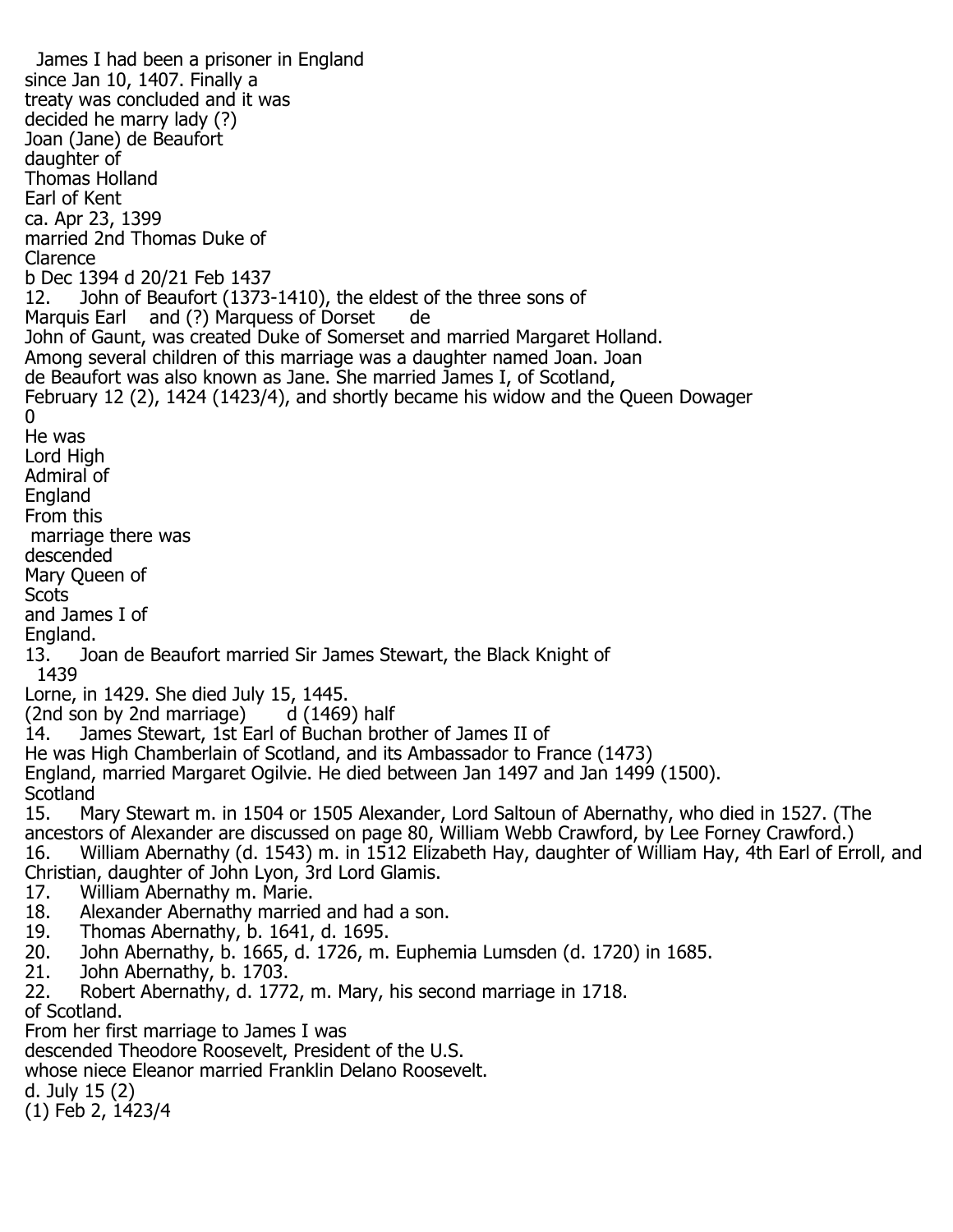James I had been a prisoner in England
since Jan 10, 1407. Finally a
treaty was concluded and it was
decided he marry lady (?)
Joan (Jane) de Beaufort
daughter of
Thomas Holland
Earl of Kent
ca. Apr 23, 1399
married 2nd Thomas Duke of
Clarence
b Dec 1394 d 20/21 Feb 1437

12. John of Beaufort (1373-1410), the eldest of the three sons of
Marquis Earl and (?) Marquess of Dorset de
John of Gaunt, was created Duke of Somerset and married Margaret Holland.
Among several children of this marriage was a daughter named Joan. Joan
de Beaufort was also known as Jane. She married James I, of Scotland,
February 12 (2), 1424 (1423/4), and shortly became his widow and the Queen Dowager
0

He was
Lord High
Admiral of
England

From this
marriage there was
descended
Mary Queen of
Scots
and James I of
England.

13. Joan de Beaufort married Sir James Stewart, the Black Knight of
1439
Lorne, in 1429. She died July 15, 1445.
(2nd son by 2nd marriage) d (1469) half
14. James Stewart, 1st Earl of Buchan brother of James II of
He was High Chamberlain of Scotland, and its Ambassador to France (1473)
England, married Margaret Ogilvie. He died between Jan 1497 and Jan 1499 (1500).
Scotland
15. Mary Stewart m. in 1504 or 1505 Alexander, Lord Saltoun of Abernathy, who died in 1527. (The ancestors of Alexander are discussed on page 80, William Webb Crawford, by Lee Forney Crawford.)
16. William Abernathy (d. 1543) m. in 1512 Elizabeth Hay, daughter of William Hay, 4th Earl of Erroll, and Christian, daughter of John Lyon, 3rd Lord Glamis.
17. William Abernathy m. Marie.
18. Alexander Abernathy married and had a son.
19. Thomas Abernathy, b. 1641, d. 1695.
20. John Abernathy, b. 1665, d. 1726, m. Euphemia Lumsden (d. 1720) in 1685.
21. John Abernathy, b. 1703.
22. Robert Abernathy, d. 1772, m. Mary, his second marriage in 1718.

of Scotland.
From her first marriage to James I was
descended Theodore Roosevelt, President of the U.S.
whose niece Eleanor married Franklin Delano Roosevelt.
d. July 15 (2)
(1) Feb 2, 1423/4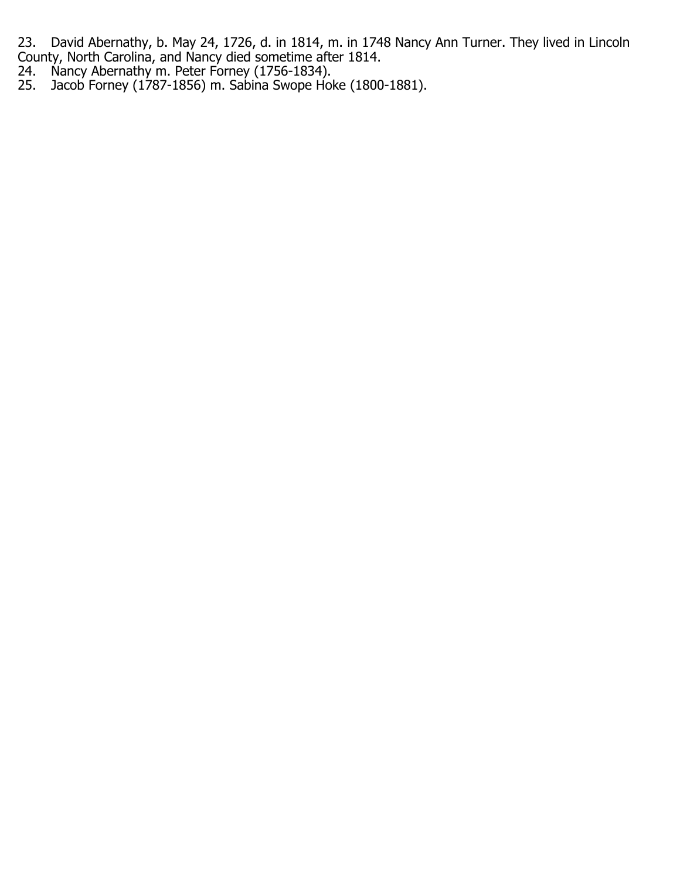23. David Abernathy, b. May 24, 1726, d. in 1814, m. in 1748 Nancy Ann Turner. They lived in Lincoln County, North Carolina, and Nancy died sometime after 1814.
24. Nancy Abernathy m. Peter Forney (1756-1834).
25. Jacob Forney (1787-1856) m. Sabina Swope Hoke (1800-1881).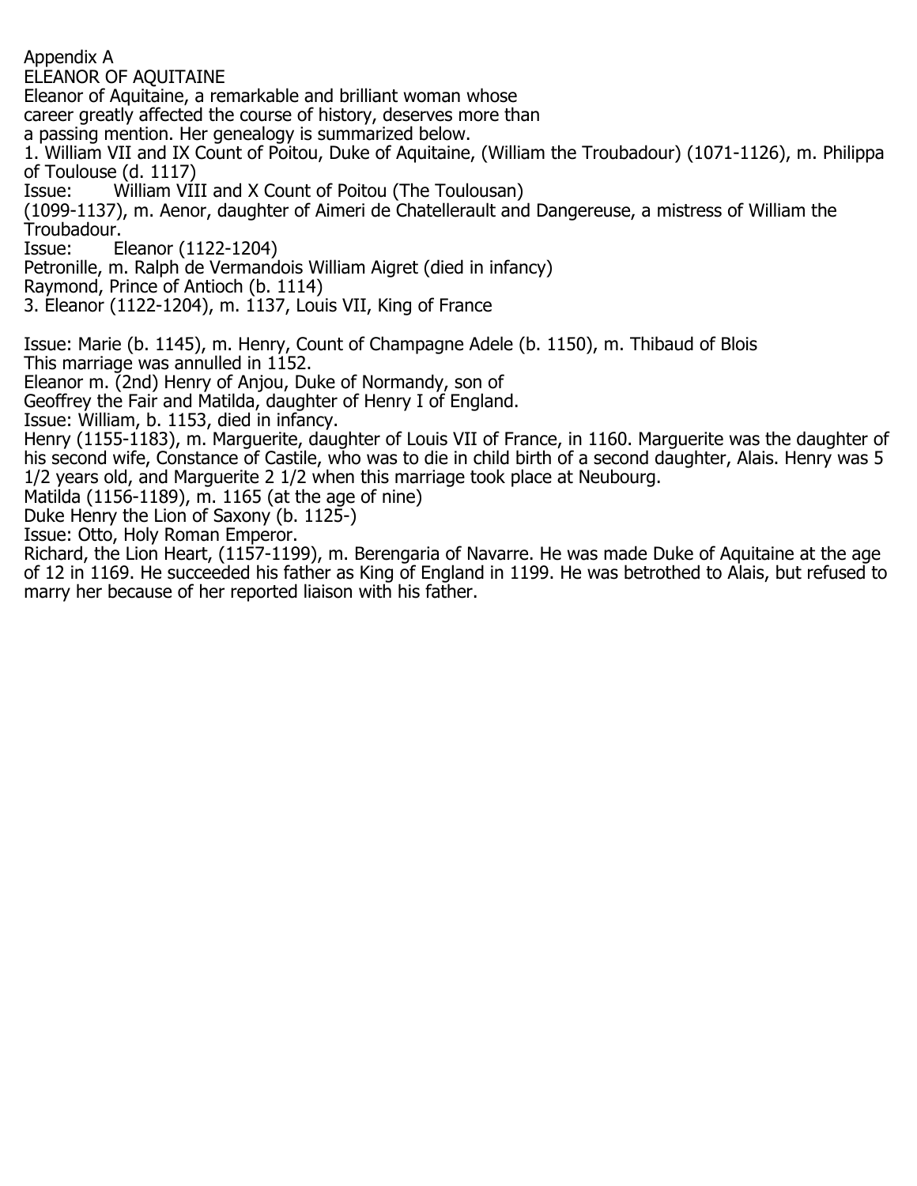Appendix A

# ELEANOR OF AQUITAINE

Eleanor of Aquitaine, a remarkable and brilliant woman whose career greatly affected the course of history, deserves more than a passing mention. Her genealogy is summarized below.

1. William VII and IX Count of Poitou, Duke of Aquitaine, (William the Troubadour) (1071-1126), m. Philippa of Toulouse (d. 1117)

Issue: William VIII and X Count of Poitou (The Toulousan) (1099-1137), m. Aenor, daughter of Aimeri de Chatellerault and Dangereuse, a mistress of William the Troubadour.

Issue: Eleanor (1122-1204)

Petronille, m. Ralph de Vermandois William Aigret (died in infancy)

Raymond, Prince of Antioch (b. 1114)

3. Eleanor (1122-1204), m. 1137, Louis VII, King of France

Issue: Marie (b. 1145), m. Henry, Count of Champagne Adele (b. 1150), m. Thibaud of Blois

This marriage was annulled in 1152.

Eleanor m. (2nd) Henry of Anjou, Duke of Normandy, son of Geoffrey the Fair and Matilda, daughter of Henry I of England.

Issue: William, b. 1153, died in infancy.

Henry (1155-1183), m. Marguerite, daughter of Louis VII of France, in 1160. Marguerite was the daughter of his second wife, Constance of Castile, who was to die in child birth of a second daughter, Alais. Henry was 5 1/2 years old, and Marguerite 2 1/2 when this marriage took place at Neubourg.

Matilda (1156-1189), m. 1165 (at the age of nine)

Duke Henry the Lion of Saxony (b. 1125-)

Issue: Otto, Holy Roman Emperor.

Richard, the Lion Heart, (1157-1199), m. Berengaria of Navarre. He was made Duke of Aquitaine at the age of 12 in 1169. He succeeded his father as King of England in 1199. He was betrothed to Alais, but refused to marry her because of her reported liaison with his father.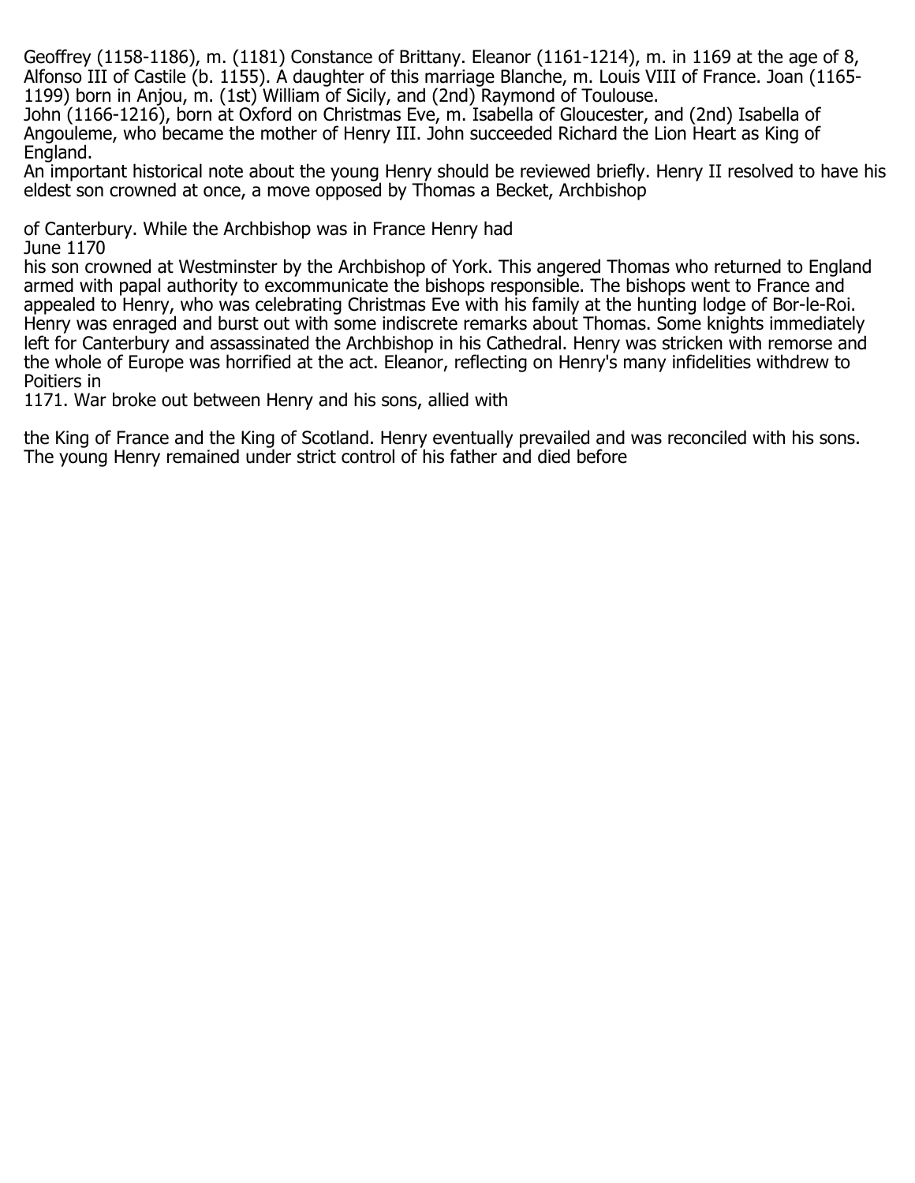Geoffrey (1158-1186), m. (1181) Constance of Brittany. Eleanor (1161-1214), m. in 1169 at the age of 8, Alfonso III of Castile (b. 1155). A daughter of this marriage Blanche, m. Louis VIII of France. Joan (1165-1199) born in Anjou, m. (1st) William of Sicily, and (2nd) Raymond of Toulouse.

John (1166-1216), born at Oxford on Christmas Eve, m. Isabella of Gloucester, and (2nd) Isabella of Angouleme, who became the mother of Henry III. John succeeded Richard the Lion Heart as King of England.

An important historical note about the young Henry should be reviewed briefly. Henry II resolved to have his eldest son crowned at once, a move opposed by Thomas a Becket, Archbishop of Canterbury. While the Archbishop was in France Henry had June 1170 his son crowned at Westminster by the Archbishop of York. This angered Thomas who returned to England armed with papal authority to excommunicate the bishops responsible. The bishops went to France and appealed to Henry, who was celebrating Christmas Eve with his family at the hunting lodge of Bor-le-Roi. Henry was enraged and burst out with some indiscrete remarks about Thomas. Some knights immediately left for Canterbury and assassinated the Archbishop in his Cathedral. Henry was stricken with remorse and the whole of Europe was horrified at the act. Eleanor, reflecting on Henry's many infidelities withdrew to Poitiers in 1171. War broke out between Henry and his sons, allied with the King of France and the King of Scotland. Henry eventually prevailed and was reconciled with his sons. The young Henry remained under strict control of his father and died before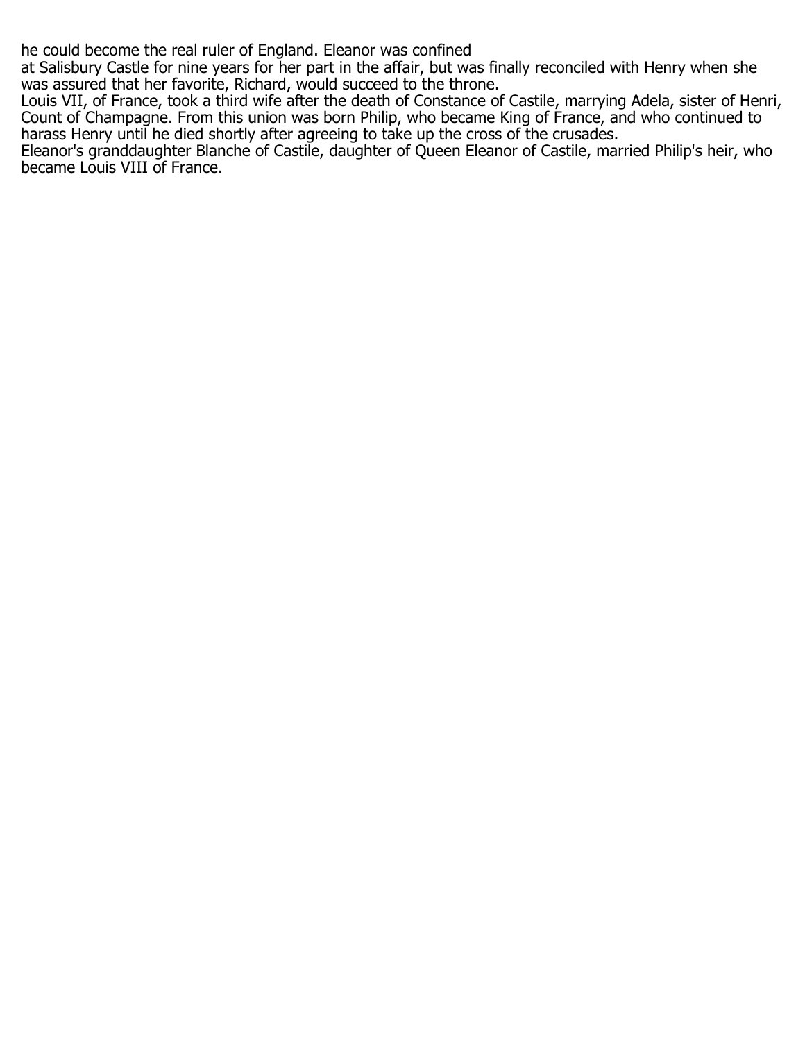he could become the real ruler of England. Eleanor was confined at Salisbury Castle for nine years for her part in the affair, but was finally reconciled with Henry when she was assured that her favorite, Richard, would succeed to the throne.

Louis VII, of France, took a third wife after the death of Constance of Castile, marrying Adela, sister of Henri, Count of Champagne. From this union was born Philip, who became King of France, and who continued to harass Henry until he died shortly after agreeing to take up the cross of the crusades.

Eleanor's granddaughter Blanche of Castile, daughter of Queen Eleanor of Castile, married Philip's heir, who became Louis VIII of France.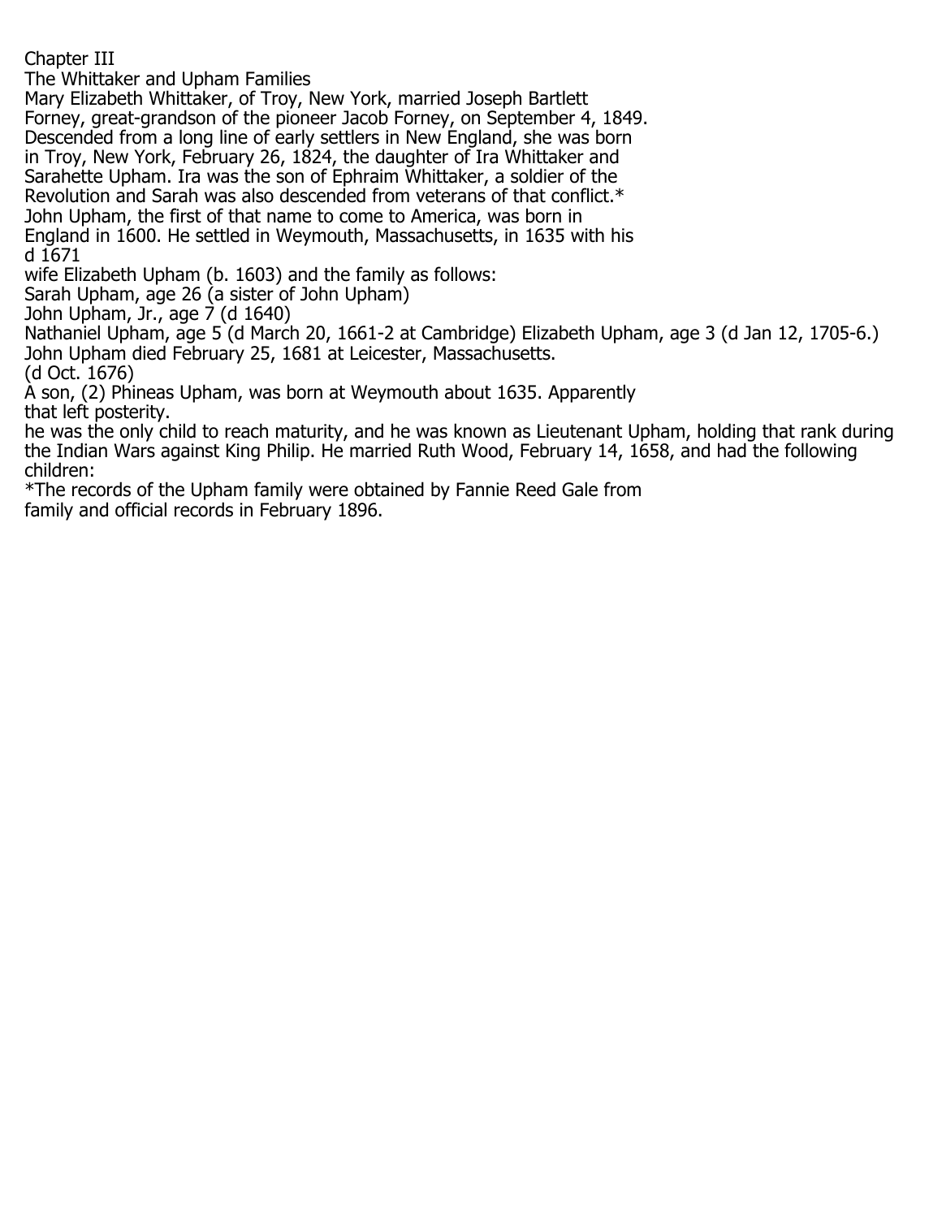# Chapter III

## The Whittaker and Upham Families

Mary Elizabeth Whittaker, of Troy, New York, married Joseph Bartlett Forney, great-grandson of the pioneer Jacob Forney, on September 4, 1849. Descended from a long line of early settlers in New England, she was born in Troy, New York, February 26, 1824, the daughter of Ira Whittaker and Sarahette Upham. Ira was the son of Ephraim Whittaker, a soldier of the Revolution and Sarah was also descended from veterans of that conflict.*

John Upham, the first of that name to come to America, was born in England in 1600. He settled in Weymouth, Massachusetts, in 1635 with his
d 1671
wife Elizabeth Upham (b. 1603) and the family as follows:

Sarah Upham, age 26 (a sister of John Upham)
John Upham, Jr., age 7 (d 1640)
Nathaniel Upham, age 5 (d March 20, 1661-2 at Cambridge) Elizabeth Upham, age 3 (d Jan 12, 1705-6.)
John Upham died February 25, 1681 at Leicester, Massachusetts.
(d Oct. 1676)

A son, (2) Phineas Upham, was born at Weymouth about 1635. Apparently
that left posterity.
he was the only child to reach maturity, and he was known as Lieutenant Upham, holding that rank during the Indian Wars against King Philip. He married Ruth Wood, February 14, 1658, and had the following children:

*The records of the Upham family were obtained by Fannie Reed Gale from family and official records in February 1896.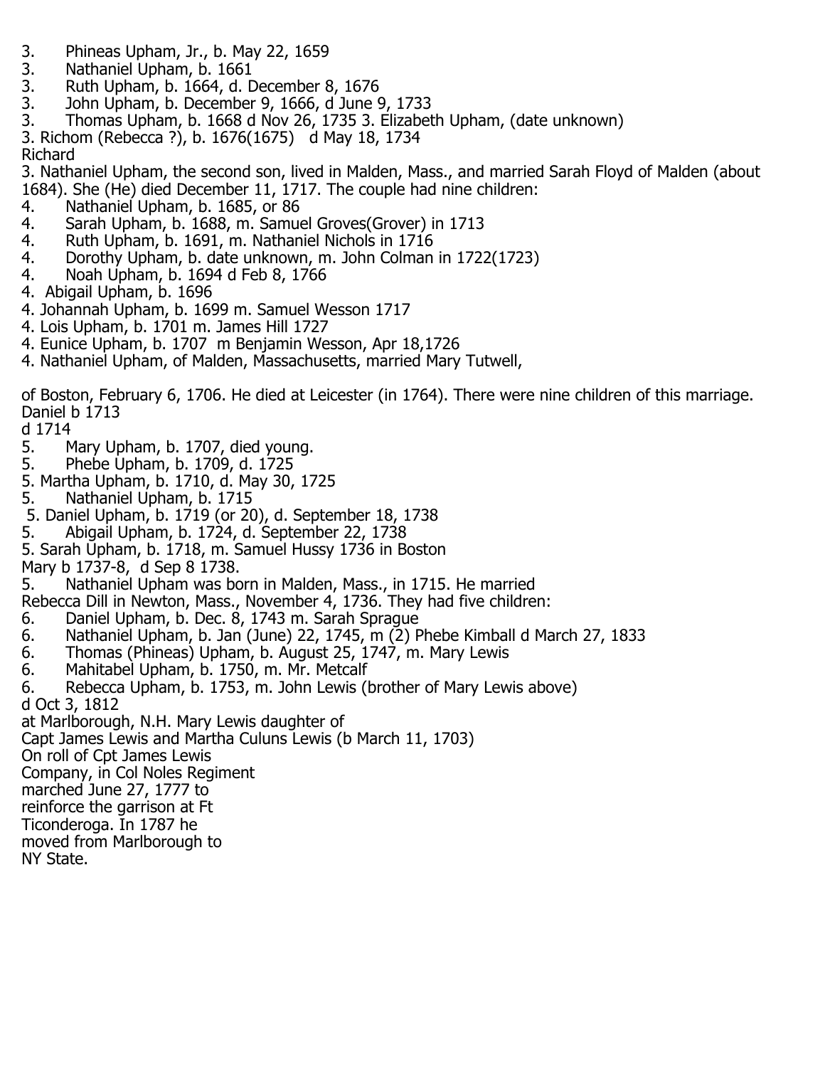3. Phineas Upham, Jr., b. May 22, 1659
3. Nathaniel Upham, b. 1661
3. Ruth Upham, b. 1664, d. December 8, 1676
3. John Upham, b. December 9, 1666, d June 9, 1733
3. Thomas Upham, b. 1668 d Nov 26, 1735 3. Elizabeth Upham, (date unknown)
3. Richom (Rebecca ?), b. 1676(1675) d May 18, 1734
Richard
3. Nathaniel Upham, the second son, lived in Malden, Mass., and married Sarah Floyd of Malden (about 1684). She (He) died December 11, 1717. The couple had nine children:
4. Nathaniel Upham, b. 1685, or 86
4. Sarah Upham, b. 1688, m. Samuel Groves(Grover) in 1713
4. Ruth Upham, b. 1691, m. Nathaniel Nichols in 1716
4. Dorothy Upham, b. date unknown, m. John Colman in 1722(1723)
4. Noah Upham, b. 1694 d Feb 8, 1766
4. Abigail Upham, b. 1696
4. Johannah Upham, b. 1699 m. Samuel Wesson 1717
4. Lois Upham, b. 1701 m. James Hill 1727
4. Eunice Upham, b. 1707 m Benjamin Wesson, Apr 18,1726
4. Nathaniel Upham, of Malden, Massachusetts, married Mary Tutwell,

of Boston, February 6, 1706. He died at Leicester (in 1764). There were nine children of this marriage.
Daniel b 1713
d 1714
5. Mary Upham, b. 1707, died young.
5. Phebe Upham, b. 1709, d. 1725
5. Martha Upham, b. 1710, d. May 30, 1725
5. Nathaniel Upham, b. 1715
5. Daniel Upham, b. 1719 (or 20), d. September 18, 1738
5. Abigail Upham, b. 1724, d. September 22, 1738
5. Sarah Upham, b. 1718, m. Samuel Hussy 1736 in Boston
Mary b 1737-8, d Sep 8 1738.
5. Nathaniel Upham was born in Malden, Mass., in 1715. He married
Rebecca Dill in Newton, Mass., November 4, 1736. They had five children:
6. Daniel Upham, b. Dec. 8, 1743 m. Sarah Sprague
6. Nathaniel Upham, b. Jan (June) 22, 1745, m (2) Phebe Kimball d March 27, 1833
6. Thomas (Phineas) Upham, b. August 25, 1747, m. Mary Lewis
6. Mahitabel Upham, b. 1750, m. Mr. Metcalf
6. Rebecca Upham, b. 1753, m. John Lewis (brother of Mary Lewis above)
d Oct 3, 1812
at Marlborough, N.H. Mary Lewis daughter of
Capt James Lewis and Martha Culuns Lewis (b March 11, 1703)
On roll of Cpt James Lewis
Company, in Col Noles Regiment
marched June 27, 1777 to
reinforce the garrison at Ft
Ticonderoga. In 1787 he
moved from Marlborough to
NY State.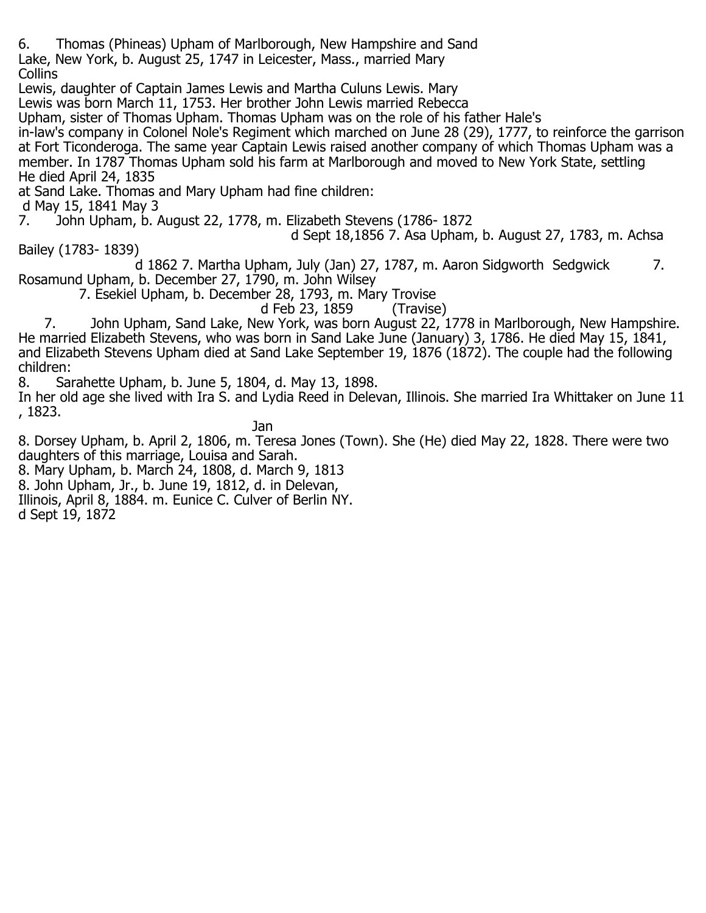6. Thomas (Phineas) Upham of Marlborough, New Hampshire and Sand Lake, New York, b. August 25, 1747 in Leicester, Mass., married Mary Collins

Lewis, daughter of Captain James Lewis and Martha Culuns Lewis. Mary Lewis was born March 11, 1753. Her brother John Lewis married Rebecca Upham, sister of Thomas Upham. Thomas Upham was on the role of his father Hale's in-law's company in Colonel Nole's Regiment which marched on June 28 (29), 1777, to reinforce the garrison at Fort Ticonderoga. The same year Captain Lewis raised another company of which Thomas Upham was a member. In 1787 Thomas Upham sold his farm at Marlborough and moved to New York State, settling

He died April 24, 1835

at Sand Lake. Thomas and Mary Upham had fine children:

d May 15, 1841 May 3

7. John Upham, b. August 22, 1778, m. Elizabeth Stevens (1786- 1872

d Sept 18,1856 7. Asa Upham, b. August 27, 1783, m. Achsa Bailey (1783- 1839)

d 1862 7. Martha Upham, July (Jan) 27, 1787, m. Aaron Sidgworth Sedgwick 7. Rosamund Upham, b. December 27, 1790, m. John Wilsey

7. Esekiel Upham, b. December 28, 1793, m. Mary Trovise

d Feb 23, 1859 (Travise)

7. John Upham, Sand Lake, New York, was born August 22, 1778 in Marlborough, New Hampshire. He married Elizabeth Stevens, who was born in Sand Lake June (January) 3, 1786. He died May 15, 1841, and Elizabeth Stevens Upham died at Sand Lake September 19, 1876 (1872). The couple had the following children:

8. Sarahette Upham, b. June 5, 1804, d. May 13, 1898.

In her old age she lived with Ira S. and Lydia Reed in Delevan, Illinois. She married Ira Whittaker on June 11 , 1823.

Jan

8. Dorsey Upham, b. April 2, 1806, m. Teresa Jones (Town). She (He) died May 22, 1828. There were two daughters of this marriage, Louisa and Sarah.

8. Mary Upham, b. March 24, 1808, d. March 9, 1813

8. John Upham, Jr., b. June 19, 1812, d. in Delevan, Illinois, April 8, 1884. m. Eunice C. Culver of Berlin NY.

d Sept 19, 1872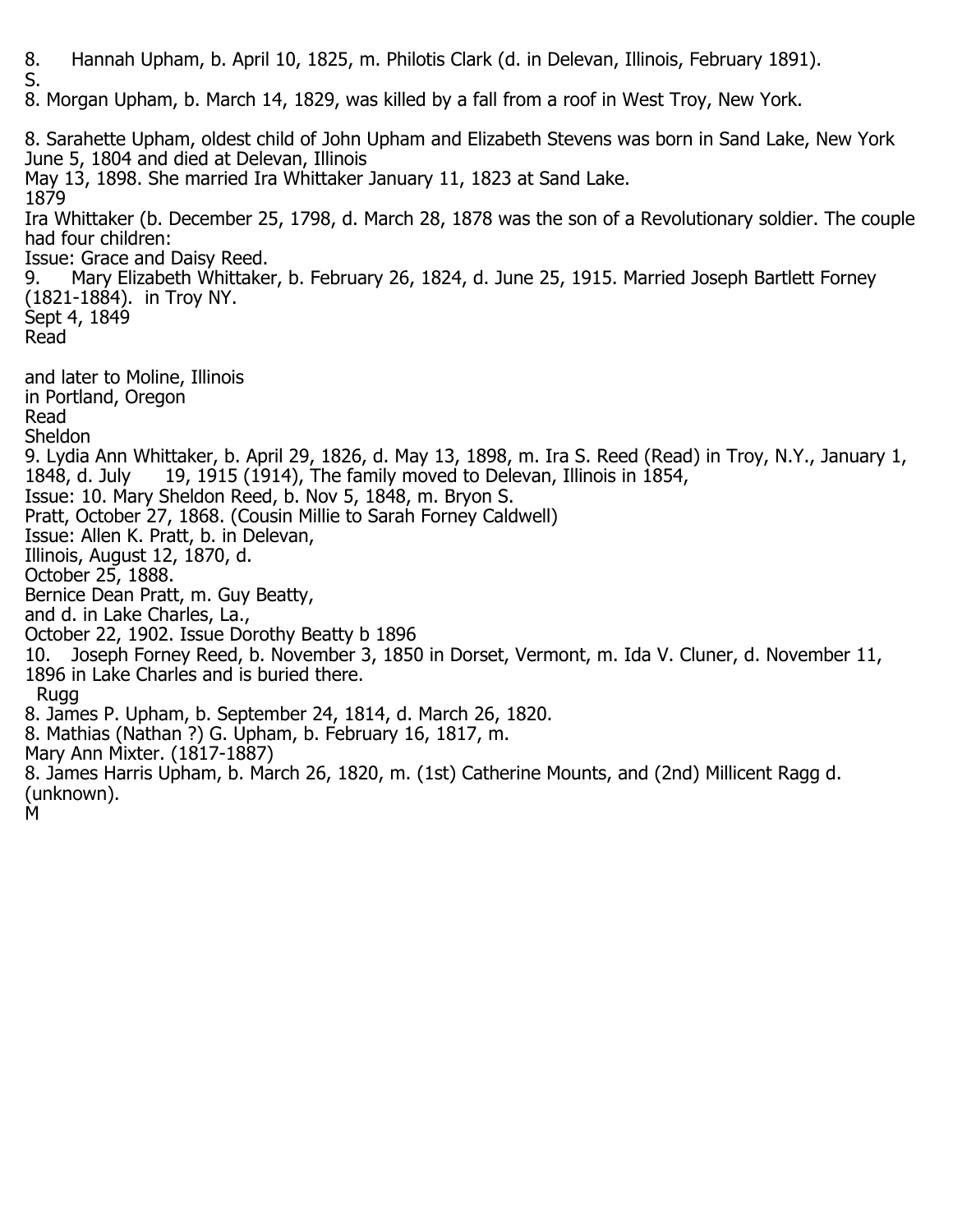8. Hannah Upham, b. April 10, 1825, m. Philotis Clark (d. in Delevan, Illinois, February 1891).
S.
8. Morgan Upham, b. March 14, 1829, was killed by a fall from a roof in West Troy, New York.

8. Sarahette Upham, oldest child of John Upham and Elizabeth Stevens was born in Sand Lake, New York June 5, 1804 and died at Delevan, Illinois
May 13, 1898. She married Ira Whittaker January 11, 1823 at Sand Lake.
1879
Ira Whittaker (b. December 25, 1798, d. March 28, 1878 was the son of a Revolutionary soldier. The couple had four children:
Issue: Grace and Daisy Reed.
9. Mary Elizabeth Whittaker, b. February 26, 1824, d. June 25, 1915. Married Joseph Bartlett Forney (1821-1884). in Troy NY.
Sept 4, 1849
Read

and later to Moline, Illinois
in Portland, Oregon
Read
Sheldon
9. Lydia Ann Whittaker, b. April 29, 1826, d. May 13, 1898, m. Ira S. Reed (Read) in Troy, N.Y., January 1, 1848, d. July 19, 1915 (1914), The family moved to Delevan, Illinois in 1854,
Issue: 10. Mary Sheldon Reed, b. Nov 5, 1848, m. Bryon S.
Pratt, October 27, 1868. (Cousin Millie to Sarah Forney Caldwell)
Issue: Allen K. Pratt, b. in Delevan,
Illinois, August 12, 1870, d.
October 25, 1888.
Bernice Dean Pratt, m. Guy Beatty,
and d. in Lake Charles, La.,
October 22, 1902. Issue Dorothy Beatty b 1896
10. Joseph Forney Reed, b. November 3, 1850 in Dorset, Vermont, m. Ida V. Cluner, d. November 11, 1896 in Lake Charles and is buried there.
Rugg
8. James P. Upham, b. September 24, 1814, d. March 26, 1820.
8. Mathias (Nathan ?) G. Upham, b. February 16, 1817, m.
Mary Ann Mixter. (1817-1887)
8. James Harris Upham, b. March 26, 1820, m. (1st) Catherine Mounts, and (2nd) Millicent Ragg d. (unknown).
M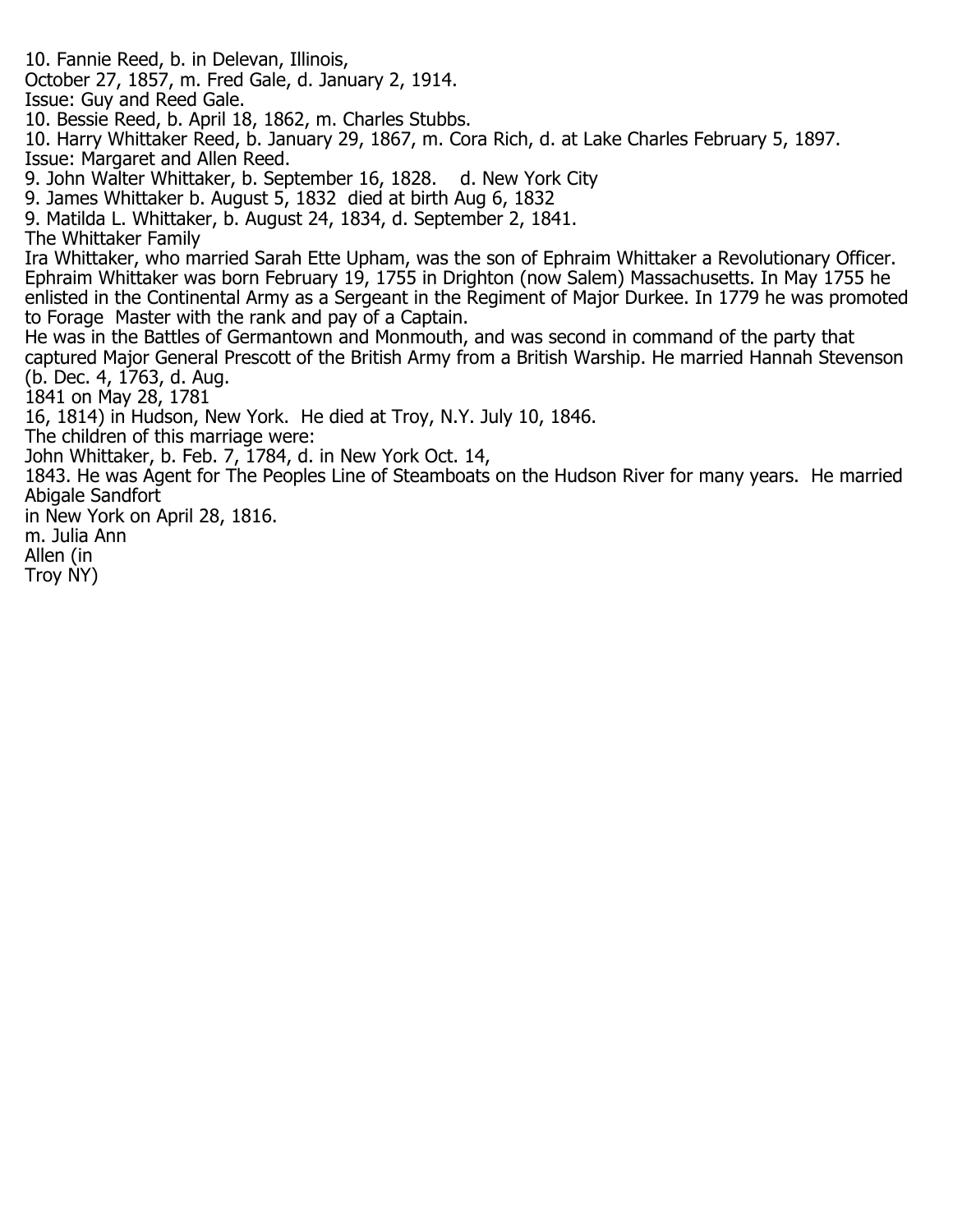10. Fannie Reed, b. in Delevan, Illinois,
October 27, 1857, m. Fred Gale, d. January 2, 1914.
Issue: Guy and Reed Gale.
10. Bessie Reed, b. April 18, 1862, m. Charles Stubbs.
10. Harry Whittaker Reed, b. January 29, 1867, m. Cora Rich, d. at Lake Charles February 5, 1897.
Issue: Margaret and Allen Reed.
9. John Walter Whittaker, b. September 16, 1828.    d. New York City
9. James Whittaker b. August 5, 1832  died at birth Aug 6, 1832
9. Matilda L. Whittaker, b. August 24, 1834, d. September 2, 1841.

The Whittaker Family

Ira Whittaker, who married Sarah Ette Upham, was the son of Ephraim Whittaker a Revolutionary Officer. Ephraim Whittaker was born February 19, 1755 in Drighton (now Salem) Massachusetts. In May 1755 he enlisted in the Continental Army as a Sergeant in the Regiment of Major Durkee. In 1779 he was promoted to Forage  Master with the rank and pay of a Captain.

He was in the Battles of Germantown and Monmouth, and was second in command of the party that captured Major General Prescott of the British Army from a British Warship. He married Hannah Stevenson (b. Dec. 4, 1763, d. Aug.
1841 on May 28, 1781
16, 1814) in Hudson, New York.  He died at Troy, N.Y. July 10, 1846.

The children of this marriage were:

John Whittaker, b. Feb. 7, 1784, d. in New York Oct. 14,
1843. He was Agent for The Peoples Line of Steamboats on the Hudson River for many years.  He married Abigale Sandfort
in New York on April 28, 1816.
m. Julia Ann
Allen (in
Troy NY)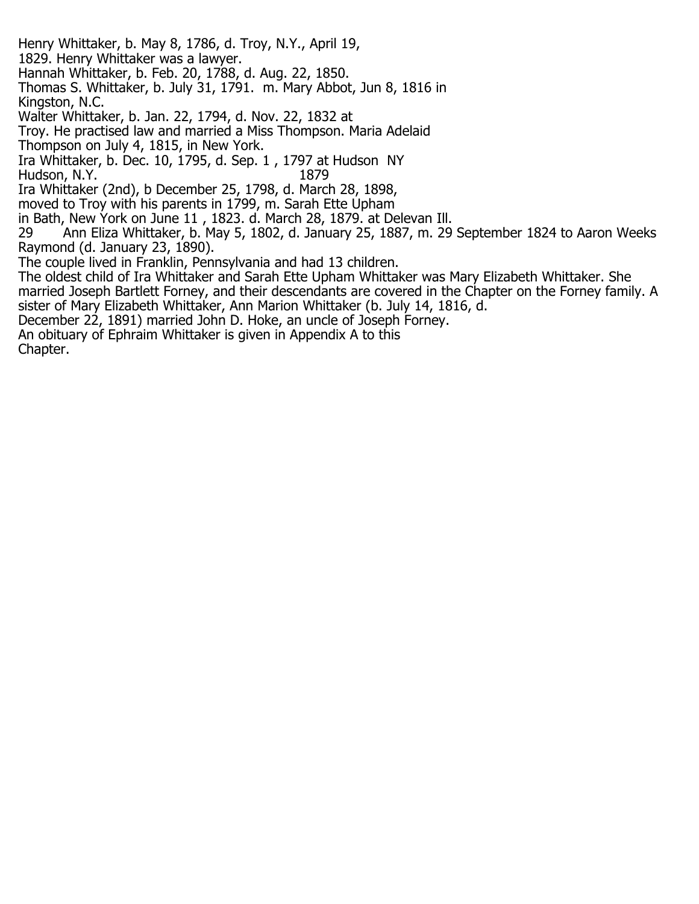Henry Whittaker, b. May 8, 1786, d. Troy, N.Y., April 19, 1829. Henry Whittaker was a lawyer.

Hannah Whittaker, b. Feb. 20, 1788, d. Aug. 22, 1850.

Thomas S. Whittaker, b. July 31, 1791. m. Mary Abbot, Jun 8, 1816 in Kingston, N.C.

Walter Whittaker, b. Jan. 22, 1794, d. Nov. 22, 1832 at Troy. He practised law and married a Miss Thompson. Maria Adelaid Thompson on July 4, 1815, in New York.

Ira Whittaker, b. Dec. 10, 1795, d. Sep. 1 , 1797 at Hudson NY Hudson, N.Y. 1879

Ira Whittaker (2nd), b December 25, 1798, d. March 28, 1898, moved to Troy with his parents in 1799, m. Sarah Ette Upham in Bath, New York on June 11 , 1823. d. March 28, 1879. at Delevan Ill.

29 Ann Eliza Whittaker, b. May 5, 1802, d. January 25, 1887, m. 29 September 1824 to Aaron Weeks Raymond (d. January 23, 1890).

The couple lived in Franklin, Pennsylvania and had 13 children.

The oldest child of Ira Whittaker and Sarah Ette Upham Whittaker was Mary Elizabeth Whittaker. She married Joseph Bartlett Forney, and their descendants are covered in the Chapter on the Forney family. A sister of Mary Elizabeth Whittaker, Ann Marion Whittaker (b. July 14, 1816, d. December 22, 1891) married John D. Hoke, an uncle of Joseph Forney.

An obituary of Ephraim Whittaker is given in Appendix A to this Chapter.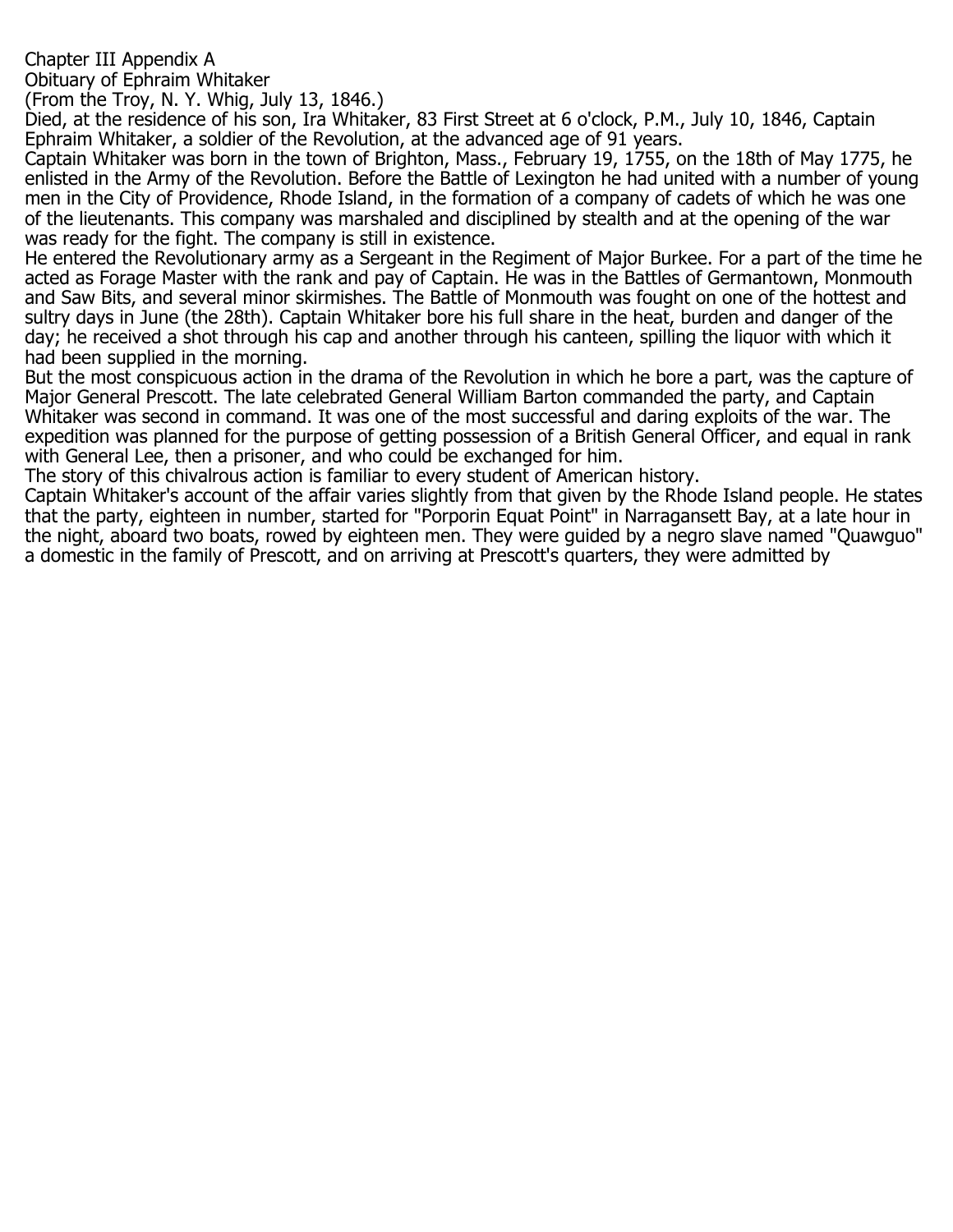Chapter III Appendix A

Obituary of Ephraim Whitaker

(From the Troy, N. Y. Whig, July 13, 1846.)

Died, at the residence of his son, Ira Whitaker, 83 First Street at 6 o'clock, P.M., July 10, 1846, Captain Ephraim Whitaker, a soldier of the Revolution, at the advanced age of 91 years.

Captain Whitaker was born in the town of Brighton, Mass., February 19, 1755, on the 18th of May 1775, he enlisted in the Army of the Revolution. Before the Battle of Lexington he had united with a number of young men in the City of Providence, Rhode Island, in the formation of a company of cadets of which he was one of the lieutenants. This company was marshaled and disciplined by stealth and at the opening of the war was ready for the fight. The company is still in existence.

He entered the Revolutionary army as a Sergeant in the Regiment of Major Burkee. For a part of the time he acted as Forage Master with the rank and pay of Captain. He was in the Battles of Germantown, Monmouth and Saw Bits, and several minor skirmishes. The Battle of Monmouth was fought on one of the hottest and sultry days in June (the 28th). Captain Whitaker bore his full share in the heat, burden and danger of the day; he received a shot through his cap and another through his canteen, spilling the liquor with which it had been supplied in the morning.

But the most conspicuous action in the drama of the Revolution in which he bore a part, was the capture of Major General Prescott. The late celebrated General William Barton commanded the party, and Captain Whitaker was second in command. It was one of the most successful and daring exploits of the war. The expedition was planned for the purpose of getting possession of a British General Officer, and equal in rank with General Lee, then a prisoner, and who could be exchanged for him.

The story of this chivalrous action is familiar to every student of American history.

Captain Whitaker's account of the affair varies slightly from that given by the Rhode Island people. He states that the party, eighteen in number, started for "Porporin Equat Point" in Narragansett Bay, at a late hour in the night, aboard two boats, rowed by eighteen men. They were guided by a negro slave named "Quawguo" a domestic in the family of Prescott, and on arriving at Prescott's quarters, they were admitted by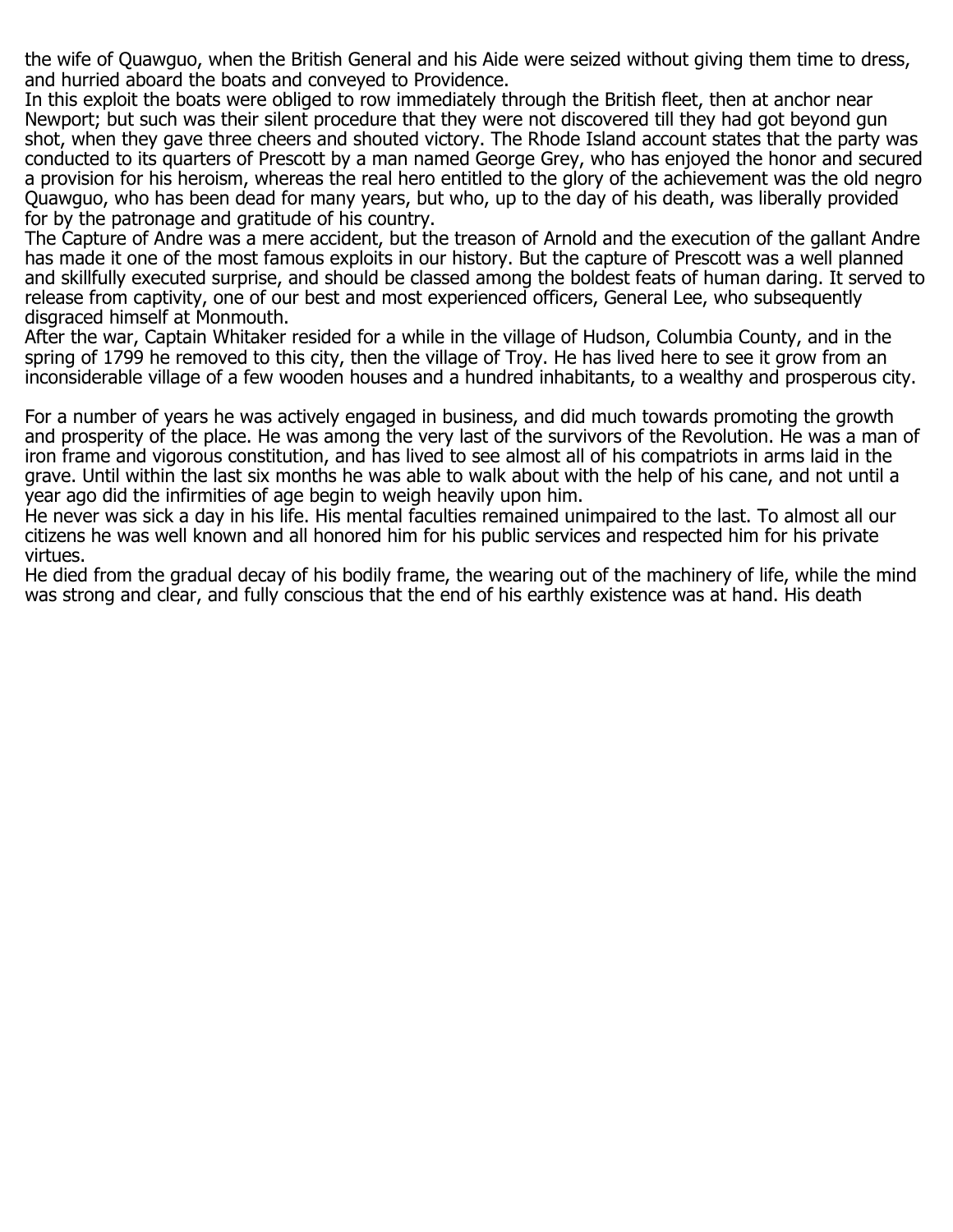the wife of Quawguo, when the British General and his Aide were seized without giving them time to dress, and hurried aboard the boats and conveyed to Providence.

In this exploit the boats were obliged to row immediately through the British fleet, then at anchor near Newport; but such was their silent procedure that they were not discovered till they had got beyond gun shot, when they gave three cheers and shouted victory. The Rhode Island account states that the party was conducted to its quarters of Prescott by a man named George Grey, who has enjoyed the honor and secured a provision for his heroism, whereas the real hero entitled to the glory of the achievement was the old negro Quawguo, who has been dead for many years, but who, up to the day of his death, was liberally provided for by the patronage and gratitude of his country.

The Capture of Andre was a mere accident, but the treason of Arnold and the execution of the gallant Andre has made it one of the most famous exploits in our history. But the capture of Prescott was a well planned and skillfully executed surprise, and should be classed among the boldest feats of human daring. It served to release from captivity, one of our best and most experienced officers, General Lee, who subsequently disgraced himself at Monmouth.

After the war, Captain Whitaker resided for a while in the village of Hudson, Columbia County, and in the spring of 1799 he removed to this city, then the village of Troy. He has lived here to see it grow from an inconsiderable village of a few wooden houses and a hundred inhabitants, to a wealthy and prosperous city.

For a number of years he was actively engaged in business, and did much towards promoting the growth and prosperity of the place. He was among the very last of the survivors of the Revolution. He was a man of iron frame and vigorous constitution, and has lived to see almost all of his compatriots in arms laid in the grave. Until within the last six months he was able to walk about with the help of his cane, and not until a year ago did the infirmities of age begin to weigh heavily upon him.

He never was sick a day in his life. His mental faculties remained unimpaired to the last. To almost all our citizens he was well known and all honored him for his public services and respected him for his private virtues.

He died from the gradual decay of his bodily frame, the wearing out of the machinery of life, while the mind was strong and clear, and fully conscious that the end of his earthly existence was at hand. His death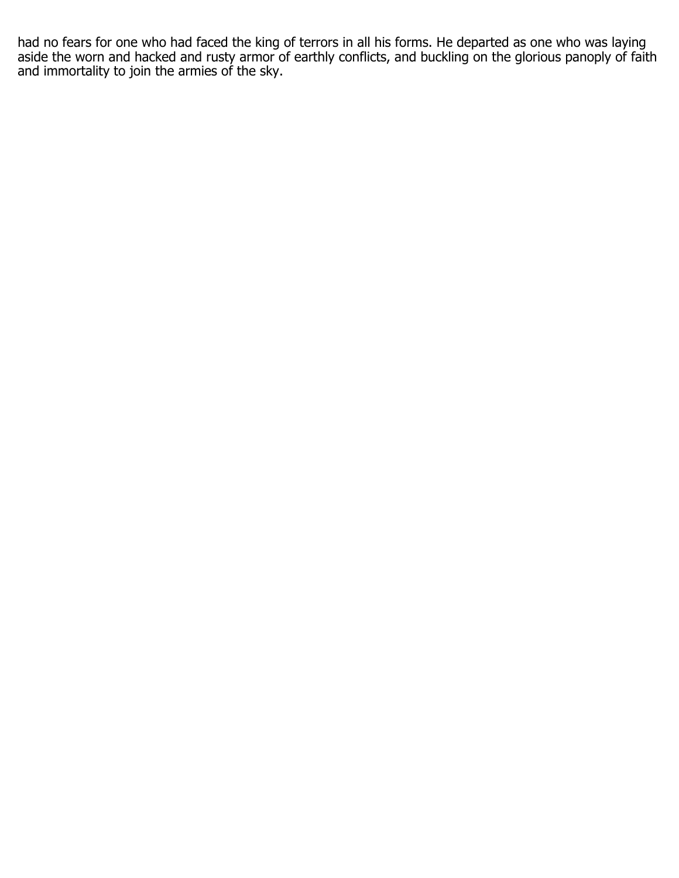had no fears for one who had faced the king of terrors in all his forms. He departed as one who was laying aside the worn and hacked and rusty armor of earthly conflicts, and buckling on the glorious panoply of faith and immortality to join the armies of the sky.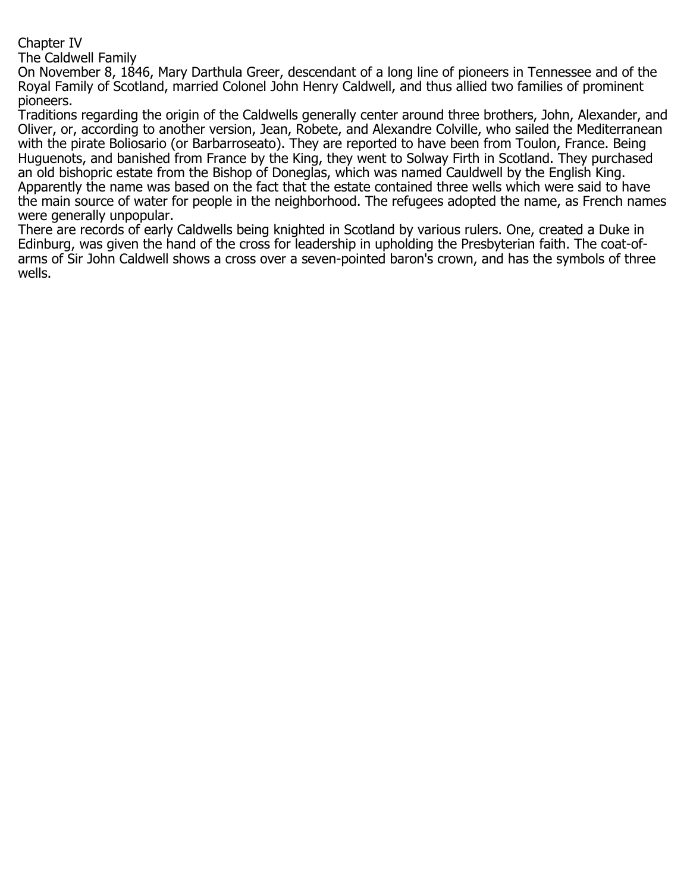# Chapter IV

## The Caldwell Family

On November 8, 1846, Mary Darthula Greer, descendant of a long line of pioneers in Tennessee and of the Royal Family of Scotland, married Colonel John Henry Caldwell, and thus allied two families of prominent pioneers.

Traditions regarding the origin of the Caldwells generally center around three brothers, John, Alexander, and Oliver, or, according to another version, Jean, Robete, and Alexandre Colville, who sailed the Mediterranean with the pirate Boliosario (or Barbarroseato). They are reported to have been from Toulon, France. Being Huguenots, and banished from France by the King, they went to Solway Firth in Scotland. They purchased an old bishopric estate from the Bishop of Doneglas, which was named Cauldwell by the English King. Apparently the name was based on the fact that the estate contained three wells which were said to have the main source of water for people in the neighborhood. The refugees adopted the name, as French names were generally unpopular.

There are records of early Caldwells being knighted in Scotland by various rulers. One, created a Duke in Edinburg, was given the hand of the cross for leadership in upholding the Presbyterian faith. The coat-of-arms of Sir John Caldwell shows a cross over a seven-pointed baron's crown, and has the symbols of three wells.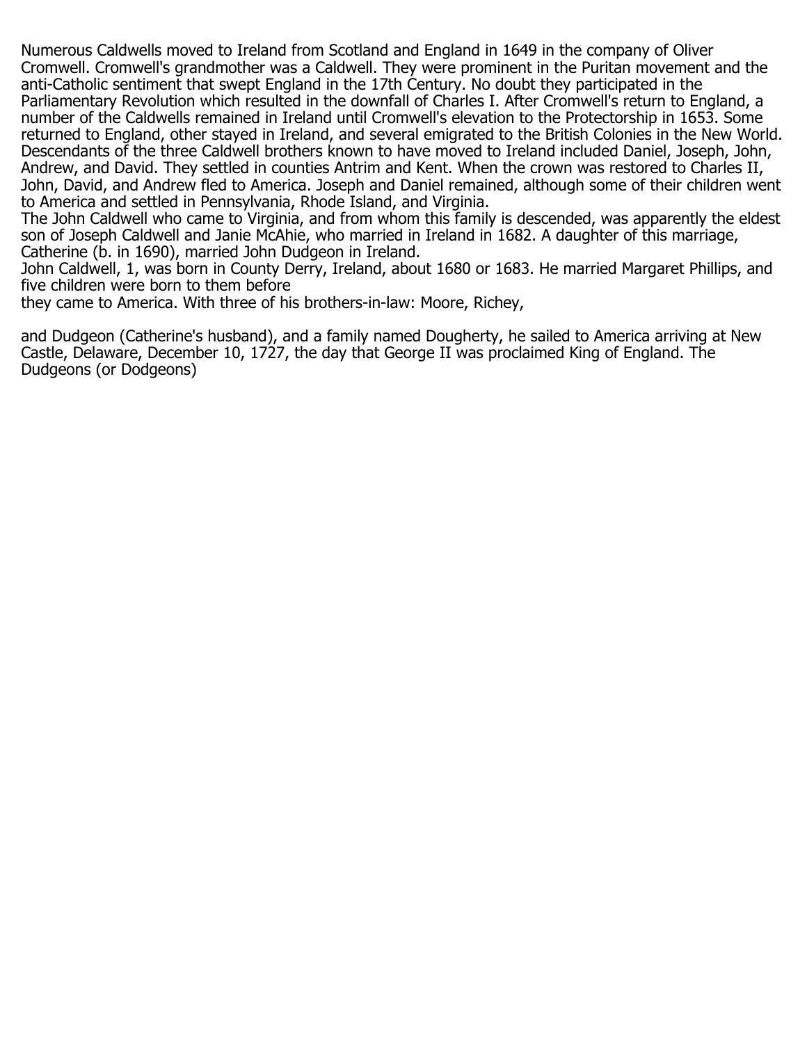Numerous Caldwells moved to Ireland from Scotland and England in 1649 in the company of Oliver Cromwell. Cromwell's grandmother was a Caldwell. They were prominent in the Puritan movement and the anti-Catholic sentiment that swept England in the 17th Century. No doubt they participated in the Parliamentary Revolution which resulted in the downfall of Charles I. After Cromwell's return to England, a number of the Caldwells remained in Ireland until Cromwell's elevation to the Protectorship in 1653. Some returned to England, other stayed in Ireland, and several emigrated to the British Colonies in the New World. Descendants of the three Caldwell brothers known to have moved to Ireland included Daniel, Joseph, John, Andrew, and David. They settled in counties Antrim and Kent. When the crown was restored to Charles II, John, David, and Andrew fled to America. Joseph and Daniel remained, although some of their children went to America and settled in Pennsylvania, Rhode Island, and Virginia.

The John Caldwell who came to Virginia, and from whom this family is descended, was apparently the eldest son of Joseph Caldwell and Janie McAhie, who married in Ireland in 1682. A daughter of this marriage, Catherine (b. in 1690), married John Dudgeon in Ireland.

John Caldwell, 1, was born in County Derry, Ireland, about 1680 or 1683. He married Margaret Phillips, and five children were born to them before they came to America. With three of his brothers-in-law: Moore, Richey, and Dudgeon (Catherine's husband), and a family named Dougherty, he sailed to America arriving at New Castle, Delaware, December 10, 1727, the day that George II was proclaimed King of England. The Dudgeons (or Dodgeons)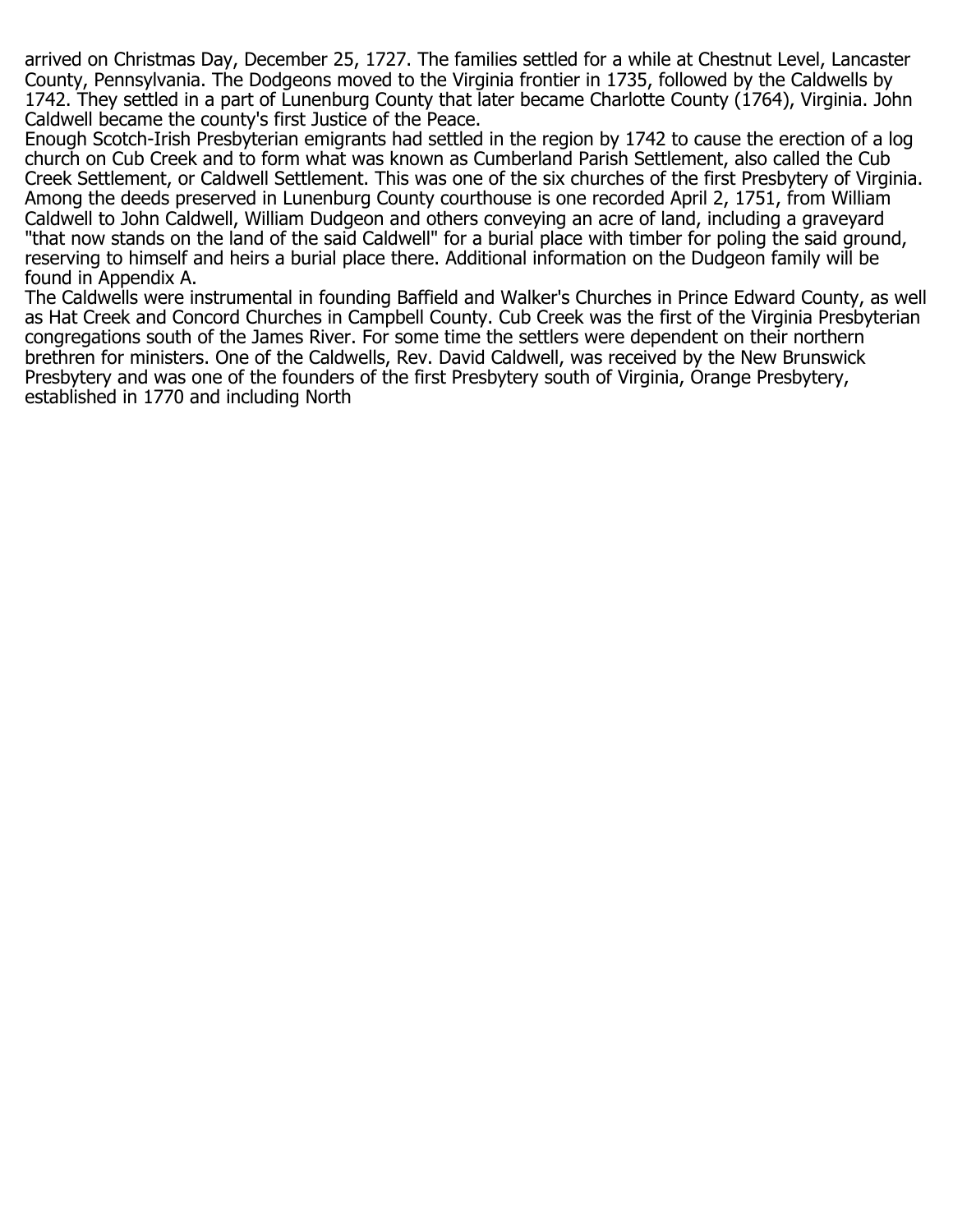arrived on Christmas Day, December 25, 1727. The families settled for a while at Chestnut Level, Lancaster County, Pennsylvania. The Dodgeons moved to the Virginia frontier in 1735, followed by the Caldwells by 1742. They settled in a part of Lunenburg County that later became Charlotte County (1764), Virginia. John Caldwell became the county's first Justice of the Peace.

Enough Scotch-Irish Presbyterian emigrants had settled in the region by 1742 to cause the erection of a log church on Cub Creek and to form what was known as Cumberland Parish Settlement, also called the Cub Creek Settlement, or Caldwell Settlement. This was one of the six churches of the first Presbytery of Virginia. Among the deeds preserved in Lunenburg County courthouse is one recorded April 2, 1751, from William Caldwell to John Caldwell, William Dudgeon and others conveying an acre of land, including a graveyard "that now stands on the land of the said Caldwell" for a burial place with timber for poling the said ground, reserving to himself and heirs a burial place there. Additional information on the Dudgeon family will be found in Appendix A.

The Caldwells were instrumental in founding Baffield and Walker's Churches in Prince Edward County, as well as Hat Creek and Concord Churches in Campbell County. Cub Creek was the first of the Virginia Presbyterian congregations south of the James River. For some time the settlers were dependent on their northern brethren for ministers. One of the Caldwells, Rev. David Caldwell, was received by the New Brunswick Presbytery and was one of the founders of the first Presbytery south of Virginia, Orange Presbytery, established in 1770 and including North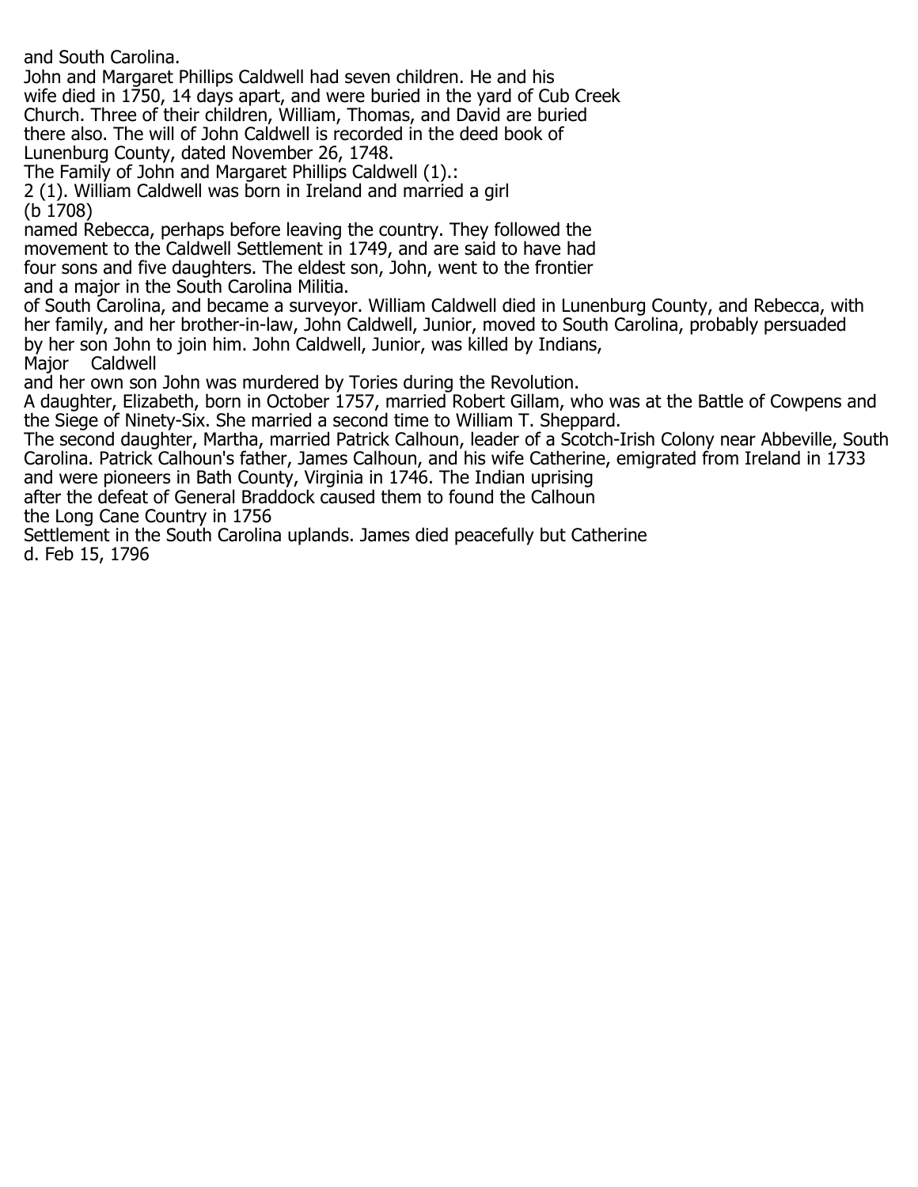and South Carolina.
John and Margaret Phillips Caldwell had seven children. He and his wife died in 1750, 14 days apart, and were buried in the yard of Cub Creek Church. Three of their children, William, Thomas, and David are buried there also. The will of John Caldwell is recorded in the deed book of Lunenburg County, dated November 26, 1748.

The Family of John and Margaret Phillips Caldwell (1).:

2 (1). William Caldwell was born in Ireland and married a girl
(b 1708)
named Rebecca, perhaps before leaving the country. They followed the movement to the Caldwell Settlement in 1749, and are said to have had four sons and five daughters. The eldest son, John, went to the frontier
and a major in the South Carolina Militia.
of South Carolina, and became a surveyor. William Caldwell died in Lunenburg County, and Rebecca, with her family, and her brother-in-law, John Caldwell, Junior, moved to South Carolina, probably persuaded by her son John to join him. John Caldwell, Junior, was killed by Indians,
Major Caldwell
and her own son John was murdered by Tories during the Revolution.
A daughter, Elizabeth, born in October 1757, married Robert Gillam, who was at the Battle of Cowpens and the Siege of Ninety-Six. She married a second time to William T. Sheppard.
The second daughter, Martha, married Patrick Calhoun, leader of a Scotch-Irish Colony near Abbeville, South Carolina. Patrick Calhoun's father, James Calhoun, and his wife Catherine, emigrated from Ireland in 1733 and were pioneers in Bath County, Virginia in 1746. The Indian uprising
after the defeat of General Braddock caused them to found the Calhoun
the Long Cane Country in 1756
Settlement in the South Carolina uplands. James died peacefully but Catherine
d. Feb 15, 1796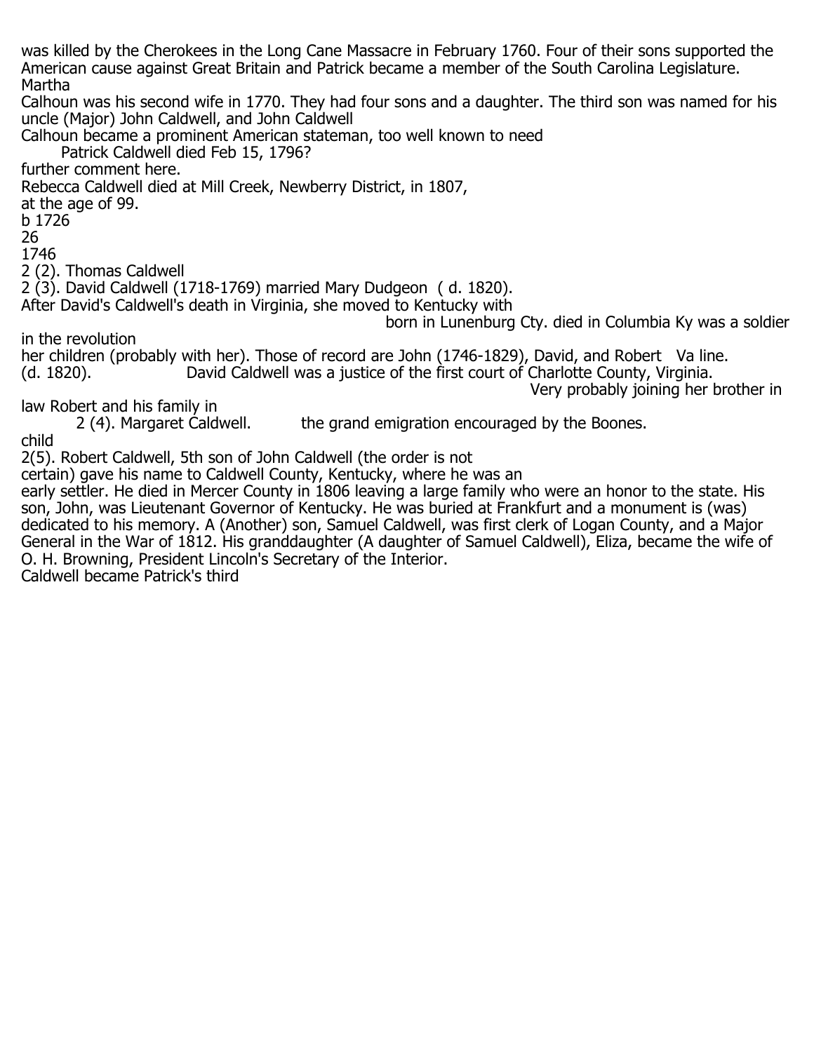was killed by the Cherokees in the Long Cane Massacre in February 1760. Four of their sons supported the American cause against Great Britain and Patrick became a member of the South Carolina Legislature. Martha

Calhoun was his second wife in 1770. They had four sons and a daughter. The third son was named for his uncle (Major) John Caldwell, and John Caldwell

Calhoun became a prominent American stateman, too well known to need

Patrick Caldwell died Feb 15, 1796?

further comment here.

Rebecca Caldwell died at Mill Creek, Newberry District, in 1807,

at the age of 99.

b 1726

26

1746

2 (2). Thomas Caldwell

2 (3). David Caldwell (1718-1769) married Mary Dudgeon ( d. 1820).

After David's Caldwell's death in Virginia, she moved to Kentucky with

born in Lunenburg Cty. died in Columbia Ky was a soldier in the revolution

her children (probably with her). Those of record are John (1746-1829), David, and Robert Va line.

(d. 1820). David Caldwell was a justice of the first court of Charlotte County, Virginia.

Very probably joining her brother in law Robert and his family in

2 (4). Margaret Caldwell. the grand emigration encouraged by the Boones.

child

2(5). Robert Caldwell, 5th son of John Caldwell (the order is not

certain) gave his name to Caldwell County, Kentucky, where he was an

early settler. He died in Mercer County in 1806 leaving a large family who were an honor to the state. His son, John, was Lieutenant Governor of Kentucky. He was buried at Frankfurt and a monument is (was) dedicated to his memory. A (Another) son, Samuel Caldwell, was first clerk of Logan County, and a Major General in the War of 1812. His granddaughter (A daughter of Samuel Caldwell), Eliza, became the wife of O. H. Browning, President Lincoln's Secretary of the Interior.

Caldwell became Patrick's third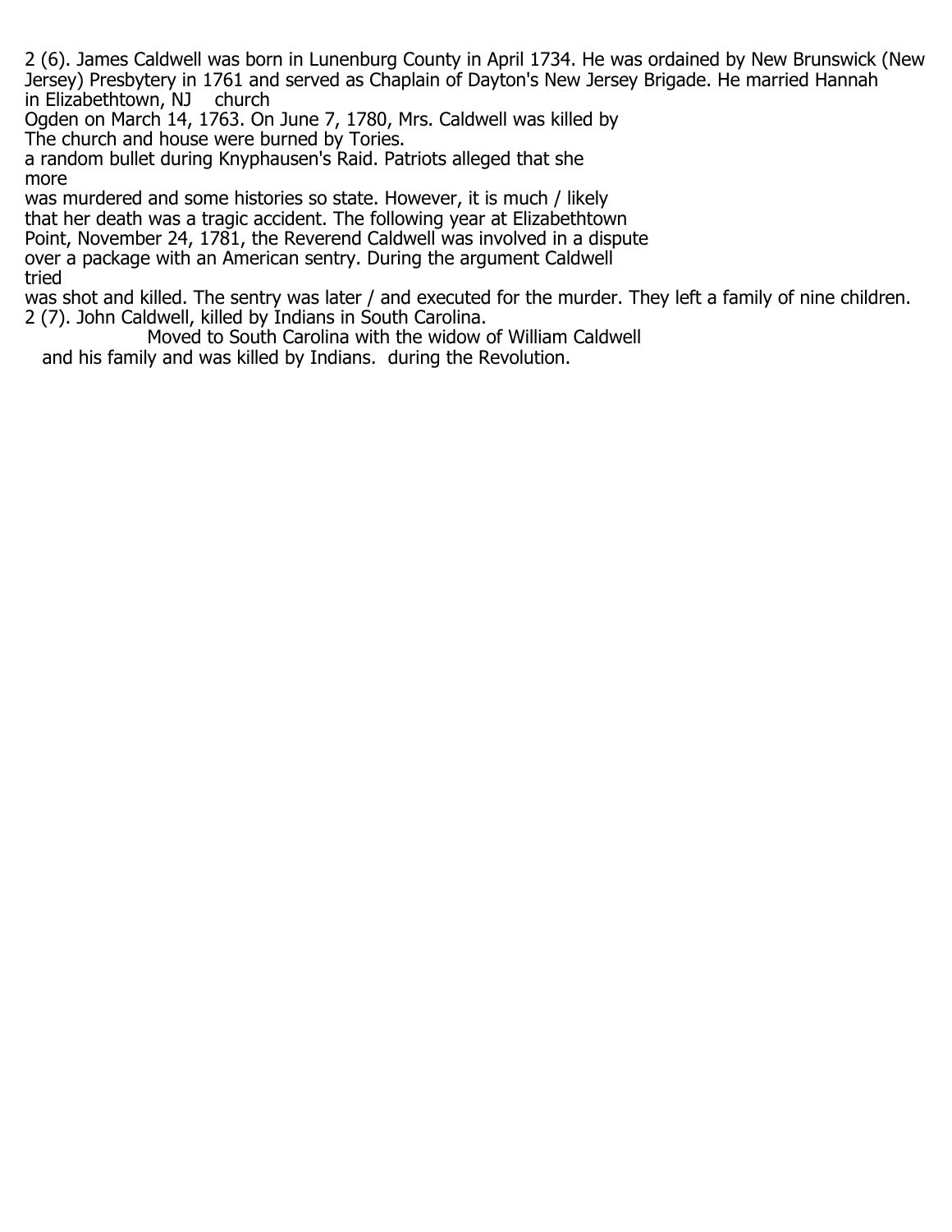2 (6). James Caldwell was born in Lunenburg County in April 1734. He was ordained by New Brunswick (New Jersey) Presbytery in 1761 and served as Chaplain of Dayton's New Jersey Brigade. He married Hannah
in Elizabethtown, NJ church
Ogden on March 14, 1763. On June 7, 1780, Mrs. Caldwell was killed by
The church and house were burned by Tories.
a random bullet during Knyphausen's Raid. Patriots alleged that she
more
was murdered and some histories so state. However, it is much / likely
that her death was a tragic accident. The following year at Elizabethtown
Point, November 24, 1781, the Reverend Caldwell was involved in a dispute
over a package with an American sentry. During the argument Caldwell
tried
was shot and killed. The sentry was later / and executed for the murder. They left a family of nine children.

2 (7). John Caldwell, killed by Indians in South Carolina.
Moved to South Carolina with the widow of William Caldwell
and his family and was killed by Indians. during the Revolution.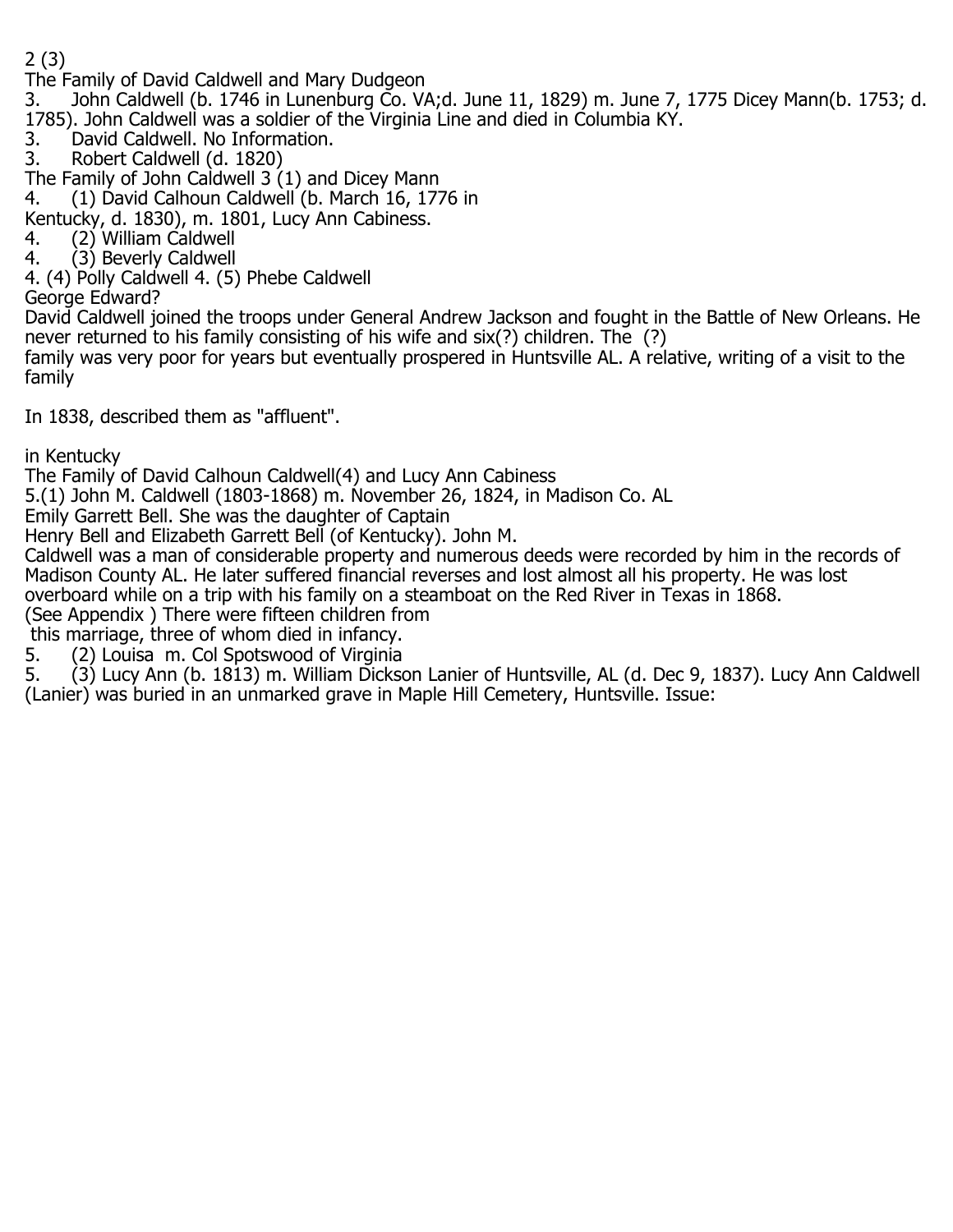2 (3)

The Family of David Caldwell and Mary Dudgeon

3. John Caldwell (b. 1746 in Lunenburg Co. VA;d. June 11, 1829) m. June 7, 1775 Dicey Mann(b. 1753; d. 1785). John Caldwell was a soldier of the Virginia Line and died in Columbia KY.

3. David Caldwell. No Information.

3. Robert Caldwell (d. 1820)

The Family of John Caldwell 3 (1) and Dicey Mann

4. (1) David Calhoun Caldwell (b. March 16, 1776 in Kentucky, d. 1830), m. 1801, Lucy Ann Cabiness.

4. (2) William Caldwell

4. (3) Beverly Caldwell

4. (4) Polly Caldwell 4. (5) Phebe Caldwell

George Edward?

David Caldwell joined the troops under General Andrew Jackson and fought in the Battle of New Orleans. He never returned to his family consisting of his wife and six(?) children. The (?) family was very poor for years but eventually prospered in Huntsville AL. A relative, writing of a visit to the family

In 1838, described them as "affluent".

in Kentucky

The Family of David Calhoun Caldwell(4) and Lucy Ann Cabiness

5.(1) John M. Caldwell (1803-1868) m. November 26, 1824, in Madison Co. AL Emily Garrett Bell. She was the daughter of Captain Henry Bell and Elizabeth Garrett Bell (of Kentucky). John M. Caldwell was a man of considerable property and numerous deeds were recorded by him in the records of Madison County AL. He later suffered financial reverses and lost almost all his property. He was lost overboard while on a trip with his family on a steamboat on the Red River in Texas in 1868. (See Appendix ) There were fifteen children from this marriage, three of whom died in infancy.

5. (2) Louisa m. Col Spotswood of Virginia

5. (3) Lucy Ann (b. 1813) m. William Dickson Lanier of Huntsville, AL (d. Dec 9, 1837). Lucy Ann Caldwell (Lanier) was buried in an unmarked grave in Maple Hill Cemetery, Huntsville. Issue: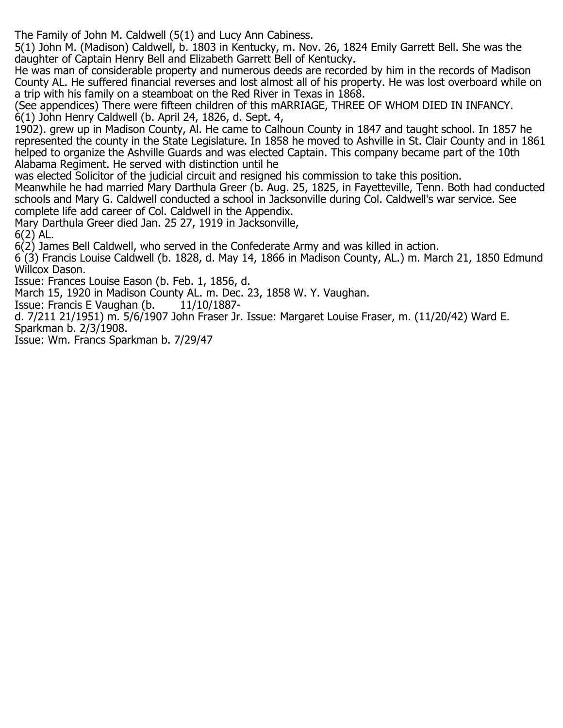The Family of John M. Caldwell (5(1) and Lucy Ann Cabiness.

5(1) John M. (Madison) Caldwell, b. 1803 in Kentucky, m. Nov. 26, 1824 Emily Garrett Bell. She was the daughter of Captain Henry Bell and Elizabeth Garrett Bell of Kentucky.

He was man of considerable property and numerous deeds are recorded by him in the records of Madison County AL. He suffered financial reverses and lost almost all of his property. He was lost overboard while on a trip with his family on a steamboat on the Red River in Texas in 1868.

(See appendices) There were fifteen children of this mARRIAGE, THREE OF WHOM DIED IN INFANCY.

6(1) John Henry Caldwell (b. April 24, 1826, d. Sept. 4,
1902). grew up in Madison County, Al. He came to Calhoun County in 1847 and taught school. In 1857 he represented the county in the State Legislature. In 1858 he moved to Ashville in St. Clair County and in 1861 helped to organize the Ashville Guards and was elected Captain. This company became part of the 10th Alabama Regiment. He served with distinction until he
was elected Solicitor of the judicial circuit and resigned his commission to take this position.

Meanwhile he had married Mary Darthula Greer (b. Aug. 25, 1825, in Fayetteville, Tenn. Both had conducted schools and Mary G. Caldwell conducted a school in Jacksonville during Col. Caldwell's war service. See complete life add career of Col. Caldwell in the Appendix.

Mary Darthula Greer died Jan. 25 27, 1919 in Jacksonville,
6(2) AL.

6(2) James Bell Caldwell, who served in the Confederate Army and was killed in action.

6 (3) Francis Louise Caldwell (b. 1828, d. May 14, 1866 in Madison County, AL.) m. March 21, 1850 Edmund Willcox Dason.

Issue: Frances Louise Eason (b. Feb. 1, 1856, d.
March 15, 1920 in Madison County AL. m. Dec. 23, 1858 W. Y. Vaughan.

Issue: Francis E Vaughan (b. 11/10/1887-
d. 7/211 21/1951) m. 5/6/1907 John Fraser Jr. Issue: Margaret Louise Fraser, m. (11/20/42) Ward E. Sparkman b. 2/3/1908.

Issue: Wm. Francs Sparkman b. 7/29/47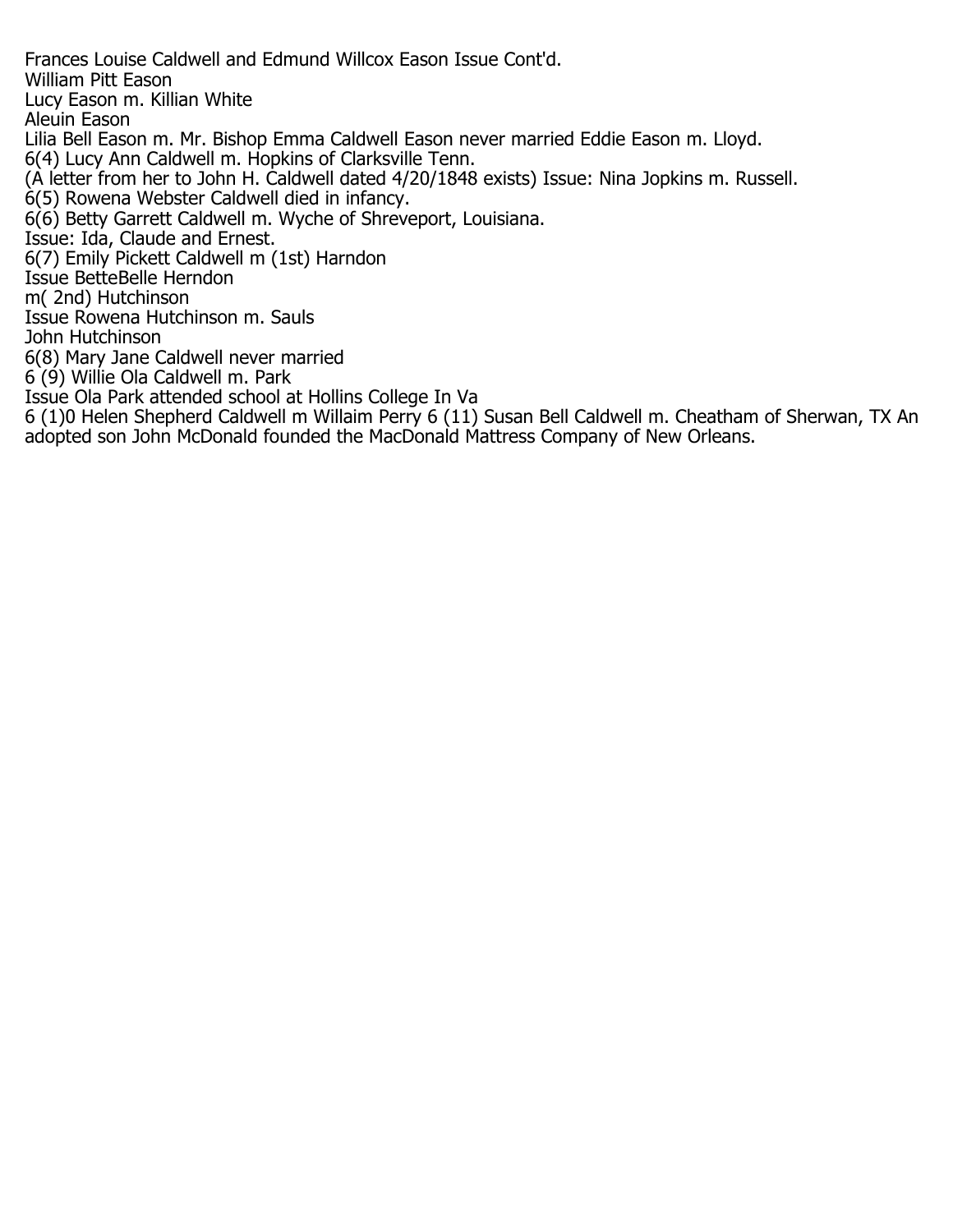Frances Louise Caldwell and Edmund Willcox Eason Issue Cont'd.
William Pitt Eason
Lucy Eason m. Killian White
Aleuin Eason
Lilia Bell Eason m. Mr. Bishop Emma Caldwell Eason never married Eddie Eason m. Lloyd.
6(4) Lucy Ann Caldwell m. Hopkins of Clarksville Tenn.
(A letter from her to John H. Caldwell dated 4/20/1848 exists) Issue: Nina Jopkins m. Russell.
6(5) Rowena Webster Caldwell died in infancy.
6(6) Betty Garrett Caldwell m. Wyche of Shreveport, Louisiana.
Issue: Ida, Claude and Ernest.
6(7) Emily Pickett Caldwell m (1st) Harndon
Issue BetteBelle Herndon
m( 2nd) Hutchinson
Issue Rowena Hutchinson m. Sauls
John Hutchinson
6(8) Mary Jane Caldwell never married
6 (9) Willie Ola Caldwell m. Park
Issue Ola Park attended school at Hollins College In Va
6 (1)0 Helen Shepherd Caldwell m Willaim Perry 6 (11) Susan Bell Caldwell m. Cheatham of Sherwan, TX An adopted son John McDonald founded the MacDonald Mattress Company of New Orleans.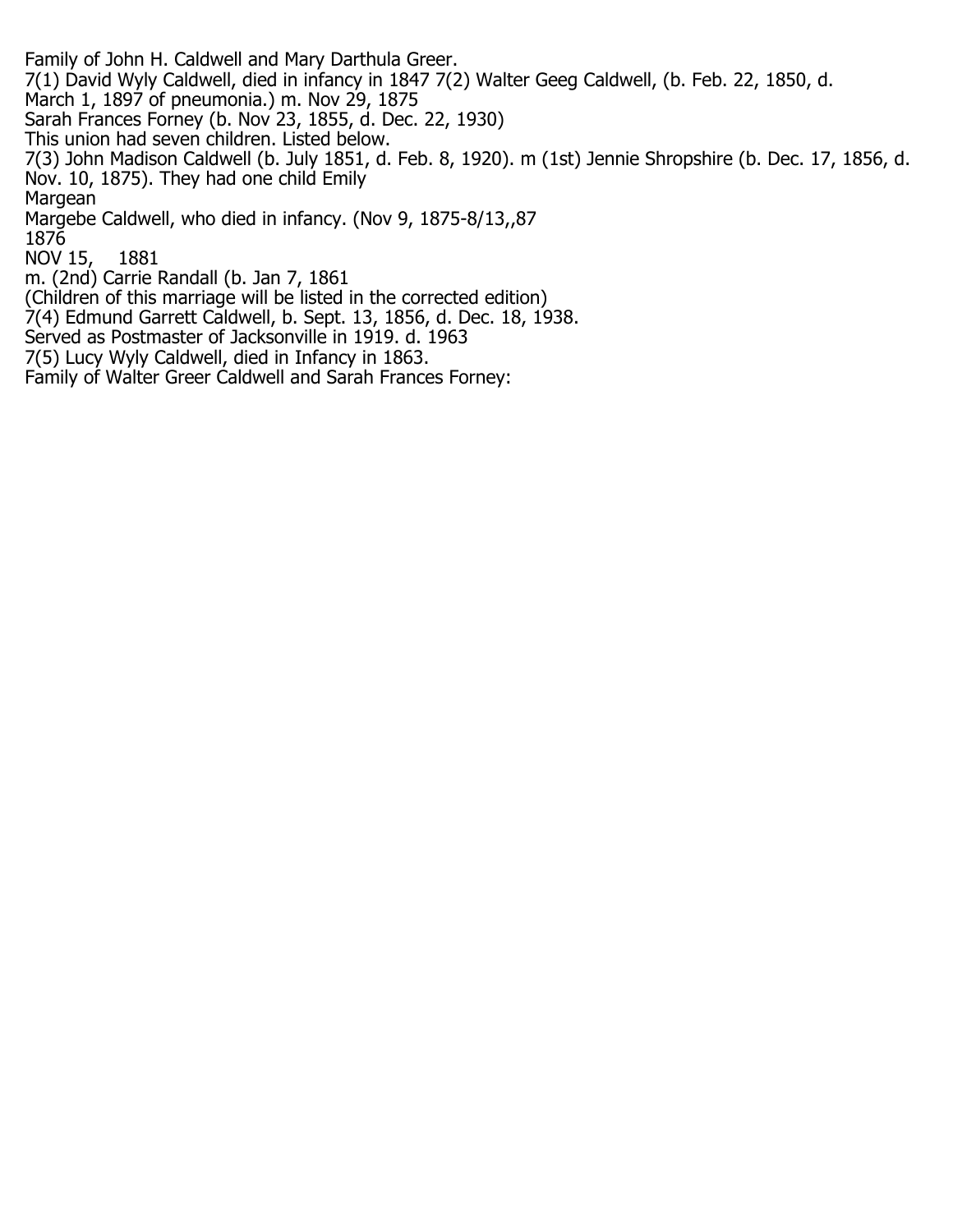Family of John H. Caldwell and Mary Darthula Greer.

7(1) David Wyly Caldwell, died in infancy in 1847 7(2) Walter Geeg Caldwell, (b. Feb. 22, 1850, d. March 1, 1897 of pneumonia.) m. Nov 29, 1875
Sarah Frances Forney (b. Nov 23, 1855, d. Dec. 22, 1930)
This union had seven children. Listed below.

7(3) John Madison Caldwell (b. July 1851, d. Feb. 8, 1920). m (1st) Jennie Shropshire (b. Dec. 17, 1856, d. Nov. 10, 1875). They had one child Emily
Margean
Margebe Caldwell, who died in infancy. (Nov 9, 1875-8/13,,87
1876
NOV 15,    1881
m. (2nd) Carrie Randall (b. Jan 7, 1861
(Children of this marriage will be listed in the corrected edition)

7(4) Edmund Garrett Caldwell, b. Sept. 13, 1856, d. Dec. 18, 1938.
Served as Postmaster of Jacksonville in 1919. d. 1963

7(5) Lucy Wyly Caldwell, died in Infancy in 1863.

Family of Walter Greer Caldwell and Sarah Frances Forney: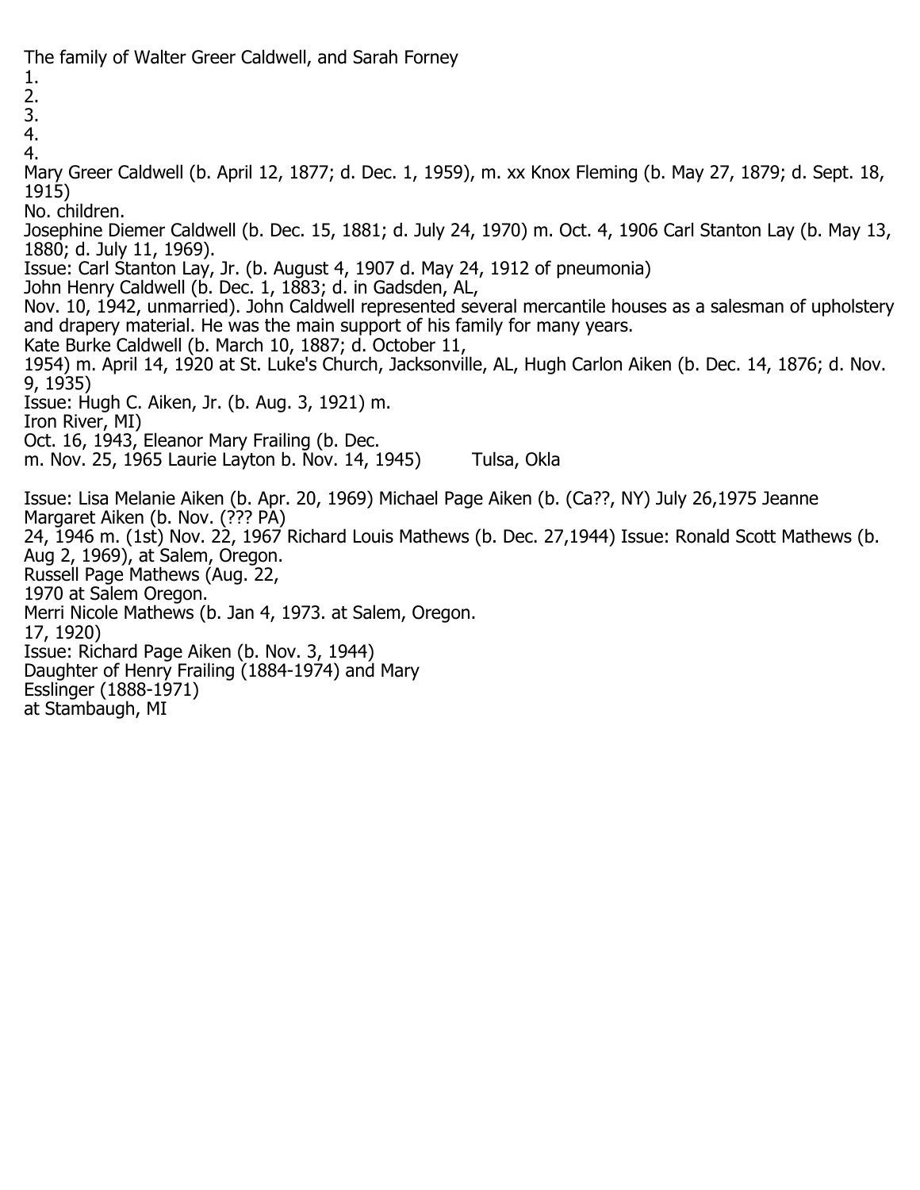The family of Walter Greer Caldwell, and Sarah Forney

1.
2.
3.
4.
4.

Mary Greer Caldwell (b. April 12, 1877; d. Dec. 1, 1959), m. xx Knox Fleming (b. May 27, 1879; d. Sept. 18, 1915)

No. children.

Josephine Diemer Caldwell (b. Dec. 15, 1881; d. July 24, 1970) m. Oct. 4, 1906 Carl Stanton Lay (b. May 13, 1880; d. July 11, 1969).

Issue: Carl Stanton Lay, Jr. (b. August 4, 1907 d. May 24, 1912 of pneumonia)

John Henry Caldwell (b. Dec. 1, 1883; d. in Gadsden, AL,
Nov. 10, 1942, unmarried). John Caldwell represented several mercantile houses as a salesman of upholstery and drapery material. He was the main support of his family for many years.

Kate Burke Caldwell (b. March 10, 1887; d. October 11,
1954) m. April 14, 1920 at St. Luke's Church, Jacksonville, AL, Hugh Carlon Aiken (b. Dec. 14, 1876; d. Nov. 9, 1935)

Issue: Hugh C. Aiken, Jr. (b. Aug. 3, 1921) m.
Iron River, MI)
Oct. 16, 1943, Eleanor Mary Frailing (b. Dec.
m. Nov. 25, 1965 Laurie Layton b. Nov. 14, 1945) Tulsa, Okla

Issue: Lisa Melanie Aiken (b. Apr. 20, 1969) Michael Page Aiken (b. (Ca??, NY) July 26,1975 Jeanne Margaret Aiken (b. Nov. (??? PA)
24, 1946 m. (1st) Nov. 22, 1967 Richard Louis Mathews (b. Dec. 27,1944) Issue: Ronald Scott Mathews (b. Aug 2, 1969), at Salem, Oregon.
Russell Page Mathews (Aug. 22,
1970 at Salem Oregon.
Merri Nicole Mathews (b. Jan 4, 1973. at Salem, Oregon.
17, 1920)
Issue: Richard Page Aiken (b. Nov. 3, 1944)
Daughter of Henry Frailing (1884-1974) and Mary
Esslinger (1888-1971)
at Stambaugh, MI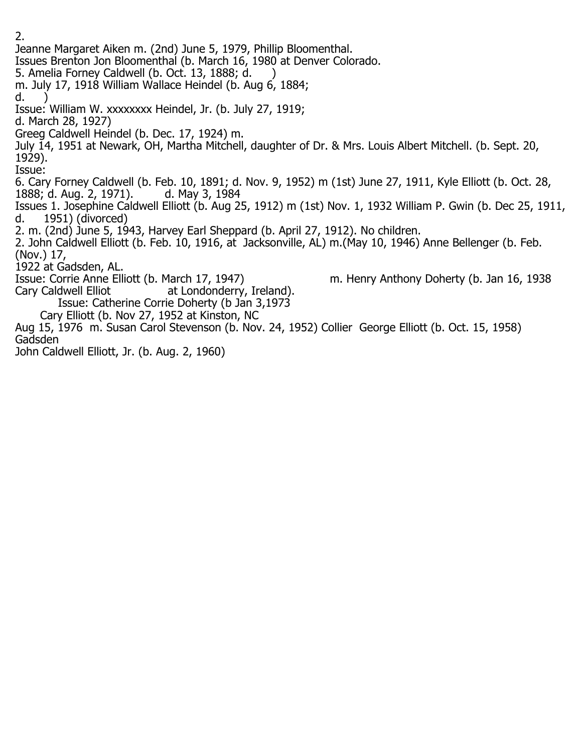2.

Jeanne Margaret Aiken m. (2nd) June 5, 1979, Phillip Bloomenthal.
Issues Brenton Jon Bloomenthal (b. March 16, 1980 at Denver Colorado.
5. Amelia Forney Caldwell (b. Oct. 13, 1888; d. )
m. July 17, 1918 William Wallace Heindel (b. Aug 6, 1884;
d. )
Issue: William W. xxxxxxxx Heindel, Jr. (b. July 27, 1919;
d. March 28, 1927)
Greeg Caldwell Heindel (b. Dec. 17, 1924) m.
July 14, 1951 at Newark, OH, Martha Mitchell, daughter of Dr. & Mrs. Louis Albert Mitchell. (b. Sept. 20, 1929).
Issue:
6. Cary Forney Caldwell (b. Feb. 10, 1891; d. Nov. 9, 1952) m (1st) June 27, 1911, Kyle Elliott (b. Oct. 28, 1888; d. Aug. 2, 1971). d. May 3, 1984
Issues 1. Josephine Caldwell Elliott (b. Aug 25, 1912) m (1st) Nov. 1, 1932 William P. Gwin (b. Dec 25, 1911, d. 1951) (divorced)
2. m. (2nd) June 5, 1943, Harvey Earl Sheppard (b. April 27, 1912). No children.
2. John Caldwell Elliott (b. Feb. 10, 1916, at Jacksonville, AL) m.(May 10, 1946) Anne Bellenger (b. Feb. (Nov.) 17,
1922 at Gadsden, AL.
Issue: Corrie Anne Elliott (b. March 17, 1947) m. Henry Anthony Doherty (b. Jan 16, 1938 at Londonderry, Ireland).
Cary Caldwell Elliot
Issue: Catherine Corrie Doherty (b Jan 3,1973
Cary Elliott (b. Nov 27, 1952 at Kinston, NC
Aug 15, 1976 m. Susan Carol Stevenson (b. Nov. 24, 1952) Collier George Elliott (b. Oct. 15, 1958)
Gadsden
John Caldwell Elliott, Jr. (b. Aug. 2, 1960)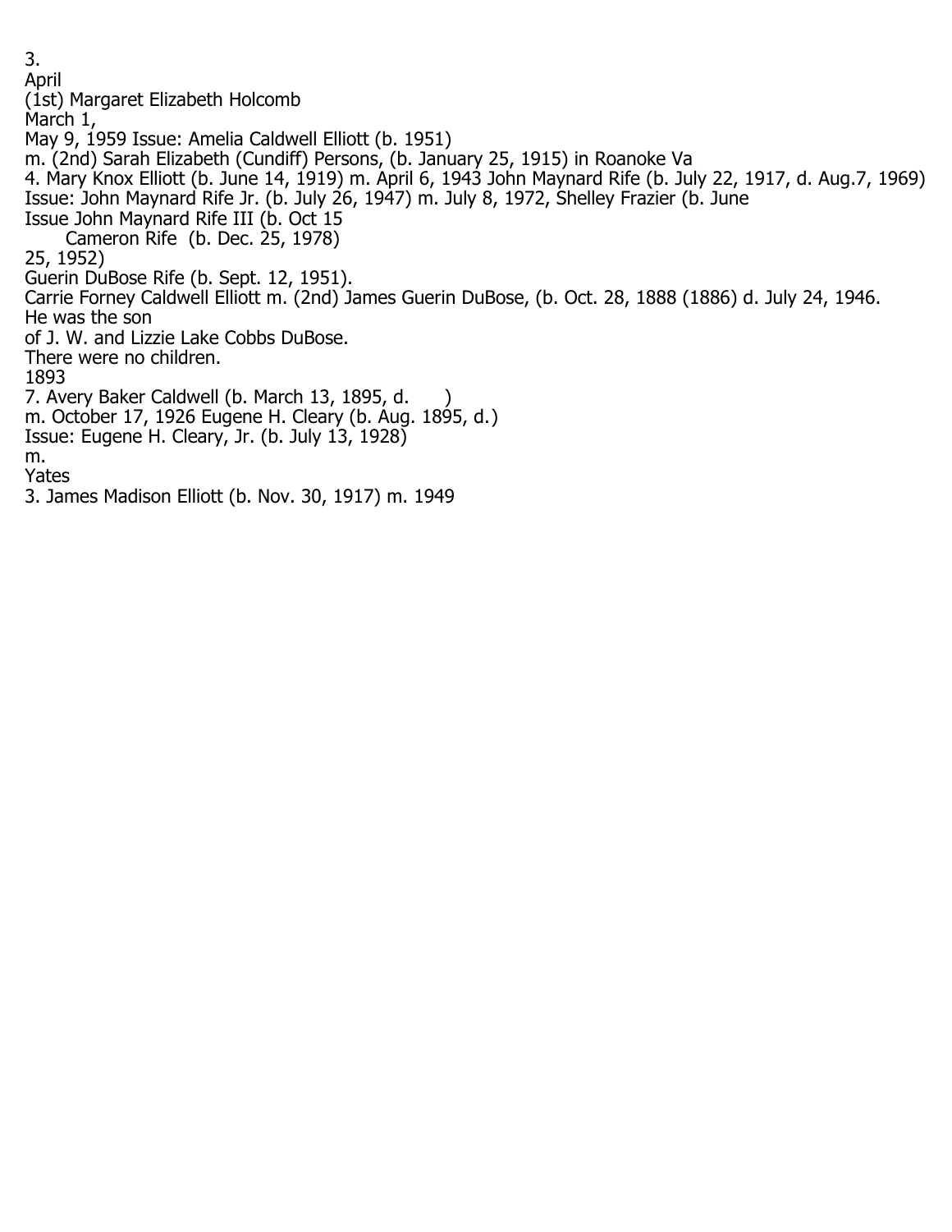3.
April
(1st) Margaret Elizabeth Holcomb
March 1,
May 9, 1959 Issue: Amelia Caldwell Elliott (b. 1951)
m. (2nd) Sarah Elizabeth (Cundiff) Persons, (b. January 25, 1915) in Roanoke Va
4. Mary Knox Elliott (b. June 14, 1919) m. April 6, 1943 John Maynard Rife (b. July 22, 1917, d. Aug.7, 1969)
Issue: John Maynard Rife Jr. (b. July 26, 1947) m. July 8, 1972, Shelley Frazier (b. June
Issue John Maynard Rife III (b. Oct 15
    Cameron Rife (b. Dec. 25, 1978)
25, 1952)
Guerin DuBose Rife (b. Sept. 12, 1951).
Carrie Forney Caldwell Elliott m. (2nd) James Guerin DuBose, (b. Oct. 28, 1888 (1886) d. July 24, 1946.
He was the son
of J. W. and Lizzie Lake Cobbs DuBose.
There were no children.
1893
7. Avery Baker Caldwell (b. March 13, 1895, d. )
m. October 17, 1926 Eugene H. Cleary (b. Aug. 1895, d.)
Issue: Eugene H. Cleary, Jr. (b. July 13, 1928)
m.
Yates
3. James Madison Elliott (b. Nov. 30, 1917) m. 1949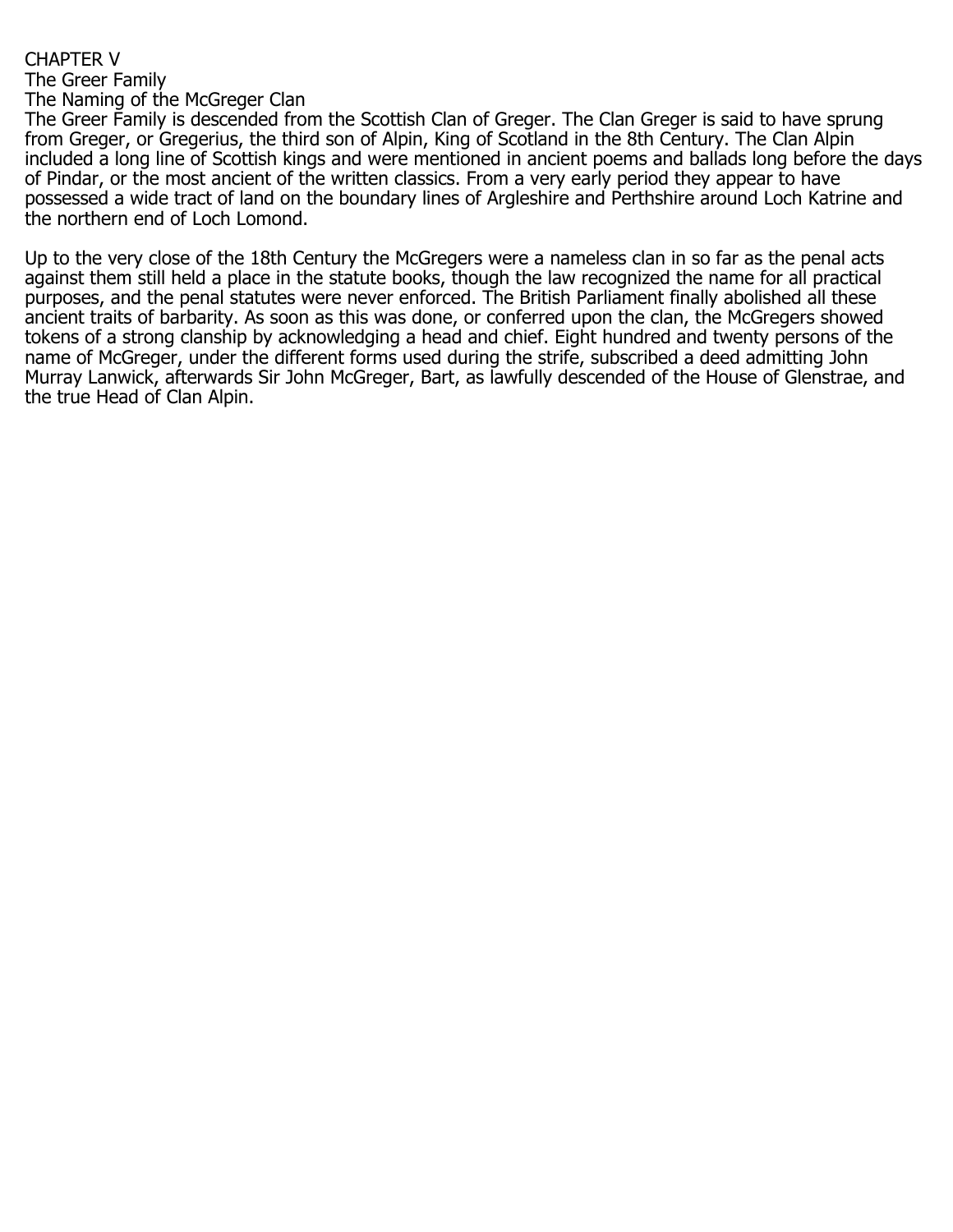# CHAPTER V

## The Greer Family

### The Naming of the McGreger Clan

The Greer Family is descended from the Scottish Clan of Greger. The Clan Greger is said to have sprung from Greger, or Gregerius, the third son of Alpin, King of Scotland in the 8th Century. The Clan Alpin included a long line of Scottish kings and were mentioned in ancient poems and ballads long before the days of Pindar, or the most ancient of the written classics. From a very early period they appear to have possessed a wide tract of land on the boundary lines of Argleshire and Perthshire around Loch Katrine and the northern end of Loch Lomond.

Up to the very close of the 18th Century the McGregers were a nameless clan in so far as the penal acts against them still held a place in the statute books, though the law recognized the name for all practical purposes, and the penal statutes were never enforced. The British Parliament finally abolished all these ancient traits of barbarity. As soon as this was done, or conferred upon the clan, the McGregers showed tokens of a strong clanship by acknowledging a head and chief. Eight hundred and twenty persons of the name of McGreger, under the different forms used during the strife, subscribed a deed admitting John Murray Lanwick, afterwards Sir John McGreger, Bart, as lawfully descended of the House of Glenstrae, and the true Head of Clan Alpin.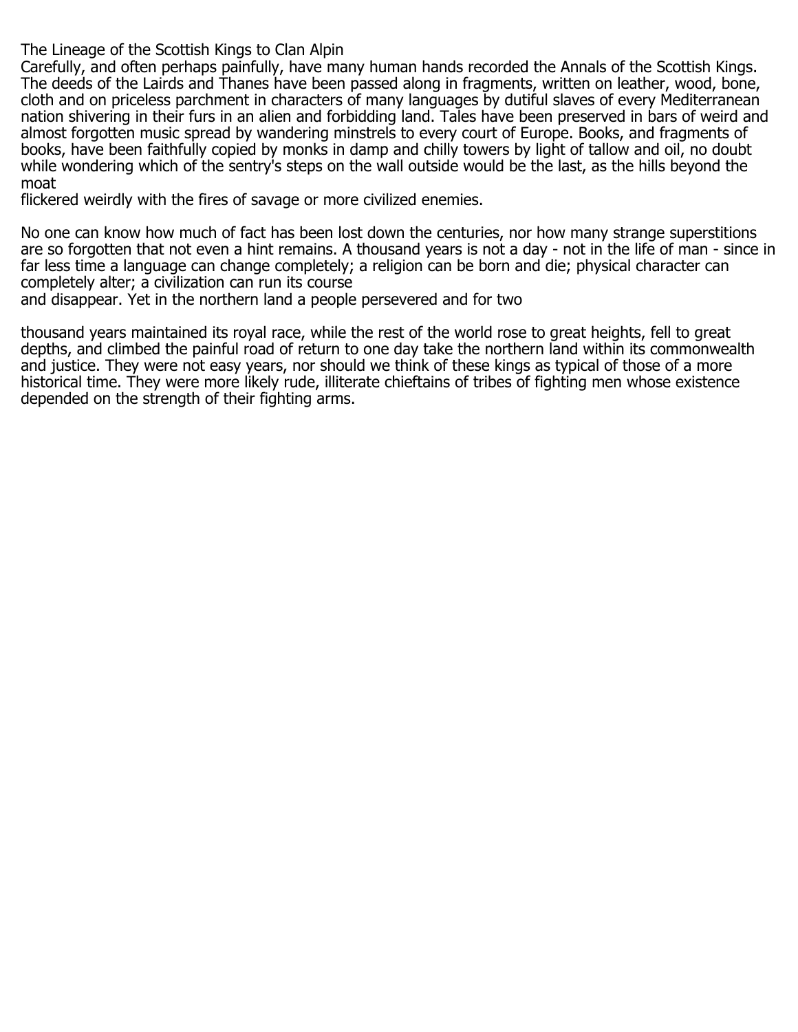# The Lineage of the Scottish Kings to Clan Alpin

Carefully, and often perhaps painfully, have many human hands recorded the Annals of the Scottish Kings. The deeds of the Lairds and Thanes have been passed along in fragments, written on leather, wood, bone, cloth and on priceless parchment in characters of many languages by dutiful slaves of every Mediterranean nation shivering in their furs in an alien and forbidding land. Tales have been preserved in bars of weird and almost forgotten music spread by wandering minstrels to every court of Europe. Books, and fragments of books, have been faithfully copied by monks in damp and chilly towers by light of tallow and oil, no doubt while wondering which of the sentry's steps on the wall outside would be the last, as the hills beyond the moat flickered weirdly with the fires of savage or more civilized enemies.

No one can know how much of fact has been lost down the centuries, nor how many strange superstitions are so forgotten that not even a hint remains. A thousand years is not a day - not in the life of man - since in far less time a language can change completely; a religion can be born and die; physical character can completely alter; a civilization can run its course and disappear. Yet in the northern land a people persevered and for two thousand years maintained its royal race, while the rest of the world rose to great heights, fell to great depths, and climbed the painful road of return to one day take the northern land within its commonwealth and justice. They were not easy years, nor should we think of these kings as typical of those of a more historical time. They were more likely rude, illiterate chieftains of tribes of fighting men whose existence depended on the strength of their fighting arms.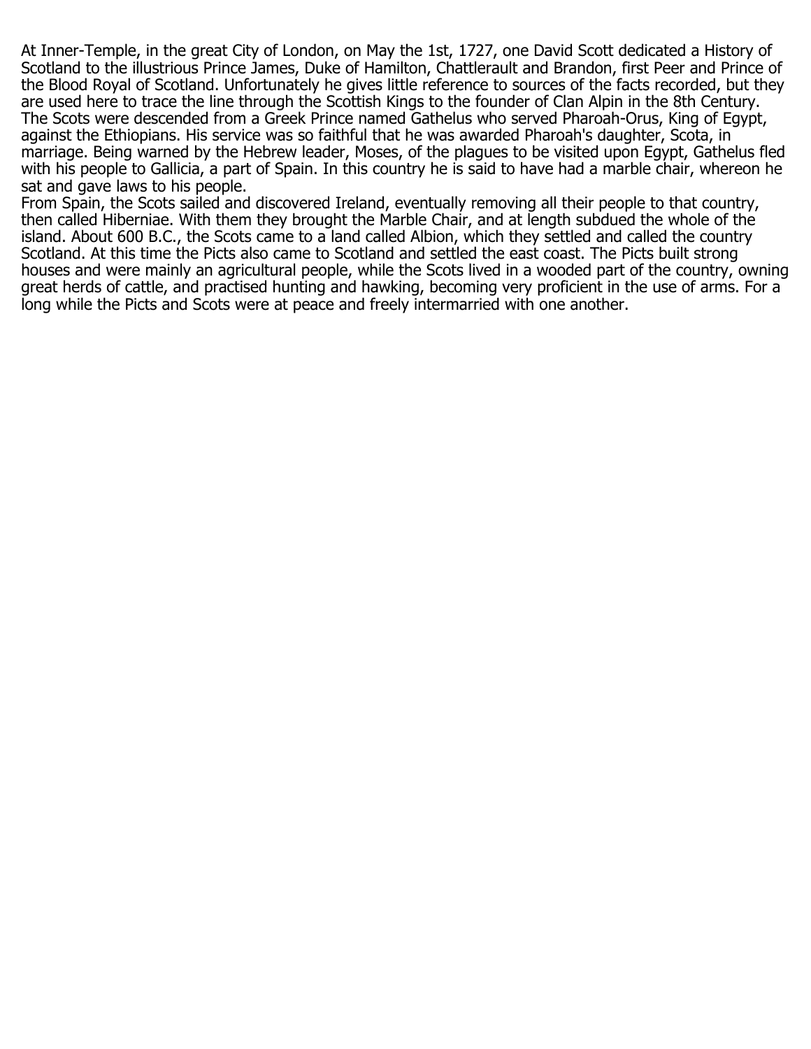At Inner-Temple, in the great City of London, on May the 1st, 1727, one David Scott dedicated a History of Scotland to the illustrious Prince James, Duke of Hamilton, Chattlerault and Brandon, first Peer and Prince of the Blood Royal of Scotland. Unfortunately he gives little reference to sources of the facts recorded, but they are used here to trace the line through the Scottish Kings to the founder of Clan Alpin in the 8th Century.
The Scots were descended from a Greek Prince named Gathelus who served Pharoah-Orus, King of Egypt, against the Ethiopians. His service was so faithful that he was awarded Pharoah's daughter, Scota, in marriage. Being warned by the Hebrew leader, Moses, of the plagues to be visited upon Egypt, Gathelus fled with his people to Gallicia, a part of Spain. In this country he is said to have had a marble chair, whereon he sat and gave laws to his people.
From Spain, the Scots sailed and discovered Ireland, eventually removing all their people to that country, then called Hiberniae. With them they brought the Marble Chair, and at length subdued the whole of the island. About 600 B.C., the Scots came to a land called Albion, which they settled and called the country Scotland. At this time the Picts also came to Scotland and settled the east coast. The Picts built strong houses and were mainly an agricultural people, while the Scots lived in a wooded part of the country, owning great herds of cattle, and practised hunting and hawking, becoming very proficient in the use of arms. For a long while the Picts and Scots were at peace and freely intermarried with one another.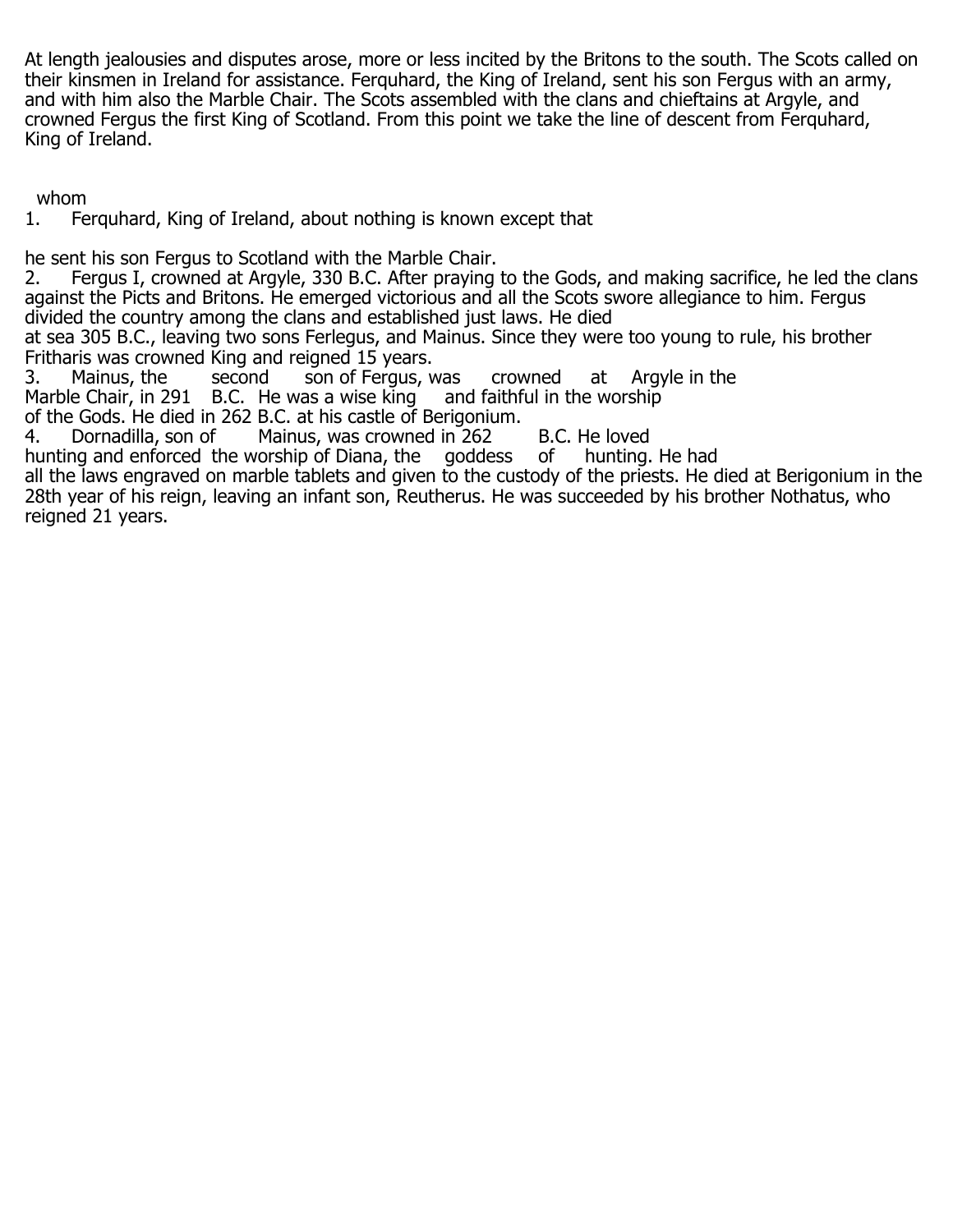At length jealousies and disputes arose, more or less incited by the Britons to the south. The Scots called on their kinsmen in Ireland for assistance. Ferquhard, the King of Ireland, sent his son Fergus with an army, and with him also the Marble Chair. The Scots assembled with the clans and chieftains at Argyle, and crowned Fergus the first King of Scotland. From this point we take the line of descent from Ferquhard, King of Ireland.

1. Ferquhard, King of Ireland, about whom nothing is known except that he sent his son Fergus to Scotland with the Marble Chair.
2. Fergus I, crowned at Argyle, 330 B.C. After praying to the Gods, and making sacrifice, he led the clans against the Picts and Britons. He emerged victorious and all the Scots swore allegiance to him. Fergus divided the country among the clans and established just laws. He died at sea 305 B.C., leaving two sons Ferlegus, and Mainus. Since they were too young to rule, his brother Fritharis was crowned King and reigned 15 years.
3. Mainus, the second son of Fergus, was crowned at Argyle in the Marble Chair, in 291 B.C. He was a wise king and faithful in the worship of the Gods. He died in 262 B.C. at his castle of Berigonium.
4. Dornadilla, son of Mainus, was crowned in 262 B.C. He loved hunting and enforced the worship of Diana, the goddess of hunting. He had all the laws engraved on marble tablets and given to the custody of the priests. He died at Berigonium in the 28th year of his reign, leaving an infant son, Reutherus. He was succeeded by his brother Nothatus, who reigned 21 years.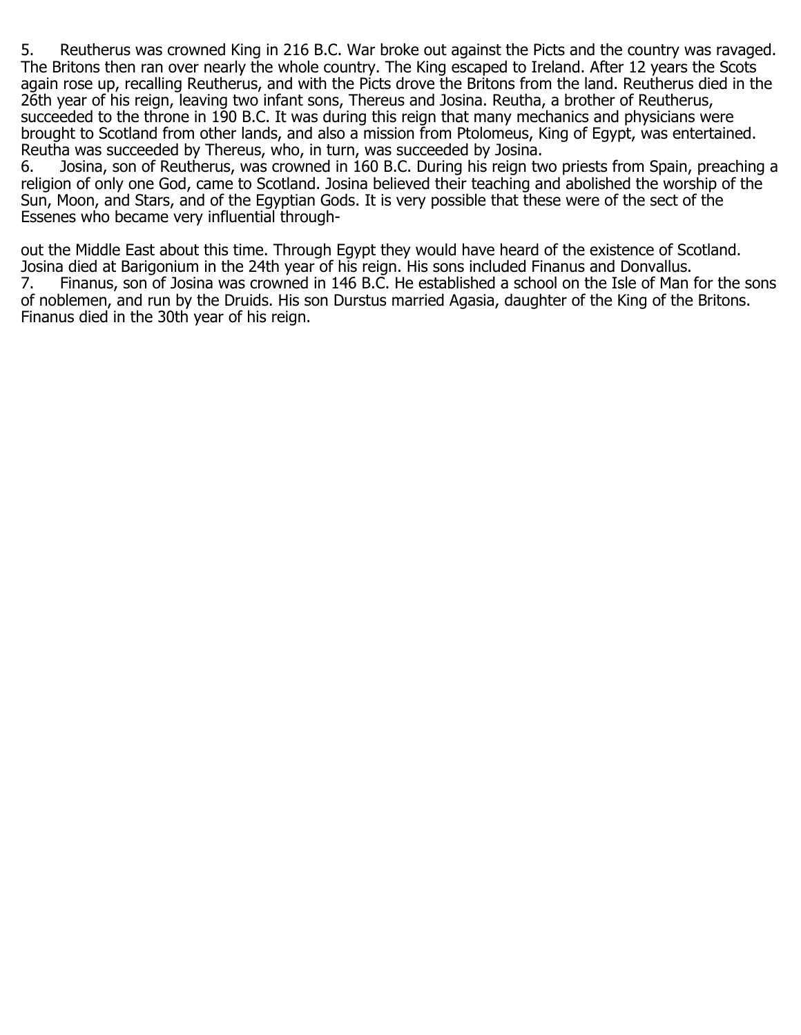5. Reutherus was crowned King in 216 B.C. War broke out against the Picts and the country was ravaged. The Britons then ran over nearly the whole country. The King escaped to Ireland. After 12 years the Scots again rose up, recalling Reutherus, and with the Picts drove the Britons from the land. Reutherus died in the 26th year of his reign, leaving two infant sons, Thereus and Josina. Reutha, a brother of Reutherus, succeeded to the throne in 190 B.C. It was during this reign that many mechanics and physicians were brought to Scotland from other lands, and also a mission from Ptolomeus, King of Egypt, was entertained. Reutha was succeeded by Thereus, who, in turn, was succeeded by Josina.

6. Josina, son of Reutherus, was crowned in 160 B.C. During his reign two priests from Spain, preaching a religion of only one God, came to Scotland. Josina believed their teaching and abolished the worship of the Sun, Moon, and Stars, and of the Egyptian Gods. It is very possible that these were of the sect of the Essenes who became very influential throughout the Middle East about this time. Through Egypt they would have heard of the existence of Scotland. Josina died at Barigonium in the 24th year of his reign. His sons included Finanus and Donvallus.

7. Finanus, son of Josina was crowned in 146 B.C. He established a school on the Isle of Man for the sons of noblemen, and run by the Druids. His son Durstus married Agasia, daughter of the King of the Britons. Finanus died in the 30th year of his reign.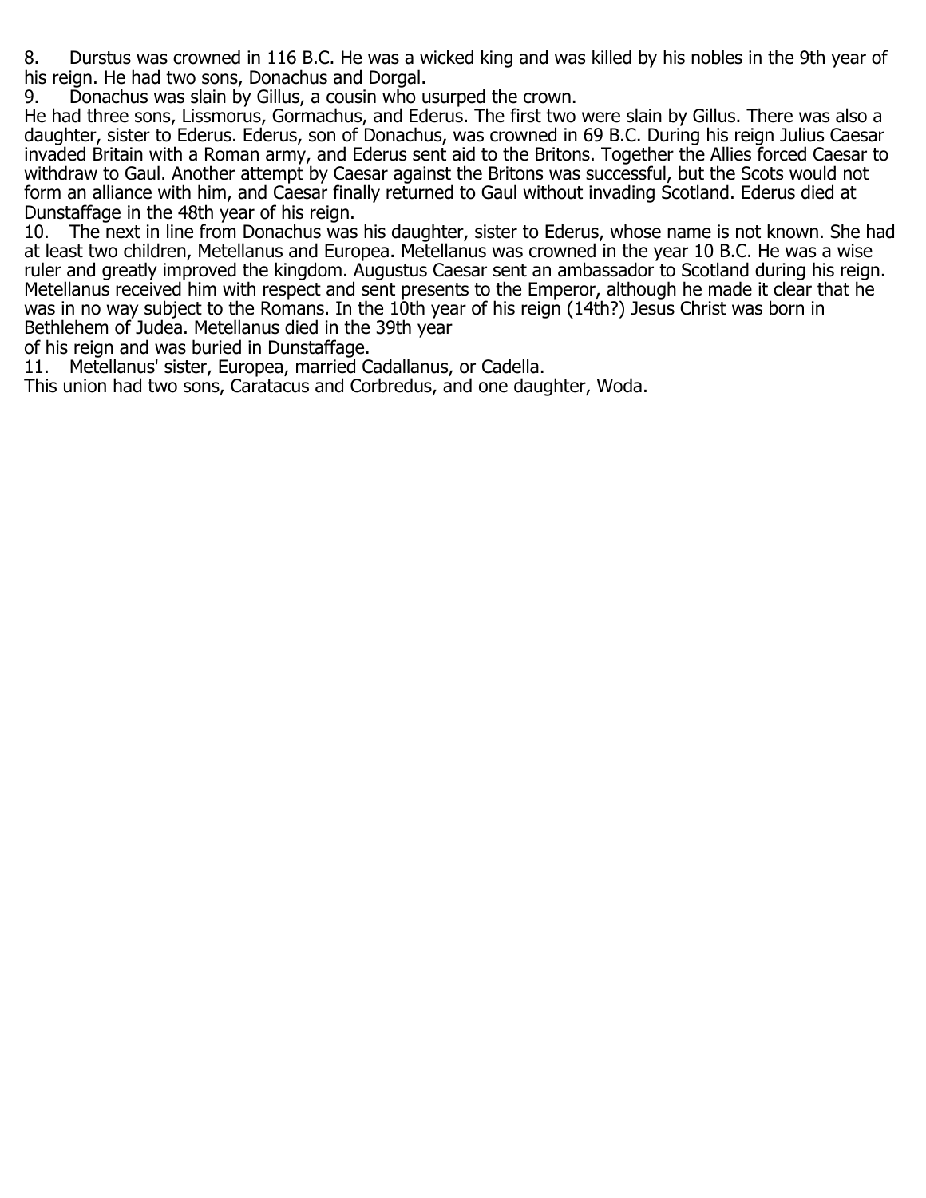8. Durstus was crowned in 116 B.C. He was a wicked king and was killed by his nobles in the 9th year of his reign. He had two sons, Donachus and Dorgal.

9. Donachus was slain by Gillus, a cousin who usurped the crown.

He had three sons, Lissmorus, Gormachus, and Ederus. The first two were slain by Gillus. There was also a daughter, sister to Ederus. Ederus, son of Donachus, was crowned in 69 B.C. During his reign Julius Caesar invaded Britain with a Roman army, and Ederus sent aid to the Britons. Together the Allies forced Caesar to withdraw to Gaul. Another attempt by Caesar against the Britons was successful, but the Scots would not form an alliance with him, and Caesar finally returned to Gaul without invading Scotland. Ederus died at Dunstaffage in the 48th year of his reign.

10. The next in line from Donachus was his daughter, sister to Ederus, whose name is not known. She had at least two children, Metellanus and Europea. Metellanus was crowned in the year 10 B.C. He was a wise ruler and greatly improved the kingdom. Augustus Caesar sent an ambassador to Scotland during his reign. Metellanus received him with respect and sent presents to the Emperor, although he made it clear that he was in no way subject to the Romans. In the 10th year of his reign (14th?) Jesus Christ was born in Bethlehem of Judea. Metellanus died in the 39th year of his reign and was buried in Dunstaffage.

11. Metellanus' sister, Europea, married Cadallanus, or Cadella.

This union had two sons, Caratacus and Corbredus, and one daughter, Woda.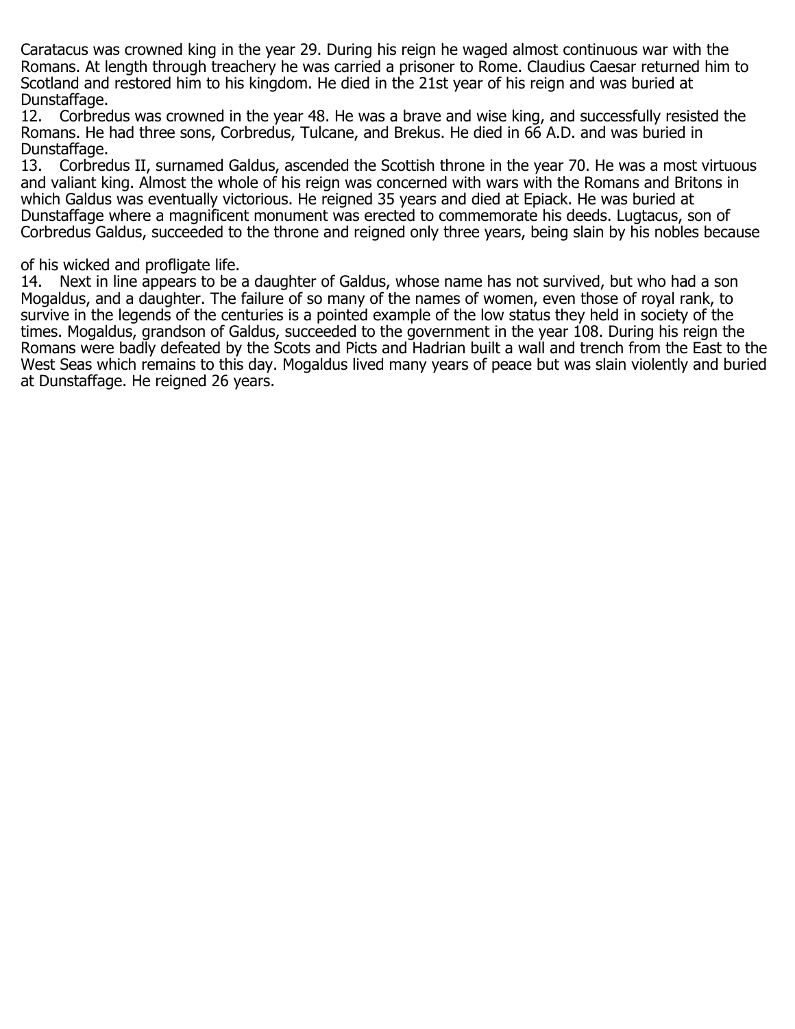Caratacus was crowned king in the year 29. During his reign he waged almost continuous war with the Romans. At length through treachery he was carried a prisoner to Rome. Claudius Caesar returned him to Scotland and restored him to his kingdom. He died in the 21st year of his reign and was buried at Dunstaffage.

12. Corbredus was crowned in the year 48. He was a brave and wise king, and successfully resisted the Romans. He had three sons, Corbredus, Tulcane, and Brekus. He died in 66 A.D. and was buried in Dunstaffage.

13. Corbredus II, surnamed Galdus, ascended the Scottish throne in the year 70. He was a most virtuous and valiant king. Almost the whole of his reign was concerned with wars with the Romans and Britons in which Galdus was eventually victorious. He reigned 35 years and died at Epiack. He was buried at Dunstaffage where a magnificent monument was erected to commemorate his deeds. Lugtacus, son of Corbredus Galdus, succeeded to the throne and reigned only three years, being slain by his nobles because of his wicked and profligate life.

14. Next in line appears to be a daughter of Galdus, whose name has not survived, but who had a son Mogaldus, and a daughter. The failure of so many of the names of women, even those of royal rank, to survive in the legends of the centuries is a pointed example of the low status they held in society of the times. Mogaldus, grandson of Galdus, succeeded to the government in the year 108. During his reign the Romans were badly defeated by the Scots and Picts and Hadrian built a wall and trench from the East to the West Seas which remains to this day. Mogaldus lived many years of peace but was slain violently and buried at Dunstaffage. He reigned 26 years.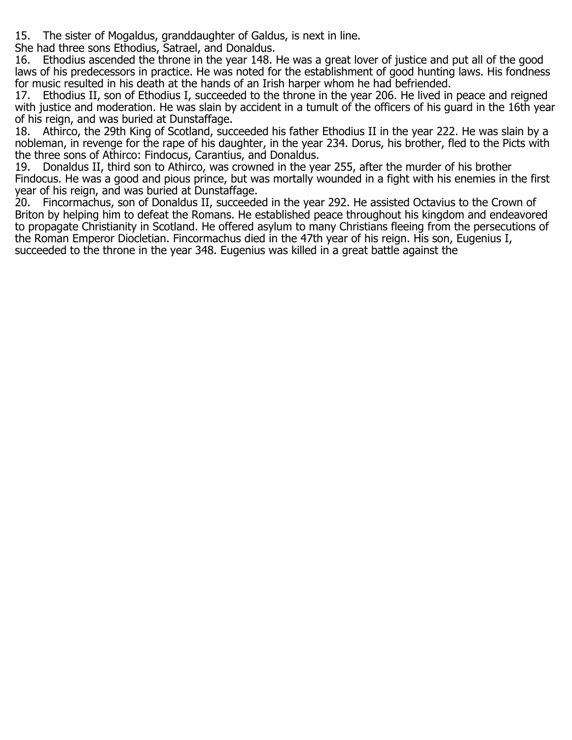15. The sister of Mogaldus, granddaughter of Galdus, is next in line.
She had three sons Ethodius, Satrael, and Donaldus.

16. Ethodius ascended the throne in the year 148. He was a great lover of justice and put all of the good laws of his predecessors in practice. He was noted for the establishment of good hunting laws. His fondness for music resulted in his death at the hands of an Irish harper whom he had befriended.

17. Ethodius II, son of Ethodius I, succeeded to the throne in the year 206. He lived in peace and reigned with justice and moderation. He was slain by accident in a tumult of the officers of his guard in the 16th year of his reign, and was buried at Dunstaffage.

18. Athirco, the 29th King of Scotland, succeeded his father Ethodius II in the year 222. He was slain by a nobleman, in revenge for the rape of his daughter, in the year 234. Dorus, his brother, fled to the Picts with the three sons of Athirco: Findocus, Carantius, and Donaldus.

19. Donaldus II, third son to Athirco, was crowned in the year 255, after the murder of his brother Findocus. He was a good and pious prince, but was mortally wounded in a fight with his enemies in the first year of his reign, and was buried at Dunstaffage.

20. Fincormachus, son of Donaldus II, succeeded in the year 292. He assisted Octavius to the Crown of Briton by helping him to defeat the Romans. He established peace throughout his kingdom and endeavored to propagate Christianity in Scotland. He offered asylum to many Christians fleeing from the persecutions of the Roman Emperor Diocletian. Fincormachus died in the 47th year of his reign. His son, Eugenius I, succeeded to the throne in the year 348. Eugenius was killed in a great battle against the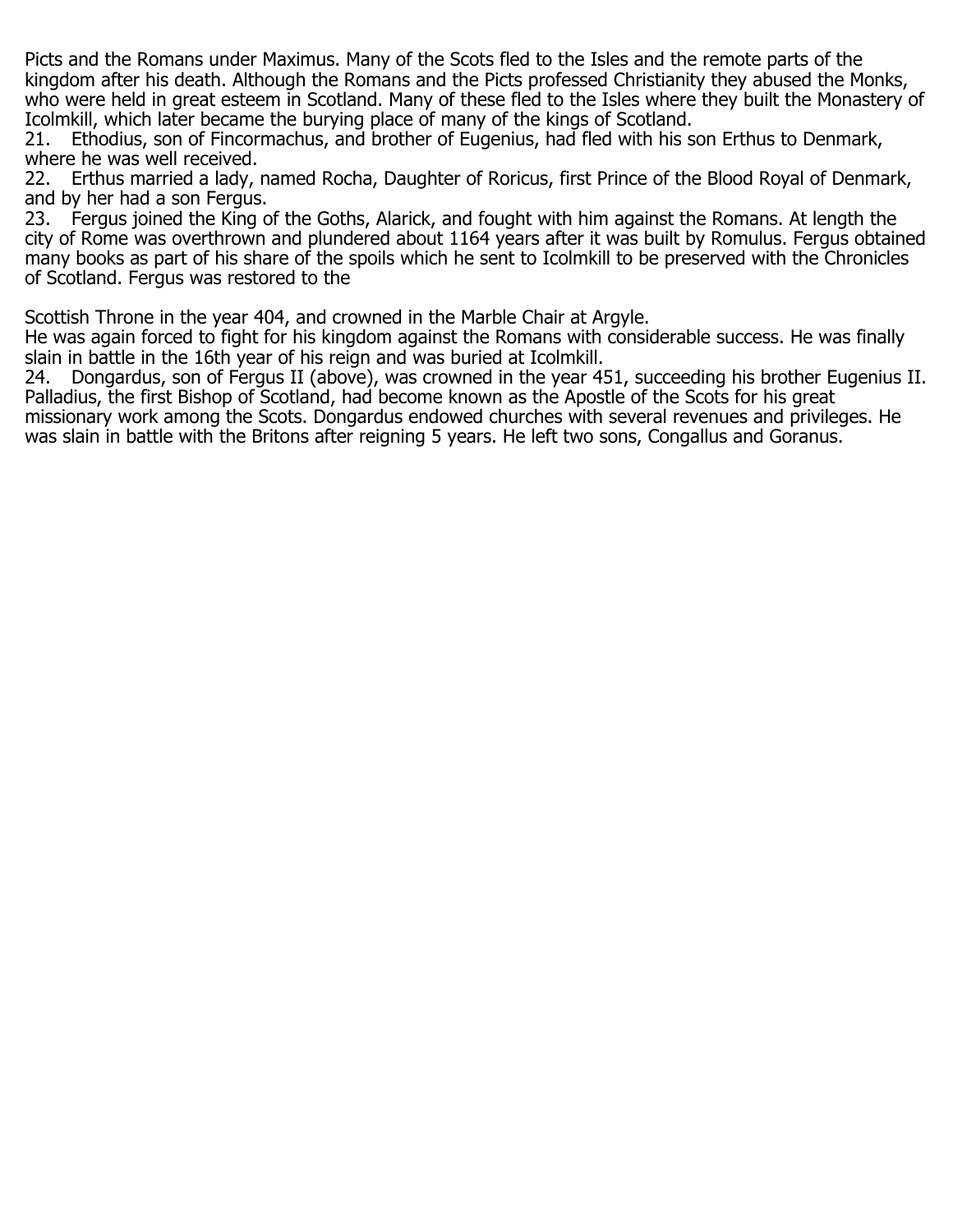Picts and the Romans under Maximus. Many of the Scots fled to the Isles and the remote parts of the kingdom after his death. Although the Romans and the Picts professed Christianity they abused the Monks, who were held in great esteem in Scotland. Many of these fled to the Isles where they built the Monastery of Icolmkill, which later became the burying place of many of the kings of Scotland.

21. Ethodius, son of Fincormachus, and brother of Eugenius, had fled with his son Erthus to Denmark, where he was well received.

22. Erthus married a lady, named Rocha, Daughter of Roricus, first Prince of the Blood Royal of Denmark, and by her had a son Fergus.

23. Fergus joined the King of the Goths, Alarick, and fought with him against the Romans. At length the city of Rome was overthrown and plundered about 1164 years after it was built by Romulus. Fergus obtained many books as part of his share of the spoils which he sent to Icolmkill to be preserved with the Chronicles of Scotland. Fergus was restored to the

Scottish Throne in the year 404, and crowned in the Marble Chair at Argyle.

He was again forced to fight for his kingdom against the Romans with considerable success. He was finally slain in battle in the 16th year of his reign and was buried at Icolmkill.

24. Dongardus, son of Fergus II (above), was crowned in the year 451, succeeding his brother Eugenius II. Palladius, the first Bishop of Scotland, had become known as the Apostle of the Scots for his great missionary work among the Scots. Dongardus endowed churches with several revenues and privileges. He was slain in battle with the Britons after reigning 5 years. He left two sons, Congallus and Goranus.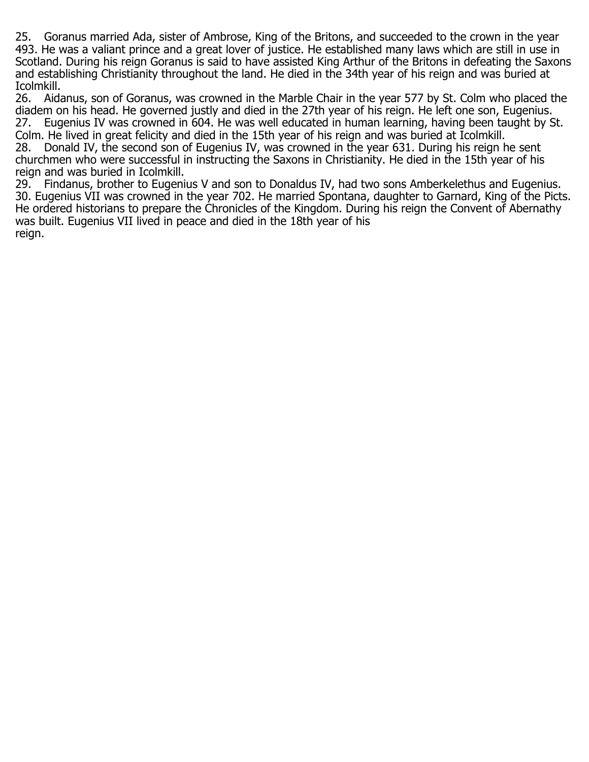25. Goranus married Ada, sister of Ambrose, King of the Britons, and succeeded to the crown in the year 493. He was a valiant prince and a great lover of justice. He established many laws which are still in use in Scotland. During his reign Goranus is said to have assisted King Arthur of the Britons in defeating the Saxons and establishing Christianity throughout the land. He died in the 34th year of his reign and was buried at Icolmkill.

26. Aidanus, son of Goranus, was crowned in the Marble Chair in the year 577 by St. Colm who placed the diadem on his head. He governed justly and died in the 27th year of his reign. He left one son, Eugenius.

27. Eugenius IV was crowned in 604. He was well educated in human learning, having been taught by St. Colm. He lived in great felicity and died in the 15th year of his reign and was buried at Icolmkill.

28. Donald IV, the second son of Eugenius IV, was crowned in the year 631. During his reign he sent churchmen who were successful in instructing the Saxons in Christianity. He died in the 15th year of his reign and was buried in Icolmkill.

29. Findanus, brother to Eugenius V and son to Donaldus IV, had two sons Amberkelethus and Eugenius.

30. Eugenius VII was crowned in the year 702. He married Spontana, daughter to Garnard, King of the Picts. He ordered historians to prepare the Chronicles of the Kingdom. During his reign the Convent of Abernathy was built. Eugenius VII lived in peace and died in the 18th year of his reign.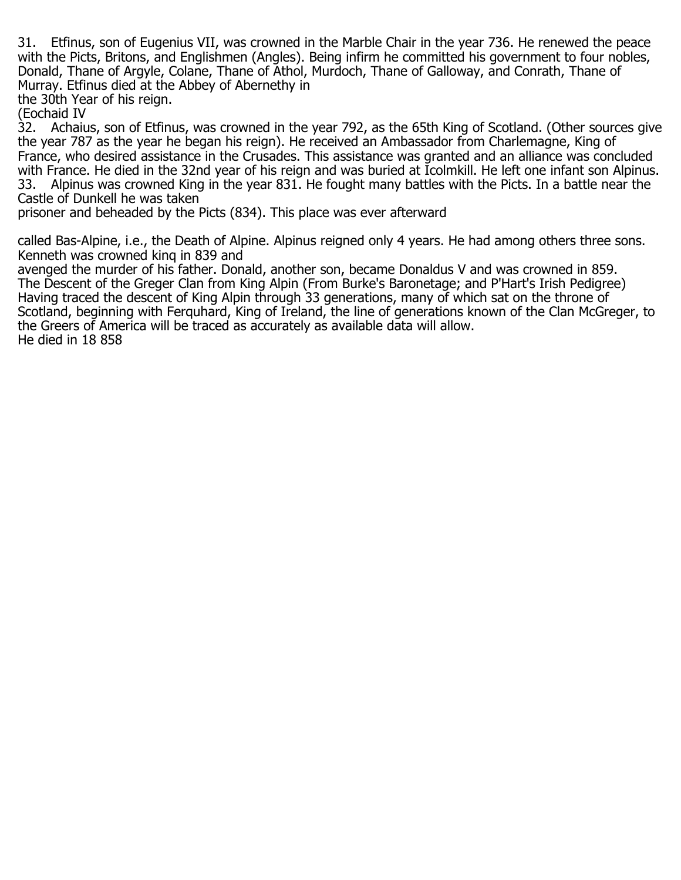31. Etfinus, son of Eugenius VII, was crowned in the Marble Chair in the year 736. He renewed the peace with the Picts, Britons, and Englishmen (Angles). Being infirm he committed his government to four nobles, Donald, Thane of Argyle, Colane, Thane of Athol, Murdoch, Thane of Galloway, and Conrath, Thane of Murray. Etfinus died at the Abbey of Abernethy in
the 30th Year of his reign.
(Eochaid IV
32. Achaius, son of Etfinus, was crowned in the year 792, as the 65th King of Scotland. (Other sources give the year 787 as the year he began his reign). He received an Ambassador from Charlemagne, King of France, who desired assistance in the Crusades. This assistance was granted and an alliance was concluded with France. He died in the 32nd year of his reign and was buried at Icolmkill. He left one infant son Alpinus.
33. Alpinus was crowned King in the year 831. He fought many battles with the Picts. In a battle near the Castle of Dunkell he was taken
prisoner and beheaded by the Picts (834). This place was ever afterward

called Bas-Alpine, i.e., the Death of Alpine. Alpinus reigned only 4 years. He had among others three sons. Kenneth was crowned kinq in 839 and
avenged the murder of his father. Donald, another son, became Donaldus V and was crowned in 859.
The Descent of the Greger Clan from King Alpin (From Burke's Baronetage; and P'Hart's Irish Pedigree)
Having traced the descent of King Alpin through 33 generations, many of which sat on the throne of Scotland, beginning with Ferquhard, King of Ireland, the line of generations known of the Clan McGreger, to the Greers of America will be traced as accurately as available data will allow.
He died in 18 858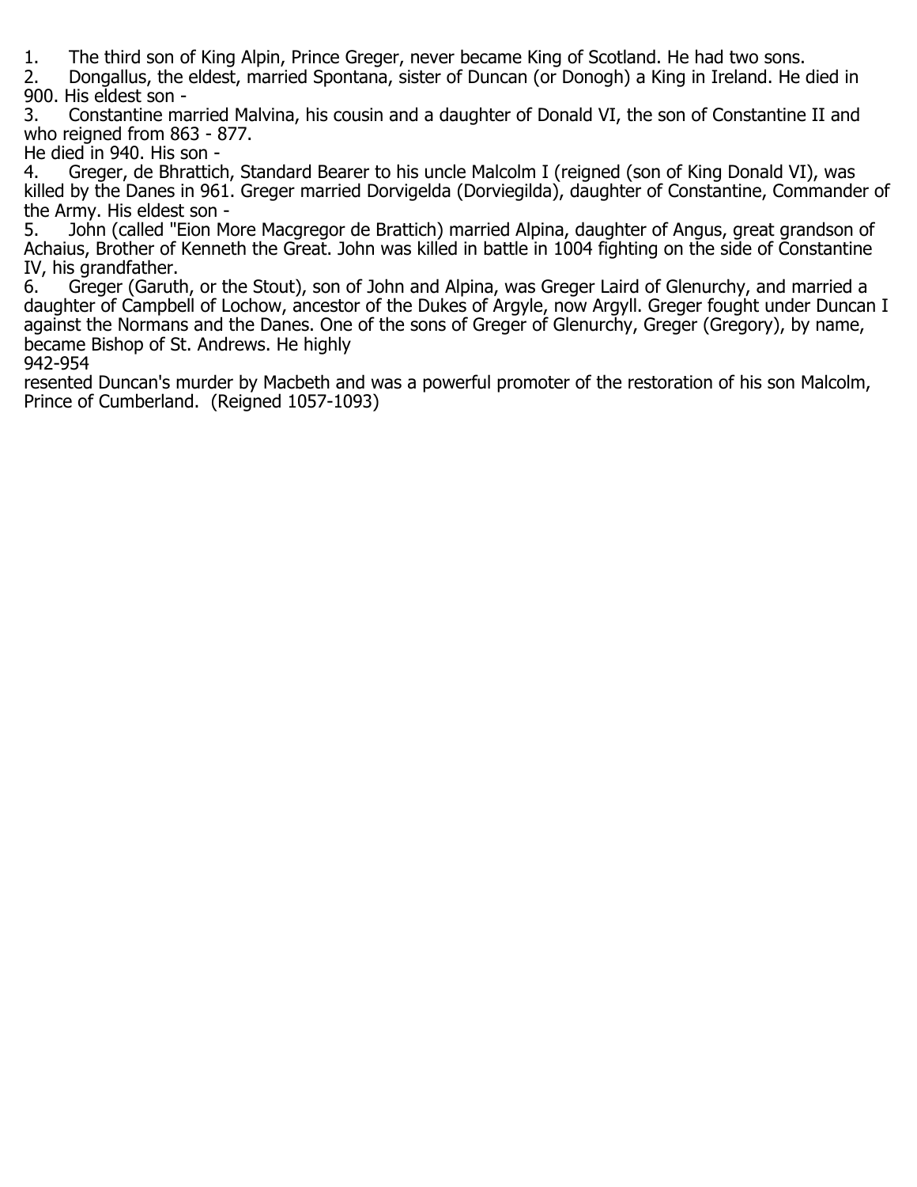1. The third son of King Alpin, Prince Greger, never became King of Scotland. He had two sons.
2. Dongallus, the eldest, married Spontana, sister of Duncan (or Donogh) a King in Ireland. He died in 900. His eldest son -
3. Constantine married Malvina, his cousin and a daughter of Donald VI, the son of Constantine II and who reigned from 863 - 877.
He died in 940. His son -
4. Greger, de Bhrattich, Standard Bearer to his uncle Malcolm I (reigned (son of King Donald VI), was killed by the Danes in 961. Greger married Dorvigelda (Dorviegilda), daughter of Constantine, Commander of the Army. His eldest son -
5. John (called "Eion More Macgregor de Brattich) married Alpina, daughter of Angus, great grandson of Achaius, Brother of Kenneth the Great. John was killed in battle in 1004 fighting on the side of Constantine IV, his grandfather.
6. Greger (Garuth, or the Stout), son of John and Alpina, was Greger Laird of Glenurchy, and married a daughter of Campbell of Lochow, ancestor of the Dukes of Argyle, now Argyll. Greger fought under Duncan I against the Normans and the Danes. One of the sons of Greger of Glenurchy, Greger (Gregory), by name, became Bishop of St. Andrews. He highly
942-954
resented Duncan's murder by Macbeth and was a powerful promoter of the restoration of his son Malcolm, Prince of Cumberland. (Reigned 1057-1093)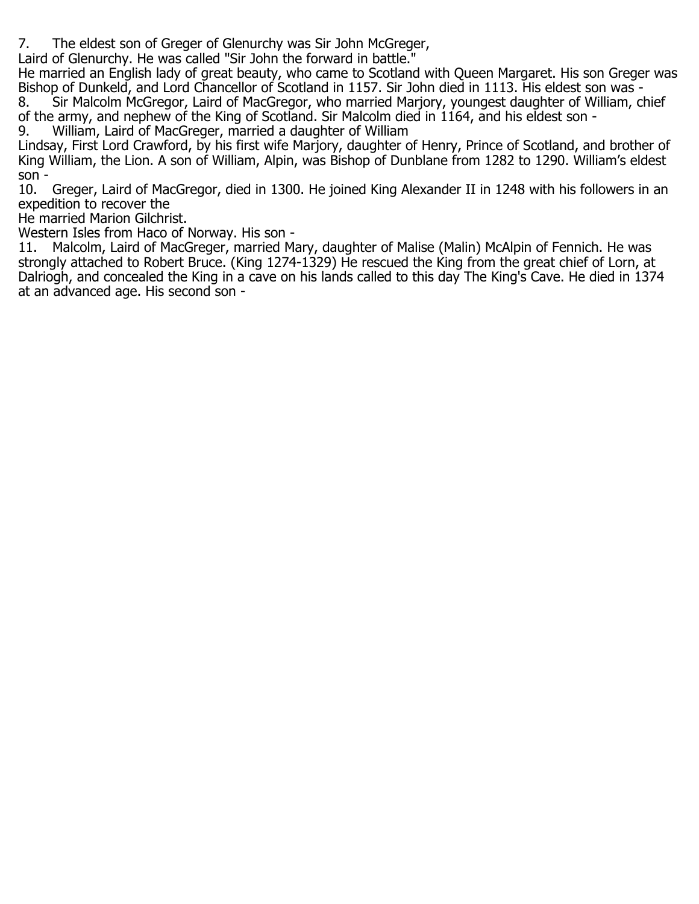7. The eldest son of Greger of Glenurchy was Sir John McGreger, Laird of Glenurchy. He was called "Sir John the forward in battle." He married an English lady of great beauty, who came to Scotland with Queen Margaret. His son Greger was Bishop of Dunkeld, and Lord Chancellor of Scotland in 1157. Sir John died in 1113. His eldest son was -

8. Sir Malcolm McGregor, Laird of MacGregor, who married Marjory, youngest daughter of William, chief of the army, and nephew of the King of Scotland. Sir Malcolm died in 1164, and his eldest son -

9. William, Laird of MacGreger, married a daughter of William Lindsay, First Lord Crawford, by his first wife Marjory, daughter of Henry, Prince of Scotland, and brother of King William, the Lion. A son of William, Alpin, was Bishop of Dunblane from 1282 to 1290. William's eldest son -

10. Greger, Laird of MacGregor, died in 1300. He joined King Alexander II in 1248 with his followers in an expedition to recover the
He married Marion Gilchrist.
Western Isles from Haco of Norway. His son -

11. Malcolm, Laird of MacGreger, married Mary, daughter of Malise (Malin) McAlpin of Fennich. He was strongly attached to Robert Bruce. (King 1274-1329) He rescued the King from the great chief of Lorn, at Dalriogh, and concealed the King in a cave on his lands called to this day The King's Cave. He died in 1374 at an advanced age. His second son -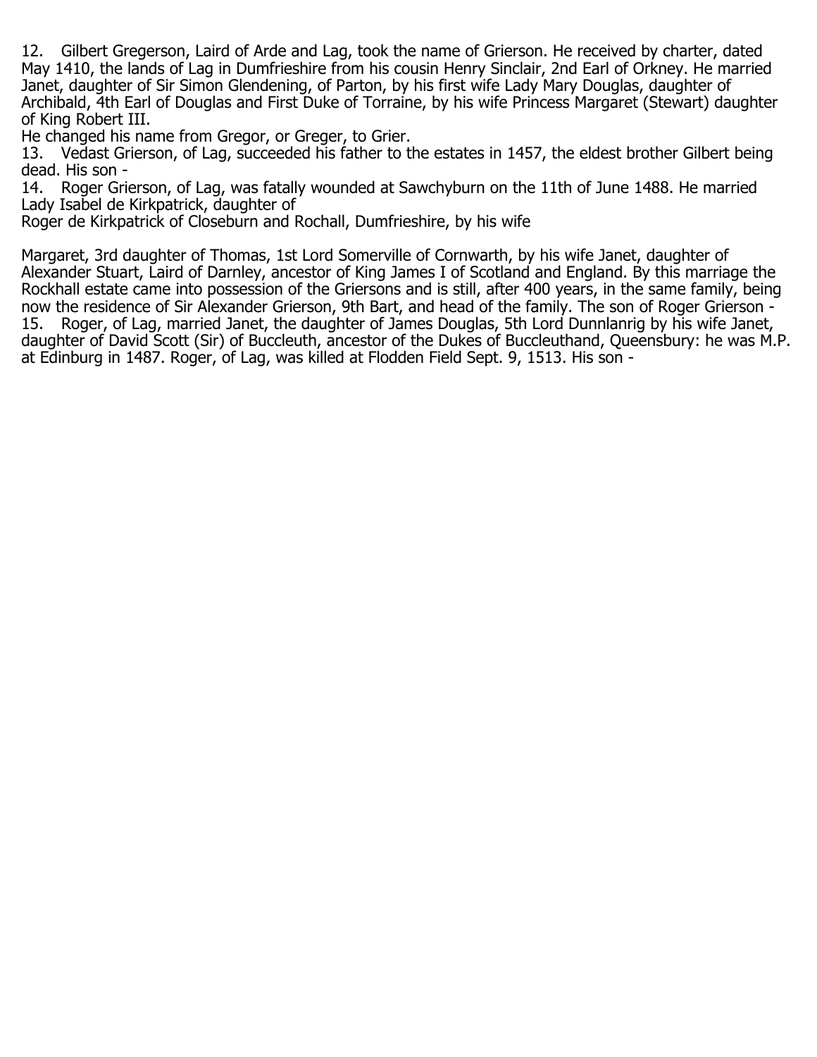12. Gilbert Gregerson, Laird of Arde and Lag, took the name of Grierson. He received by charter, dated May 1410, the lands of Lag in Dumfrieshire from his cousin Henry Sinclair, 2nd Earl of Orkney. He married Janet, daughter of Sir Simon Glendening, of Parton, by his first wife Lady Mary Douglas, daughter of Archibald, 4th Earl of Douglas and First Duke of Torraine, by his wife Princess Margaret (Stewart) daughter of King Robert III.

He changed his name from Gregor, or Greger, to Grier.

13. Vedast Grierson, of Lag, succeeded his father to the estates in 1457, the eldest brother Gilbert being dead. His son -

14. Roger Grierson, of Lag, was fatally wounded at Sawchyburn on the 11th of June 1488. He married Lady Isabel de Kirkpatrick, daughter of

Roger de Kirkpatrick of Closeburn and Rochall, Dumfrieshire, by his wife

Margaret, 3rd daughter of Thomas, 1st Lord Somerville of Cornwarth, by his wife Janet, daughter of Alexander Stuart, Laird of Darnley, ancestor of King James I of Scotland and England. By this marriage the Rockhall estate came into possession of the Griersons and is still, after 400 years, in the same family, being now the residence of Sir Alexander Grierson, 9th Bart, and head of the family. The son of Roger Grierson -

15. Roger, of Lag, married Janet, the daughter of James Douglas, 5th Lord Dunnlanrig by his wife Janet, daughter of David Scott (Sir) of Buccleuth, ancestor of the Dukes of Buccleuthand, Queensbury: he was M.P. at Edinburg in 1487. Roger, of Lag, was killed at Flodden Field Sept. 9, 1513. His son -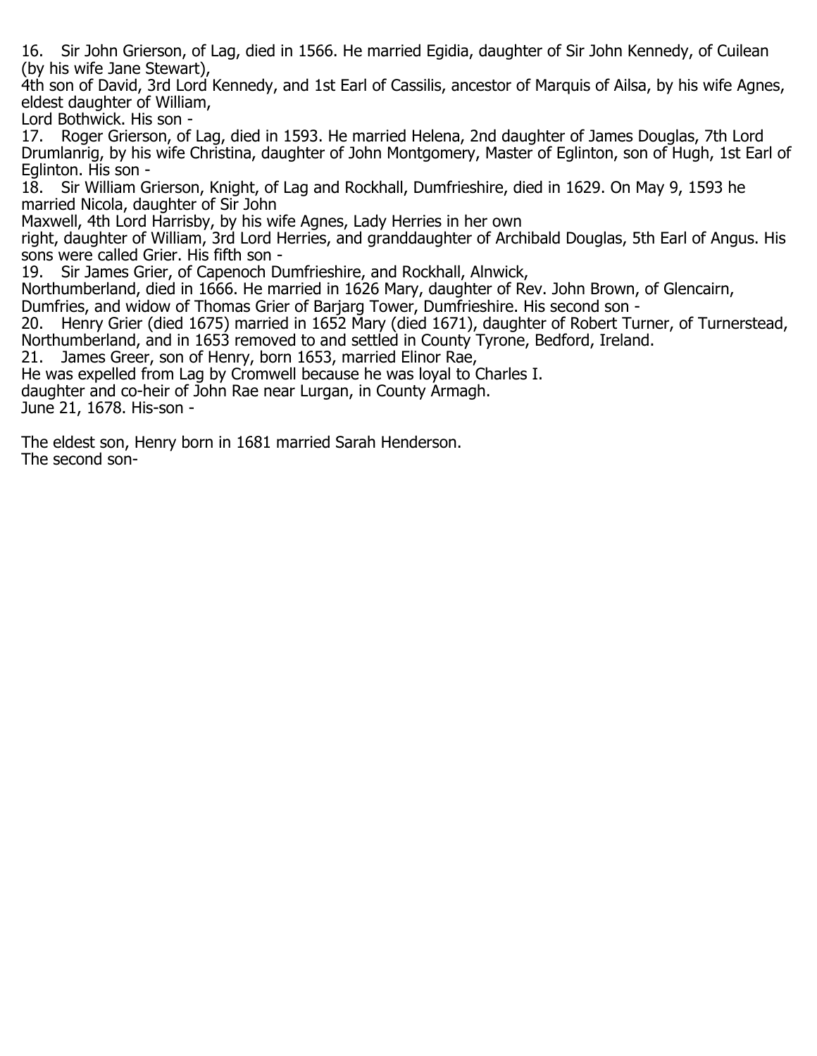16. Sir John Grierson, of Lag, died in 1566. He married Egidia, daughter of Sir John Kennedy, of Cuilean (by his wife Jane Stewart),
4th son of David, 3rd Lord Kennedy, and 1st Earl of Cassilis, ancestor of Marquis of Ailsa, by his wife Agnes, eldest daughter of William,
Lord Bothwick. His son -

17. Roger Grierson, of Lag, died in 1593. He married Helena, 2nd daughter of James Douglas, 7th Lord Drumlanrig, by his wife Christina, daughter of John Montgomery, Master of Eglinton, son of Hugh, 1st Earl of Eglinton. His son -

18. Sir William Grierson, Knight, of Lag and Rockhall, Dumfrieshire, died in 1629. On May 9, 1593 he married Nicola, daughter of Sir John
Maxwell, 4th Lord Harrisby, by his wife Agnes, Lady Herries in her own
right, daughter of William, 3rd Lord Herries, and granddaughter of Archibald Douglas, 5th Earl of Angus. His sons were called Grier. His fifth son -

19. Sir James Grier, of Capenoch Dumfrieshire, and Rockhall, Alnwick,
Northumberland, died in 1666. He married in 1626 Mary, daughter of Rev. John Brown, of Glencairn, Dumfries, and widow of Thomas Grier of Barjarg Tower, Dumfrieshire. His second son -

20. Henry Grier (died 1675) married in 1652 Mary (died 1671), daughter of Robert Turner, of Turnerstead, Northumberland, and in 1653 removed to and settled in County Tyrone, Bedford, Ireland.

21. James Greer, son of Henry, born 1653, married Elinor Rae,
He was expelled from Lag by Cromwell because he was loyal to Charles I.
daughter and co-heir of John Rae near Lurgan, in County Armagh.
June 21, 1678. His-son -

The eldest son, Henry born in 1681 married Sarah Henderson.
The second son-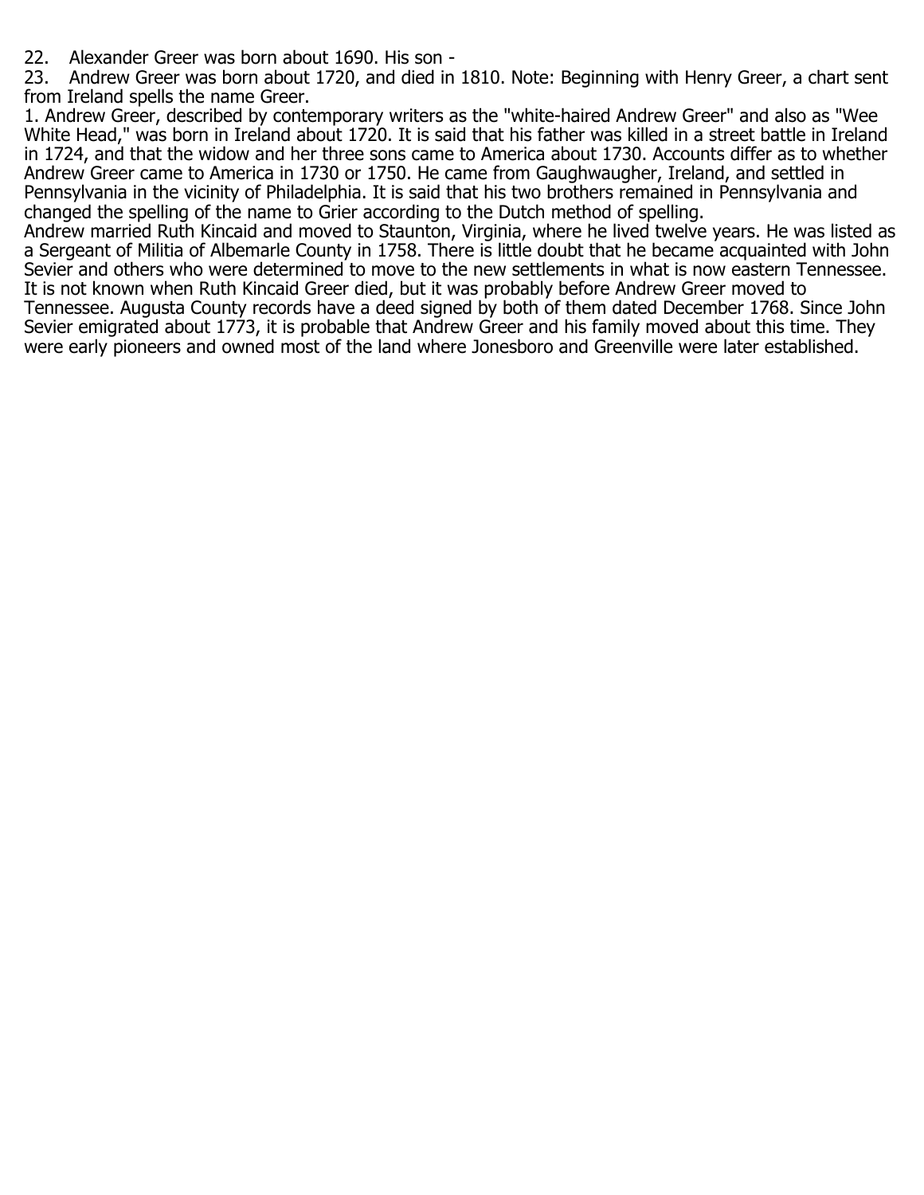22. Alexander Greer was born about 1690. His son -

23. Andrew Greer was born about 1720, and died in 1810. Note: Beginning with Henry Greer, a chart sent from Ireland spells the name Greer.

1. Andrew Greer, described by contemporary writers as the "white-haired Andrew Greer" and also as "Wee White Head," was born in Ireland about 1720. It is said that his father was killed in a street battle in Ireland in 1724, and that the widow and her three sons came to America about 1730. Accounts differ as to whether Andrew Greer came to America in 1730 or 1750. He came from Gaughwaugher, Ireland, and settled in Pennsylvania in the vicinity of Philadelphia. It is said that his two brothers remained in Pennsylvania and changed the spelling of the name to Grier according to the Dutch method of spelling.

Andrew married Ruth Kincaid and moved to Staunton, Virginia, where he lived twelve years. He was listed as a Sergeant of Militia of Albemarle County in 1758. There is little doubt that he became acquainted with John Sevier and others who were determined to move to the new settlements in what is now eastern Tennessee. It is not known when Ruth Kincaid Greer died, but it was probably before Andrew Greer moved to Tennessee. Augusta County records have a deed signed by both of them dated December 1768. Since John Sevier emigrated about 1773, it is probable that Andrew Greer and his family moved about this time. They were early pioneers and owned most of the land where Jonesboro and Greenville were later established.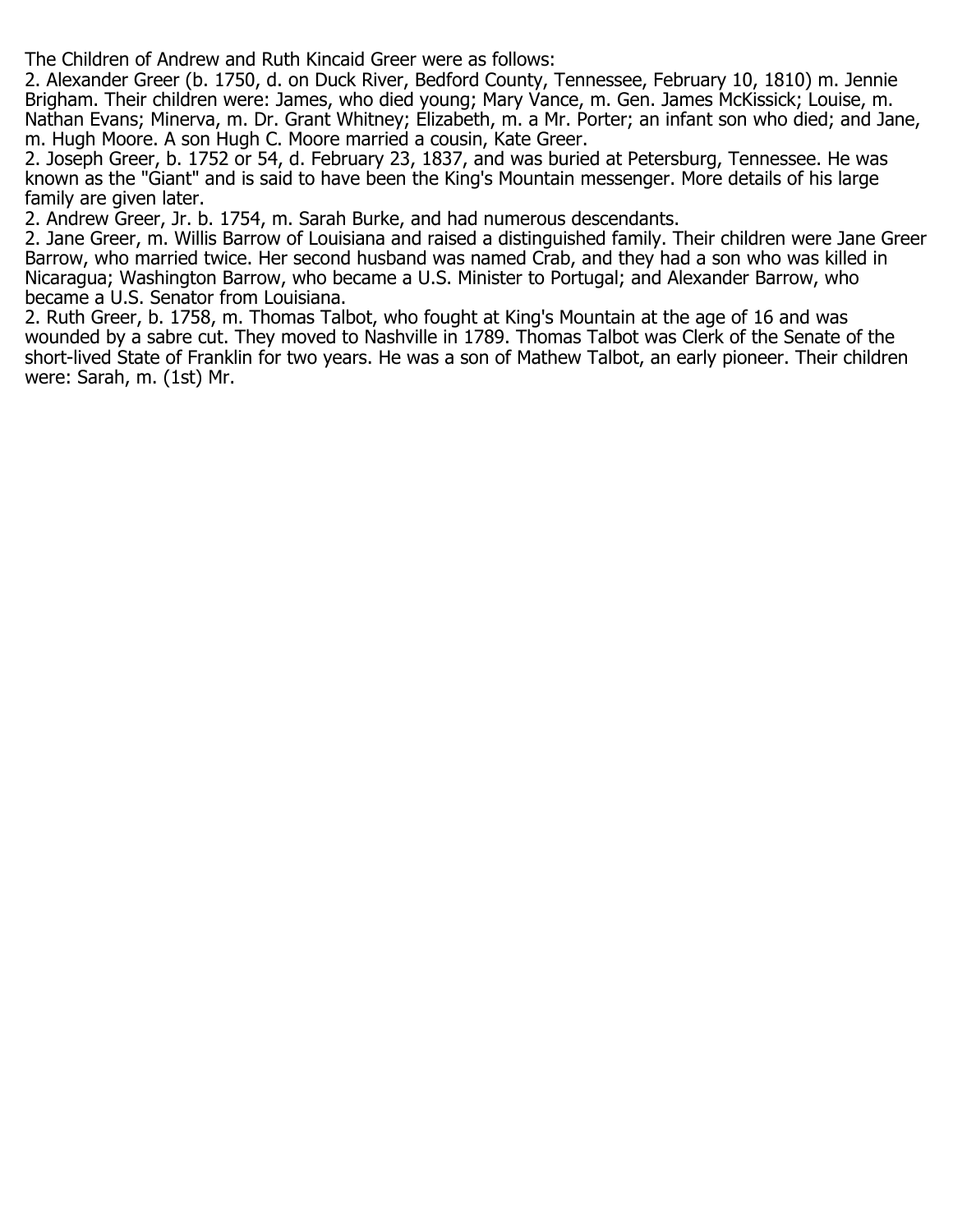The Children of Andrew and Ruth Kincaid Greer were as follows:

2. Alexander Greer (b. 1750, d. on Duck River, Bedford County, Tennessee, February 10, 1810) m. Jennie Brigham. Their children were: James, who died young; Mary Vance, m. Gen. James McKissick; Louise, m. Nathan Evans; Minerva, m. Dr. Grant Whitney; Elizabeth, m. a Mr. Porter; an infant son who died; and Jane, m. Hugh Moore. A son Hugh C. Moore married a cousin, Kate Greer.

2. Joseph Greer, b. 1752 or 54, d. February 23, 1837, and was buried at Petersburg, Tennessee. He was known as the "Giant" and is said to have been the King's Mountain messenger. More details of his large family are given later.

2. Andrew Greer, Jr. b. 1754, m. Sarah Burke, and had numerous descendants.

2. Jane Greer, m. Willis Barrow of Louisiana and raised a distinguished family. Their children were Jane Greer Barrow, who married twice. Her second husband was named Crab, and they had a son who was killed in Nicaragua; Washington Barrow, who became a U.S. Minister to Portugal; and Alexander Barrow, who became a U.S. Senator from Louisiana.

2. Ruth Greer, b. 1758, m. Thomas Talbot, who fought at King's Mountain at the age of 16 and was wounded by a sabre cut. They moved to Nashville in 1789. Thomas Talbot was Clerk of the Senate of the short-lived State of Franklin for two years. He was a son of Mathew Talbot, an early pioneer. Their children were: Sarah, m. (1st) Mr.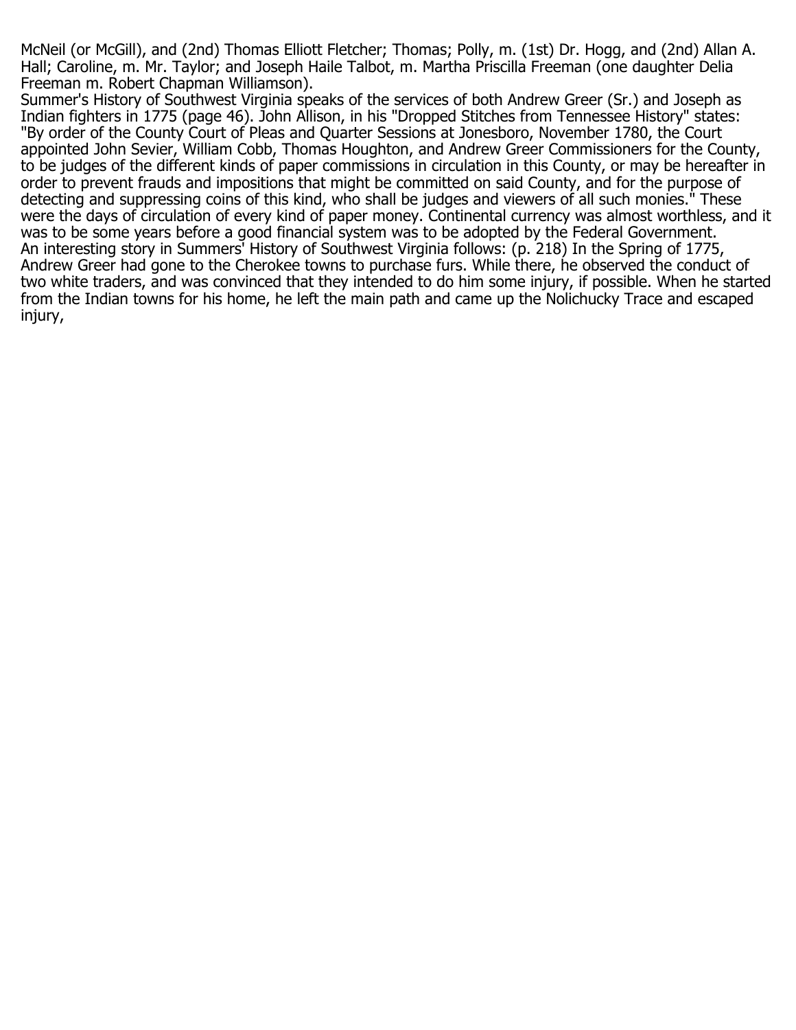McNeil (or McGill), and (2nd) Thomas Elliott Fletcher; Thomas; Polly, m. (1st) Dr. Hogg, and (2nd) Allan A. Hall; Caroline, m. Mr. Taylor; and Joseph Haile Talbot, m. Martha Priscilla Freeman (one daughter Delia Freeman m. Robert Chapman Williamson).

Summer's History of Southwest Virginia speaks of the services of both Andrew Greer (Sr.) and Joseph as Indian fighters in 1775 (page 46). John Allison, in his "Dropped Stitches from Tennessee History" states: "By order of the County Court of Pleas and Quarter Sessions at Jonesboro, November 1780, the Court appointed John Sevier, William Cobb, Thomas Houghton, and Andrew Greer Commissioners for the County, to be judges of the different kinds of paper commissions in circulation in this County, or may be hereafter in order to prevent frauds and impositions that might be committed on said County, and for the purpose of detecting and suppressing coins of this kind, who shall be judges and viewers of all such monies." These were the days of circulation of every kind of paper money. Continental currency was almost worthless, and it was to be some years before a good financial system was to be adopted by the Federal Government.

An interesting story in Summers' History of Southwest Virginia follows: (p. 218) In the Spring of 1775, Andrew Greer had gone to the Cherokee towns to purchase furs. While there, he observed the conduct of two white traders, and was convinced that they intended to do him some injury, if possible. When he started from the Indian towns for his home, he left the main path and came up the Nolichucky Trace and escaped injury,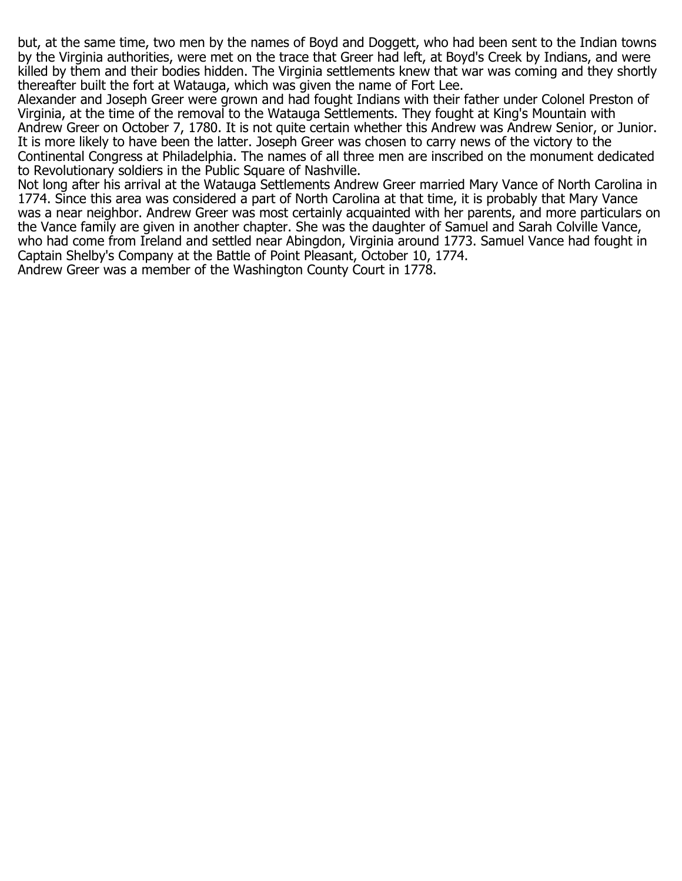but, at the same time, two men by the names of Boyd and Doggett, who had been sent to the Indian towns by the Virginia authorities, were met on the trace that Greer had left, at Boyd's Creek by Indians, and were killed by them and their bodies hidden. The Virginia settlements knew that war was coming and they shortly thereafter built the fort at Watauga, which was given the name of Fort Lee.

Alexander and Joseph Greer were grown and had fought Indians with their father under Colonel Preston of Virginia, at the time of the removal to the Watauga Settlements. They fought at King's Mountain with Andrew Greer on October 7, 1780. It is not quite certain whether this Andrew was Andrew Senior, or Junior. It is more likely to have been the latter. Joseph Greer was chosen to carry news of the victory to the Continental Congress at Philadelphia. The names of all three men are inscribed on the monument dedicated to Revolutionary soldiers in the Public Square of Nashville.

Not long after his arrival at the Watauga Settlements Andrew Greer married Mary Vance of North Carolina in 1774. Since this area was considered a part of North Carolina at that time, it is probably that Mary Vance was a near neighbor. Andrew Greer was most certainly acquainted with her parents, and more particulars on the Vance family are given in another chapter. She was the daughter of Samuel and Sarah Colville Vance, who had come from Ireland and settled near Abingdon, Virginia around 1773. Samuel Vance had fought in Captain Shelby's Company at the Battle of Point Pleasant, October 10, 1774.

Andrew Greer was a member of the Washington County Court in 1778.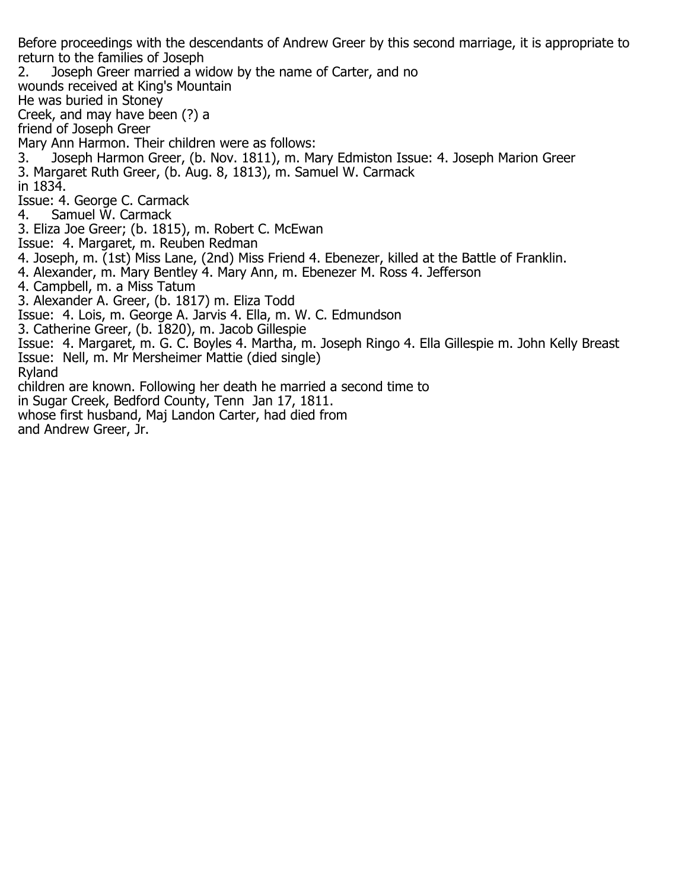Before proceedings with the descendants of Andrew Greer by this second marriage, it is appropriate to return to the families of Joseph

2. Joseph Greer married a widow by the name of Carter, and no
wounds received at King's Mountain
He was buried in Stoney
Creek, and may have been (?) a
friend of Joseph Greer
Mary Ann Harmon. Their children were as follows:

3. Joseph Harmon Greer, (b. Nov. 1811), m. Mary Edmiston Issue: 4. Joseph Marion Greer

3. Margaret Ruth Greer, (b. Aug. 8, 1813), m. Samuel W. Carmack
in 1834.
Issue: 4. George C. Carmack
4. Samuel W. Carmack

3. Eliza Joe Greer; (b. 1815), m. Robert C. McEwan
Issue: 4. Margaret, m. Reuben Redman
4. Joseph, m. (1st) Miss Lane, (2nd) Miss Friend 4. Ebenezer, killed at the Battle of Franklin.
4. Alexander, m. Mary Bentley 4. Mary Ann, m. Ebenezer M. Ross 4. Jefferson
4. Campbell, m. a Miss Tatum

3. Alexander A. Greer, (b. 1817) m. Eliza Todd
Issue: 4. Lois, m. George A. Jarvis 4. Ella, m. W. C. Edmundson

3. Catherine Greer, (b. 1820), m. Jacob Gillespie
Issue: 4. Margaret, m. G. C. Boyles 4. Martha, m. Joseph Ringo 4. Ella Gillespie m. John Kelly Breast
Issue: Nell, m. Mr Mersheimer Mattie (died single)
Ryland
children are known. Following her death he married a second time to
in Sugar Creek, Bedford County, Tenn Jan 17, 1811.
whose first husband, Maj Landon Carter, had died from
and Andrew Greer, Jr.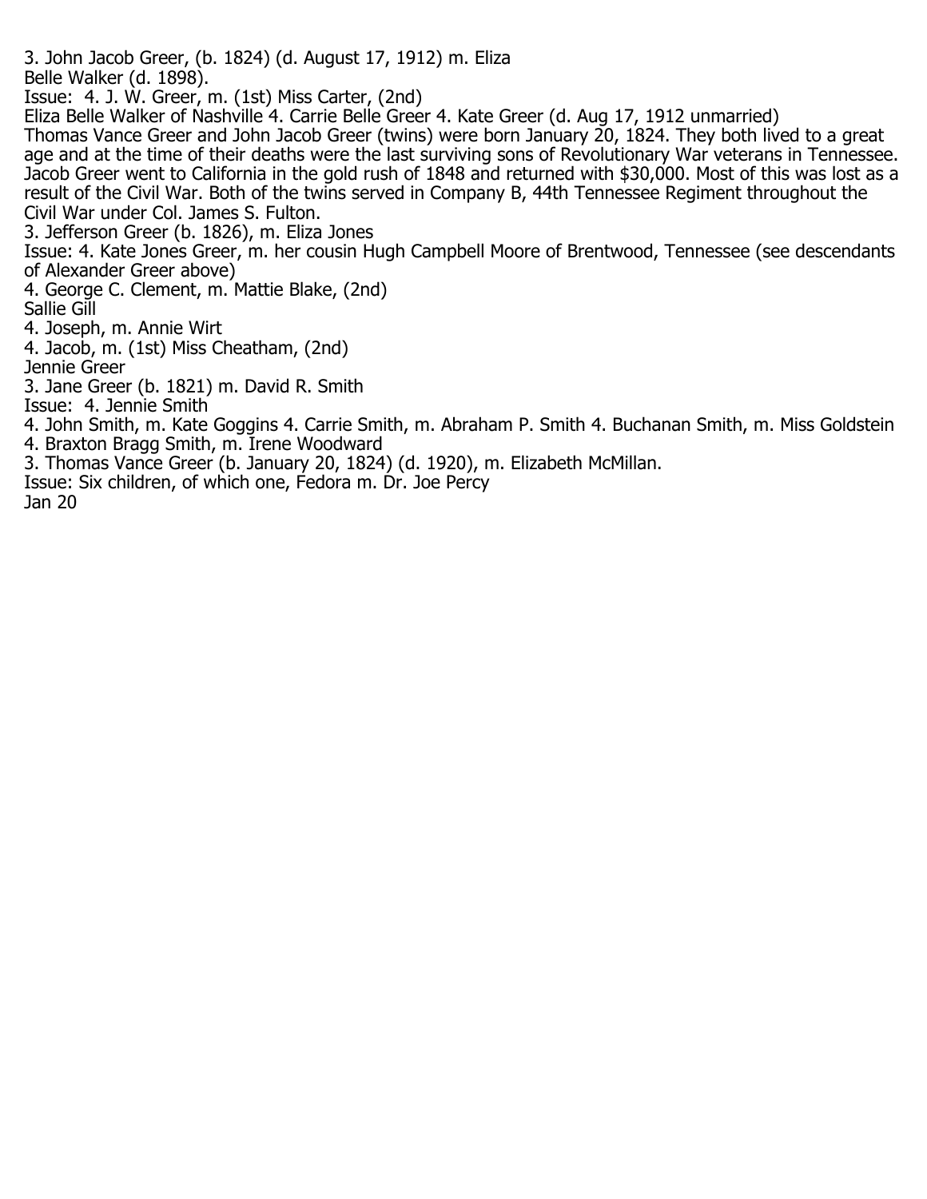3. John Jacob Greer, (b. 1824) (d. August 17, 1912) m. Eliza Belle Walker (d. 1898).

Issue: 4. J. W. Greer, m. (1st) Miss Carter, (2nd) Eliza Belle Walker of Nashville 4. Carrie Belle Greer 4. Kate Greer (d. Aug 17, 1912 unmarried)

Thomas Vance Greer and John Jacob Greer (twins) were born January 20, 1824. They both lived to a great age and at the time of their deaths were the last surviving sons of Revolutionary War veterans in Tennessee. Jacob Greer went to California in the gold rush of 1848 and returned with $30,000. Most of this was lost as a result of the Civil War. Both of the twins served in Company B, 44th Tennessee Regiment throughout the Civil War under Col. James S. Fulton.

3. Jefferson Greer (b. 1826), m. Eliza Jones

Issue: 4. Kate Jones Greer, m. her cousin Hugh Campbell Moore of Brentwood, Tennessee (see descendants of Alexander Greer above)

4. George C. Clement, m. Mattie Blake, (2nd) Sallie Gill

4. Joseph, m. Annie Wirt

4. Jacob, m. (1st) Miss Cheatham, (2nd) Jennie Greer

3. Jane Greer (b. 1821) m. David R. Smith

Issue: 4. Jennie Smith

4. John Smith, m. Kate Goggins 4. Carrie Smith, m. Abraham P. Smith 4. Buchanan Smith, m. Miss Goldstein

4. Braxton Bragg Smith, m. Irene Woodward

3. Thomas Vance Greer (b. January 20, 1824) (d. 1920), m. Elizabeth McMillan.

Issue: Six children, of which one, Fedora m. Dr. Joe Percy

Jan 20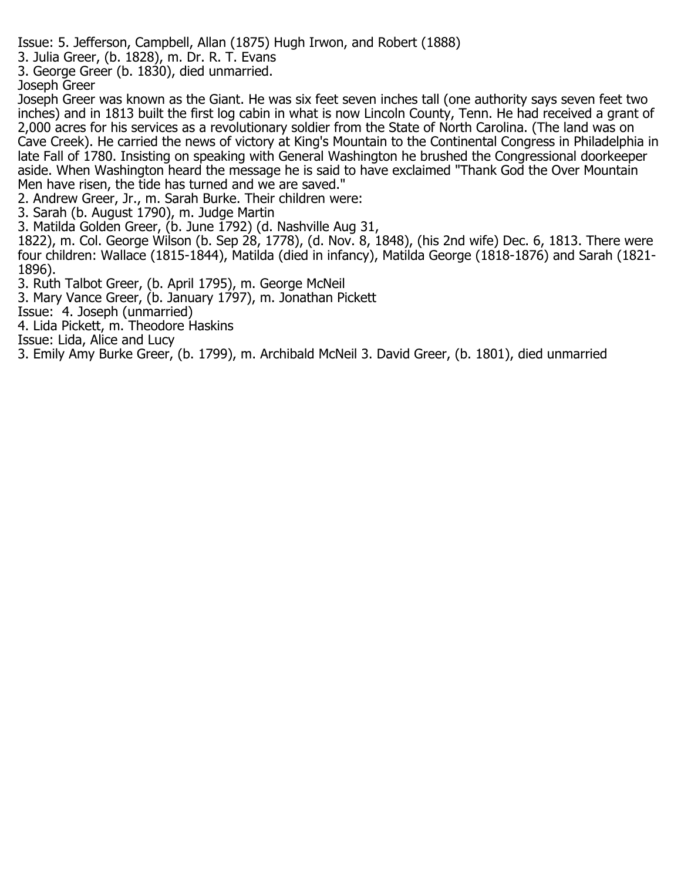Issue: 5. Jefferson, Campbell, Allan (1875) Hugh Irwon, and Robert (1888)

3. Julia Greer, (b. 1828), m. Dr. R. T. Evans

3. George Greer (b. 1830), died unmarried.

Joseph Greer

Joseph Greer was known as the Giant. He was six feet seven inches tall (one authority says seven feet two inches) and in 1813 built the first log cabin in what is now Lincoln County, Tenn. He had received a grant of 2,000 acres for his services as a revolutionary soldier from the State of North Carolina. (The land was on Cave Creek). He carried the news of victory at King's Mountain to the Continental Congress in Philadelphia in late Fall of 1780. Insisting on speaking with General Washington he brushed the Congressional doorkeeper aside. When Washington heard the message he is said to have exclaimed "Thank God the Over Mountain Men have risen, the tide has turned and we are saved."

2. Andrew Greer, Jr., m. Sarah Burke. Their children were:

3. Sarah (b. August 1790), m. Judge Martin

3. Matilda Golden Greer, (b. June 1792) (d. Nashville Aug 31, 1822), m. Col. George Wilson (b. Sep 28, 1778), (d. Nov. 8, 1848), (his 2nd wife) Dec. 6, 1813. There were four children: Wallace (1815-1844), Matilda (died in infancy), Matilda George (1818-1876) and Sarah (1821-1896).

3. Ruth Talbot Greer, (b. April 1795), m. George McNeil

3. Mary Vance Greer, (b. January 1797), m. Jonathan Pickett

Issue: 4. Joseph (unmarried)

4. Lida Pickett, m. Theodore Haskins

Issue: Lida, Alice and Lucy

3. Emily Amy Burke Greer, (b. 1799), m. Archibald McNeil 3. David Greer, (b. 1801), died unmarried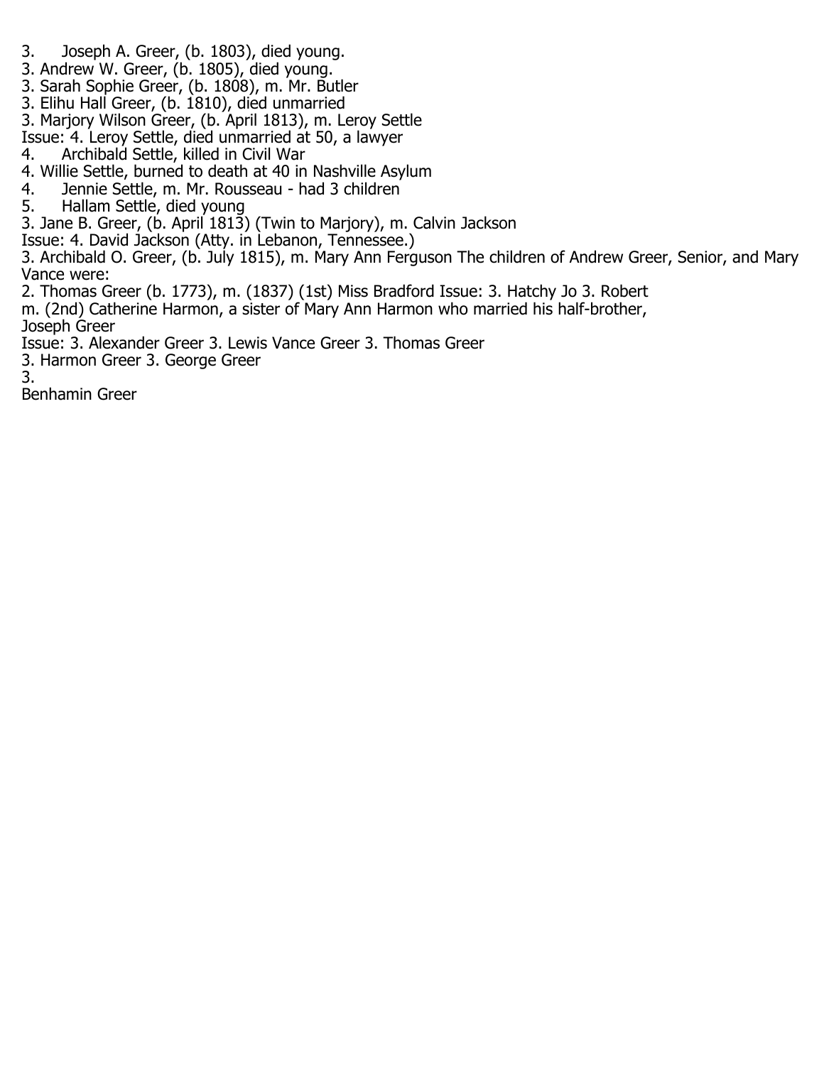3. Joseph A. Greer, (b. 1803), died young.
3. Andrew W. Greer, (b. 1805), died young.
3. Sarah Sophie Greer, (b. 1808), m. Mr. Butler
3. Elihu Hall Greer, (b. 1810), died unmarried
3. Marjory Wilson Greer, (b. April 1813), m. Leroy Settle
Issue: 4. Leroy Settle, died unmarried at 50, a lawyer
4. Archibald Settle, killed in Civil War
4. Willie Settle, burned to death at 40 in Nashville Asylum
4. Jennie Settle, m. Mr. Rousseau - had 3 children
5. Hallam Settle, died young
3. Jane B. Greer, (b. April 1813) (Twin to Marjory), m. Calvin Jackson
Issue: 4. David Jackson (Atty. in Lebanon, Tennessee.)
3. Archibald O. Greer, (b. July 1815), m. Mary Ann Ferguson The children of Andrew Greer, Senior, and Mary Vance were:
2. Thomas Greer (b. 1773), m. (1837) (1st) Miss Bradford Issue: 3. Hatchy Jo 3. Robert
m. (2nd) Catherine Harmon, a sister of Mary Ann Harmon who married his half-brother, Joseph Greer
Issue: 3. Alexander Greer 3. Lewis Vance Greer 3. Thomas Greer
3. Harmon Greer 3. George Greer
3.
Benhamin Greer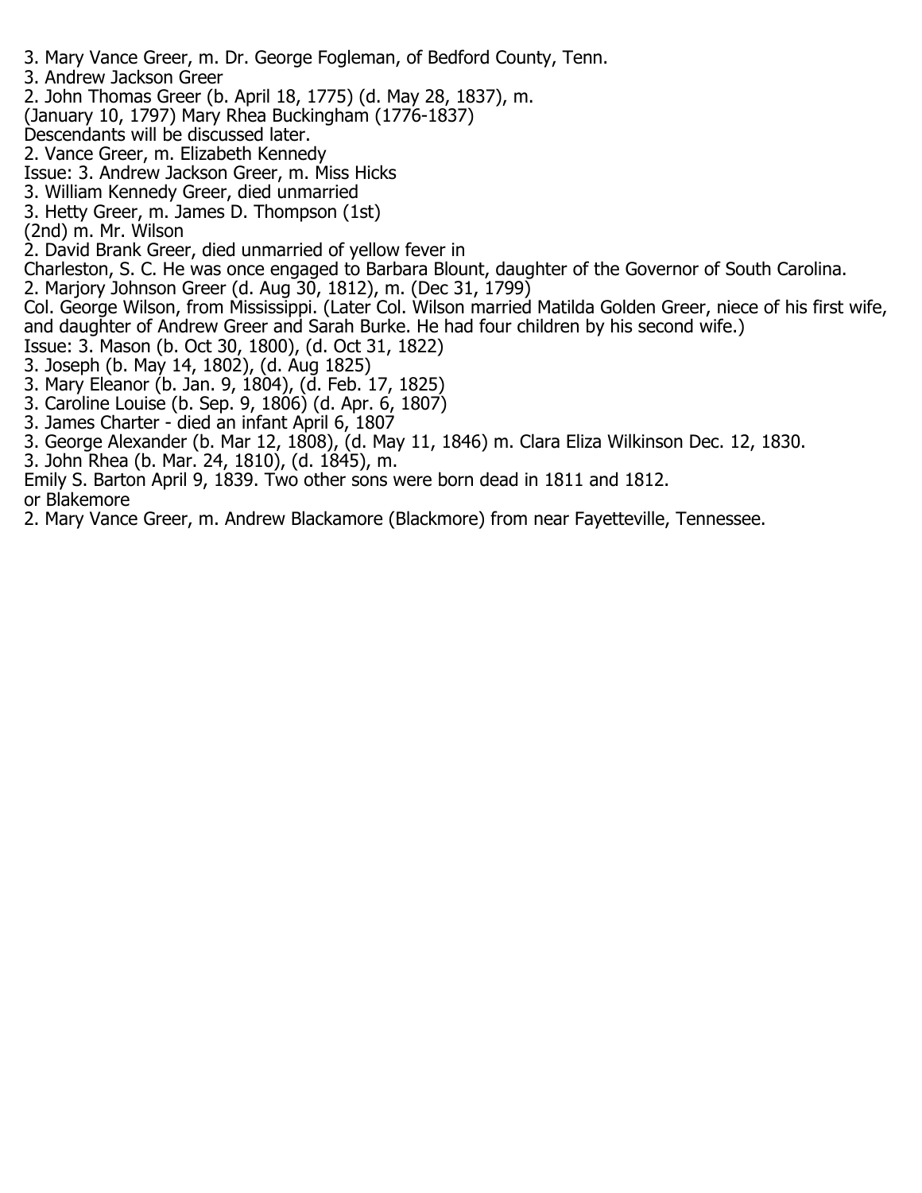3. Mary Vance Greer, m. Dr. George Fogleman, of Bedford County, Tenn.
3. Andrew Jackson Greer
2. John Thomas Greer (b. April 18, 1775) (d. May 28, 1837), m.
(January 10, 1797) Mary Rhea Buckingham (1776-1837)
Descendants will be discussed later.
2. Vance Greer, m. Elizabeth Kennedy
Issue: 3. Andrew Jackson Greer, m. Miss Hicks
3. William Kennedy Greer, died unmarried
3. Hetty Greer, m. James D. Thompson (1st)
(2nd) m. Mr. Wilson
2. David Brank Greer, died unmarried of yellow fever in
Charleston, S. C. He was once engaged to Barbara Blount, daughter of the Governor of South Carolina.
2. Marjory Johnson Greer (d. Aug 30, 1812), m. (Dec 31, 1799)
Col. George Wilson, from Mississippi. (Later Col. Wilson married Matilda Golden Greer, niece of his first wife, and daughter of Andrew Greer and Sarah Burke. He had four children by his second wife.)
Issue: 3. Mason (b. Oct 30, 1800), (d. Oct 31, 1822)
3. Joseph (b. May 14, 1802), (d. Aug 1825)
3. Mary Eleanor (b. Jan. 9, 1804), (d. Feb. 17, 1825)
3. Caroline Louise (b. Sep. 9, 1806) (d. Apr. 6, 1807)
3. James Charter - died an infant April 6, 1807
3. George Alexander (b. Mar 12, 1808), (d. May 11, 1846) m. Clara Eliza Wilkinson Dec. 12, 1830.
3. John Rhea (b. Mar. 24, 1810), (d. 1845), m.
Emily S. Barton April 9, 1839. Two other sons were born dead in 1811 and 1812.
or Blakemore
2. Mary Vance Greer, m. Andrew Blackamore (Blackmore) from near Fayetteville, Tennessee.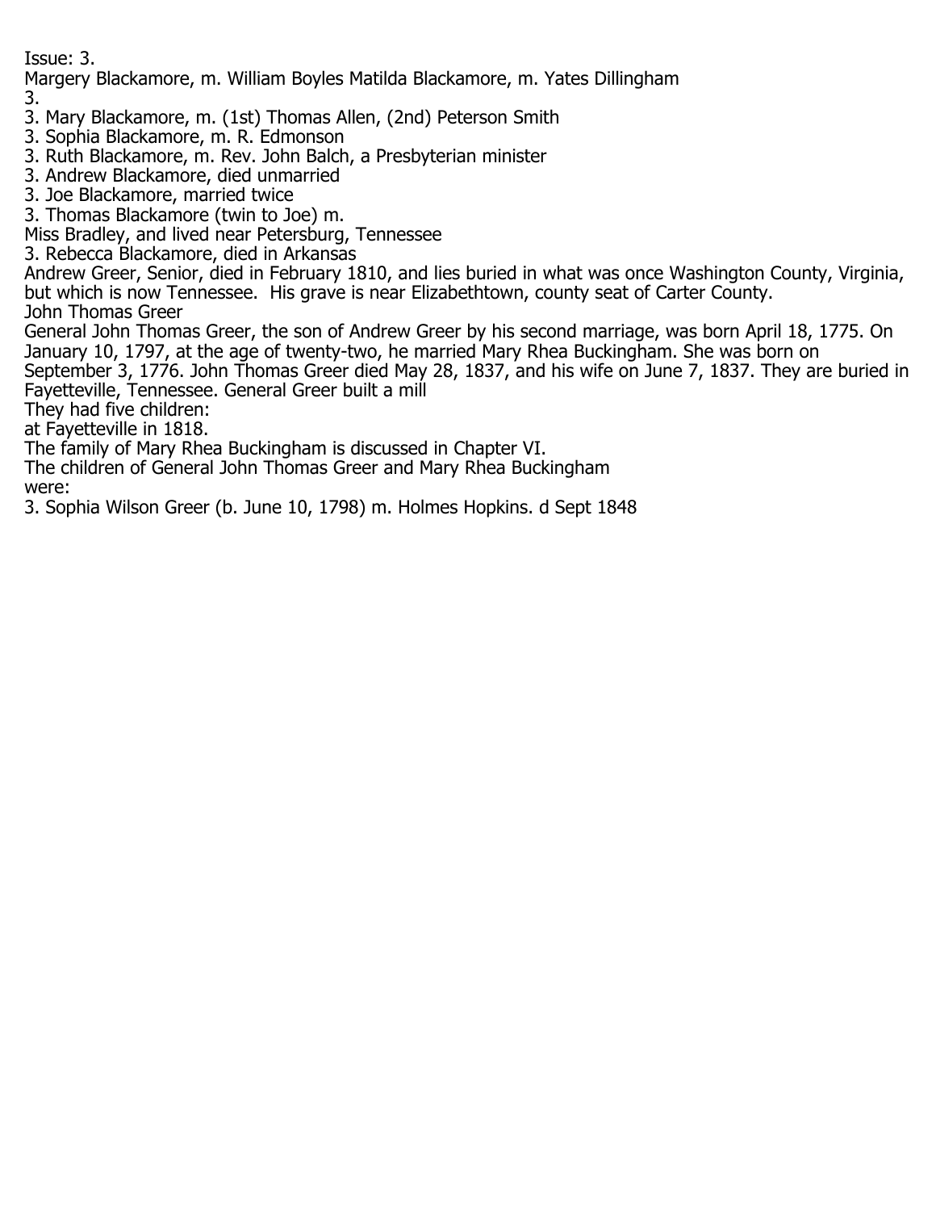Issue: 3.

Margery Blackamore, m. William Boyles Matilda Blackamore, m. Yates Dillingham

3.

3. Mary Blackamore, m. (1st) Thomas Allen, (2nd) Peterson Smith
3. Sophia Blackamore, m. R. Edmonson
3. Ruth Blackamore, m. Rev. John Balch, a Presbyterian minister
3. Andrew Blackamore, died unmarried
3. Joe Blackamore, married twice
3. Thomas Blackamore (twin to Joe) m.

Miss Bradley, and lived near Petersburg, Tennessee

3. Rebecca Blackamore, died in Arkansas

Andrew Greer, Senior, died in February 1810, and lies buried in what was once Washington County, Virginia, but which is now Tennessee. His grave is near Elizabethtown, county seat of Carter County.

John Thomas Greer

General John Thomas Greer, the son of Andrew Greer by his second marriage, was born April 18, 1775. On January 10, 1797, at the age of twenty-two, he married Mary Rhea Buckingham. She was born on September 3, 1776. John Thomas Greer died May 28, 1837, and his wife on June 7, 1837. They are buried in Fayetteville, Tennessee. General Greer built a mill

They had five children:

at Fayetteville in 1818.

The family of Mary Rhea Buckingham is discussed in Chapter VI.

The children of General John Thomas Greer and Mary Rhea Buckingham were:

3. Sophia Wilson Greer (b. June 10, 1798) m. Holmes Hopkins. d Sept 1848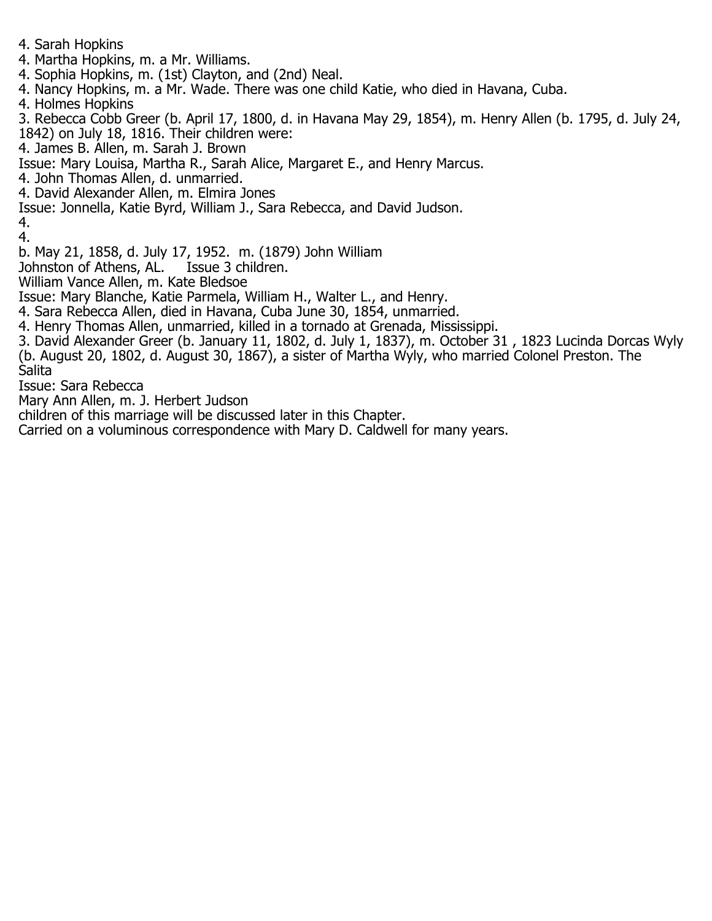4. Sarah Hopkins
4. Martha Hopkins, m. a Mr. Williams.
4. Sophia Hopkins, m. (1st) Clayton, and (2nd) Neal.
4. Nancy Hopkins, m. a Mr. Wade. There was one child Katie, who died in Havana, Cuba.
4. Holmes Hopkins
3. Rebecca Cobb Greer (b. April 17, 1800, d. in Havana May 29, 1854), m. Henry Allen (b. 1795, d. July 24, 1842) on July 18, 1816. Their children were:
4. James B. Allen, m. Sarah J. Brown
Issue: Mary Louisa, Martha R., Sarah Alice, Margaret E., and Henry Marcus.
4. John Thomas Allen, d. unmarried.
4. David Alexander Allen, m. Elmira Jones
Issue: Jonnella, Katie Byrd, William J., Sara Rebecca, and David Judson.
4.
4.
b. May 21, 1858, d. July 17, 1952. m. (1879) John William
Johnston of Athens, AL. Issue 3 children.
William Vance Allen, m. Kate Bledsoe
Issue: Mary Blanche, Katie Parmela, William H., Walter L., and Henry.
4. Sara Rebecca Allen, died in Havana, Cuba June 30, 1854, unmarried.
4. Henry Thomas Allen, unmarried, killed in a tornado at Grenada, Mississippi.
3. David Alexander Greer (b. January 11, 1802, d. July 1, 1837), m. October 31 , 1823 Lucinda Dorcas Wyly (b. August 20, 1802, d. August 30, 1867), a sister of Martha Wyly, who married Colonel Preston. The Salita
Issue: Sara Rebecca
Mary Ann Allen, m. J. Herbert Judson
children of this marriage will be discussed later in this Chapter.
Carried on a voluminous correspondence with Mary D. Caldwell for many years.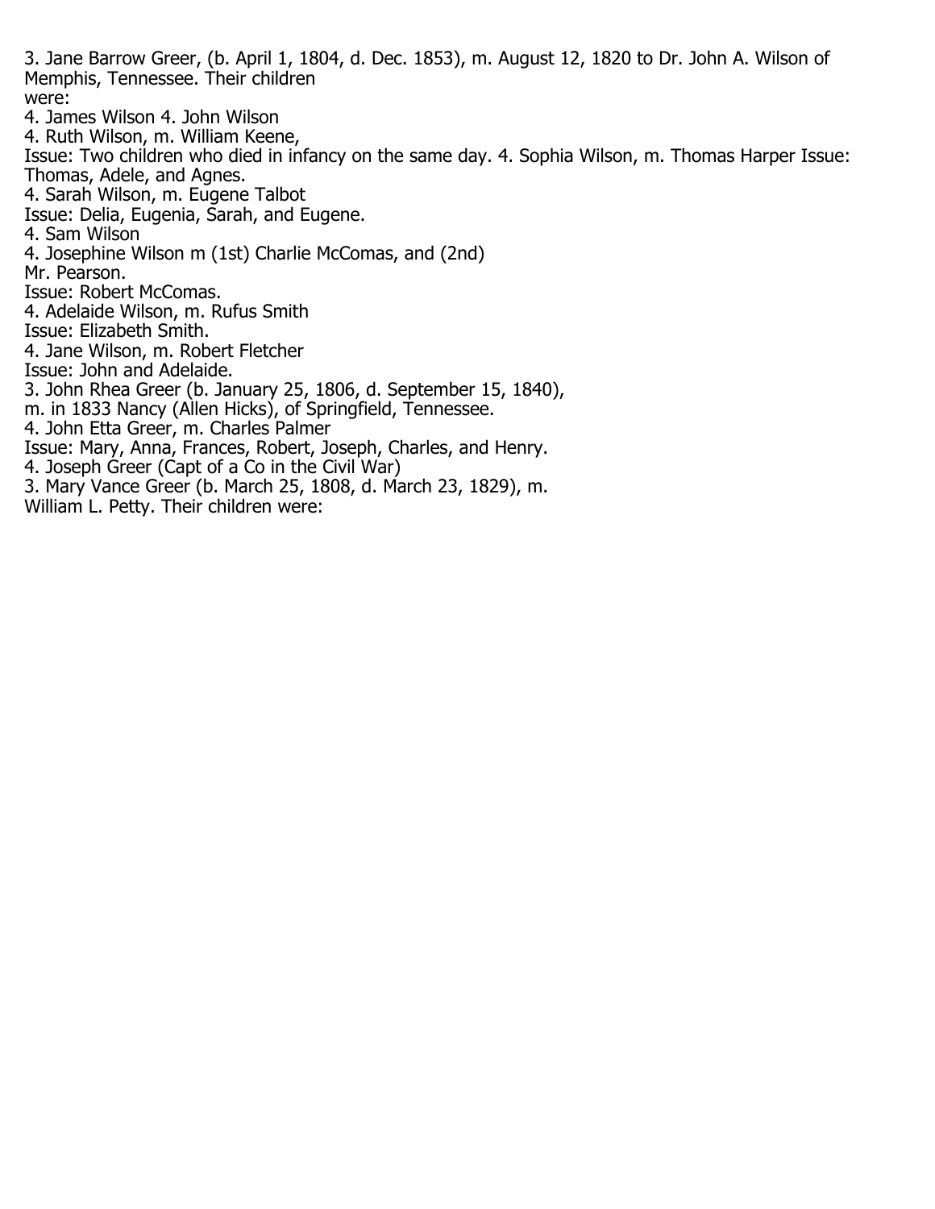3. Jane Barrow Greer, (b. April 1, 1804, d. Dec. 1853), m. August 12, 1820 to Dr. John A. Wilson of Memphis, Tennessee. Their children were:

4. James Wilson 4. John Wilson

4. Ruth Wilson, m. William Keene,
Issue: Two children who died in infancy on the same day. 4. Sophia Wilson, m. Thomas Harper Issue: Thomas, Adele, and Agnes.

4. Sarah Wilson, m. Eugene Talbot
Issue: Delia, Eugenia, Sarah, and Eugene.

4. Sam Wilson

4. Josephine Wilson m (1st) Charlie McComas, and (2nd) Mr. Pearson.
Issue: Robert McComas.

4. Adelaide Wilson, m. Rufus Smith
Issue: Elizabeth Smith.

4. Jane Wilson, m. Robert Fletcher
Issue: John and Adelaide.

3. John Rhea Greer (b. January 25, 1806, d. September 15, 1840), m. in 1833 Nancy (Allen Hicks), of Springfield, Tennessee.

4. John Etta Greer, m. Charles Palmer
Issue: Mary, Anna, Frances, Robert, Joseph, Charles, and Henry.

4. Joseph Greer (Capt of a Co in the Civil War)

3. Mary Vance Greer (b. March 25, 1808, d. March 23, 1829), m. William L. Petty. Their children were: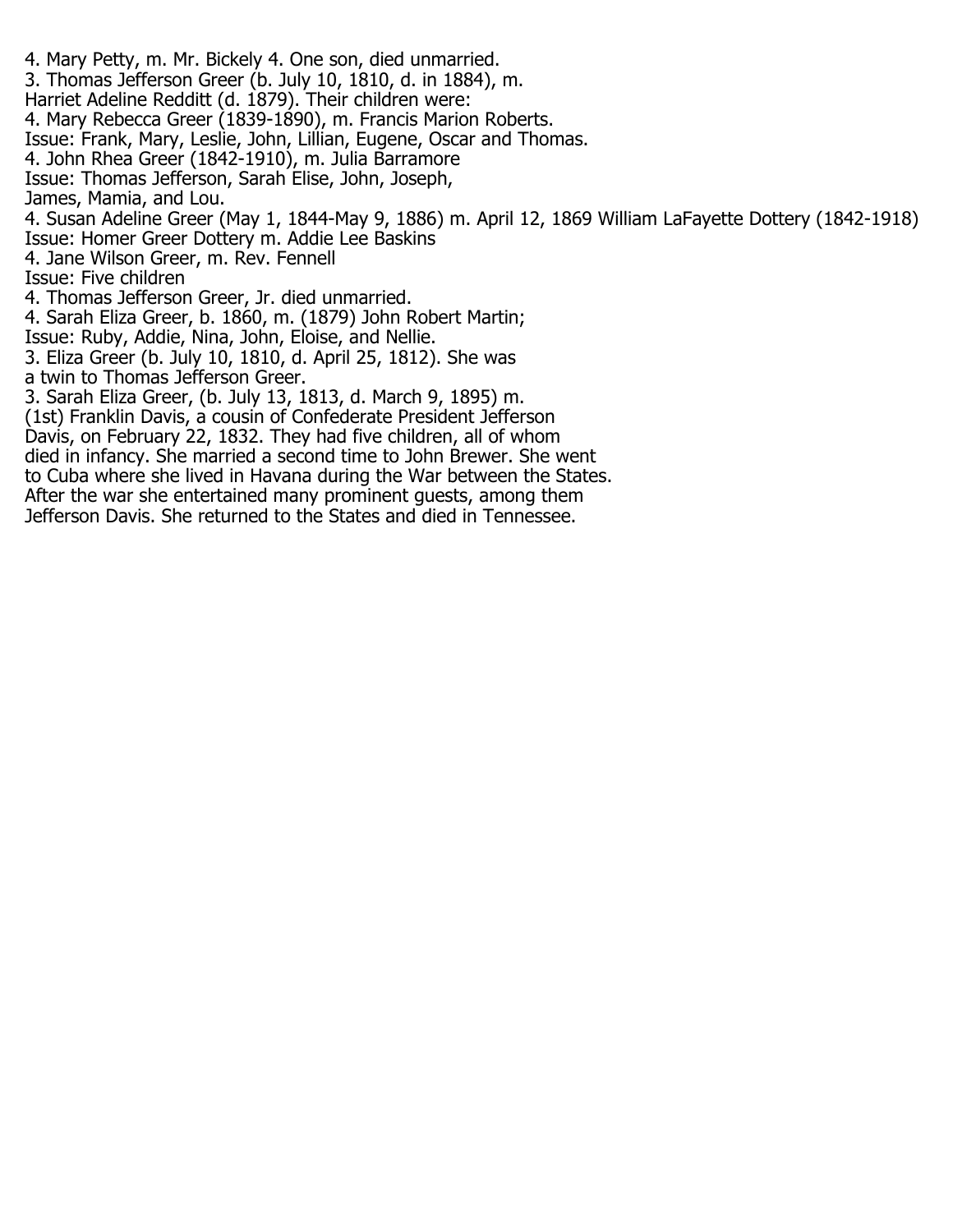4. Mary Petty, m. Mr. Bickely 4. One son, died unmarried.
3. Thomas Jefferson Greer (b. July 10, 1810, d. in 1884), m.
Harriet Adeline Redditt (d. 1879). Their children were:
4. Mary Rebecca Greer (1839-1890), m. Francis Marion Roberts.
Issue: Frank, Mary, Leslie, John, Lillian, Eugene, Oscar and Thomas.
4. John Rhea Greer (1842-1910), m. Julia Barramore
Issue: Thomas Jefferson, Sarah Elise, John, Joseph,
James, Mamia, and Lou.
4. Susan Adeline Greer (May 1, 1844-May 9, 1886) m. April 12, 1869 William LaFayette Dottery (1842-1918)
Issue: Homer Greer Dottery m. Addie Lee Baskins
4. Jane Wilson Greer, m. Rev. Fennell
Issue: Five children
4. Thomas Jefferson Greer, Jr. died unmarried.
4. Sarah Eliza Greer, b. 1860, m. (1879) John Robert Martin;
Issue: Ruby, Addie, Nina, John, Eloise, and Nellie.
3. Eliza Greer (b. July 10, 1810, d. April 25, 1812). She was
a twin to Thomas Jefferson Greer.
3. Sarah Eliza Greer, (b. July 13, 1813, d. March 9, 1895) m.
(1st) Franklin Davis, a cousin of Confederate President Jefferson
Davis, on February 22, 1832. They had five children, all of whom
died in infancy. She married a second time to John Brewer. She went
to Cuba where she lived in Havana during the War between the States.
After the war she entertained many prominent guests, among them
Jefferson Davis. She returned to the States and died in Tennessee.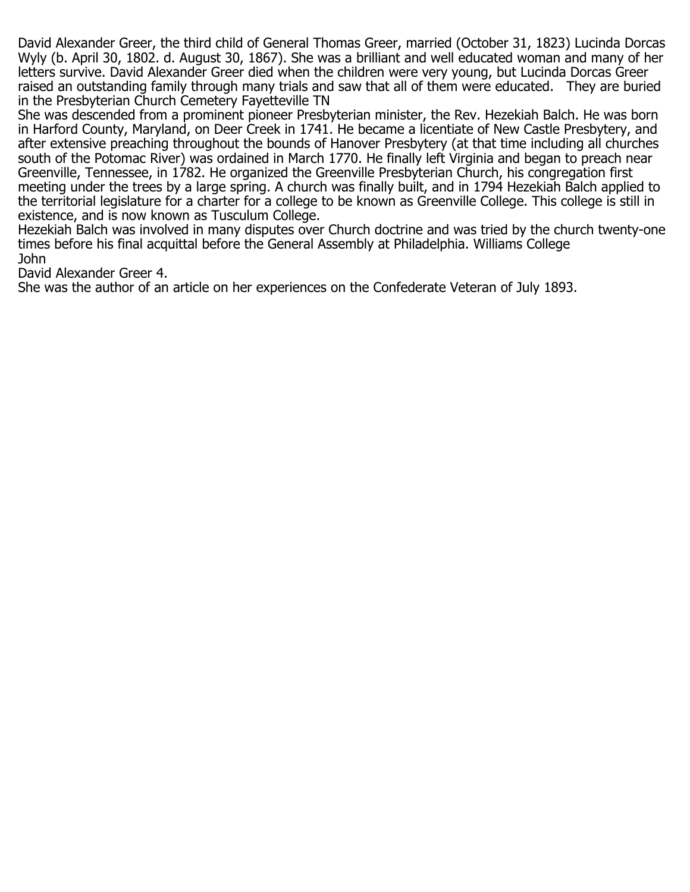David Alexander Greer, the third child of General Thomas Greer, married (October 31, 1823) Lucinda Dorcas Wyly (b. April 30, 1802. d. August 30, 1867). She was a brilliant and well educated woman and many of her letters survive. David Alexander Greer died when the children were very young, but Lucinda Dorcas Greer raised an outstanding family through many trials and saw that all of them were educated.   They are buried in the Presbyterian Church Cemetery Fayetteville TN

She was descended from a prominent pioneer Presbyterian minister, the Rev. Hezekiah Balch. He was born in Harford County, Maryland, on Deer Creek in 1741. He became a licentiate of New Castle Presbytery, and after extensive preaching throughout the bounds of Hanover Presbytery (at that time including all churches south of the Potomac River) was ordained in March 1770. He finally left Virginia and began to preach near Greenville, Tennessee, in 1782. He organized the Greenville Presbyterian Church, his congregation first meeting under the trees by a large spring. A church was finally built, and in 1794 Hezekiah Balch applied to the territorial legislature for a charter for a college to be known as Greenville College. This college is still in existence, and is now known as Tusculum College.

Hezekiah Balch was involved in many disputes over Church doctrine and was tried by the church twenty-one times before his final acquittal before the General Assembly at Philadelphia. Williams College

John

David Alexander Greer 4.

She was the author of an article on her experiences on the Confederate Veteran of July 1893.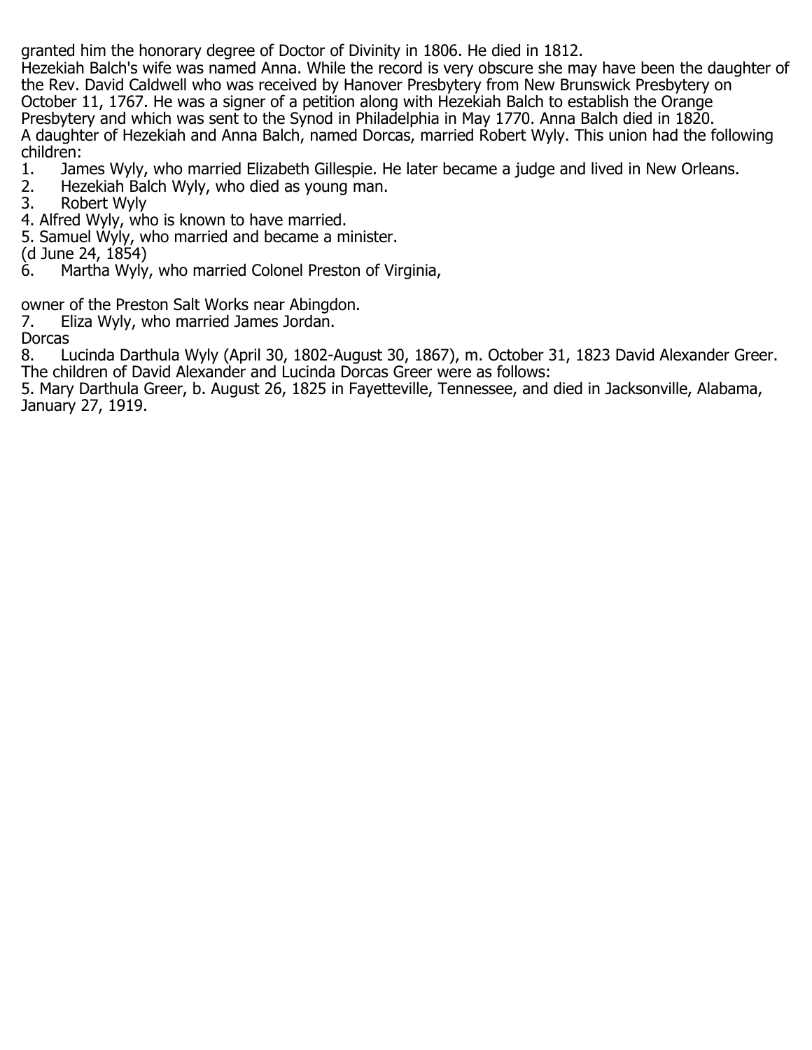granted him the honorary degree of Doctor of Divinity in 1806. He died in 1812.

Hezekiah Balch's wife was named Anna. While the record is very obscure she may have been the daughter of the Rev. David Caldwell who was received by Hanover Presbytery from New Brunswick Presbytery on October 11, 1767. He was a signer of a petition along with Hezekiah Balch to establish the Orange Presbytery and which was sent to the Synod in Philadelphia in May 1770. Anna Balch died in 1820.

A daughter of Hezekiah and Anna Balch, named Dorcas, married Robert Wyly. This union had the following children:

1. James Wyly, who married Elizabeth Gillespie. He later became a judge and lived in New Orleans.
2. Hezekiah Balch Wyly, who died as young man.
3. Robert Wyly
4. Alfred Wyly, who is known to have married.
5. Samuel Wyly, who married and became a minister.

(d June 24, 1854)

6. Martha Wyly, who married Colonel Preston of Virginia,

owner of the Preston Salt Works near Abingdon.

7. Eliza Wyly, who married James Jordan.

Dorcas

8. Lucinda Darthula Wyly (April 30, 1802-August 30, 1867), m. October 31, 1823 David Alexander Greer.

The children of David Alexander and Lucinda Dorcas Greer were as follows:

5. Mary Darthula Greer, b. August 26, 1825 in Fayetteville, Tennessee, and died in Jacksonville, Alabama, January 27, 1919.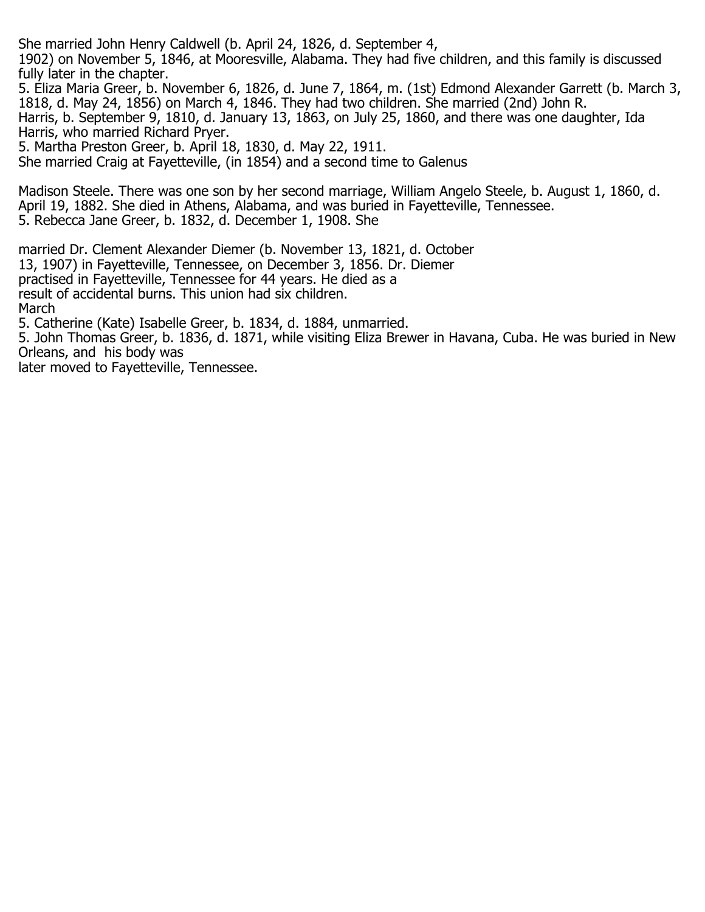She married John Henry Caldwell (b. April 24, 1826, d. September 4, 1902) on November 5, 1846, at Mooresville, Alabama. They had five children, and this family is discussed fully later in the chapter.

5. Eliza Maria Greer, b. November 6, 1826, d. June 7, 1864, m. (1st) Edmond Alexander Garrett (b. March 3, 1818, d. May 24, 1856) on March 4, 1846. They had two children. She married (2nd) John R. Harris, b. September 9, 1810, d. January 13, 1863, on July 25, 1860, and there was one daughter, Ida Harris, who married Richard Pryer.

5. Martha Preston Greer, b. April 18, 1830, d. May 22, 1911.
She married Craig at Fayetteville, (in 1854) and a second time to Galenus

Madison Steele. There was one son by her second marriage, William Angelo Steele, b. August 1, 1860, d. April 19, 1882. She died in Athens, Alabama, and was buried in Fayetteville, Tennessee.

5. Rebecca Jane Greer, b. 1832, d. December 1, 1908. She

married Dr. Clement Alexander Diemer (b. November 13, 1821, d. October 13, 1907) in Fayetteville, Tennessee, on December 3, 1856. Dr. Diemer practised in Fayetteville, Tennessee for 44 years. He died as a result of accidental burns. This union had six children.
March

5. Catherine (Kate) Isabelle Greer, b. 1834, d. 1884, unmarried.

5. John Thomas Greer, b. 1836, d. 1871, while visiting Eliza Brewer in Havana, Cuba. He was buried in New Orleans, and his body was later moved to Fayetteville, Tennessee.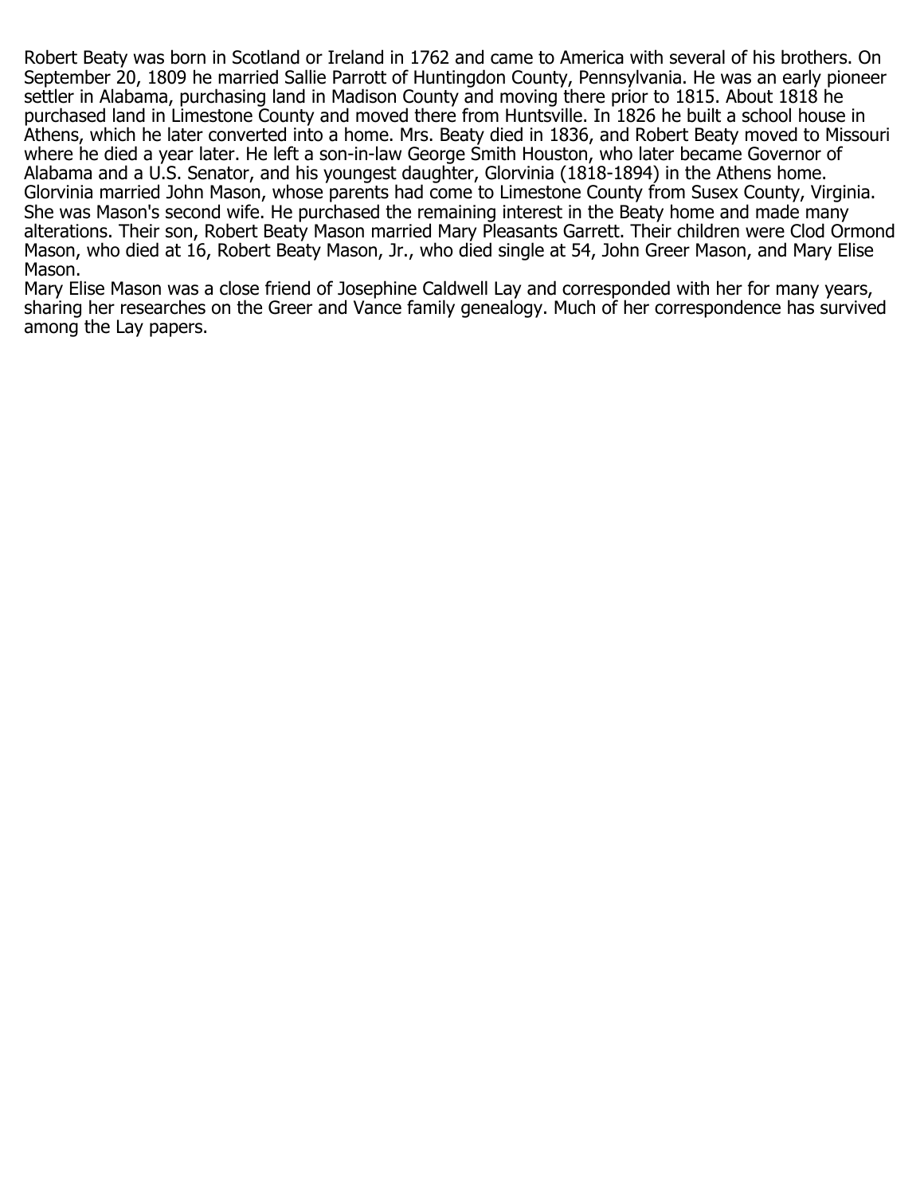Robert Beaty was born in Scotland or Ireland in 1762 and came to America with several of his brothers. On September 20, 1809 he married Sallie Parrott of Huntingdon County, Pennsylvania. He was an early pioneer settler in Alabama, purchasing land in Madison County and moving there prior to 1815. About 1818 he purchased land in Limestone County and moved there from Huntsville. In 1826 he built a school house in Athens, which he later converted into a home. Mrs. Beaty died in 1836, and Robert Beaty moved to Missouri where he died a year later. He left a son-in-law George Smith Houston, who later became Governor of Alabama and a U.S. Senator, and his youngest daughter, Glorvinia (1818-1894) in the Athens home. Glorvinia married John Mason, whose parents had come to Limestone County from Susex County, Virginia. She was Mason's second wife. He purchased the remaining interest in the Beaty home and made many alterations. Their son, Robert Beaty Mason married Mary Pleasants Garrett. Their children were Clod Ormond Mason, who died at 16, Robert Beaty Mason, Jr., who died single at 54, John Greer Mason, and Mary Elise Mason.

Mary Elise Mason was a close friend of Josephine Caldwell Lay and corresponded with her for many years, sharing her researches on the Greer and Vance family genealogy. Much of her correspondence has survived among the Lay papers.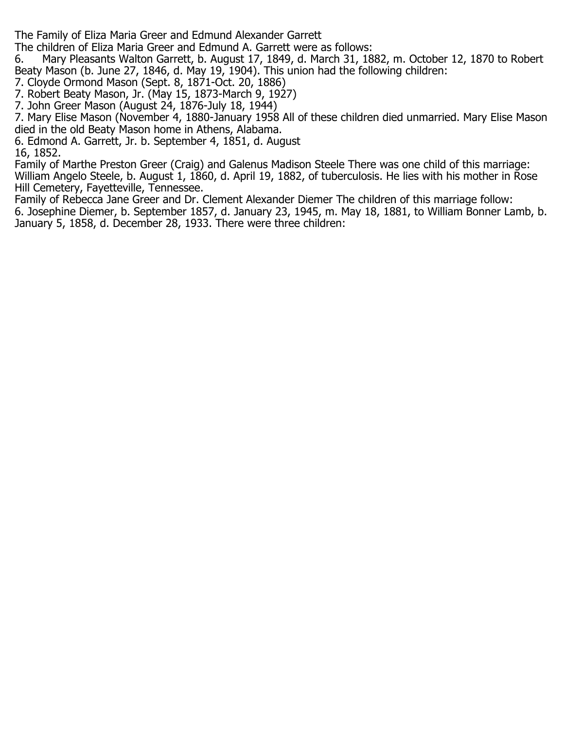The Family of Eliza Maria Greer and Edmund Alexander Garrett

The children of Eliza Maria Greer and Edmund A. Garrett were as follows:

6. Mary Pleasants Walton Garrett, b. August 17, 1849, d. March 31, 1882, m. October 12, 1870 to Robert Beaty Mason (b. June 27, 1846, d. May 19, 1904). This union had the following children:

7. Cloyde Ormond Mason (Sept. 8, 1871-Oct. 20, 1886)

7. Robert Beaty Mason, Jr. (May 15, 1873-March 9, 1927)

7. John Greer Mason (August 24, 1876-July 18, 1944)

7. Mary Elise Mason (November 4, 1880-January 1958 All of these children died unmarried. Mary Elise Mason died in the old Beaty Mason home in Athens, Alabama.

6. Edmond A. Garrett, Jr. b. September 4, 1851, d. August 16, 1852.

Family of Marthe Preston Greer (Craig) and Galenus Madison Steele There was one child of this marriage: William Angelo Steele, b. August 1, 1860, d. April 19, 1882, of tuberculosis. He lies with his mother in Rose Hill Cemetery, Fayetteville, Tennessee.

Family of Rebecca Jane Greer and Dr. Clement Alexander Diemer The children of this marriage follow:

6. Josephine Diemer, b. September 1857, d. January 23, 1945, m. May 18, 1881, to William Bonner Lamb, b. January 5, 1858, d. December 28, 1933. There were three children: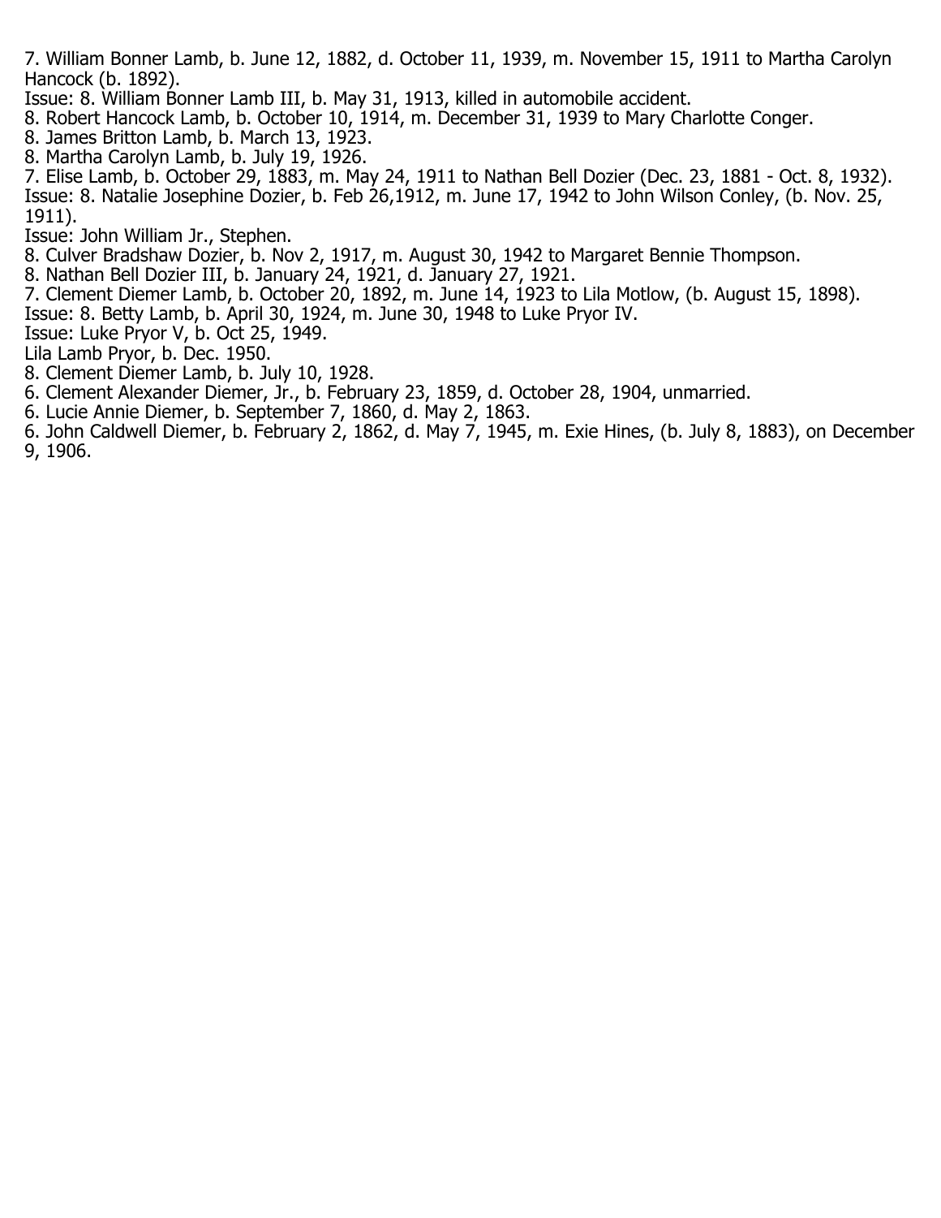7. William Bonner Lamb, b. June 12, 1882, d. October 11, 1939, m. November 15, 1911 to Martha Carolyn Hancock (b. 1892).

Issue: 8. William Bonner Lamb III, b. May 31, 1913, killed in automobile accident.

8. Robert Hancock Lamb, b. October 10, 1914, m. December 31, 1939 to Mary Charlotte Conger.

8. James Britton Lamb, b. March 13, 1923.

8. Martha Carolyn Lamb, b. July 19, 1926.

7. Elise Lamb, b. October 29, 1883, m. May 24, 1911 to Nathan Bell Dozier (Dec. 23, 1881 - Oct. 8, 1932).

Issue: 8. Natalie Josephine Dozier, b. Feb 26,1912, m. June 17, 1942 to John Wilson Conley, (b. Nov. 25, 1911).

Issue: John William Jr., Stephen.

8. Culver Bradshaw Dozier, b. Nov 2, 1917, m. August 30, 1942 to Margaret Bennie Thompson.

8. Nathan Bell Dozier III, b. January 24, 1921, d. January 27, 1921.

7. Clement Diemer Lamb, b. October 20, 1892, m. June 14, 1923 to Lila Motlow, (b. August 15, 1898).

Issue: 8. Betty Lamb, b. April 30, 1924, m. June 30, 1948 to Luke Pryor IV.

Issue: Luke Pryor V, b. Oct 25, 1949.

Lila Lamb Pryor, b. Dec. 1950.

8. Clement Diemer Lamb, b. July 10, 1928.

6. Clement Alexander Diemer, Jr., b. February 23, 1859, d. October 28, 1904, unmarried.

6. Lucie Annie Diemer, b. September 7, 1860, d. May 2, 1863.

6. John Caldwell Diemer, b. February 2, 1862, d. May 7, 1945, m. Exie Hines, (b. July 8, 1883), on December 9, 1906.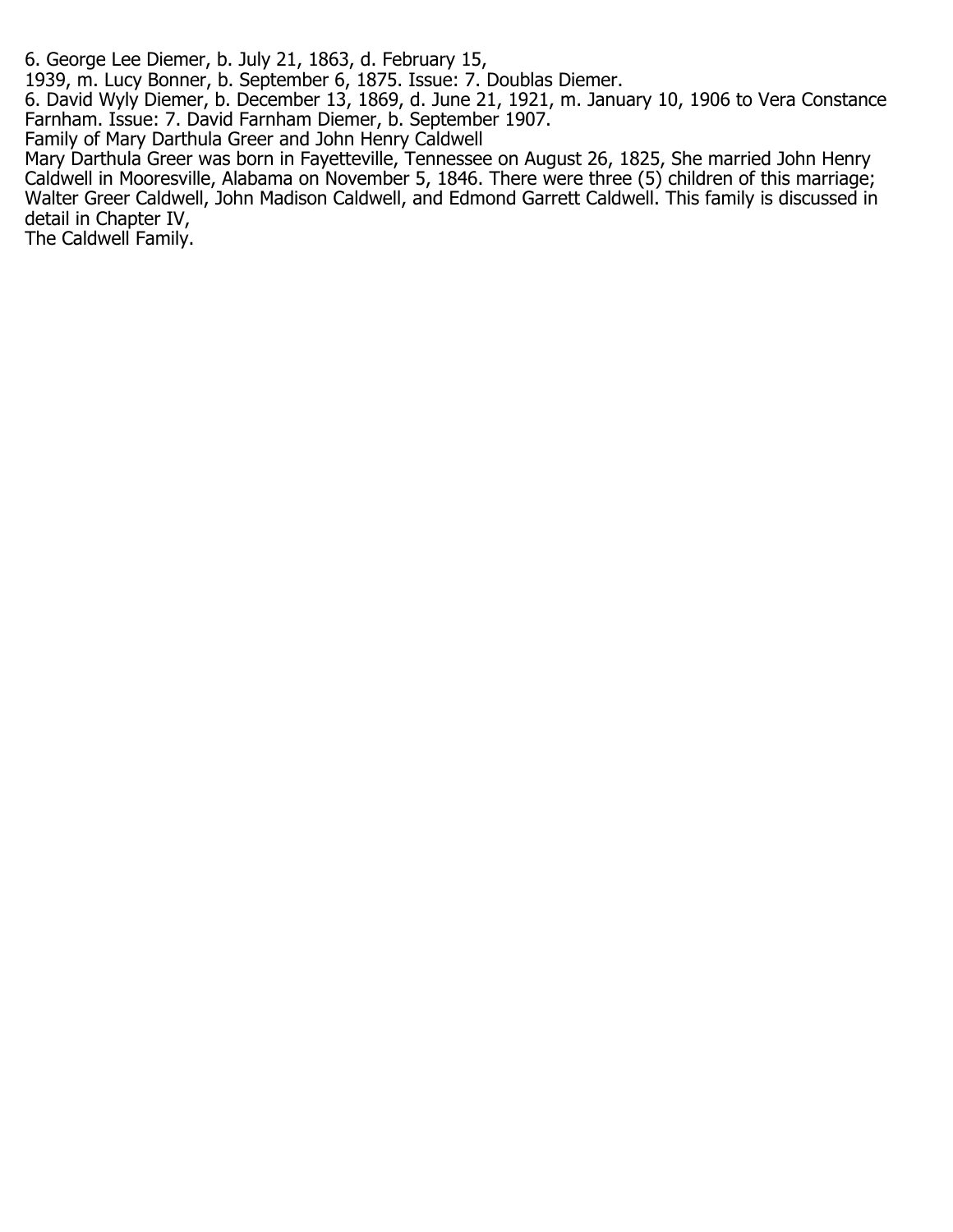6. George Lee Diemer, b. July 21, 1863, d. February 15, 1939, m. Lucy Bonner, b. September 6, 1875. Issue: 7. Doublas Diemer.

6. David Wyly Diemer, b. December 13, 1869, d. June 21, 1921, m. January 10, 1906 to Vera Constance Farnham. Issue: 7. David Farnham Diemer, b. September 1907.

Family of Mary Darthula Greer and John Henry Caldwell

Mary Darthula Greer was born in Fayetteville, Tennessee on August 26, 1825, She married John Henry Caldwell in Mooresville, Alabama on November 5, 1846. There were three (5) children of this marriage; Walter Greer Caldwell, John Madison Caldwell, and Edmond Garrett Caldwell. This family is discussed in detail in Chapter IV, The Caldwell Family.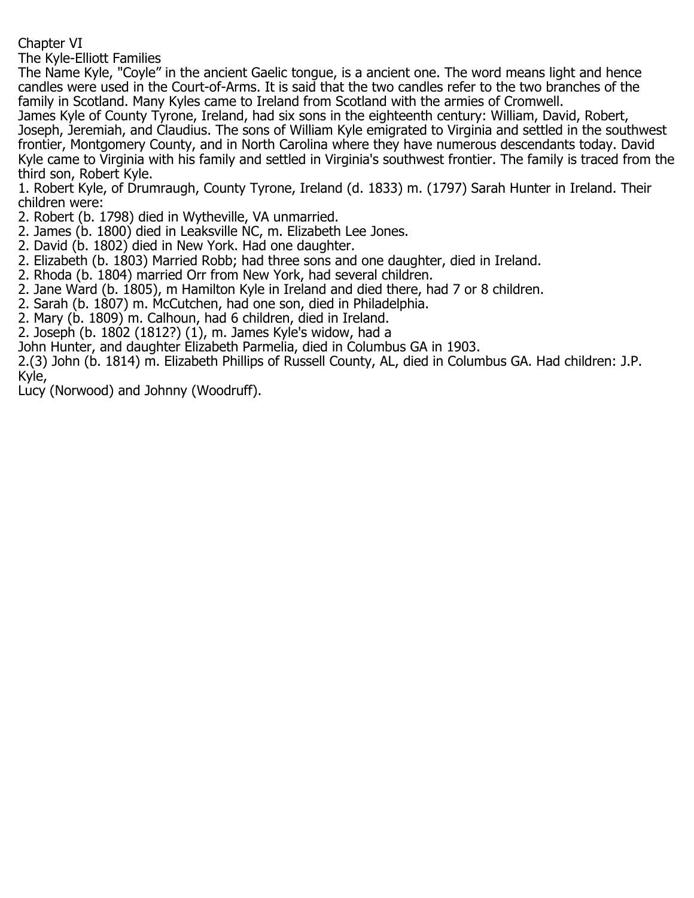# Chapter VI

## The Kyle-Elliott Families

The Name Kyle, "Coyle" in the ancient Gaelic tongue, is a ancient one. The word means light and hence candles were used in the Court-of-Arms. It is said that the two candles refer to the two branches of the family in Scotland. Many Kyles came to Ireland from Scotland with the armies of Cromwell.

James Kyle of County Tyrone, Ireland, had six sons in the eighteenth century: William, David, Robert, Joseph, Jeremiah, and Claudius. The sons of William Kyle emigrated to Virginia and settled in the southwest frontier, Montgomery County, and in North Carolina where they have numerous descendants today. David Kyle came to Virginia with his family and settled in Virginia's southwest frontier. The family is traced from the third son, Robert Kyle.

1. Robert Kyle, of Drumraugh, County Tyrone, Ireland (d. 1833) m. (1797) Sarah Hunter in Ireland. Their children were:

2. Robert (b. 1798) died in Wytheville, VA unmarried.
2. James (b. 1800) died in Leaksville NC, m. Elizabeth Lee Jones.
2. David (b. 1802) died in New York. Had one daughter.
2. Elizabeth (b. 1803) Married Robb; had three sons and one daughter, died in Ireland.
2. Rhoda (b. 1804) married Orr from New York, had several children.
2. Jane Ward (b. 1805), m Hamilton Kyle in Ireland and died there, had 7 or 8 children.
2. Sarah (b. 1807) m. McCutchen, had one son, died in Philadelphia.
2. Mary (b. 1809) m. Calhoun, had 6 children, died in Ireland.
2. Joseph (b. 1802 (1812?) (1), m. James Kyle's widow, had a
John Hunter, and daughter Elizabeth Parmelia, died in Columbus GA in 1903.
2.(3) John (b. 1814) m. Elizabeth Phillips of Russell County, AL, died in Columbus GA. Had children: J.P. Kyle,
Lucy (Norwood) and Johnny (Woodruff).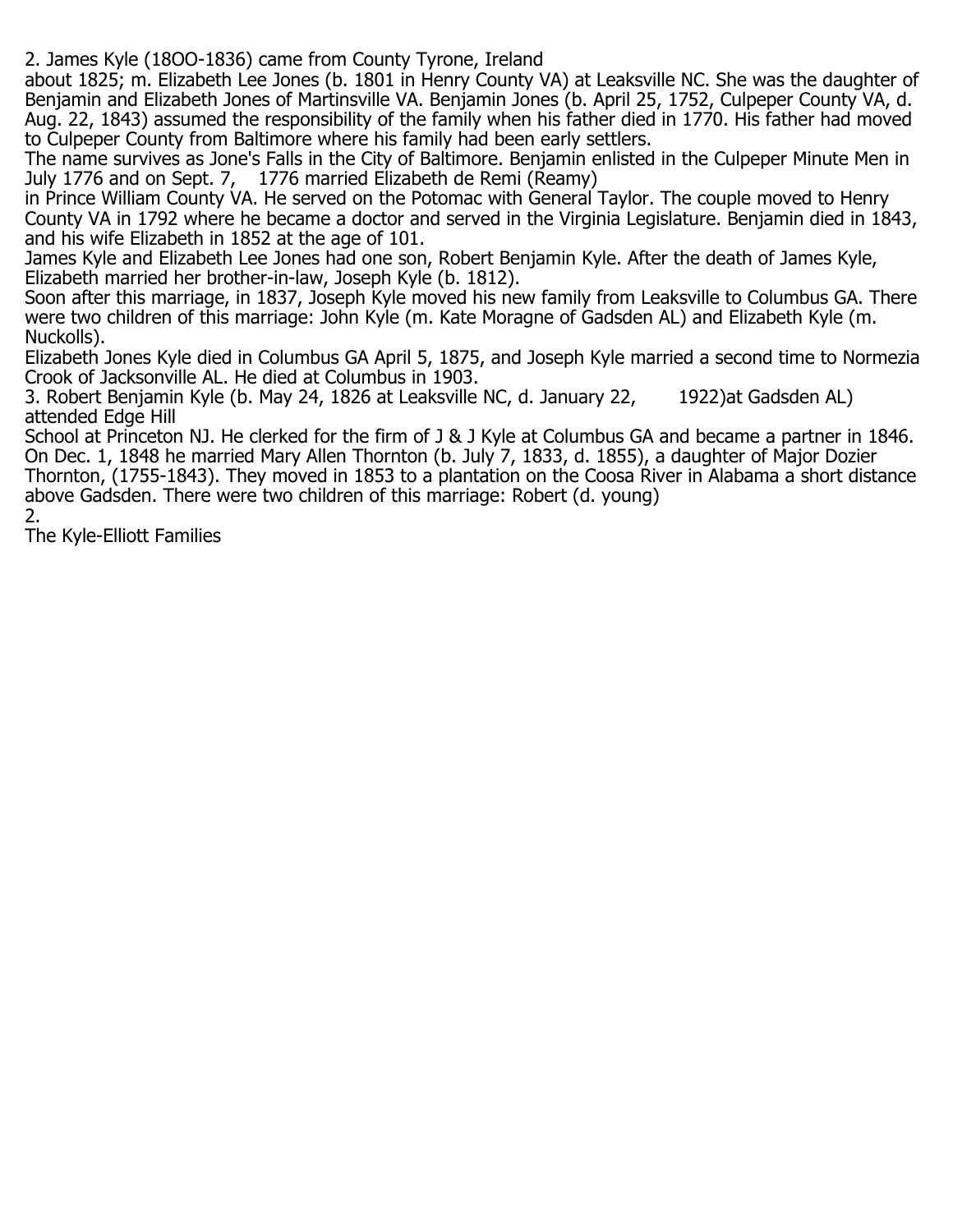2. James Kyle (18OO-1836) came from County Tyrone, Ireland about 1825; m. Elizabeth Lee Jones (b. 1801 in Henry County VA) at Leaksville NC. She was the daughter of Benjamin and Elizabeth Jones of Martinsville VA. Benjamin Jones (b. April 25, 1752, Culpeper County VA, d. Aug. 22, 1843) assumed the responsibility of the family when his father died in 1770. His father had moved to Culpeper County from Baltimore where his family had been early settlers.

The name survives as Jone's Falls in the City of Baltimore. Benjamin enlisted in the Culpeper Minute Men in July 1776 and on Sept. 7, 1776 married Elizabeth de Remi (Reamy) in Prince William County VA. He served on the Potomac with General Taylor. The couple moved to Henry County VA in 1792 where he became a doctor and served in the Virginia Legislature. Benjamin died in 1843, and his wife Elizabeth in 1852 at the age of 101.

James Kyle and Elizabeth Lee Jones had one son, Robert Benjamin Kyle. After the death of James Kyle, Elizabeth married her brother-in-law, Joseph Kyle (b. 1812).

Soon after this marriage, in 1837, Joseph Kyle moved his new family from Leaksville to Columbus GA. There were two children of this marriage: John Kyle (m. Kate Moragne of Gadsden AL) and Elizabeth Kyle (m. Nuckolls).

Elizabeth Jones Kyle died in Columbus GA April 5, 1875, and Joseph Kyle married a second time to Normezia Crook of Jacksonville AL. He died at Columbus in 1903.

3. Robert Benjamin Kyle (b. May 24, 1826 at Leaksville NC, d. January 22, 1922)at Gadsden AL) attended Edge Hill School at Princeton NJ. He clerked for the firm of J & J Kyle at Columbus GA and became a partner in 1846. On Dec. 1, 1848 he married Mary Allen Thornton (b. July 7, 1833, d. 1855), a daughter of Major Dozier Thornton, (1755-1843). They moved in 1853 to a plantation on the Coosa River in Alabama a short distance above Gadsden. There were two children of this marriage: Robert (d. young)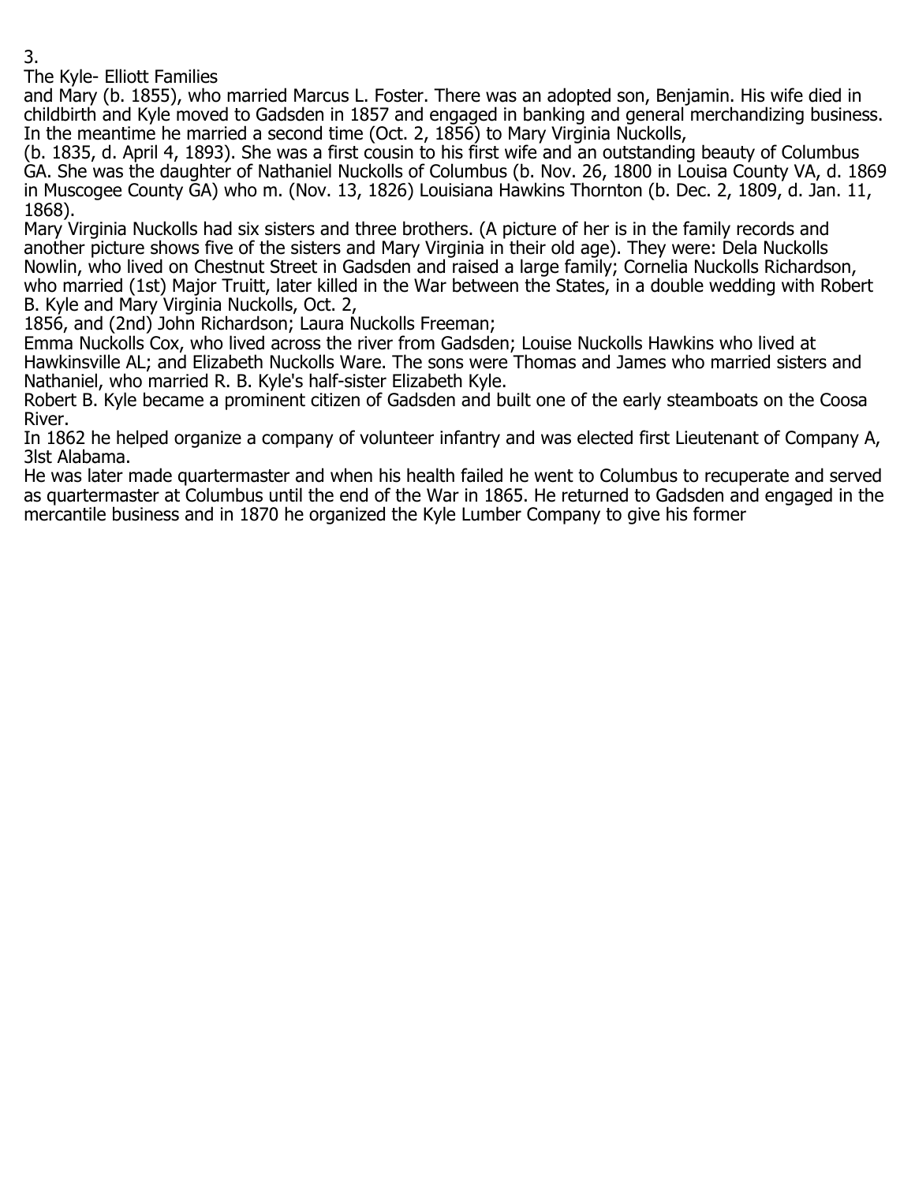3.

The Kyle- Elliott Families

and Mary (b. 1855), who married Marcus L. Foster. There was an adopted son, Benjamin. His wife died in childbirth and Kyle moved to Gadsden in 1857 and engaged in banking and general merchandizing business. In the meantime he married a second time (Oct. 2, 1856) to Mary Virginia Nuckolls, (b. 1835, d. April 4, 1893). She was a first cousin to his first wife and an outstanding beauty of Columbus GA. She was the daughter of Nathaniel Nuckolls of Columbus (b. Nov. 26, 1800 in Louisa County VA, d. 1869 in Muscogee County GA) who m. (Nov. 13, 1826) Louisiana Hawkins Thornton (b. Dec. 2, 1809, d. Jan. 11, 1868).

Mary Virginia Nuckolls had six sisters and three brothers. (A picture of her is in the family records and another picture shows five of the sisters and Mary Virginia in their old age). They were: Dela Nuckolls Nowlin, who lived on Chestnut Street in Gadsden and raised a large family; Cornelia Nuckolls Richardson, who married (1st) Major Truitt, later killed in the War between the States, in a double wedding with Robert B. Kyle and Mary Virginia Nuckolls, Oct. 2, 1856, and (2nd) John Richardson; Laura Nuckolls Freeman; Emma Nuckolls Cox, who lived across the river from Gadsden; Louise Nuckolls Hawkins who lived at Hawkinsville AL; and Elizabeth Nuckolls Ware. The sons were Thomas and James who married sisters and Nathaniel, who married R. B. Kyle's half-sister Elizabeth Kyle.

Robert B. Kyle became a prominent citizen of Gadsden and built one of the early steamboats on the Coosa River.

In 1862 he helped organize a company of volunteer infantry and was elected first Lieutenant of Company A, 3lst Alabama.

He was later made quartermaster and when his health failed he went to Columbus to recuperate and served as quartermaster at Columbus until the end of the War in 1865. He returned to Gadsden and engaged in the mercantile business and in 1870 he organized the Kyle Lumber Company to give his former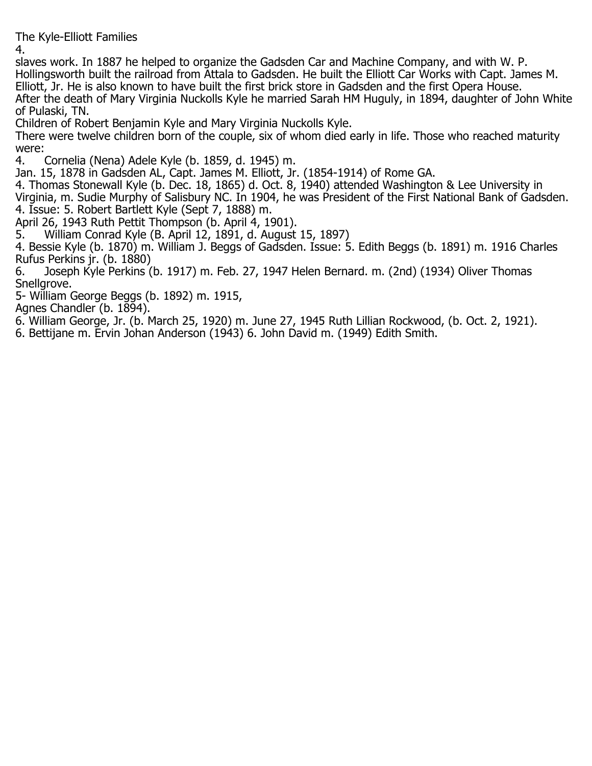slaves work. In 1887 he helped to organize the Gadsden Car and Machine Company, and with W. P. Hollingsworth built the railroad from Attala to Gadsden. He built the Elliott Car Works with Capt. James M. Elliott, Jr. He is also known to have built the first brick store in Gadsden and the first Opera House. After the death of Mary Virginia Nuckolls Kyle he married Sarah HM Huguly, in 1894, daughter of John White of Pulaski, TN.

Children of Robert Benjamin Kyle and Mary Virginia Nuckolls Kyle.

There were twelve children born of the couple, six of whom died early in life. Those who reached maturity were:

4. Cornelia (Nena) Adele Kyle (b. 1859, d. 1945) m.
Jan. 15, 1878 in Gadsden AL, Capt. James M. Elliott, Jr. (1854-1914) of Rome GA.

4. Thomas Stonewall Kyle (b. Dec. 18, 1865) d. Oct. 8, 1940) attended Washington & Lee University in Virginia, m. Sudie Murphy of Salisbury NC. In 1904, he was President of the First National Bank of Gadsden.

4. Issue: 5. Robert Bartlett Kyle (Sept 7, 1888) m.
April 26, 1943 Ruth Pettit Thompson (b. April 4, 1901).

5. William Conrad Kyle (B. April 12, 1891, d. August 15, 1897)

4. Bessie Kyle (b. 1870) m. William J. Beggs of Gadsden. Issue: 5. Edith Beggs (b. 1891) m. 1916 Charles Rufus Perkins jr. (b. 1880)

6. Joseph Kyle Perkins (b. 1917) m. Feb. 27, 1947 Helen Bernard. m. (2nd) (1934) Oliver Thomas Snellgrove.

5- William George Beggs (b. 1892) m. 1915,
Agnes Chandler (b. 1894).

6. William George, Jr. (b. March 25, 1920) m. June 27, 1945 Ruth Lillian Rockwood, (b. Oct. 2, 1921).

6. Bettijane m. Ervin Johan Anderson (1943) 6. John David m. (1949) Edith Smith.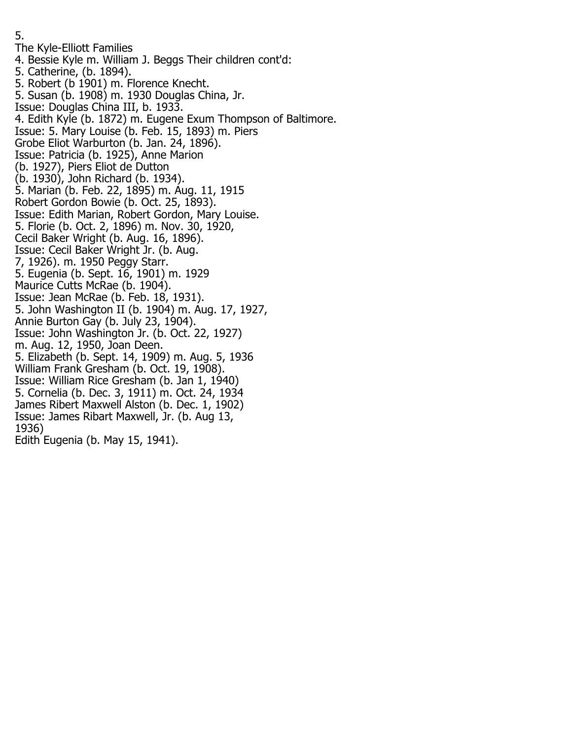## The Kyle-Elliott Families

4. Bessie Kyle m. William J. Beggs Their children cont'd:
5. Catherine, (b. 1894).
5. Robert (b 1901) m. Florence Knecht.
5. Susan (b. 1908) m. 1930 Douglas China, Jr.
Issue: Douglas China III, b. 1933.
4. Edith Kyle (b. 1872) m. Eugene Exum Thompson of Baltimore.
Issue: 5. Mary Louise (b. Feb. 15, 1893) m. Piers
Grobe Eliot Warburton (b. Jan. 24, 1896).
Issue: Patricia (b. 1925), Anne Marion
(b. 1927), Piers Eliot de Dutton
(b. 1930), John Richard (b. 1934).
5. Marian (b. Feb. 22, 1895) m. Aug. 11, 1915
Robert Gordon Bowie (b. Oct. 25, 1893).
Issue: Edith Marian, Robert Gordon, Mary Louise.
5. Florie (b. Oct. 2, 1896) m. Nov. 30, 1920,
Cecil Baker Wright (b. Aug. 16, 1896).
Issue: Cecil Baker Wright Jr. (b. Aug.
7, 1926). m. 1950 Peggy Starr.
5. Eugenia (b. Sept. 16, 1901) m. 1929
Maurice Cutts McRae (b. 1904).
Issue: Jean McRae (b. Feb. 18, 1931).
5. John Washington II (b. 1904) m. Aug. 17, 1927,
Annie Burton Gay (b. July 23, 1904).
Issue: John Washington Jr. (b. Oct. 22, 1927)
m. Aug. 12, 1950, Joan Deen.
5. Elizabeth (b. Sept. 14, 1909) m. Aug. 5, 1936
William Frank Gresham (b. Oct. 19, 1908).
Issue: William Rice Gresham (b. Jan 1, 1940)
5. Cornelia (b. Dec. 3, 1911) m. Oct. 24, 1934
James Ribert Maxwell Alston (b. Dec. 1, 1902)
Issue: James Ribart Maxwell, Jr. (b. Aug 13,
1936)
Edith Eugenia (b. May 15, 1941).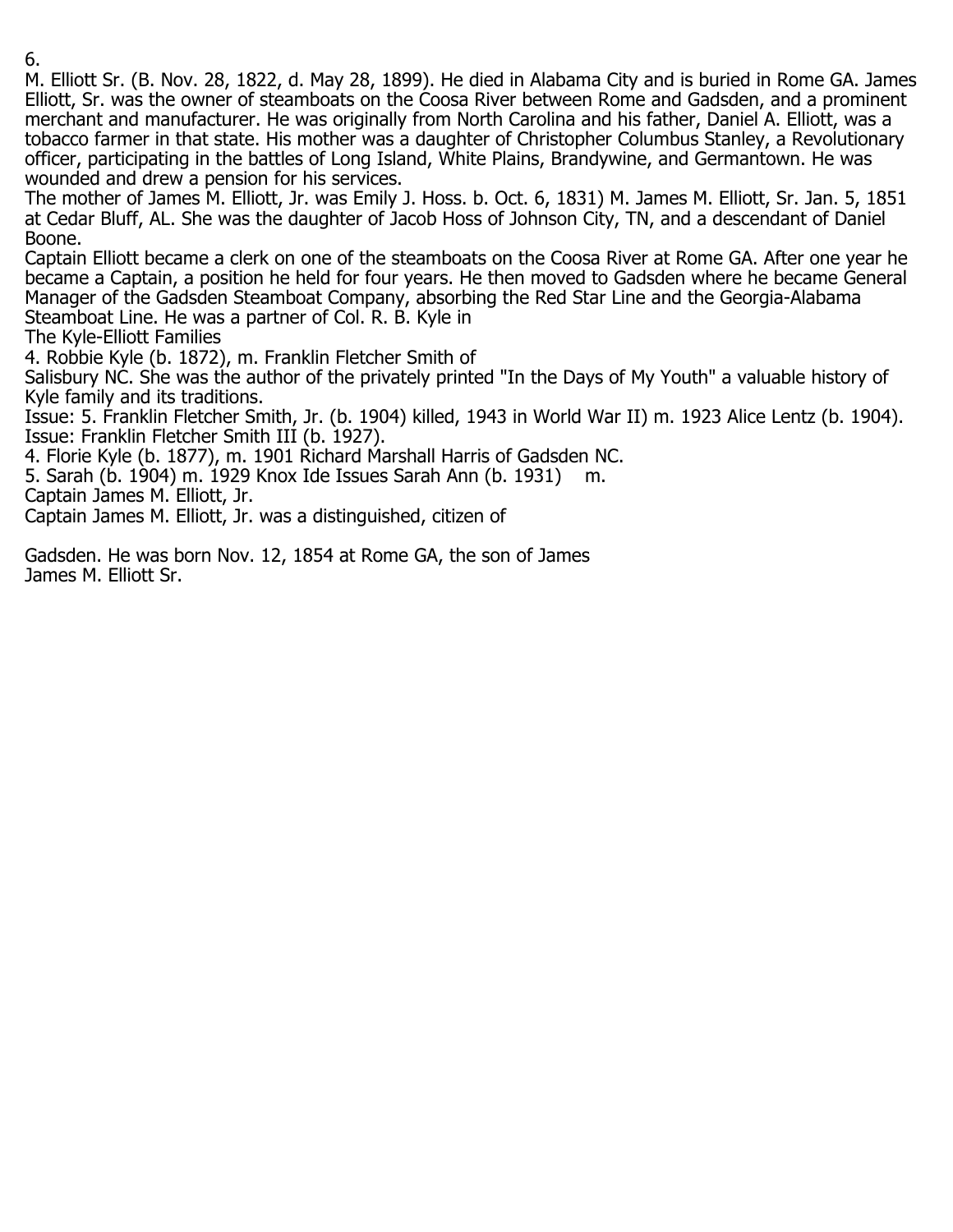6.

M. Elliott Sr. (B. Nov. 28, 1822, d. May 28, 1899). He died in Alabama City and is buried in Rome GA. James Elliott, Sr. was the owner of steamboats on the Coosa River between Rome and Gadsden, and a prominent merchant and manufacturer. He was originally from North Carolina and his father, Daniel A. Elliott, was a tobacco farmer in that state. His mother was a daughter of Christopher Columbus Stanley, a Revolutionary officer, participating in the battles of Long Island, White Plains, Brandywine, and Germantown. He was wounded and drew a pension for his services.

The mother of James M. Elliott, Jr. was Emily J. Hoss. b. Oct. 6, 1831) M. James M. Elliott, Sr. Jan. 5, 1851 at Cedar Bluff, AL. She was the daughter of Jacob Hoss of Johnson City, TN, and a descendant of Daniel Boone.

Captain Elliott became a clerk on one of the steamboats on the Coosa River at Rome GA. After one year he became a Captain, a position he held for four years. He then moved to Gadsden where he became General Manager of the Gadsden Steamboat Company, absorbing the Red Star Line and the Georgia-Alabama Steamboat Line. He was a partner of Col. R. B. Kyle in

The Kyle-Elliott Families

4. Robbie Kyle (b. 1872), m. Franklin Fletcher Smith of Salisbury NC. She was the author of the privately printed "In the Days of My Youth" a valuable history of Kyle family and its traditions.

Issue: 5. Franklin Fletcher Smith, Jr. (b. 1904) killed, 1943 in World War II) m. 1923 Alice Lentz (b. 1904). Issue: Franklin Fletcher Smith III (b. 1927).

4. Florie Kyle (b. 1877), m. 1901 Richard Marshall Harris of Gadsden NC.

5. Sarah (b. 1904) m. 1929 Knox Ide Issues Sarah Ann (b. 1931) m.

Captain James M. Elliott, Jr.

Captain James M. Elliott, Jr. was a distinguished, citizen of

Gadsden. He was born Nov. 12, 1854 at Rome GA, the son of James

James M. Elliott Sr.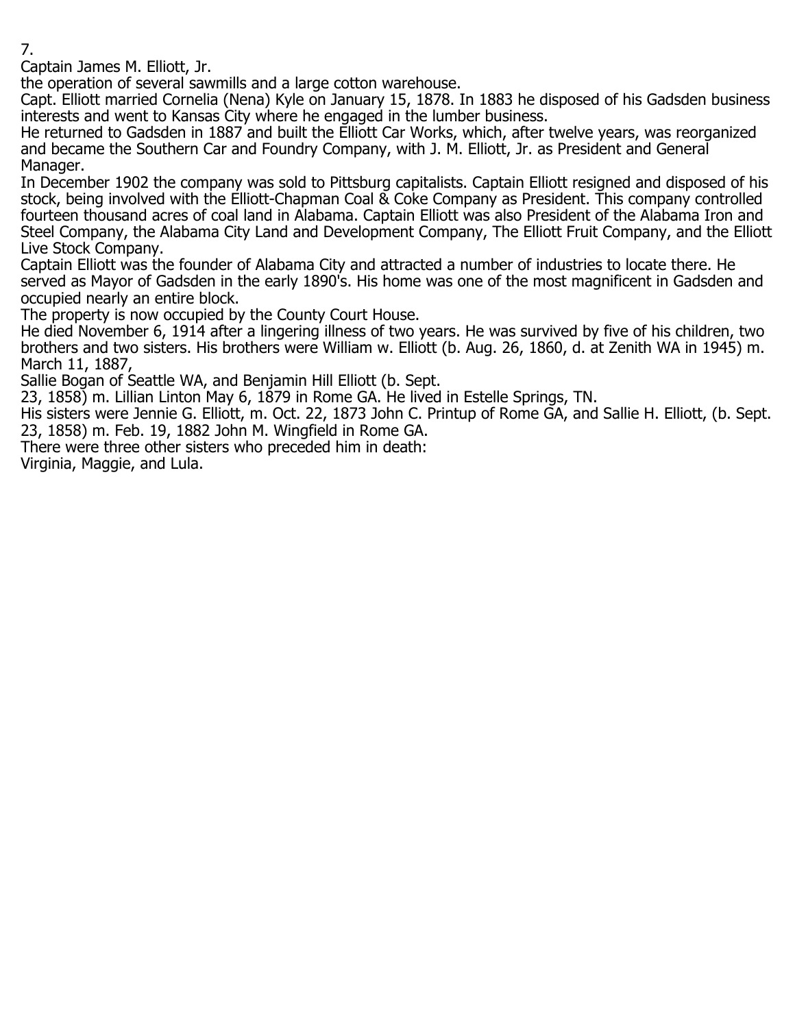7.

Captain James M. Elliott, Jr.

the operation of several sawmills and a large cotton warehouse.

Capt. Elliott married Cornelia (Nena) Kyle on January 15, 1878. In 1883 he disposed of his Gadsden business interests and went to Kansas City where he engaged in the lumber business.

He returned to Gadsden in 1887 and built the Elliott Car Works, which, after twelve years, was reorganized and became the Southern Car and Foundry Company, with J. M. Elliott, Jr. as President and General Manager.

In December 1902 the company was sold to Pittsburg capitalists. Captain Elliott resigned and disposed of his stock, being involved with the Elliott-Chapman Coal & Coke Company as President. This company controlled fourteen thousand acres of coal land in Alabama. Captain Elliott was also President of the Alabama Iron and Steel Company, the Alabama City Land and Development Company, The Elliott Fruit Company, and the Elliott Live Stock Company.

Captain Elliott was the founder of Alabama City and attracted a number of industries to locate there. He served as Mayor of Gadsden in the early 1890's. His home was one of the most magnificent in Gadsden and occupied nearly an entire block.

The property is now occupied by the County Court House.

He died November 6, 1914 after a lingering illness of two years. He was survived by five of his children, two brothers and two sisters. His brothers were William w. Elliott (b. Aug. 26, 1860, d. at Zenith WA in 1945) m. March 11, 1887,

Sallie Bogan of Seattle WA, and Benjamin Hill Elliott (b. Sept.

23, 1858) m. Lillian Linton May 6, 1879 in Rome GA. He lived in Estelle Springs, TN.

His sisters were Jennie G. Elliott, m. Oct. 22, 1873 John C. Printup of Rome GA, and Sallie H. Elliott, (b. Sept. 23, 1858) m. Feb. 19, 1882 John M. Wingfield in Rome GA.

There were three other sisters who preceded him in death:

Virginia, Maggie, and Lula.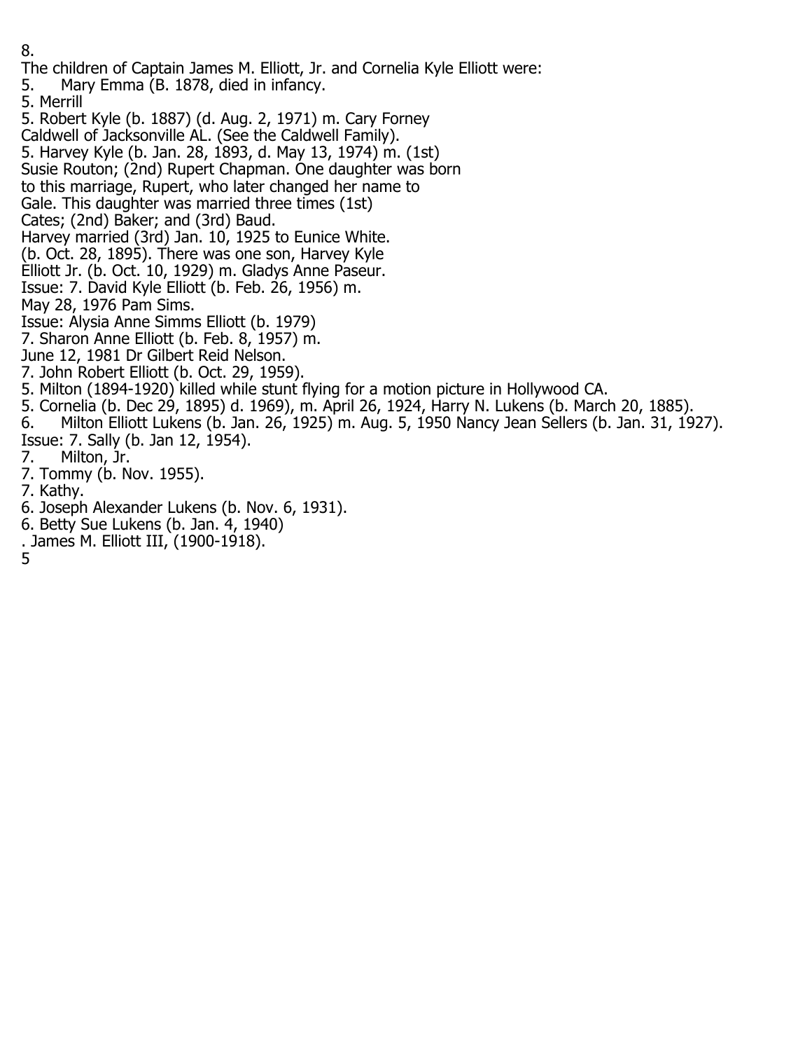8.

The children of Captain James M. Elliott, Jr. and Cornelia Kyle Elliott were:

5. Mary Emma (B. 1878, died in infancy.

5. Merrill

5. Robert Kyle (b. 1887) (d. Aug. 2, 1971) m. Cary Forney Caldwell of Jacksonville AL. (See the Caldwell Family).

5. Harvey Kyle (b. Jan. 28, 1893, d. May 13, 1974) m. (1st) Susie Routon; (2nd) Rupert Chapman. One daughter was born to this marriage, Rupert, who later changed her name to Gale. This daughter was married three times (1st) Cates; (2nd) Baker; and (3rd) Baud.

Harvey married (3rd) Jan. 10, 1925 to Eunice White. (b. Oct. 28, 1895). There was one son, Harvey Kyle Elliott Jr. (b. Oct. 10, 1929) m. Gladys Anne Paseur.

Issue: 7. David Kyle Elliott (b. Feb. 26, 1956) m. May 28, 1976 Pam Sims.

Issue: Alysia Anne Simms Elliott (b. 1979)

7. Sharon Anne Elliott (b. Feb. 8, 1957) m. June 12, 1981 Dr Gilbert Reid Nelson.

7. John Robert Elliott (b. Oct. 29, 1959).

5. Milton (1894-1920) killed while stunt flying for a motion picture in Hollywood CA.

5. Cornelia (b. Dec 29, 1895) d. 1969), m. April 26, 1924, Harry N. Lukens (b. March 20, 1885).

6. Milton Elliott Lukens (b. Jan. 26, 1925) m. Aug. 5, 1950 Nancy Jean Sellers (b. Jan. 31, 1927).

Issue: 7. Sally (b. Jan 12, 1954).

7. Milton, Jr.

7. Tommy (b. Nov. 1955).

7. Kathy.

6. Joseph Alexander Lukens (b. Nov. 6, 1931).

6. Betty Sue Lukens (b. Jan. 4, 1940)

. James M. Elliott III, (1900-1918).

5